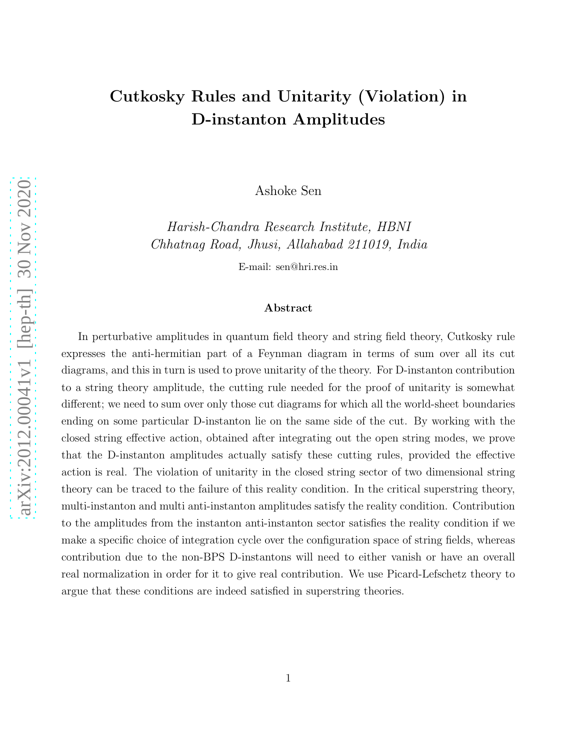# Cutkosky Rules and Unitarity (Violation) in D-instanton Amplitudes

Ashoke Sen

*Harish-Chandra Research Institute, HBNI*
*Chhatnag Road, Jhusi, Allahabad 211019, India*

E-mail: sen@hri.res.in

### Abstract

In perturbative amplitudes in quantum field theory and string field theory, Cutkosky rule expresses the anti-hermitian part of a Feynman diagram in terms of sum over all its cut diagrams, and this in turn is used to prove unitarity of the theory. For D-instanton contribution to a string theory amplitude, the cutting rule needed for the proof of unitarity is somewhat different; we need to sum over only those cut diagrams for which all the world-sheet boundaries ending on some particular D-instanton lie on the same side of the cut. By working with the closed string effective action, obtained after integrating out the open string modes, we prove that the D-instanton amplitudes actually satisfy these cutting rules, provided the effective action is real. The violation of unitarity in the closed string sector of two dimensional string theory can be traced to the failure of this reality condition. In the critical superstring theory, multi-instanton and multi anti-instanton amplitudes satisfy the reality condition. Contribution to the amplitudes from the instanton anti-instanton sector satisfies the reality condition if we make a specific choice of integration cycle over the configuration space of string fields, whereas contribution due to the non-BPS D-instantons will need to either vanish or have an overall real normalization in order for it to give real contribution. We use Picard-Lefschetz theory to argue that these conditions are indeed satisfied in superstring theories.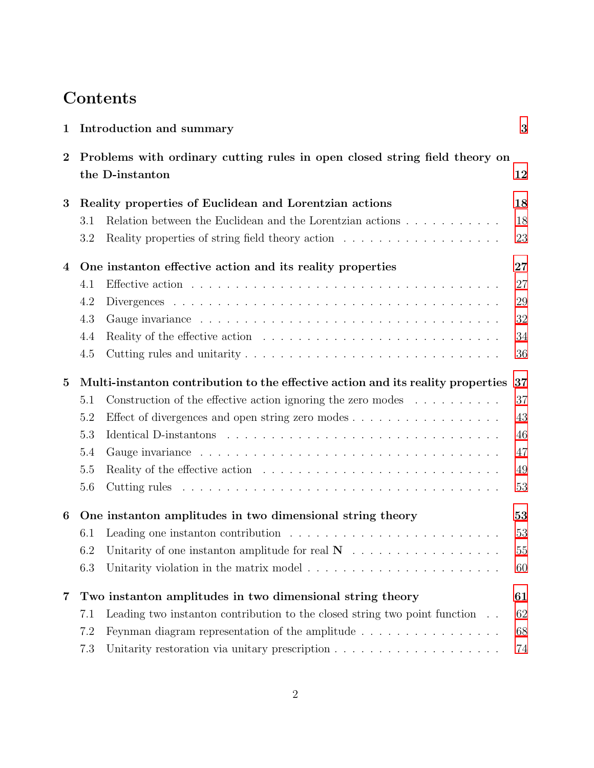# Contents

**1 Introduction and summary** **3**

**2 Problems with ordinary cutting rules in open closed string field theory on the D-instanton** **12**

**3 Reality properties of Euclidean and Lorentzian actions** **18**

- 3.1 Relation between the Euclidean and the Lorentzian actions . . . . . . . . . . . 18
- 3.2 Reality properties of string field theory action . . . . . . . . . . . . . . . . . . 23

**4 One instanton effective action and its reality properties** **27**

- 4.1 Effective action . . . . . . . . . . . . . . . . . . . . . . . . . . . . . . . . . . 27
- 4.2 Divergences . . . . . . . . . . . . . . . . . . . . . . . . . . . . . . . . . . . . 29
- 4.3 Gauge invariance . . . . . . . . . . . . . . . . . . . . . . . . . . . . . . . . . 32
- 4.4 Reality of the effective action . . . . . . . . . . . . . . . . . . . . . . . . . . 34
- 4.5 Cutting rules and unitarity . . . . . . . . . . . . . . . . . . . . . . . . . . . . 36

**5 Multi-instanton contribution to the effective action and its reality properties** **37**

- 5.1 Construction of the effective action ignoring the zero modes . . . . . . . . . . 37
- 5.2 Effect of divergences and open string zero modes . . . . . . . . . . . . . . . . 43
- 5.3 Identical D-instantons . . . . . . . . . . . . . . . . . . . . . . . . . . . . . . . 46
- 5.4 Gauge invariance . . . . . . . . . . . . . . . . . . . . . . . . . . . . . . . . . 47
- 5.5 Reality of the effective action . . . . . . . . . . . . . . . . . . . . . . . . . . 49
- 5.6 Cutting rules . . . . . . . . . . . . . . . . . . . . . . . . . . . . . . . . . . . 53

**6 One instanton amplitudes in two dimensional string theory** **53**

- 6.1 Leading one instanton contribution . . . . . . . . . . . . . . . . . . . . . . . . 53
- 6.2 Unitarity of one instanton amplitude for real **N** . . . . . . . . . . . . . . . . . 55
- 6.3 Unitarity violation in the matrix model . . . . . . . . . . . . . . . . . . . . . . 60

**7 Two instanton amplitudes in two dimensional string theory** **61**

- 7.1 Leading two instanton contribution to the closed string two point function . . 62
- 7.2 Feynman diagram representation of the amplitude . . . . . . . . . . . . . . . . 68
- 7.3 Unitarity restoration via unitary prescription . . . . . . . . . . . . . . . . . . 74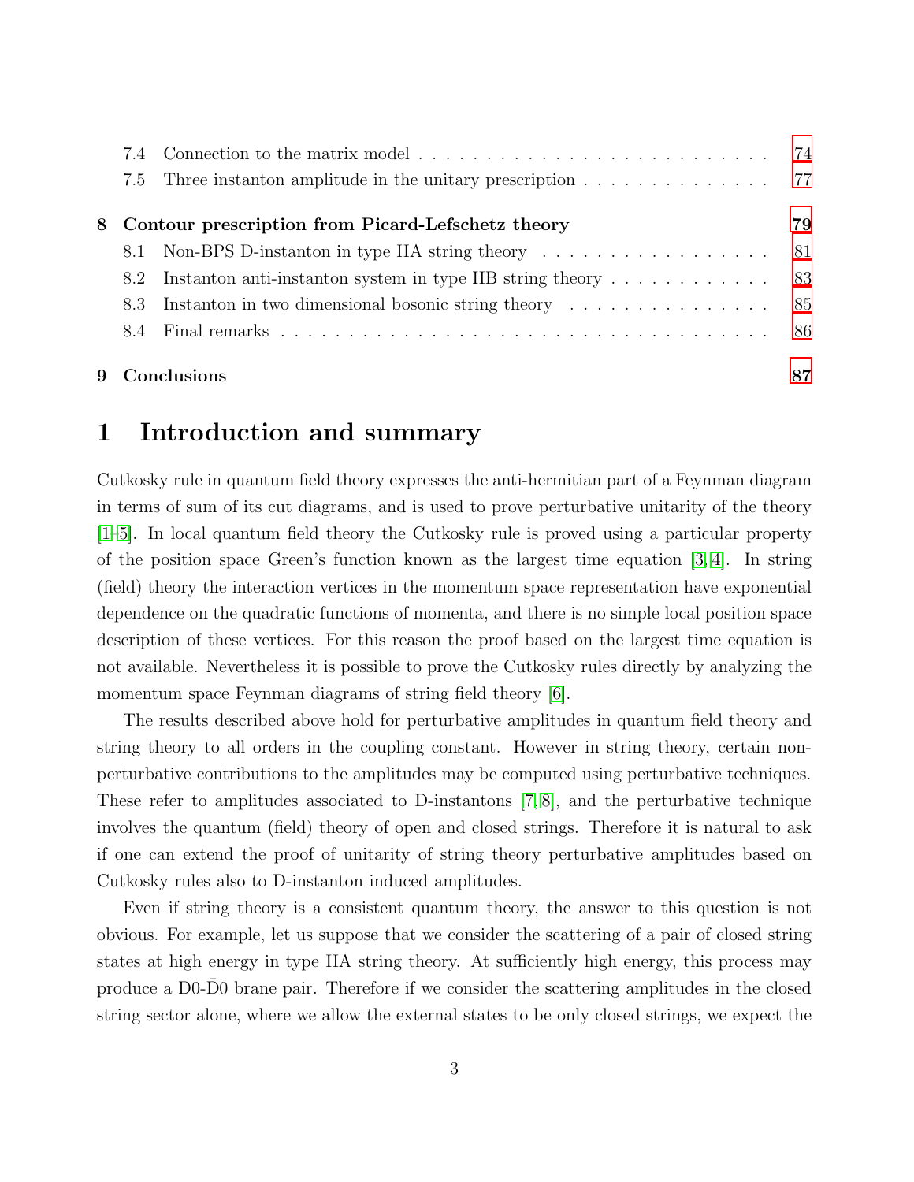7.4 Connection to the matrix model . . . . . . . . . . . . . . . . . . . . . . . . . . 74
7.5 Three instanton amplitude in the unitary prescription . . . . . . . . . . . . . . 77

**8 Contour prescription from Picard-Lefschetz theory 79**
8.1 Non-BPS D-instanton in type IIA string theory . . . . . . . . . . . . . . . . . 81
8.2 Instanton anti-instanton system in type IIB string theory . . . . . . . . . . . . 83
8.3 Instanton in two dimensional bosonic string theory . . . . . . . . . . . . . . . 85
8.4 Final remarks . . . . . . . . . . . . . . . . . . . . . . . . . . . . . . . . . . . 86

**9 Conclusions 87**

# 1 Introduction and summary

Cutkosky rule in quantum field theory expresses the anti-hermitian part of a Feynman diagram in terms of sum of its cut diagrams, and is used to prove perturbative unitarity of the theory [1–5]. In local quantum field theory the Cutkosky rule is proved using a particular property of the position space Green's function known as the largest time equation [3,4]. In string (field) theory the interaction vertices in the momentum space representation have exponential dependence on the quadratic functions of momenta, and there is no simple local position space description of these vertices. For this reason the proof based on the largest time equation is not available. Nevertheless it is possible to prove the Cutkosky rules directly by analyzing the momentum space Feynman diagrams of string field theory [6].

The results described above hold for perturbative amplitudes in quantum field theory and string theory to all orders in the coupling constant. However in string theory, certain non-perturbative contributions to the amplitudes may be computed using perturbative techniques. These refer to amplitudes associated to D-instantons [7,8], and the perturbative technique involves the quantum (field) theory of open and closed strings. Therefore it is natural to ask if one can extend the proof of unitarity of string theory perturbative amplitudes based on Cutkosky rules also to D-instanton induced amplitudes.

Even if string theory is a consistent quantum theory, the answer to this question is not obvious. For example, let us suppose that we consider the scattering of a pair of closed string states at high energy in type IIA string theory. At sufficiently high energy, this process may produce a D0-$\bar{\text{D}}$0 brane pair. Therefore if we consider the scattering amplitudes in the closed string sector alone, where we allow the external states to be only closed strings, we expect the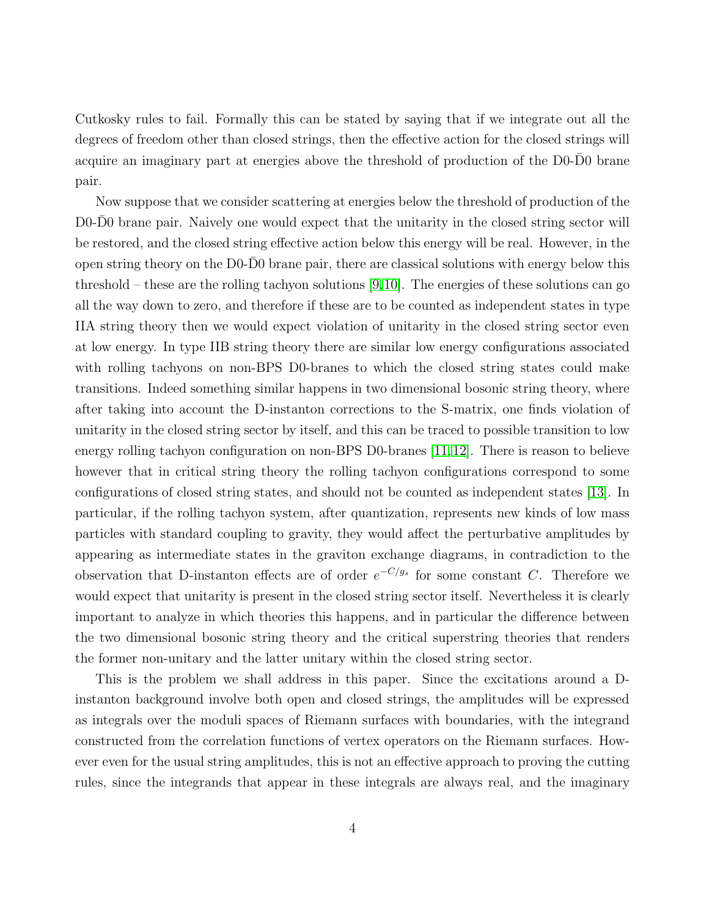Cutkosky rules to fail. Formally this can be stated by saying that if we integrate out all the degrees of freedom other than closed strings, then the effective action for the closed strings will acquire an imaginary part at energies above the threshold of production of the D0-$\bar{\text{D}}$0 brane pair.

Now suppose that we consider scattering at energies below the threshold of production of the D0-$\bar{\text{D}}$0 brane pair. Naively one would expect that the unitarity in the closed string sector will be restored, and the closed string effective action below this energy will be real. However, in the open string theory on the D0-$\bar{\text{D}}$0 brane pair, there are classical solutions with energy below this threshold – these are the rolling tachyon solutions [9,10]. The energies of these solutions can go all the way down to zero, and therefore if these are to be counted as independent states in type IIA string theory then we would expect violation of unitarity in the closed string sector even at low energy. In type IIB string theory there are similar low energy configurations associated with rolling tachyons on non-BPS D0-branes to which the closed string states could make transitions. Indeed something similar happens in two dimensional bosonic string theory, where after taking into account the D-instanton corrections to the S-matrix, one finds violation of unitarity in the closed string sector by itself, and this can be traced to possible transition to low energy rolling tachyon configuration on non-BPS D0-branes [11,12]. There is reason to believe however that in critical string theory the rolling tachyon configurations correspond to some configurations of closed string states, and should not be counted as independent states [13]. In particular, if the rolling tachyon system, after quantization, represents new kinds of low mass particles with standard coupling to gravity, they would affect the perturbative amplitudes by appearing as intermediate states in the graviton exchange diagrams, in contradiction to the observation that D-instanton effects are of order $e^{-C/g_s}$ for some constant $C$. Therefore we would expect that unitarity is present in the closed string sector itself. Nevertheless it is clearly important to analyze in which theories this happens, and in particular the difference between the two dimensional bosonic string theory and the critical superstring theories that renders the former non-unitary and the latter unitary within the closed string sector.

This is the problem we shall address in this paper. Since the excitations around a D-instanton background involve both open and closed strings, the amplitudes will be expressed as integrals over the moduli spaces of Riemann surfaces with boundaries, with the integrand constructed from the correlation functions of vertex operators on the Riemann surfaces. However even for the usual string amplitudes, this is not an effective approach to proving the cutting rules, since the integrands that appear in these integrals are always real, and the imaginary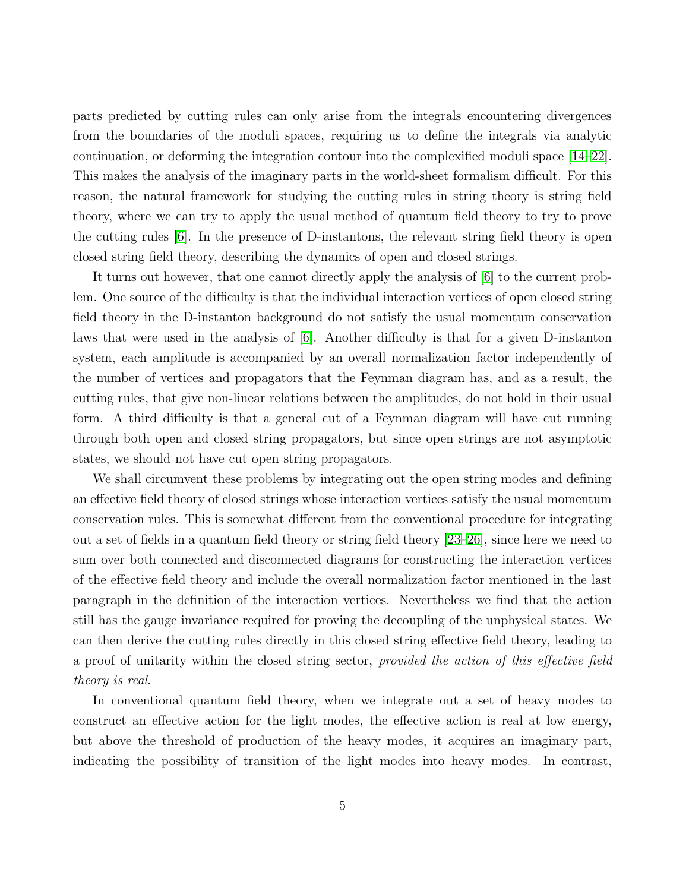parts predicted by cutting rules can only arise from the integrals encountering divergences from the boundaries of the moduli spaces, requiring us to define the integrals via analytic continuation, or deforming the integration contour into the complexified moduli space [14–22]. This makes the analysis of the imaginary parts in the world-sheet formalism difficult. For this reason, the natural framework for studying the cutting rules in string theory is string field theory, where we can try to apply the usual method of quantum field theory to try to prove the cutting rules [6]. In the presence of D-instantons, the relevant string field theory is open closed string field theory, describing the dynamics of open and closed strings.

It turns out however, that one cannot directly apply the analysis of [6] to the current problem. One source of the difficulty is that the individual interaction vertices of open closed string field theory in the D-instanton background do not satisfy the usual momentum conservation laws that were used in the analysis of [6]. Another difficulty is that for a given D-instanton system, each amplitude is accompanied by an overall normalization factor independently of the number of vertices and propagators that the Feynman diagram has, and as a result, the cutting rules, that give non-linear relations between the amplitudes, do not hold in their usual form. A third difficulty is that a general cut of a Feynman diagram will have cut running through both open and closed string propagators, but since open strings are not asymptotic states, we should not have cut open string propagators.

We shall circumvent these problems by integrating out the open string modes and defining an effective field theory of closed strings whose interaction vertices satisfy the usual momentum conservation rules. This is somewhat different from the conventional procedure for integrating out a set of fields in a quantum field theory or string field theory [23–26], since here we need to sum over both connected and disconnected diagrams for constructing the interaction vertices of the effective field theory and include the overall normalization factor mentioned in the last paragraph in the definition of the interaction vertices. Nevertheless we find that the action still has the gauge invariance required for proving the decoupling of the unphysical states. We can then derive the cutting rules directly in this closed string effective field theory, leading to a proof of unitarity within the closed string sector, *provided the action of this effective field theory is real*.

In conventional quantum field theory, when we integrate out a set of heavy modes to construct an effective action for the light modes, the effective action is real at low energy, but above the threshold of production of the heavy modes, it acquires an imaginary part, indicating the possibility of transition of the light modes into heavy modes. In contrast,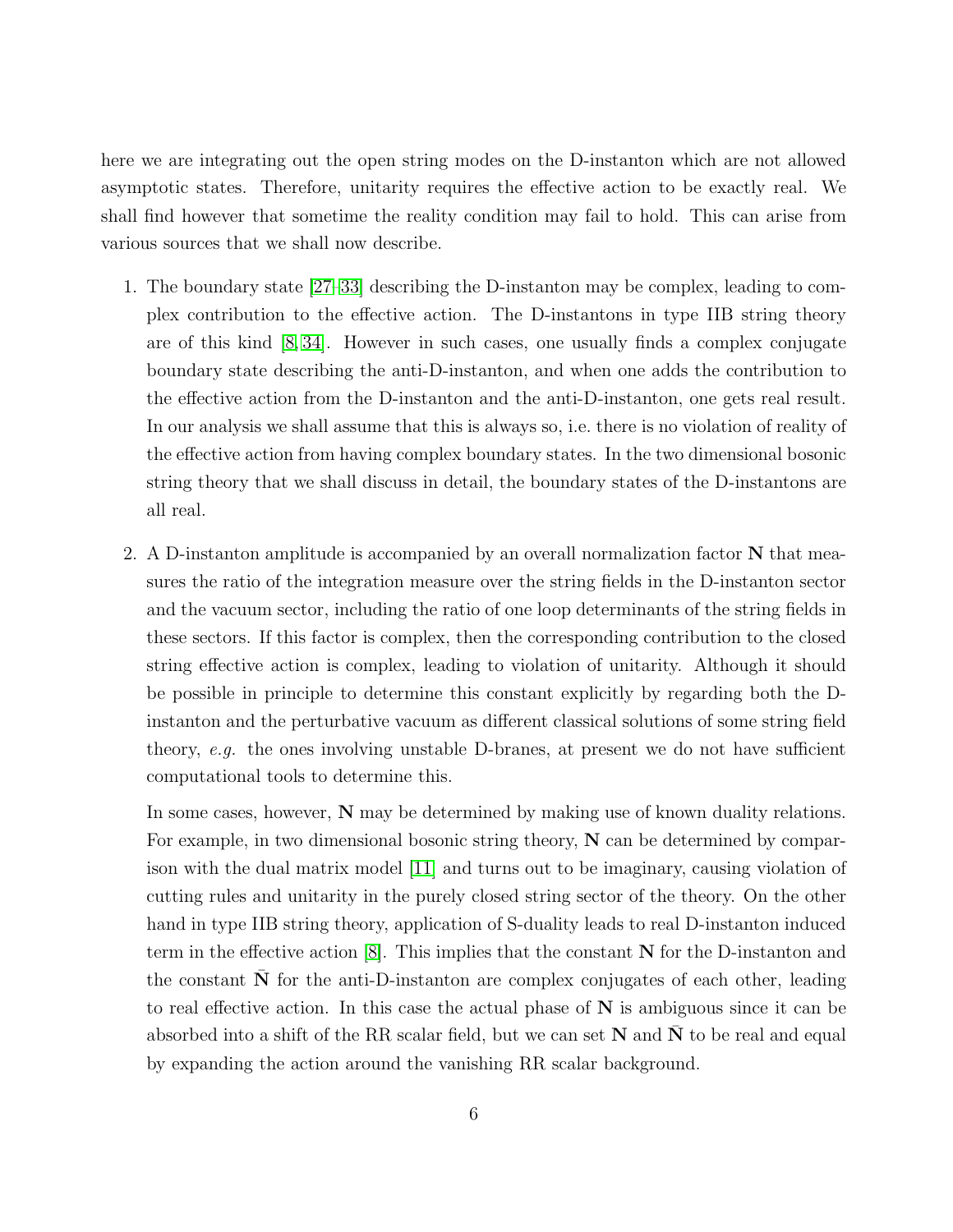here we are integrating out the open string modes on the D-instanton which are not allowed asymptotic states. Therefore, unitarity requires the effective action to be exactly real. We shall find however that sometime the reality condition may fail to hold. This can arise from various sources that we shall now describe.

1. The boundary state [27–33] describing the D-instanton may be complex, leading to complex contribution to the effective action. The D-instantons in type IIB string theory are of this kind [8, 34]. However in such cases, one usually finds a complex conjugate boundary state describing the anti-D-instanton, and when one adds the contribution to the effective action from the D-instanton and the anti-D-instanton, one gets real result. In our analysis we shall assume that this is always so, i.e. there is no violation of reality of the effective action from having complex boundary states. In the two dimensional bosonic string theory that we shall discuss in detail, the boundary states of the D-instantons are all real.

2. A D-instanton amplitude is accompanied by an overall normalization factor $\mathbf{N}$ that measures the ratio of the integration measure over the string fields in the D-instanton sector and the vacuum sector, including the ratio of one loop determinants of the string fields in these sectors. If this factor is complex, then the corresponding contribution to the closed string effective action is complex, leading to violation of unitarity. Although it should be possible in principle to determine this constant explicitly by regarding both the D-instanton and the perturbative vacuum as different classical solutions of some string field theory, *e.g.* the ones involving unstable D-branes, at present we do not have sufficient computational tools to determine this.

   In some cases, however, $\mathbf{N}$ may be determined by making use of known duality relations. For example, in two dimensional bosonic string theory, $\mathbf{N}$ can be determined by comparison with the dual matrix model [11] and turns out to be imaginary, causing violation of cutting rules and unitarity in the purely closed string sector of the theory. On the other hand in type IIB string theory, application of S-duality leads to real D-instanton induced term in the effective action [8]. This implies that the constant $\mathbf{N}$ for the D-instanton and the constant $\bar{\mathbf{N}}$ for the anti-D-instanton are complex conjugates of each other, leading to real effective action. In this case the actual phase of $\mathbf{N}$ is ambiguous since it can be absorbed into a shift of the RR scalar field, but we can set $\mathbf{N}$ and $\bar{\mathbf{N}}$ to be real and equal by expanding the action around the vanishing RR scalar background.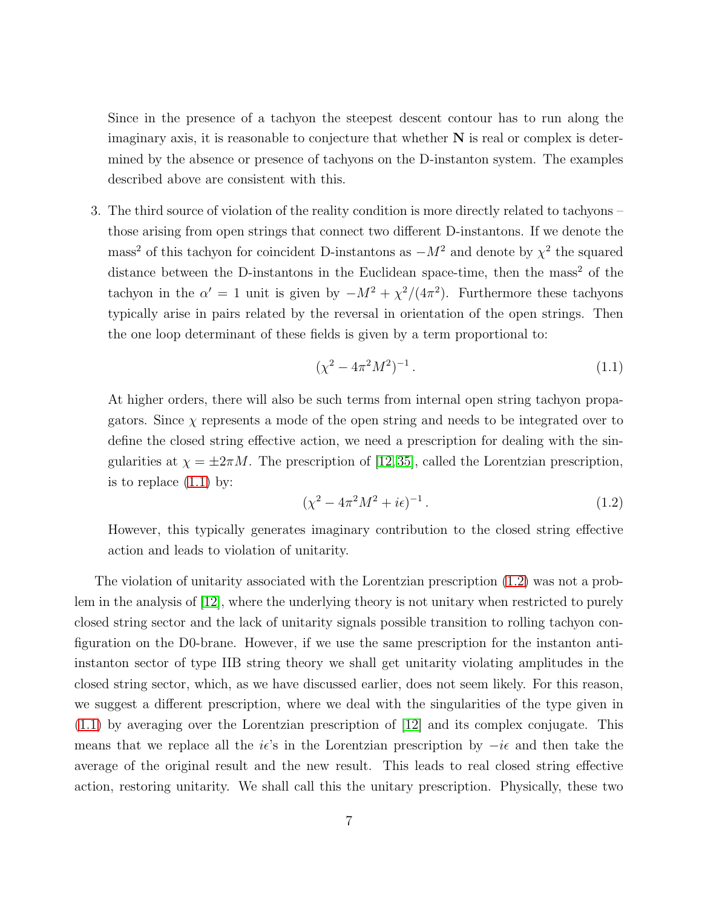Since in the presence of a tachyon the steepest descent contour has to run along the imaginary axis, it is reasonable to conjecture that whether $\mathbf{N}$ is real or complex is determined by the absence or presence of tachyons on the D-instanton system. The examples described above are consistent with this.

3. The third source of violation of the reality condition is more directly related to tachyons – those arising from open strings that connect two different D-instantons. If we denote the mass$^2$ of this tachyon for coincident D-instantons as $-M^2$ and denote by $\chi^2$ the squared distance between the D-instantons in the Euclidean space-time, then the mass$^2$ of the tachyon in the $\alpha' = 1$ unit is given by $-M^2 + \chi^2/(4\pi^2)$. Furthermore these tachyons typically arise in pairs related by the reversal in orientation of the open strings. Then the one loop determinant of these fields is given by a term proportional to:

$$(\chi^2 - 4\pi^2 M^2)^{-1} . \tag{1.1}$$

At higher orders, there will also be such terms from internal open string tachyon propagators. Since $\chi$ represents a mode of the open string and needs to be integrated over to define the closed string effective action, we need a prescription for dealing with the singularities at $\chi = \pm 2\pi M$. The prescription of [12, 35], called the Lorentzian prescription, is to replace (1.1) by:

$$(\chi^2 - 4\pi^2 M^2 + i\epsilon)^{-1} . \tag{1.2}$$

However, this typically generates imaginary contribution to the closed string effective action and leads to violation of unitarity.

The violation of unitarity associated with the Lorentzian prescription (1.2) was not a problem in the analysis of [12], where the underlying theory is not unitary when restricted to purely closed string sector and the lack of unitarity signals possible transition to rolling tachyon configuration on the D0-brane. However, if we use the same prescription for the instanton anti-instanton sector of type IIB string theory we shall get unitarity violating amplitudes in the closed string sector, which, as we have discussed earlier, does not seem likely. For this reason, we suggest a different prescription, where we deal with the singularities of the type given in (1.1) by averaging over the Lorentzian prescription of [12] and its complex conjugate. This means that we replace all the $i\epsilon$'s in the Lorentzian prescription by $-i\epsilon$ and then take the average of the original result and the new result. This leads to real closed string effective action, restoring unitarity. We shall call this the unitary prescription. Physically, these two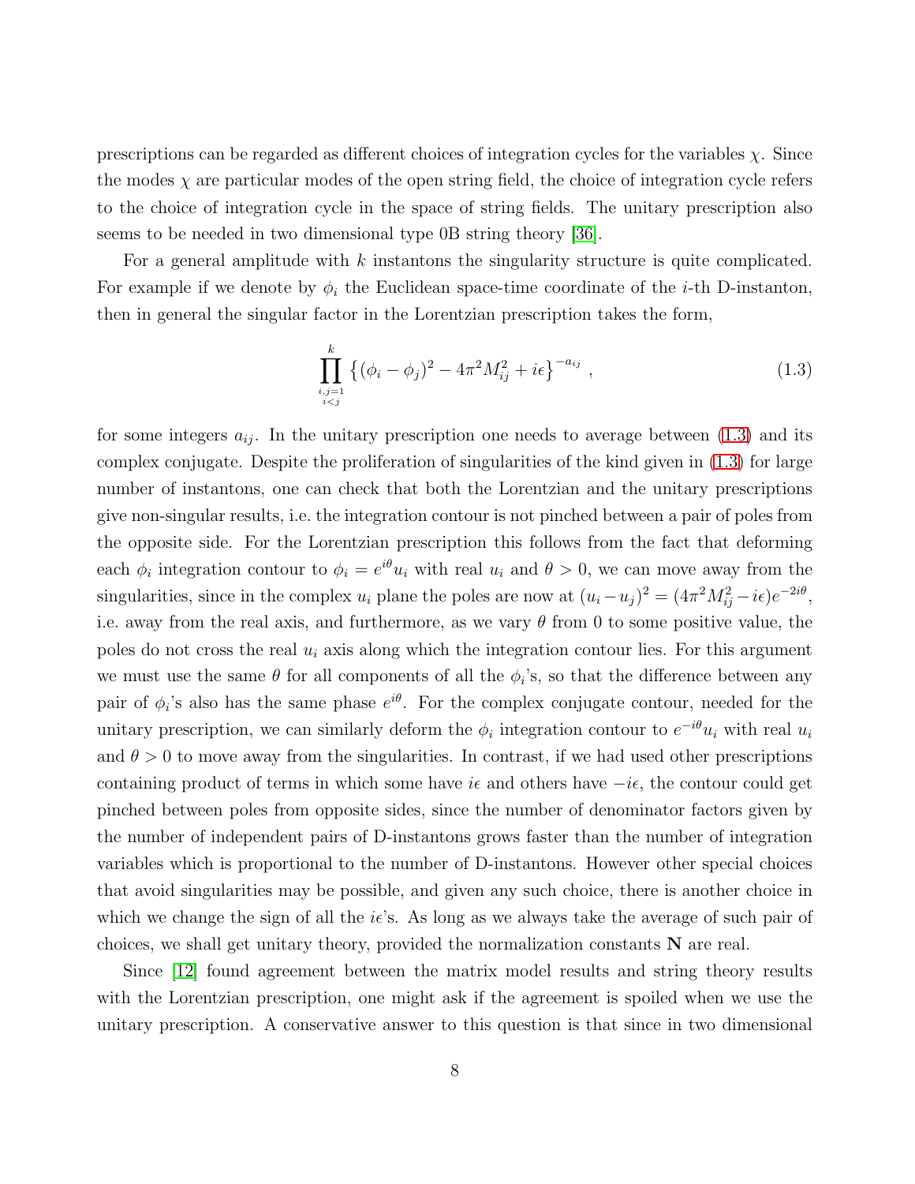prescriptions can be regarded as different choices of integration cycles for the variables $\chi$. Since the modes $\chi$ are particular modes of the open string field, the choice of integration cycle refers to the choice of integration cycle in the space of string fields. The unitary prescription also seems to be needed in two dimensional type 0B string theory [36].

For a general amplitude with $k$ instantons the singularity structure is quite complicated. For example if we denote by $\phi_i$ the Euclidean space-time coordinate of the $i$-th D-instanton, then in general the singular factor in the Lorentzian prescription takes the form,

$$\prod_{\substack{i,j=1 \\ i<j}}^{k} \left\{ (\phi_i - \phi_j)^2 - 4\pi^2 M_{ij}^2 + i\epsilon \right\}^{-a_{ij}} , \tag{1.3}$$

for some integers $a_{ij}$. In the unitary prescription one needs to average between (1.3) and its complex conjugate. Despite the proliferation of singularities of the kind given in (1.3) for large number of instantons, one can check that both the Lorentzian and the unitary prescriptions give non-singular results, i.e. the integration contour is not pinched between a pair of poles from the opposite side. For the Lorentzian prescription this follows from the fact that deforming each $\phi_i$ integration contour to $\phi_i = e^{i\theta} u_i$ with real $u_i$ and $\theta > 0$, we can move away from the singularities, since in the complex $u_i$ plane the poles are now at $(u_i - u_j)^2 = (4\pi^2 M_{ij}^2 - i\epsilon) e^{-2i\theta}$, i.e. away from the real axis, and furthermore, as we vary $\theta$ from 0 to some positive value, the poles do not cross the real $u_i$ axis along which the integration contour lies. For this argument we must use the same $\theta$ for all components of all the $\phi_i$'s, so that the difference between any pair of $\phi_i$'s also has the same phase $e^{i\theta}$. For the complex conjugate contour, needed for the unitary prescription, we can similarly deform the $\phi_i$ integration contour to $e^{-i\theta} u_i$ with real $u_i$ and $\theta > 0$ to move away from the singularities. In contrast, if we had used other prescriptions containing product of terms in which some have $i\epsilon$ and others have $-i\epsilon$, the contour could get pinched between poles from opposite sides, since the number of denominator factors given by the number of independent pairs of D-instantons grows faster than the number of integration variables which is proportional to the number of D-instantons. However other special choices that avoid singularities may be possible, and given any such choice, there is another choice in which we change the sign of all the $i\epsilon$'s. As long as we always take the average of such pair of choices, we shall get unitary theory, provided the normalization constants $\mathbf{N}$ are real.

Since [12] found agreement between the matrix model results and string theory results with the Lorentzian prescription, one might ask if the agreement is spoiled when we use the unitary prescription. A conservative answer to this question is that since in two dimensional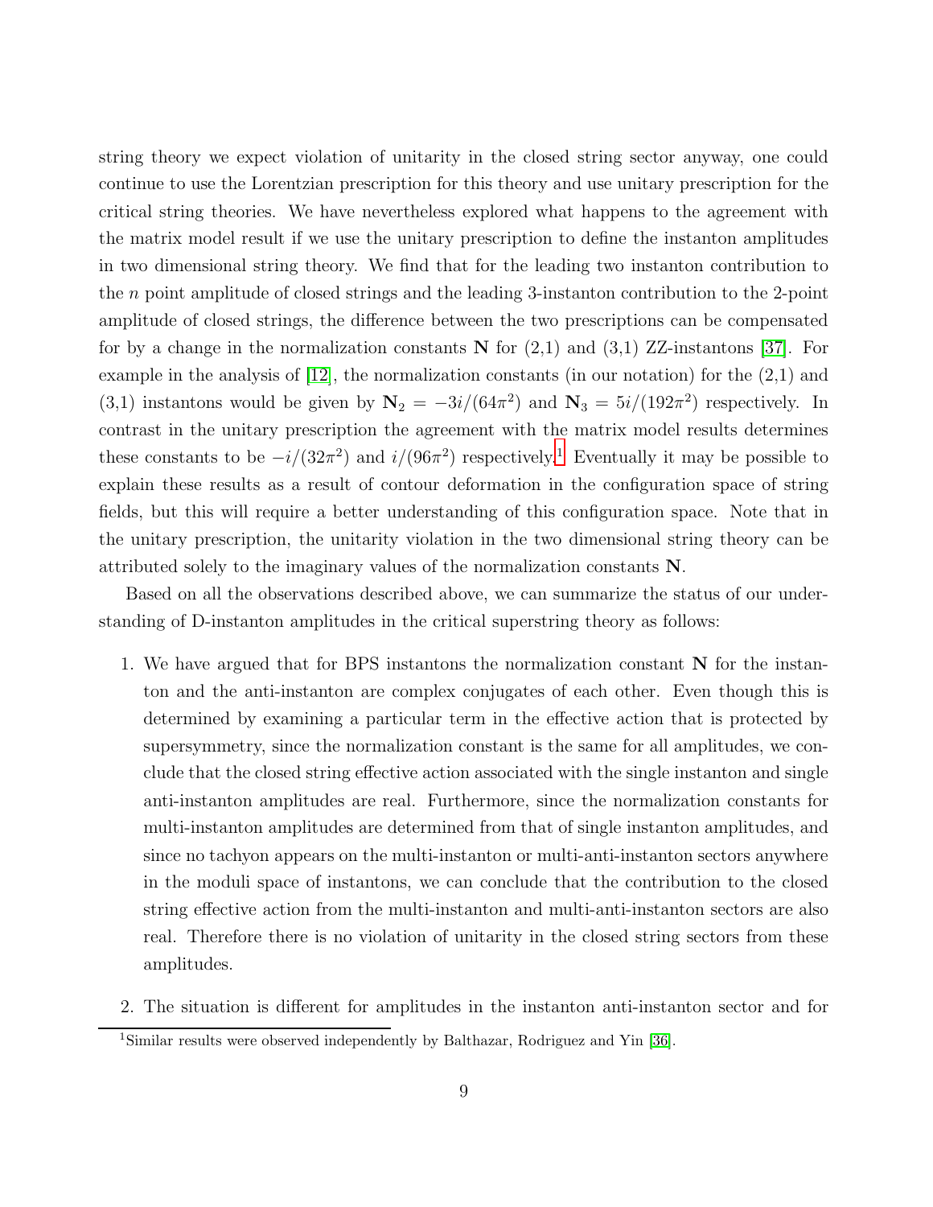string theory we expect violation of unitarity in the closed string sector anyway, one could continue to use the Lorentzian prescription for this theory and use unitary prescription for the critical string theories. We have nevertheless explored what happens to the agreement with the matrix model result if we use the unitary prescription to define the instanton amplitudes in two dimensional string theory. We find that for the leading two instanton contribution to the $n$ point amplitude of closed strings and the leading 3-instanton contribution to the 2-point amplitude of closed strings, the difference between the two prescriptions can be compensated for by a change in the normalization constants $\mathbf{N}$ for (2,1) and (3,1) ZZ-instantons [37]. For example in the analysis of [12], the normalization constants (in our notation) for the (2,1) and (3,1) instantons would be given by $\mathbf{N}_2 = -3i/(64\pi^2)$ and $\mathbf{N}_3 = 5i/(192\pi^2)$ respectively. In contrast in the unitary prescription the agreement with the matrix model results determines these constants to be $-i/(32\pi^2)$ and $i/(96\pi^2)$ respectively.[1] Eventually it may be possible to explain these results as a result of contour deformation in the configuration space of string fields, but this will require a better understanding of this configuration space. Note that in the unitary prescription, the unitarity violation in the two dimensional string theory can be attributed solely to the imaginary values of the normalization constants $\mathbf{N}$.

Based on all the observations described above, we can summarize the status of our understanding of D-instanton amplitudes in the critical superstring theory as follows:

1. We have argued that for BPS instantons the normalization constant $\mathbf{N}$ for the instanton and the anti-instanton are complex conjugates of each other. Even though this is determined by examining a particular term in the effective action that is protected by supersymmetry, since the normalization constant is the same for all amplitudes, we conclude that the closed string effective action associated with the single instanton and single anti-instanton amplitudes are real. Furthermore, since the normalization constants for multi-instanton amplitudes are determined from that of single instanton amplitudes, and since no tachyon appears on the multi-instanton or multi-anti-instanton sectors anywhere in the moduli space of instantons, we can conclude that the contribution to the closed string effective action from the multi-instanton and multi-anti-instanton sectors are also real. Therefore there is no violation of unitarity in the closed string sectors from these amplitudes.

2. The situation is different for amplitudes in the instanton anti-instanton sector and for

[1] Similar results were observed independently by Balthazar, Rodriguez and Yin [36].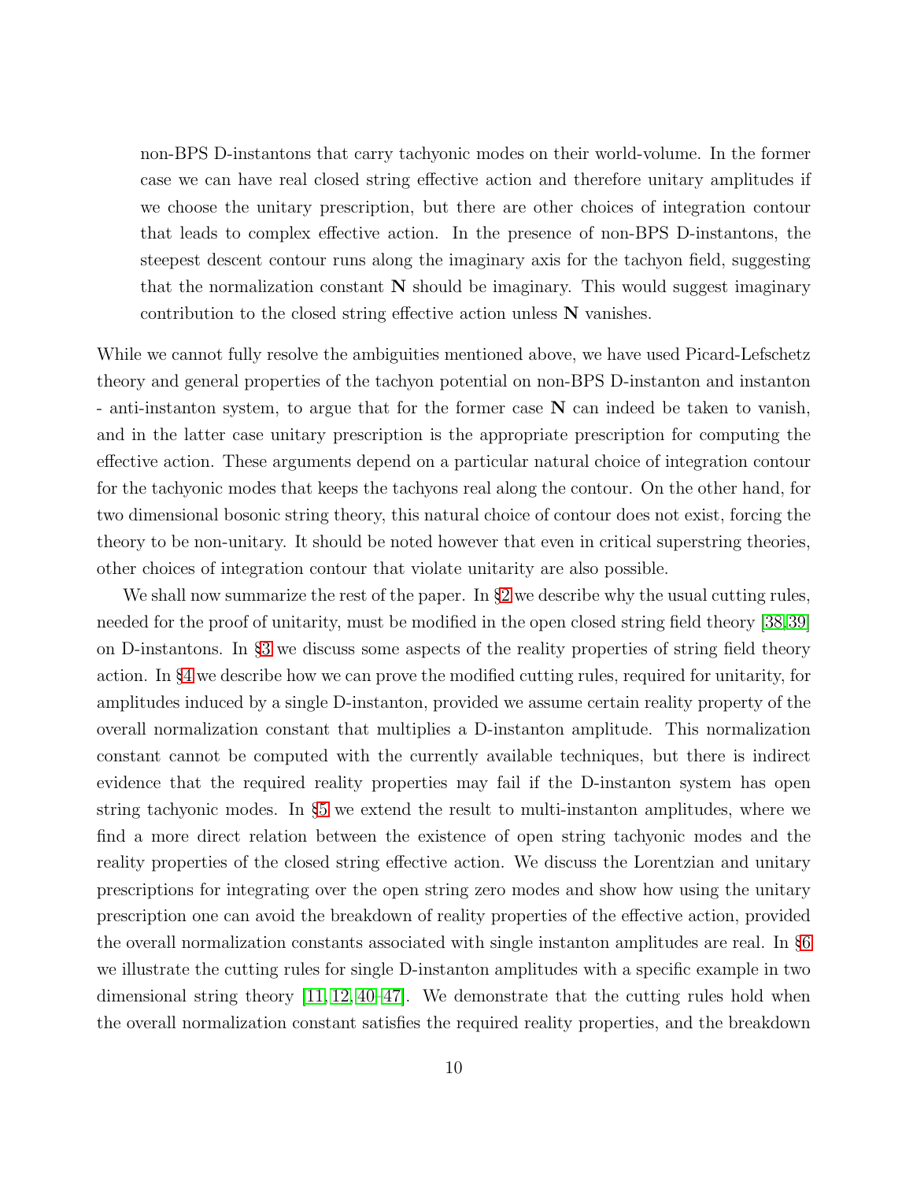non-BPS D-instantons that carry tachyonic modes on their world-volume. In the former case we can have real closed string effective action and therefore unitary amplitudes if we choose the unitary prescription, but there are other choices of integration contour that leads to complex effective action. In the presence of non-BPS D-instantons, the steepest descent contour runs along the imaginary axis for the tachyon field, suggesting that the normalization constant $\mathbf{N}$ should be imaginary. This would suggest imaginary contribution to the closed string effective action unless $\mathbf{N}$ vanishes.

While we cannot fully resolve the ambiguities mentioned above, we have used Picard-Lefschetz theory and general properties of the tachyon potential on non-BPS D-instanton and instanton - anti-instanton system, to argue that for the former case $\mathbf{N}$ can indeed be taken to vanish, and in the latter case unitary prescription is the appropriate prescription for computing the effective action. These arguments depend on a particular natural choice of integration contour for the tachyonic modes that keeps the tachyons real along the contour. On the other hand, for two dimensional bosonic string theory, this natural choice of contour does not exist, forcing the theory to be non-unitary. It should be noted however that even in critical superstring theories, other choices of integration contour that violate unitarity are also possible.

We shall now summarize the rest of the paper. In §2 we describe why the usual cutting rules, needed for the proof of unitarity, must be modified in the open closed string field theory [38,39] on D-instantons. In §3 we discuss some aspects of the reality properties of string field theory action. In §4 we describe how we can prove the modified cutting rules, required for unitarity, for amplitudes induced by a single D-instanton, provided we assume certain reality property of the overall normalization constant that multiplies a D-instanton amplitude. This normalization constant cannot be computed with the currently available techniques, but there is indirect evidence that the required reality properties may fail if the D-instanton system has open string tachyonic modes. In §5 we extend the result to multi-instanton amplitudes, where we find a more direct relation between the existence of open string tachyonic modes and the reality properties of the closed string effective action. We discuss the Lorentzian and unitary prescriptions for integrating over the open string zero modes and show how using the unitary prescription one can avoid the breakdown of reality properties of the effective action, provided the overall normalization constants associated with single instanton amplitudes are real. In §6 we illustrate the cutting rules for single D-instanton amplitudes with a specific example in two dimensional string theory [11, 12, 40–47]. We demonstrate that the cutting rules hold when the overall normalization constant satisfies the required reality properties, and the breakdown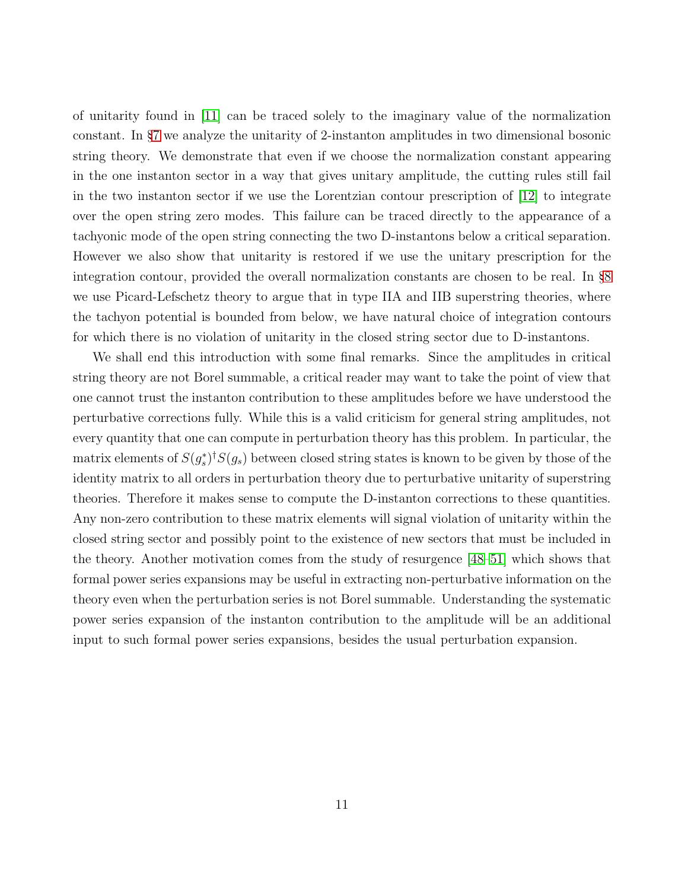of unitarity found in [11] can be traced solely to the imaginary value of the normalization constant. In §7 we analyze the unitarity of 2-instanton amplitudes in two dimensional bosonic string theory. We demonstrate that even if we choose the normalization constant appearing in the one instanton sector in a way that gives unitary amplitude, the cutting rules still fail in the two instanton sector if we use the Lorentzian contour prescription of [12] to integrate over the open string zero modes. This failure can be traced directly to the appearance of a tachyonic mode of the open string connecting the two D-instantons below a critical separation. However we also show that unitarity is restored if we use the unitary prescription for the integration contour, provided the overall normalization constants are chosen to be real. In §8 we use Picard-Lefschetz theory to argue that in type IIA and IIB superstring theories, where the tachyon potential is bounded from below, we have natural choice of integration contours for which there is no violation of unitarity in the closed string sector due to D-instantons.

We shall end this introduction with some final remarks. Since the amplitudes in critical string theory are not Borel summable, a critical reader may want to take the point of view that one cannot trust the instanton contribution to these amplitudes before we have understood the perturbative corrections fully. While this is a valid criticism for general string amplitudes, not every quantity that one can compute in perturbation theory has this problem. In particular, the matrix elements of $S(g_s^*)^\dagger S(g_s)$ between closed string states is known to be given by those of the identity matrix to all orders in perturbation theory due to perturbative unitarity of superstring theories. Therefore it makes sense to compute the D-instanton corrections to these quantities. Any non-zero contribution to these matrix elements will signal violation of unitarity within the closed string sector and possibly point to the existence of new sectors that must be included in the theory. Another motivation comes from the study of resurgence [48–51] which shows that formal power series expansions may be useful in extracting non-perturbative information on the theory even when the perturbation series is not Borel summable. Understanding the systematic power series expansion of the instanton contribution to the amplitude will be an additional input to such formal power series expansions, besides the usual perturbation expansion.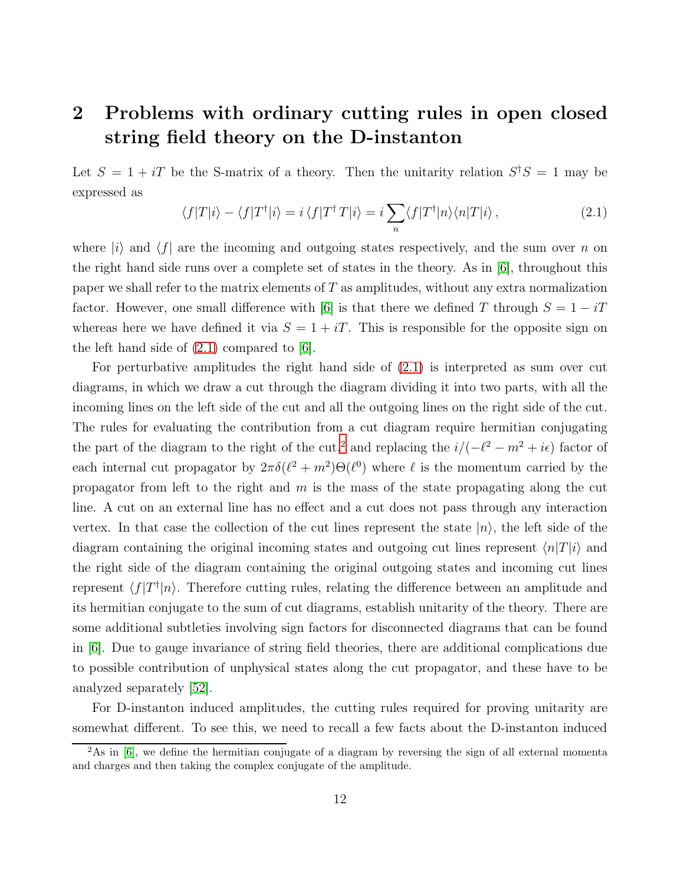## 2 Problems with ordinary cutting rules in open closed string field theory on the D-instanton

Let $S = 1 + iT$ be the S-matrix of a theory. Then the unitarity relation $S^\dagger S = 1$ may be expressed as

$$\langle f|T|i\rangle - \langle f|T^\dagger|i\rangle = i\,\langle f|T^\dagger T|i\rangle = i\sum_n \langle f|T^\dagger|n\rangle\langle n|T|i\rangle\,, \tag{2.1}$$

where $|i\rangle$ and $\langle f|$ are the incoming and outgoing states respectively, and the sum over $n$ on the right hand side runs over a complete set of states in the theory. As in [6], throughout this paper we shall refer to the matrix elements of $T$ as amplitudes, without any extra normalization factor. However, one small difference with [6] is that there we defined $T$ through $S = 1 - iT$ whereas here we have defined it via $S = 1 + iT$. This is responsible for the opposite sign on the left hand side of (2.1) compared to [6].

For perturbative amplitudes the right hand side of (2.1) is interpreted as sum over cut diagrams, in which we draw a cut through the diagram dividing it into two parts, with all the incoming lines on the left side of the cut and all the outgoing lines on the right side of the cut. The rules for evaluating the contribution from a cut diagram require hermitian conjugating the part of the diagram to the right of the cut,[2] and replacing the $i/(-\ell^2 - m^2 + i\epsilon)$ factor of each internal cut propagator by $2\pi\delta(\ell^2 + m^2)\Theta(\ell^0)$ where $\ell$ is the momentum carried by the propagator from left to the right and $m$ is the mass of the state propagating along the cut line. A cut on an external line has no effect and a cut does not pass through any interaction vertex. In that case the collection of the cut lines represent the state $|n\rangle$, the left side of the diagram containing the original incoming states and outgoing cut lines represent $\langle n|T|i\rangle$ and the right side of the diagram containing the original outgoing states and incoming cut lines represent $\langle f|T^\dagger|n\rangle$. Therefore cutting rules, relating the difference between an amplitude and its hermitian conjugate to the sum of cut diagrams, establish unitarity of the theory. There are some additional subtleties involving sign factors for disconnected diagrams that can be found in [6]. Due to gauge invariance of string field theories, there are additional complications due to possible contribution of unphysical states along the cut propagator, and these have to be analyzed separately [52].

For D-instanton induced amplitudes, the cutting rules required for proving unitarity are somewhat different. To see this, we need to recall a few facts about the D-instanton induced

[2] As in [6], we define the hermitian conjugate of a diagram by reversing the sign of all external momenta and charges and then taking the complex conjugate of the amplitude.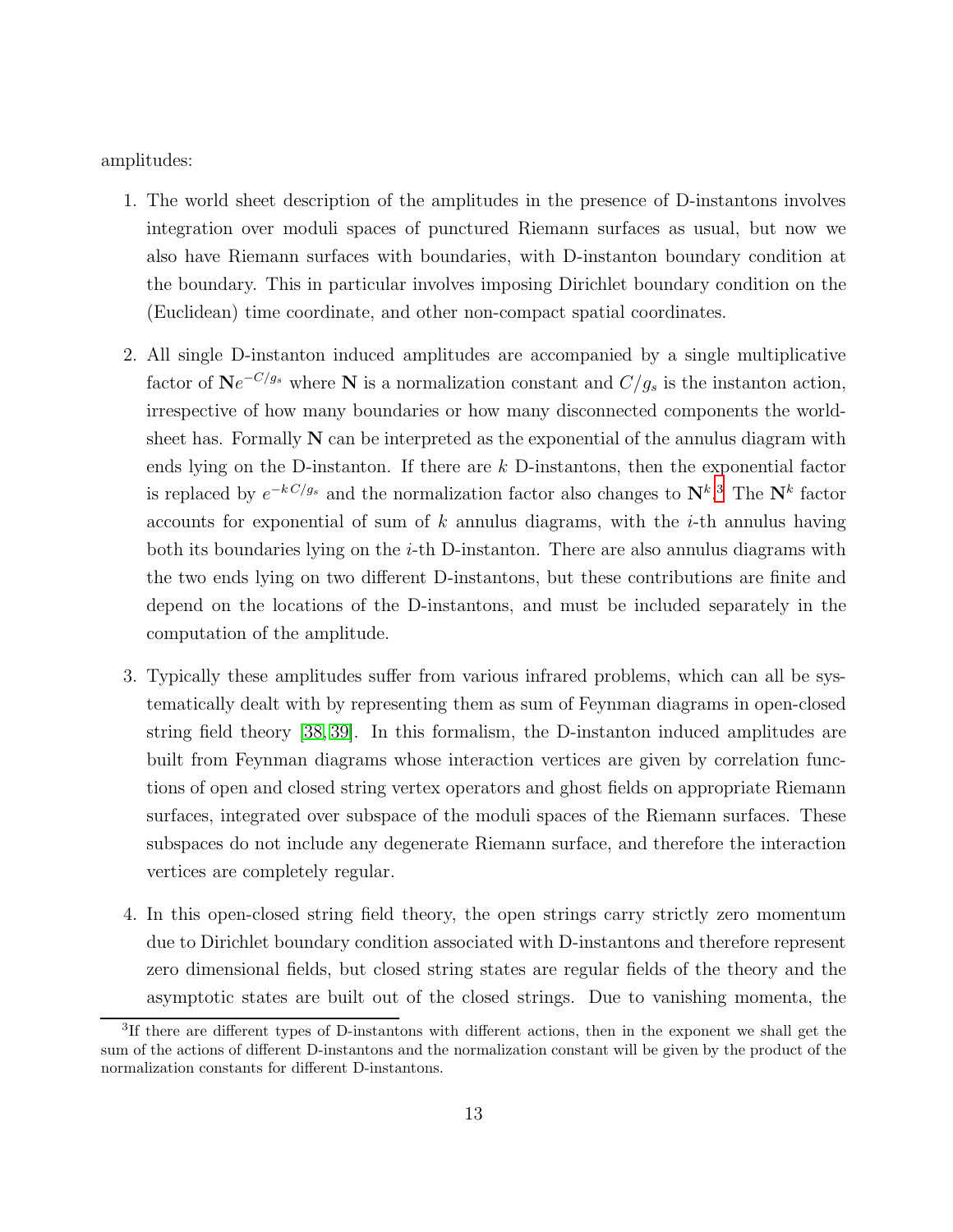amplitudes:

1. The world sheet description of the amplitudes in the presence of D-instantons involves integration over moduli spaces of punctured Riemann surfaces as usual, but now we also have Riemann surfaces with boundaries, with D-instanton boundary condition at the boundary. This in particular involves imposing Dirichlet boundary condition on the (Euclidean) time coordinate, and other non-compact spatial coordinates.

2. All single D-instanton induced amplitudes are accompanied by a single multiplicative factor of $\mathbf{N}e^{-C/g_s}$ where $\mathbf{N}$ is a normalization constant and $C/g_s$ is the instanton action, irrespective of how many boundaries or how many disconnected components the world-sheet has. Formally $\mathbf{N}$ can be interpreted as the exponential of the annulus diagram with ends lying on the D-instanton. If there are $k$ D-instantons, then the exponential factor is replaced by $e^{-kC/g_s}$ and the normalization factor also changes to $\mathbf{N}^k$.[3] The $\mathbf{N}^k$ factor accounts for exponential of sum of $k$ annulus diagrams, with the $i$-th annulus having both its boundaries lying on the $i$-th D-instanton. There are also annulus diagrams with the two ends lying on two different D-instantons, but these contributions are finite and depend on the locations of the D-instantons, and must be included separately in the computation of the amplitude.

3. Typically these amplitudes suffer from various infrared problems, which can all be systematically dealt with by representing them as sum of Feynman diagrams in open-closed string field theory [38, 39]. In this formalism, the D-instanton induced amplitudes are built from Feynman diagrams whose interaction vertices are given by correlation functions of open and closed string vertex operators and ghost fields on appropriate Riemann surfaces, integrated over subspace of the moduli spaces of the Riemann surfaces. These subspaces do not include any degenerate Riemann surface, and therefore the interaction vertices are completely regular.

4. In this open-closed string field theory, the open strings carry strictly zero momentum due to Dirichlet boundary condition associated with D-instantons and therefore represent zero dimensional fields, but closed string states are regular fields of the theory and the asymptotic states are built out of the closed strings. Due to vanishing momenta, the

[3] If there are different types of D-instantons with different actions, then in the exponent we shall get the sum of the actions of different D-instantons and the normalization constant will be given by the product of the normalization constants for different D-instantons.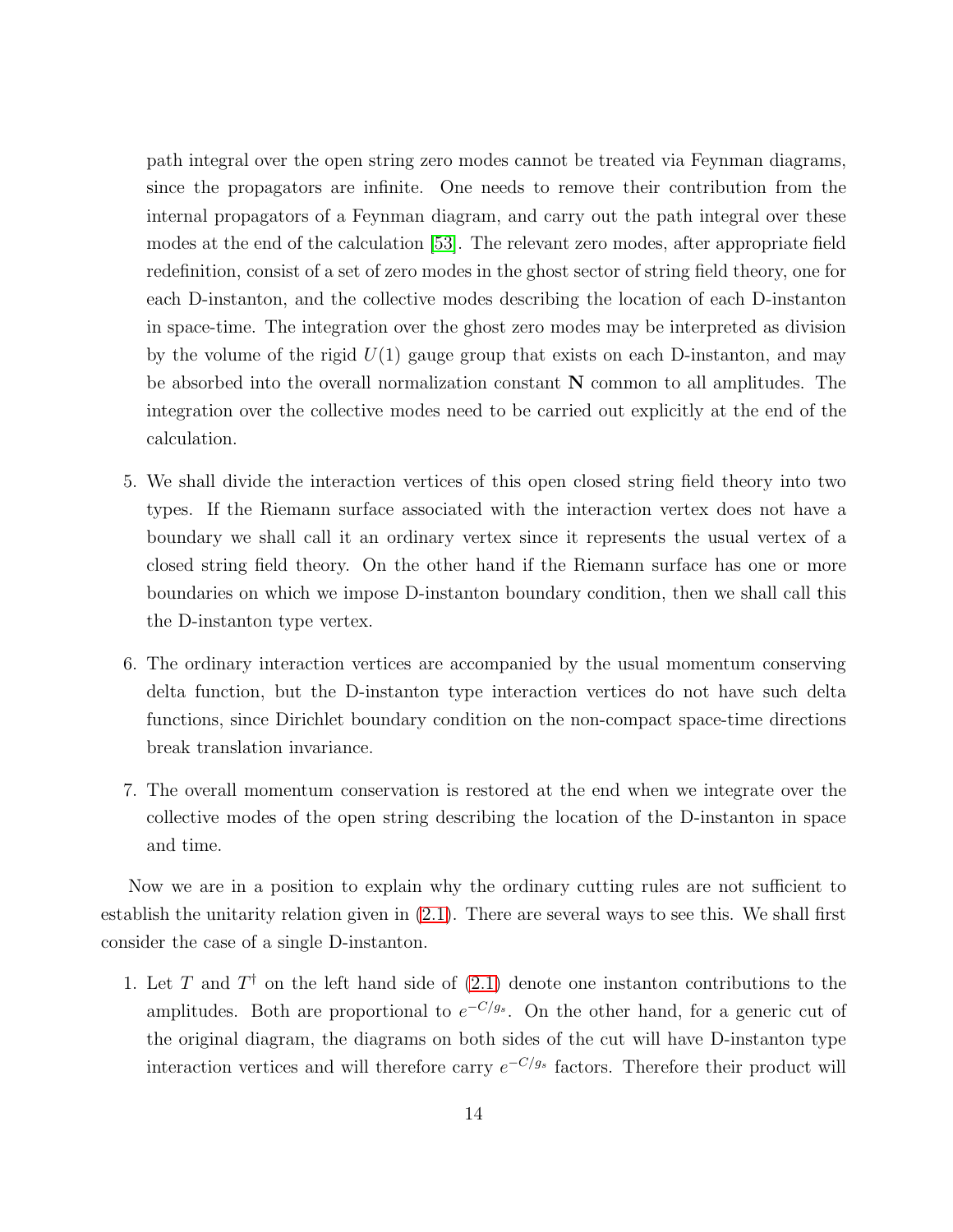path integral over the open string zero modes cannot be treated via Feynman diagrams, since the propagators are infinite. One needs to remove their contribution from the internal propagators of a Feynman diagram, and carry out the path integral over these modes at the end of the calculation [53]. The relevant zero modes, after appropriate field redefinition, consist of a set of zero modes in the ghost sector of string field theory, one for each D-instanton, and the collective modes describing the location of each D-instanton in space-time. The integration over the ghost zero modes may be interpreted as division by the volume of the rigid $U(1)$ gauge group that exists on each D-instanton, and may be absorbed into the overall normalization constant $\mathbf{N}$ common to all amplitudes. The integration over the collective modes need to be carried out explicitly at the end of the calculation.

5. We shall divide the interaction vertices of this open closed string field theory into two types. If the Riemann surface associated with the interaction vertex does not have a boundary we shall call it an ordinary vertex since it represents the usual vertex of a closed string field theory. On the other hand if the Riemann surface has one or more boundaries on which we impose D-instanton boundary condition, then we shall call this the D-instanton type vertex.

6. The ordinary interaction vertices are accompanied by the usual momentum conserving delta function, but the D-instanton type interaction vertices do not have such delta functions, since Dirichlet boundary condition on the non-compact space-time directions break translation invariance.

7. The overall momentum conservation is restored at the end when we integrate over the collective modes of the open string describing the location of the D-instanton in space and time.

Now we are in a position to explain why the ordinary cutting rules are not sufficient to establish the unitarity relation given in (2.1). There are several ways to see this. We shall first consider the case of a single D-instanton.

1. Let $T$ and $T^\dagger$ on the left hand side of (2.1) denote one instanton contributions to the amplitudes. Both are proportional to $e^{-C/g_s}$. On the other hand, for a generic cut of the original diagram, the diagrams on both sides of the cut will have D-instanton type interaction vertices and will therefore carry $e^{-C/g_s}$ factors. Therefore their product will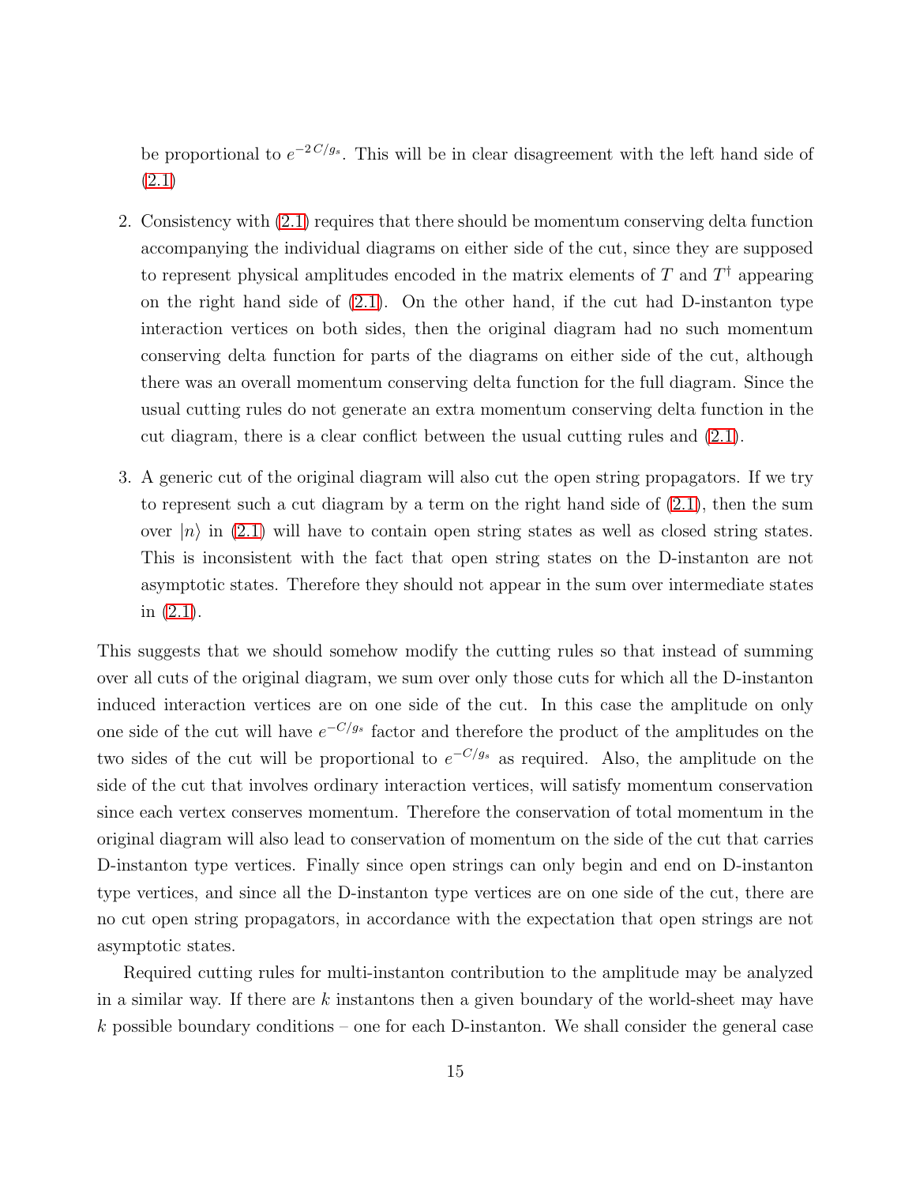be proportional to $e^{-2\,C/g_s}$. This will be in clear disagreement with the left hand side of (2.1)

2. Consistency with (2.1) requires that there should be momentum conserving delta function accompanying the individual diagrams on either side of the cut, since they are supposed to represent physical amplitudes encoded in the matrix elements of $T$ and $T^\dagger$ appearing on the right hand side of (2.1). On the other hand, if the cut had D-instanton type interaction vertices on both sides, then the original diagram had no such momentum conserving delta function for parts of the diagrams on either side of the cut, although there was an overall momentum conserving delta function for the full diagram. Since the usual cutting rules do not generate an extra momentum conserving delta function in the cut diagram, there is a clear conflict between the usual cutting rules and (2.1).

3. A generic cut of the original diagram will also cut the open string propagators. If we try to represent such a cut diagram by a term on the right hand side of (2.1), then the sum over $|n\rangle$ in (2.1) will have to contain open string states as well as closed string states. This is inconsistent with the fact that open string states on the D-instanton are not asymptotic states. Therefore they should not appear in the sum over intermediate states in (2.1).

This suggests that we should somehow modify the cutting rules so that instead of summing over all cuts of the original diagram, we sum over only those cuts for which all the D-instanton induced interaction vertices are on one side of the cut. In this case the amplitude on only one side of the cut will have $e^{-C/g_s}$ factor and therefore the product of the amplitudes on the two sides of the cut will be proportional to $e^{-C/g_s}$ as required. Also, the amplitude on the side of the cut that involves ordinary interaction vertices, will satisfy momentum conservation since each vertex conserves momentum. Therefore the conservation of total momentum in the original diagram will also lead to conservation of momentum on the side of the cut that carries D-instanton type vertices. Finally since open strings can only begin and end on D-instanton type vertices, and since all the D-instanton type vertices are on one side of the cut, there are no cut open string propagators, in accordance with the expectation that open strings are not asymptotic states.

Required cutting rules for multi-instanton contribution to the amplitude may be analyzed in a similar way. If there are $k$ instantons then a given boundary of the world-sheet may have $k$ possible boundary conditions – one for each D-instanton. We shall consider the general case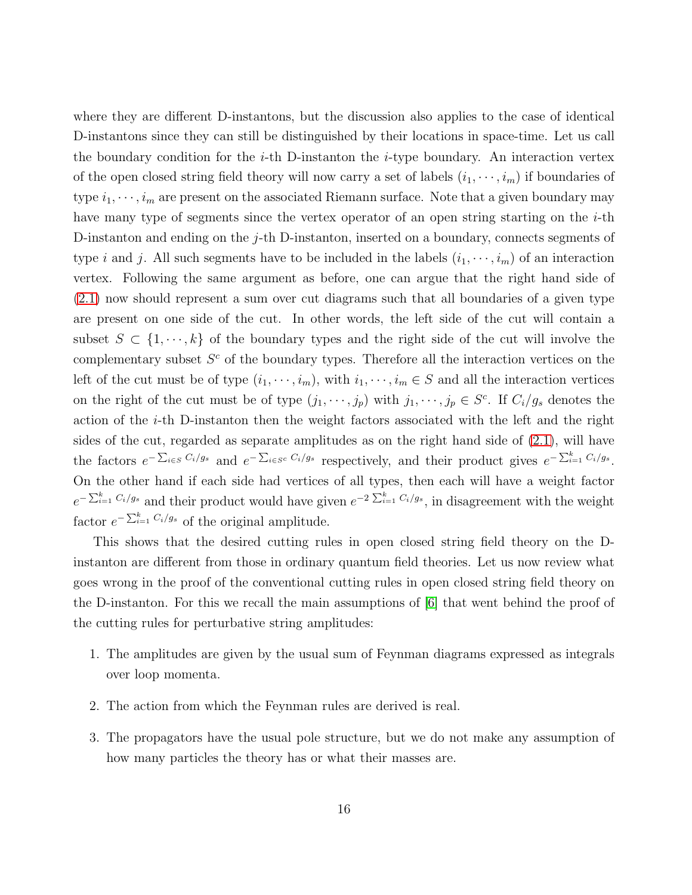where they are different D-instantons, but the discussion also applies to the case of identical D-instantons since they can still be distinguished by their locations in space-time. Let us call the boundary condition for the $i$-th D-instanton the $i$-type boundary. An interaction vertex of the open closed string field theory will now carry a set of labels $(i_1, \cdots, i_m)$ if boundaries of type $i_1, \cdots, i_m$ are present on the associated Riemann surface. Note that a given boundary may have many type of segments since the vertex operator of an open string starting on the $i$-th D-instanton and ending on the $j$-th D-instanton, inserted on a boundary, connects segments of type $i$ and $j$. All such segments have to be included in the labels $(i_1, \cdots, i_m)$ of an interaction vertex. Following the same argument as before, one can argue that the right hand side of (2.1) now should represent a sum over cut diagrams such that all boundaries of a given type are present on one side of the cut. In other words, the left side of the cut will contain a subset $S \subset \{1, \cdots, k\}$ of the boundary types and the right side of the cut will involve the complementary subset $S^c$ of the boundary types. Therefore all the interaction vertices on the left of the cut must be of type $(i_1, \cdots, i_m)$, with $i_1, \cdots, i_m \in S$ and all the interaction vertices on the right of the cut must be of type $(j_1, \cdots, j_p)$ with $j_1, \cdots, j_p \in S^c$. If $C_i/g_s$ denotes the action of the $i$-th D-instanton then the weight factors associated with the left and the right sides of the cut, regarded as separate amplitudes as on the right hand side of (2.1), will have the factors $e^{-\sum_{i\in S} C_i/g_s}$ and $e^{-\sum_{i\in S^c} C_i/g_s}$ respectively, and their product gives $e^{-\sum_{i=1}^k C_i/g_s}$. On the other hand if each side had vertices of all types, then each will have a weight factor $e^{-\sum_{i=1}^k C_i/g_s}$ and their product would have given $e^{-2\sum_{i=1}^k C_i/g_s}$, in disagreement with the weight factor $e^{-\sum_{i=1}^k C_i/g_s}$ of the original amplitude.

This shows that the desired cutting rules in open closed string field theory on the D-instanton are different from those in ordinary quantum field theories. Let us now review what goes wrong in the proof of the conventional cutting rules in open closed string field theory on the D-instanton. For this we recall the main assumptions of [6] that went behind the proof of the cutting rules for perturbative string amplitudes:

1. The amplitudes are given by the usual sum of Feynman diagrams expressed as integrals over loop momenta.
2. The action from which the Feynman rules are derived is real.
3. The propagators have the usual pole structure, but we do not make any assumption of how many particles the theory has or what their masses are.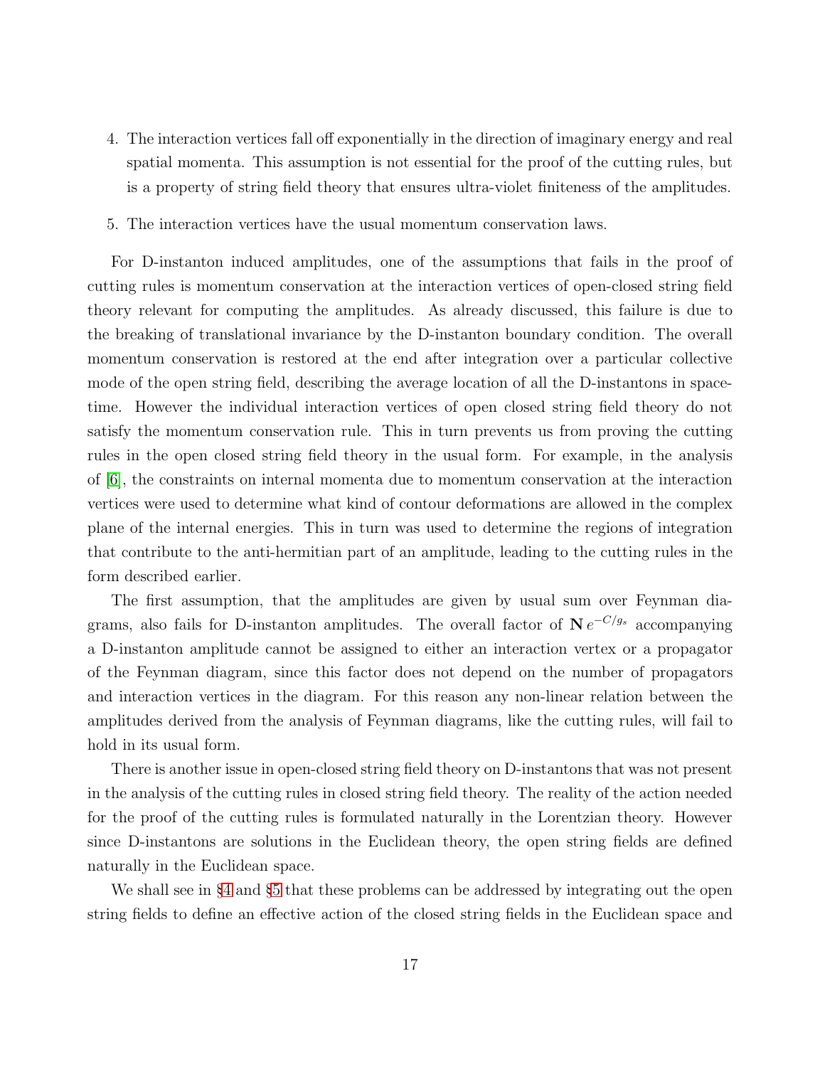4. The interaction vertices fall off exponentially in the direction of imaginary energy and real spatial momenta. This assumption is not essential for the proof of the cutting rules, but is a property of string field theory that ensures ultra-violet finiteness of the amplitudes.

5. The interaction vertices have the usual momentum conservation laws.

For D-instanton induced amplitudes, one of the assumptions that fails in the proof of cutting rules is momentum conservation at the interaction vertices of open-closed string field theory relevant for computing the amplitudes. As already discussed, this failure is due to the breaking of translational invariance by the D-instanton boundary condition. The overall momentum conservation is restored at the end after integration over a particular collective mode of the open string field, describing the average location of all the D-instantons in space-time. However the individual interaction vertices of open closed string field theory do not satisfy the momentum conservation rule. This in turn prevents us from proving the cutting rules in the open closed string field theory in the usual form. For example, in the analysis of [6], the constraints on internal momenta due to momentum conservation at the interaction vertices were used to determine what kind of contour deformations are allowed in the complex plane of the internal energies. This in turn was used to determine the regions of integration that contribute to the anti-hermitian part of an amplitude, leading to the cutting rules in the form described earlier.

The first assumption, that the amplitudes are given by usual sum over Feynman diagrams, also fails for D-instanton amplitudes. The overall factor of $\mathbf{N}\, e^{-C/g_s}$ accompanying a D-instanton amplitude cannot be assigned to either an interaction vertex or a propagator of the Feynman diagram, since this factor does not depend on the number of propagators and interaction vertices in the diagram. For this reason any non-linear relation between the amplitudes derived from the analysis of Feynman diagrams, like the cutting rules, will fail to hold in its usual form.

There is another issue in open-closed string field theory on D-instantons that was not present in the analysis of the cutting rules in closed string field theory. The reality of the action needed for the proof of the cutting rules is formulated naturally in the Lorentzian theory. However since D-instantons are solutions in the Euclidean theory, the open string fields are defined naturally in the Euclidean space.

We shall see in §4 and §5 that these problems can be addressed by integrating out the open string fields to define an effective action of the closed string fields in the Euclidean space and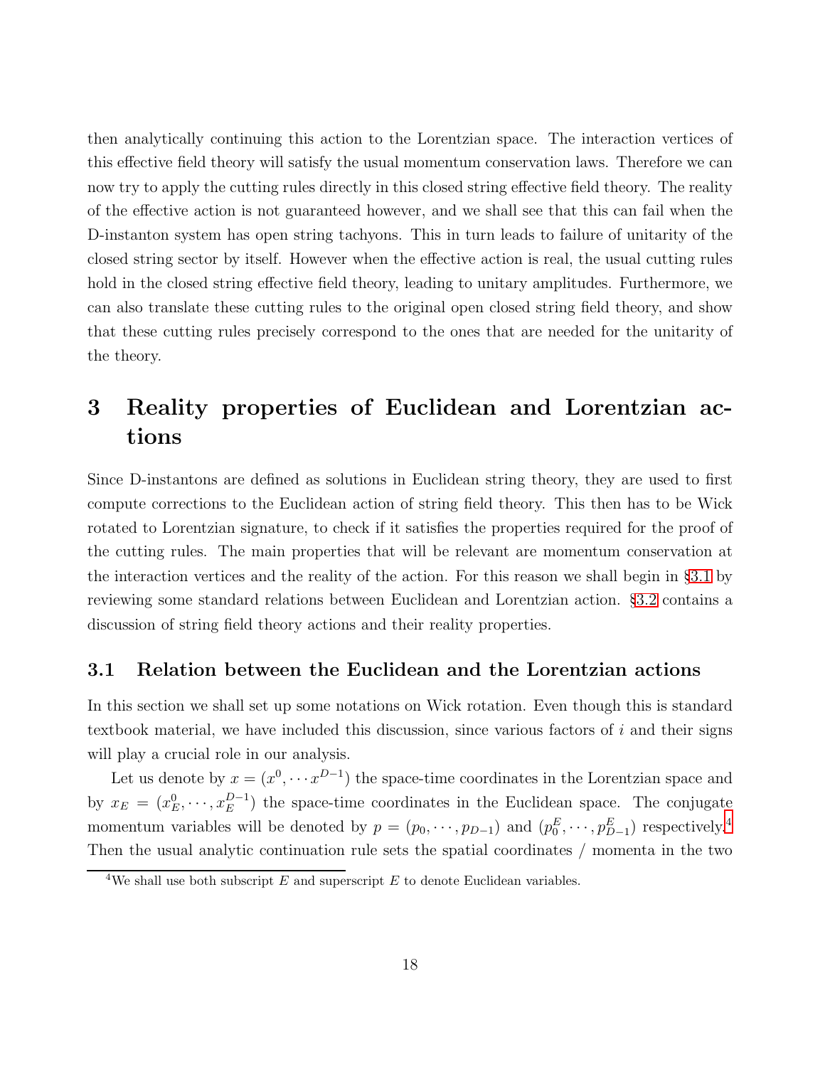then analytically continuing this action to the Lorentzian space. The interaction vertices of this effective field theory will satisfy the usual momentum conservation laws. Therefore we can now try to apply the cutting rules directly in this closed string effective field theory. The reality of the effective action is not guaranteed however, and we shall see that this can fail when the D-instanton system has open string tachyons. This in turn leads to failure of unitarity of the closed string sector by itself. However when the effective action is real, the usual cutting rules hold in the closed string effective field theory, leading to unitary amplitudes. Furthermore, we can also translate these cutting rules to the original open closed string field theory, and show that these cutting rules precisely correspond to the ones that are needed for the unitarity of the theory.

# 3 Reality properties of Euclidean and Lorentzian actions

Since D-instantons are defined as solutions in Euclidean string theory, they are used to first compute corrections to the Euclidean action of string field theory. This then has to be Wick rotated to Lorentzian signature, to check if it satisfies the properties required for the proof of the cutting rules. The main properties that will be relevant are momentum conservation at the interaction vertices and the reality of the action. For this reason we shall begin in §3.1 by reviewing some standard relations between Euclidean and Lorentzian action. §3.2 contains a discussion of string field theory actions and their reality properties.

## 3.1 Relation between the Euclidean and the Lorentzian actions

In this section we shall set up some notations on Wick rotation. Even though this is standard textbook material, we have included this discussion, since various factors of $i$ and their signs will play a crucial role in our analysis.

Let us denote by $x = (x^0, \cdots x^{D-1})$ the space-time coordinates in the Lorentzian space and by $x_E = (x_E^0, \cdots, x_E^{D-1})$ the space-time coordinates in the Euclidean space. The conjugate momentum variables will be denoted by $p = (p_0, \cdots, p_{D-1})$ and $(p_0^E, \cdots, p_{D-1}^E)$ respectively.[4] Then the usual analytic continuation rule sets the spatial coordinates / momenta in the two

[4] We shall use both subscript $E$ and superscript $E$ to denote Euclidean variables.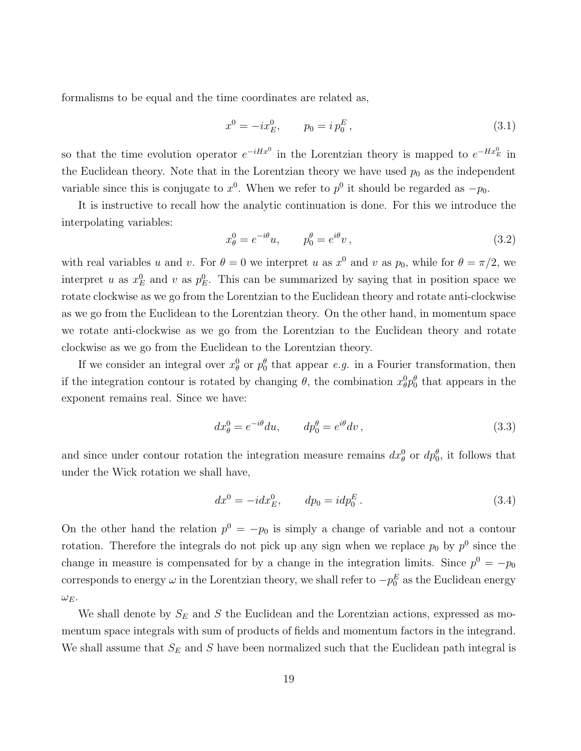formalisms to be equal and the time coordinates are related as,

$$x^0 = -ix^0_E, \qquad p_0 = i\, p^E_0\,, \tag{3.1}$$

so that the time evolution operator $e^{-iHx^0}$ in the Lorentzian theory is mapped to $e^{-Hx^0_E}$ in the Euclidean theory. Note that in the Lorentzian theory we have used $p_0$ as the independent variable since this is conjugate to $x^0$. When we refer to $p^0$ it should be regarded as $-p_0$.

It is instructive to recall how the analytic continuation is done. For this we introduce the interpolating variables:

$$x^0_\theta = e^{-i\theta}u, \qquad p^\theta_0 = e^{i\theta}v\,, \tag{3.2}$$

with real variables $u$ and $v$. For $\theta = 0$ we interpret $u$ as $x^0$ and $v$ as $p_0$, while for $\theta = \pi/2$, we interpret $u$ as $x^0_E$ and $v$ as $p^0_E$. This can be summarized by saying that in position space we rotate clockwise as we go from the Lorentzian to the Euclidean theory and rotate anti-clockwise as we go from the Euclidean to the Lorentzian theory. On the other hand, in momentum space we rotate anti-clockwise as we go from the Lorentzian to the Euclidean theory and rotate clockwise as we go from the Euclidean to the Lorentzian theory.

If we consider an integral over $x^0_\theta$ or $p^\theta_0$ that appear *e.g.* in a Fourier transformation, then if the integration contour is rotated by changing $\theta$, the combination $x^0_\theta p^\theta_0$ that appears in the exponent remains real. Since we have:

$$dx^0_\theta = e^{-i\theta}du, \qquad dp^\theta_0 = e^{i\theta}dv\,, \tag{3.3}$$

and since under contour rotation the integration measure remains $dx^0_\theta$ or $dp^\theta_0$, it follows that under the Wick rotation we shall have,

$$dx^0 = -idx^0_E, \qquad dp_0 = idp^E_0\,. \tag{3.4}$$

On the other hand the relation $p^0 = -p_0$ is simply a change of variable and not a contour rotation. Therefore the integrals do not pick up any sign when we replace $p_0$ by $p^0$ since the change in measure is compensated for by a change in the integration limits. Since $p^0 = -p_0$ corresponds to energy $\omega$ in the Lorentzian theory, we shall refer to $-p^E_0$ as the Euclidean energy $\omega_E$.

We shall denote by $S_E$ and $S$ the Euclidean and the Lorentzian actions, expressed as momentum space integrals with sum of products of fields and momentum factors in the integrand. We shall assume that $S_E$ and $S$ have been normalized such that the Euclidean path integral is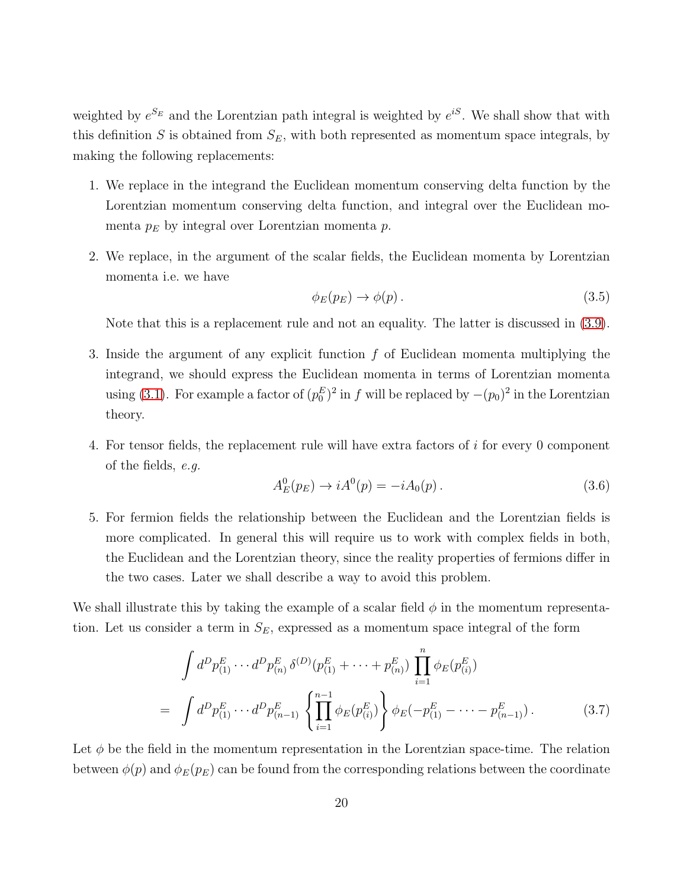weighted by $e^{S_E}$ and the Lorentzian path integral is weighted by $e^{iS}$. We shall show that with this definition $S$ is obtained from $S_E$, with both represented as momentum space integrals, by making the following replacements:

1. We replace in the integrand the Euclidean momentum conserving delta function by the Lorentzian momentum conserving delta function, and integral over the Euclidean momenta $p_E$ by integral over Lorentzian momenta $p$.

2. We replace, in the argument of the scalar fields, the Euclidean momenta by Lorentzian momenta i.e. we have
$$\phi_E(p_E) \to \phi(p)\,. \tag{3.5}$$
Note that this is a replacement rule and not an equality. The latter is discussed in (3.9).

3. Inside the argument of any explicit function $f$ of Euclidean momenta multiplying the integrand, we should express the Euclidean momenta in terms of Lorentzian momenta using (3.1). For example a factor of $(p_0^E)^2$ in $f$ will be replaced by $-(p_0)^2$ in the Lorentzian theory.

4. For tensor fields, the replacement rule will have extra factors of $i$ for every 0 component of the fields, *e.g.*
$$A_E^0(p_E) \to iA^0(p) = -iA_0(p)\,. \tag{3.6}$$

5. For fermion fields the relationship between the Euclidean and the Lorentzian fields is more complicated. In general this will require us to work with complex fields in both, the Euclidean and the Lorentzian theory, since the reality properties of fermions differ in the two cases. Later we shall describe a way to avoid this problem.

We shall illustrate this by taking the example of a scalar field $\phi$ in the momentum representation. Let us consider a term in $S_E$, expressed as a momentum space integral of the form

$$\begin{aligned}
&\int d^D p^E_{(1)} \cdots d^D p^E_{(n)}\, \delta^{(D)}(p^E_{(1)} + \cdots + p^E_{(n)})\, \prod_{i=1}^{n} \phi_E(p^E_{(i)}) \\
= \;& \int d^D p^E_{(1)} \cdots d^D p^E_{(n-1)} \left\{ \prod_{i=1}^{n-1} \phi_E(p^E_{(i)}) \right\} \phi_E(-p^E_{(1)} - \cdots - p^E_{(n-1)})\,.
\end{aligned} \tag{3.7}$$

Let $\phi$ be the field in the momentum representation in the Lorentzian space-time. The relation between $\phi(p)$ and $\phi_E(p_E)$ can be found from the corresponding relations between the coordinate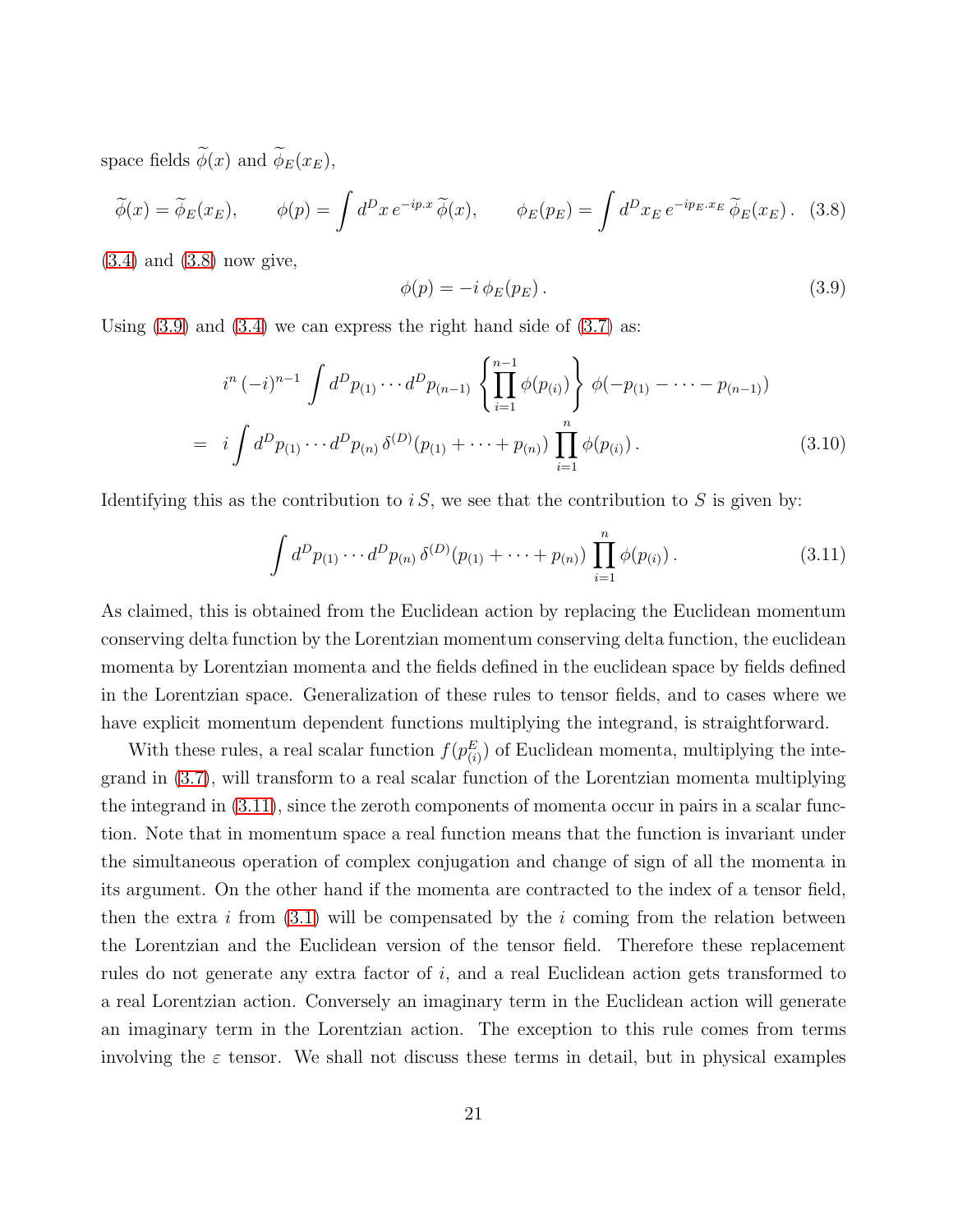space fields $\widetilde{\phi}(x)$ and $\widetilde{\phi}_E(x_E)$,

$$\widetilde{\phi}(x) = \widetilde{\phi}_E(x_E), \qquad \phi(p) = \int d^D x \, e^{-ip.x} \, \widetilde{\phi}(x), \qquad \phi_E(p_E) = \int d^D x_E \, e^{-ip_E.x_E} \, \widetilde{\phi}_E(x_E) \,. \tag{3.8}$$

(3.4) and (3.8) now give,

$$\phi(p) = -i \, \phi_E(p_E) \,. \tag{3.9}$$

Using (3.9) and (3.4) we can express the right hand side of (3.7) as:

$$\begin{aligned}
& i^n \, (-i)^{n-1} \int d^D p_{(1)} \cdots d^D p_{(n-1)} \left\{ \prod_{i=1}^{n-1} \phi(p_{(i)}) \right\} \, \phi(-p_{(1)} - \cdots - p_{(n-1)}) \\
= \; & i \int d^D p_{(1)} \cdots d^D p_{(n)} \, \delta^{(D)}(p_{(1)} + \cdots + p_{(n)}) \prod_{i=1}^{n} \phi(p_{(i)}) \,.
\end{aligned} \tag{3.10}$$

Identifying this as the contribution to $i\,S$, we see that the contribution to $S$ is given by:

$$\int d^D p_{(1)} \cdots d^D p_{(n)} \, \delta^{(D)}(p_{(1)} + \cdots + p_{(n)}) \prod_{i=1}^{n} \phi(p_{(i)}) \,. \tag{3.11}$$

As claimed, this is obtained from the Euclidean action by replacing the Euclidean momentum conserving delta function by the Lorentzian momentum conserving delta function, the euclidean momenta by Lorentzian momenta and the fields defined in the euclidean space by fields defined in the Lorentzian space. Generalization of these rules to tensor fields, and to cases where we have explicit momentum dependent functions multiplying the integrand, is straightforward.

With these rules, a real scalar function $f(p^E_{(i)})$ of Euclidean momenta, multiplying the integrand in (3.7), will transform to a real scalar function of the Lorentzian momenta multiplying the integrand in (3.11), since the zeroth components of momenta occur in pairs in a scalar function. Note that in momentum space a real function means that the function is invariant under the simultaneous operation of complex conjugation and change of sign of all the momenta in its argument. On the other hand if the momenta are contracted to the index of a tensor field, then the extra $i$ from (3.1) will be compensated by the $i$ coming from the relation between the Lorentzian and the Euclidean version of the tensor field. Therefore these replacement rules do not generate any extra factor of $i$, and a real Euclidean action gets transformed to a real Lorentzian action. Conversely an imaginary term in the Euclidean action will generate an imaginary term in the Lorentzian action. The exception to this rule comes from terms involving the $\varepsilon$ tensor. We shall not discuss these terms in detail, but in physical examples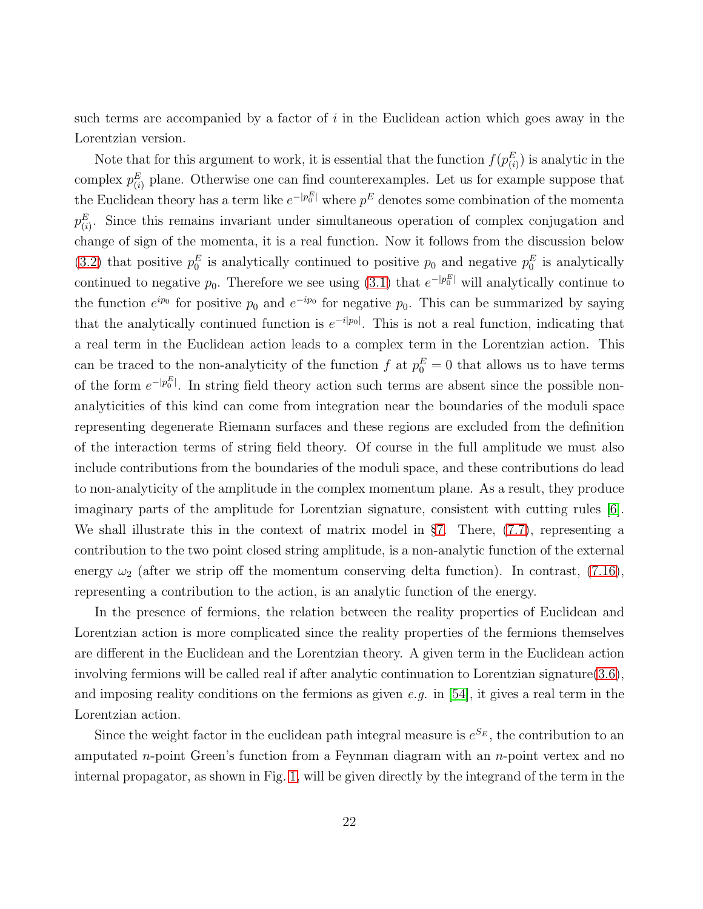such terms are accompanied by a factor of $i$ in the Euclidean action which goes away in the Lorentzian version.

Note that for this argument to work, it is essential that the function $f(p^E_{(i)})$ is analytic in the complex $p^E_{(i)}$ plane. Otherwise one can find counterexamples. Let us for example suppose that the Euclidean theory has a term like $e^{-|p^E_0|}$ where $p^E$ denotes some combination of the momenta $p^E_{(i)}$. Since this remains invariant under simultaneous operation of complex conjugation and change of sign of the momenta, it is a real function. Now it follows from the discussion below (3.2) that positive $p^E_0$ is analytically continued to positive $p_0$ and negative $p^E_0$ is analytically continued to negative $p_0$. Therefore we see using (3.1) that $e^{-|p^E_0|}$ will analytically continue to the function $e^{ip_0}$ for positive $p_0$ and $e^{-ip_0}$ for negative $p_0$. This can be summarized by saying that the analytically continued function is $e^{-i|p_0|}$. This is not a real function, indicating that a real term in the Euclidean action leads to a complex term in the Lorentzian action. This can be traced to the non-analyticity of the function $f$ at $p^E_0 = 0$ that allows us to have terms of the form $e^{-|p^E_0|}$. In string field theory action such terms are absent since the possible non-analyticities of this kind can come from integration near the boundaries of the moduli space representing degenerate Riemann surfaces and these regions are excluded from the definition of the interaction terms of string field theory. Of course in the full amplitude we must also include contributions from the boundaries of the moduli space, and these contributions do lead to non-analyticity of the amplitude in the complex momentum plane. As a result, they produce imaginary parts of the amplitude for Lorentzian signature, consistent with cutting rules [6]. We shall illustrate this in the context of matrix model in §7. There, (7.7), representing a contribution to the two point closed string amplitude, is a non-analytic function of the external energy $\omega_2$ (after we strip off the momentum conserving delta function). In contrast, (7.16), representing a contribution to the action, is an analytic function of the energy.

In the presence of fermions, the relation between the reality properties of Euclidean and Lorentzian action is more complicated since the reality properties of the fermions themselves are different in the Euclidean and the Lorentzian theory. A given term in the Euclidean action involving fermions will be called real if after analytic continuation to Lorentzian signature(3.6), and imposing reality conditions on the fermions as given *e.g.* in [54], it gives a real term in the Lorentzian action.

Since the weight factor in the euclidean path integral measure is $e^{S_E}$, the contribution to an amputated $n$-point Green's function from a Feynman diagram with an $n$-point vertex and no internal propagator, as shown in Fig. 1, will be given directly by the integrand of the term in the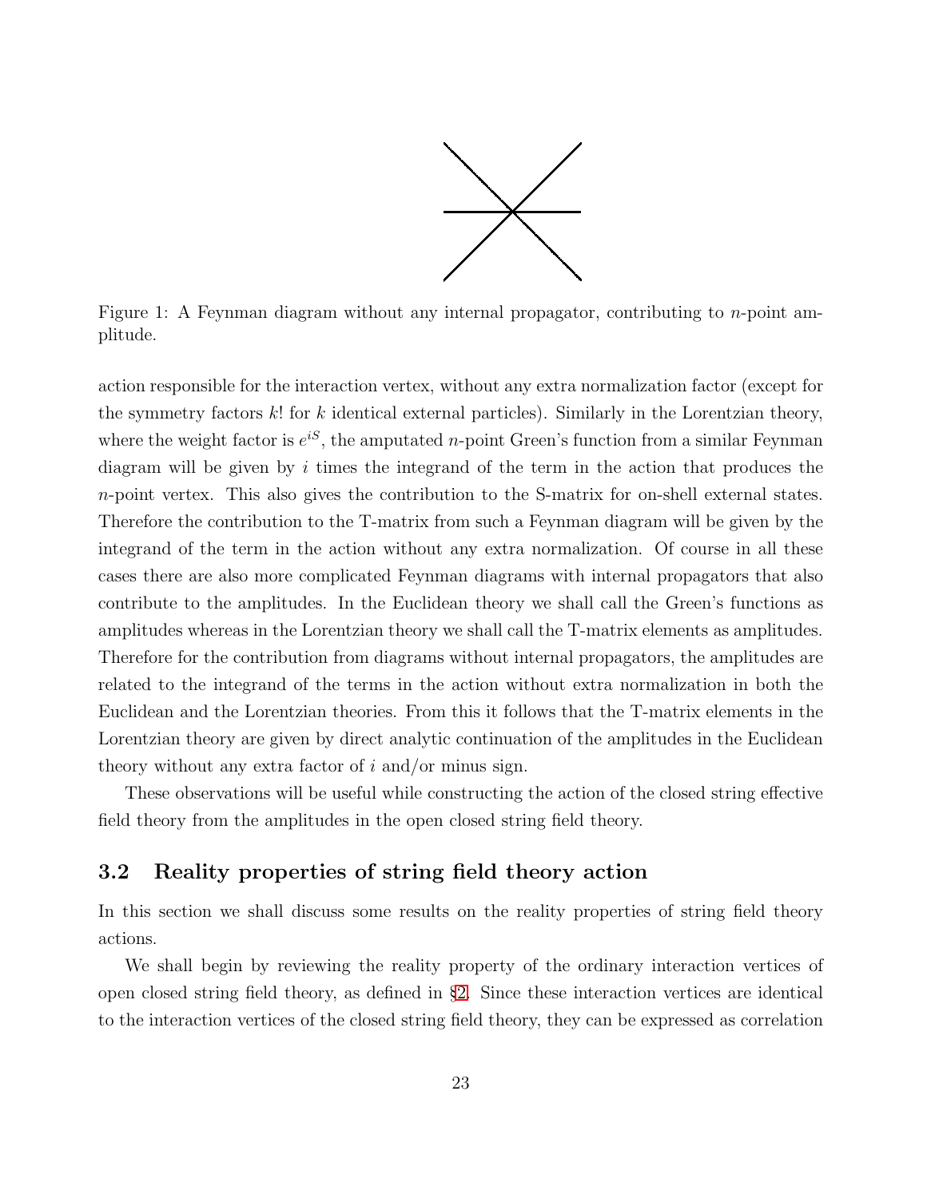Figure 1: A Feynman diagram without any internal propagator, contributing to $n$-point amplitude.

action responsible for the interaction vertex, without any extra normalization factor (except for the symmetry factors $k!$ for $k$ identical external particles). Similarly in the Lorentzian theory, where the weight factor is $e^{iS}$, the amputated $n$-point Green's function from a similar Feynman diagram will be given by $i$ times the integrand of the term in the action that produces the $n$-point vertex. This also gives the contribution to the S-matrix for on-shell external states. Therefore the contribution to the T-matrix from such a Feynman diagram will be given by the integrand of the term in the action without any extra normalization. Of course in all these cases there are also more complicated Feynman diagrams with internal propagators that also contribute to the amplitudes. In the Euclidean theory we shall call the Green's functions as amplitudes whereas in the Lorentzian theory we shall call the T-matrix elements as amplitudes. Therefore for the contribution from diagrams without internal propagators, the amplitudes are related to the integrand of the terms in the action without extra normalization in both the Euclidean and the Lorentzian theories. From this it follows that the T-matrix elements in the Lorentzian theory are given by direct analytic continuation of the amplitudes in the Euclidean theory without any extra factor of $i$ and/or minus sign.

These observations will be useful while constructing the action of the closed string effective field theory from the amplitudes in the open closed string field theory.

### 3.2 Reality properties of string field theory action

In this section we shall discuss some results on the reality properties of string field theory actions.

We shall begin by reviewing the reality property of the ordinary interaction vertices of open closed string field theory, as defined in §2. Since these interaction vertices are identical to the interaction vertices of the closed string field theory, they can be expressed as correlation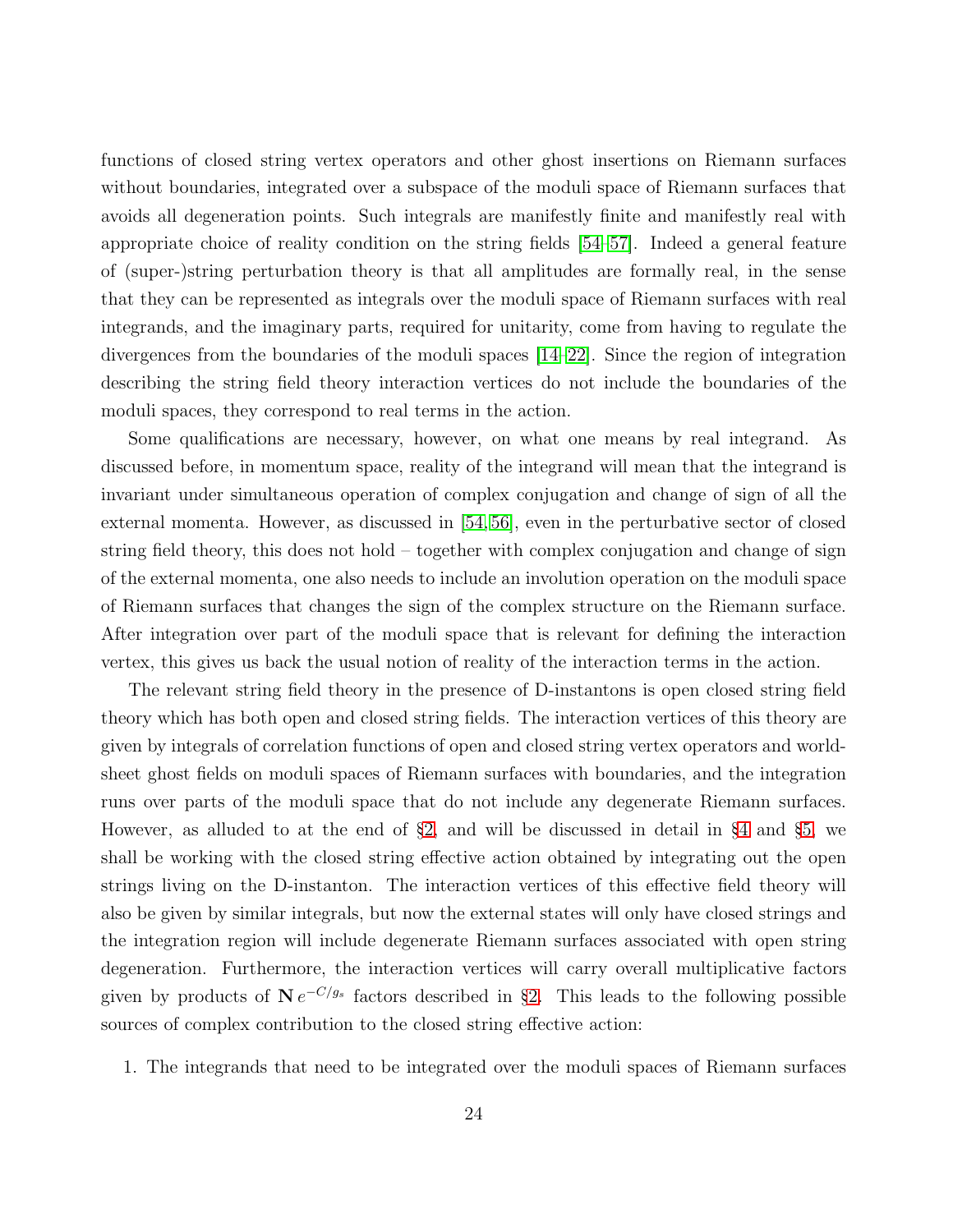functions of closed string vertex operators and other ghost insertions on Riemann surfaces without boundaries, integrated over a subspace of the moduli space of Riemann surfaces that avoids all degeneration points. Such integrals are manifestly finite and manifestly real with appropriate choice of reality condition on the string fields [54–57]. Indeed a general feature of (super-)string perturbation theory is that all amplitudes are formally real, in the sense that they can be represented as integrals over the moduli space of Riemann surfaces with real integrands, and the imaginary parts, required for unitarity, come from having to regulate the divergences from the boundaries of the moduli spaces [14–22]. Since the region of integration describing the string field theory interaction vertices do not include the boundaries of the moduli spaces, they correspond to real terms in the action.

Some qualifications are necessary, however, on what one means by real integrand. As discussed before, in momentum space, reality of the integrand will mean that the integrand is invariant under simultaneous operation of complex conjugation and change of sign of all the external momenta. However, as discussed in [54,56], even in the perturbative sector of closed string field theory, this does not hold – together with complex conjugation and change of sign of the external momenta, one also needs to include an involution operation on the moduli space of Riemann surfaces that changes the sign of the complex structure on the Riemann surface. After integration over part of the moduli space that is relevant for defining the interaction vertex, this gives us back the usual notion of reality of the interaction terms in the action.

The relevant string field theory in the presence of D-instantons is open closed string field theory which has both open and closed string fields. The interaction vertices of this theory are given by integrals of correlation functions of open and closed string vertex operators and world-sheet ghost fields on moduli spaces of Riemann surfaces with boundaries, and the integration runs over parts of the moduli space that do not include any degenerate Riemann surfaces. However, as alluded to at the end of §2, and will be discussed in detail in §4 and §5, we shall be working with the closed string effective action obtained by integrating out the open strings living on the D-instanton. The interaction vertices of this effective field theory will also be given by similar integrals, but now the external states will only have closed strings and the integration region will include degenerate Riemann surfaces associated with open string degeneration. Furthermore, the interaction vertices will carry overall multiplicative factors given by products of $\mathbf{N}\, e^{-C/g_s}$ factors described in §2. This leads to the following possible sources of complex contribution to the closed string effective action:

1. The integrands that need to be integrated over the moduli spaces of Riemann surfaces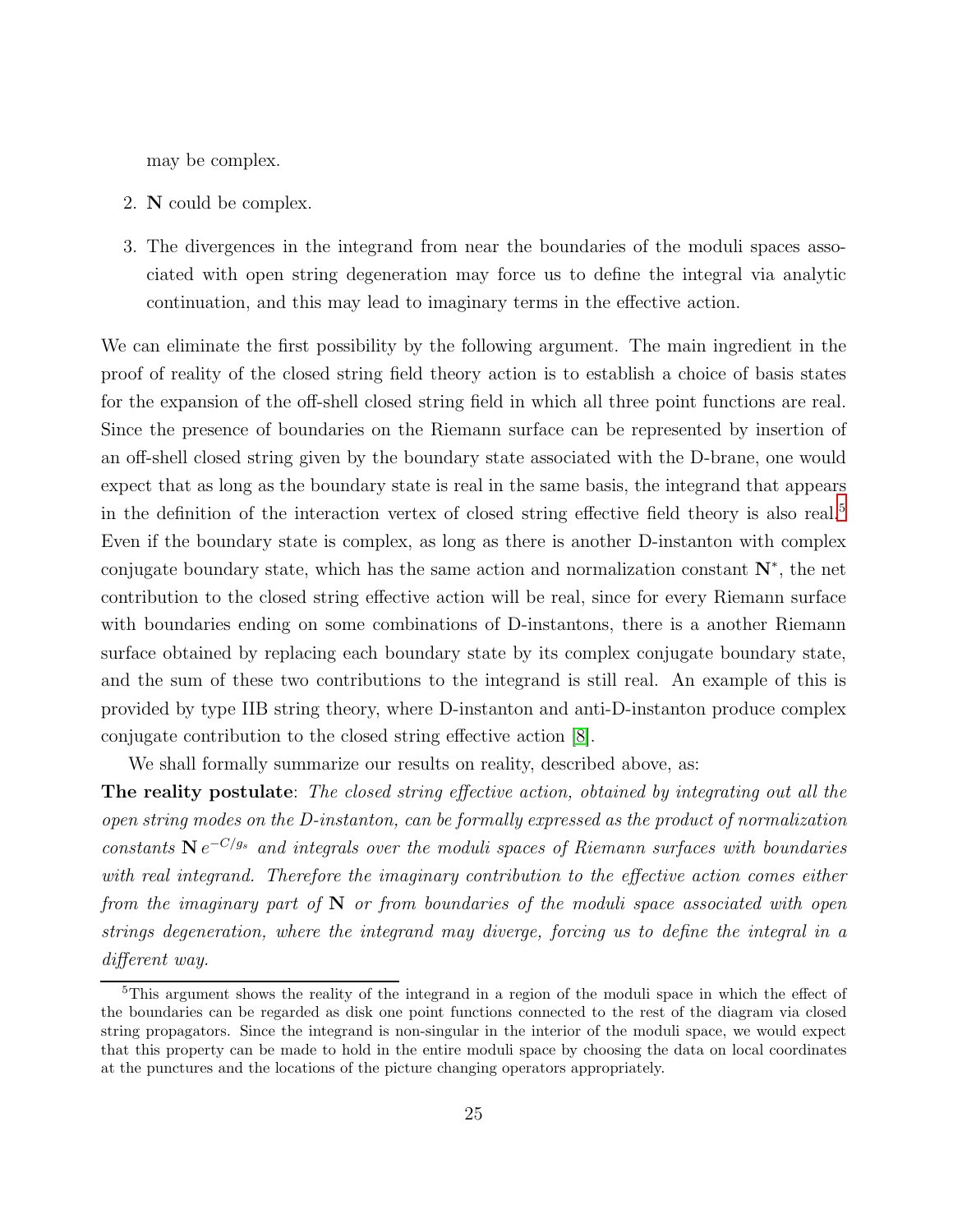may be complex.

2. $\mathbf{N}$ could be complex.

3. The divergences in the integrand from near the boundaries of the moduli spaces associated with open string degeneration may force us to define the integral via analytic continuation, and this may lead to imaginary terms in the effective action.

We can eliminate the first possibility by the following argument. The main ingredient in the proof of reality of the closed string field theory action is to establish a choice of basis states for the expansion of the off-shell closed string field in which all three point functions are real. Since the presence of boundaries on the Riemann surface can be represented by insertion of an off-shell closed string given by the boundary state associated with the D-brane, one would expect that as long as the boundary state is real in the same basis, the integrand that appears in the definition of the interaction vertex of closed string effective field theory is also real.[5] Even if the boundary state is complex, as long as there is another D-instanton with complex conjugate boundary state, which has the same action and normalization constant $\mathbf{N}^*$, the net contribution to the closed string effective action will be real, since for every Riemann surface with boundaries ending on some combinations of D-instantons, there is a another Riemann surface obtained by replacing each boundary state by its complex conjugate boundary state, and the sum of these two contributions to the integrand is still real. An example of this is provided by type IIB string theory, where D-instanton and anti-D-instanton produce complex conjugate contribution to the closed string effective action [8].

We shall formally summarize our results on reality, described above, as:

**The reality postulate**: *The closed string effective action, obtained by integrating out all the open string modes on the D-instanton, can be formally expressed as the product of normalization constants* $\mathbf{N}\, e^{-C/g_s}$ *and integrals over the moduli spaces of Riemann surfaces with boundaries with real integrand. Therefore the imaginary contribution to the effective action comes either from the imaginary part of* $\mathbf{N}$ *or from boundaries of the moduli space associated with open strings degeneration, where the integrand may diverge, forcing us to define the integral in a different way.*

[5] This argument shows the reality of the integrand in a region of the moduli space in which the effect of the boundaries can be regarded as disk one point functions connected to the rest of the diagram via closed string propagators. Since the integrand is non-singular in the interior of the moduli space, we would expect that this property can be made to hold in the entire moduli space by choosing the data on local coordinates at the punctures and the locations of the picture changing operators appropriately.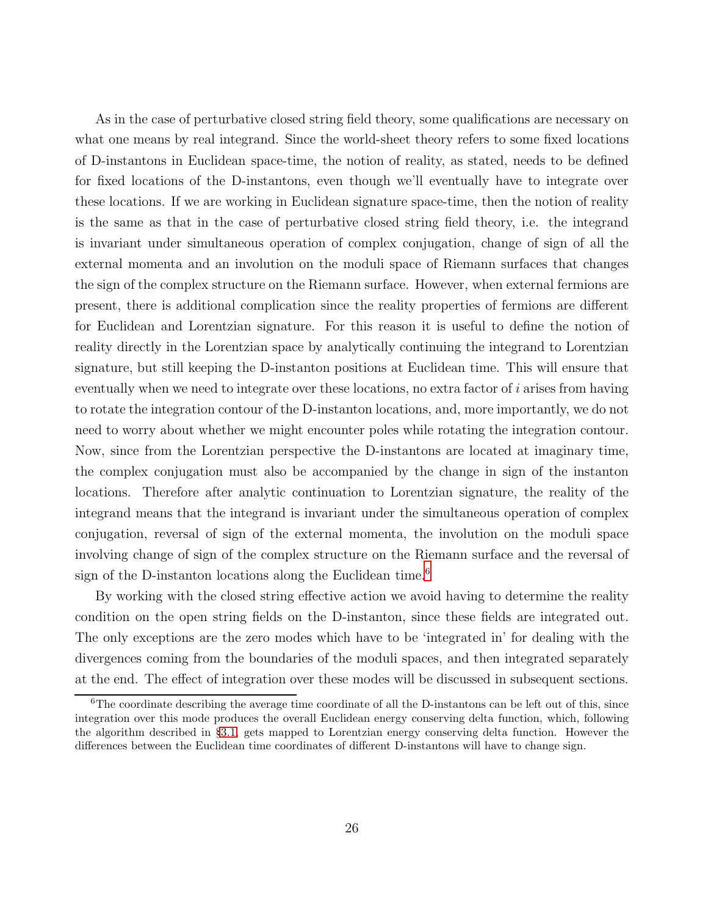As in the case of perturbative closed string field theory, some qualifications are necessary on what one means by real integrand. Since the world-sheet theory refers to some fixed locations of D-instantons in Euclidean space-time, the notion of reality, as stated, needs to be defined for fixed locations of the D-instantons, even though we'll eventually have to integrate over these locations. If we are working in Euclidean signature space-time, then the notion of reality is the same as that in the case of perturbative closed string field theory, i.e. the integrand is invariant under simultaneous operation of complex conjugation, change of sign of all the external momenta and an involution on the moduli space of Riemann surfaces that changes the sign of the complex structure on the Riemann surface. However, when external fermions are present, there is additional complication since the reality properties of fermions are different for Euclidean and Lorentzian signature. For this reason it is useful to define the notion of reality directly in the Lorentzian space by analytically continuing the integrand to Lorentzian signature, but still keeping the D-instanton positions at Euclidean time. This will ensure that eventually when we need to integrate over these locations, no extra factor of $i$ arises from having to rotate the integration contour of the D-instanton locations, and, more importantly, we do not need to worry about whether we might encounter poles while rotating the integration contour. Now, since from the Lorentzian perspective the D-instantons are located at imaginary time, the complex conjugation must also be accompanied by the change in sign of the instanton locations. Therefore after analytic continuation to Lorentzian signature, the reality of the integrand means that the integrand is invariant under the simultaneous operation of complex conjugation, reversal of sign of the external momenta, the involution on the moduli space involving change of sign of the complex structure on the Riemann surface and the reversal of sign of the D-instanton locations along the Euclidean time.[6]

By working with the closed string effective action we avoid having to determine the reality condition on the open string fields on the D-instanton, since these fields are integrated out. The only exceptions are the zero modes which have to be 'integrated in' for dealing with the divergences coming from the boundaries of the moduli spaces, and then integrated separately at the end. The effect of integration over these modes will be discussed in subsequent sections.

[6] The coordinate describing the average time coordinate of all the D-instantons can be left out of this, since integration over this mode produces the overall Euclidean energy conserving delta function, which, following the algorithm described in §3.1, gets mapped to Lorentzian energy conserving delta function. However the differences between the Euclidean time coordinates of different D-instantons will have to change sign.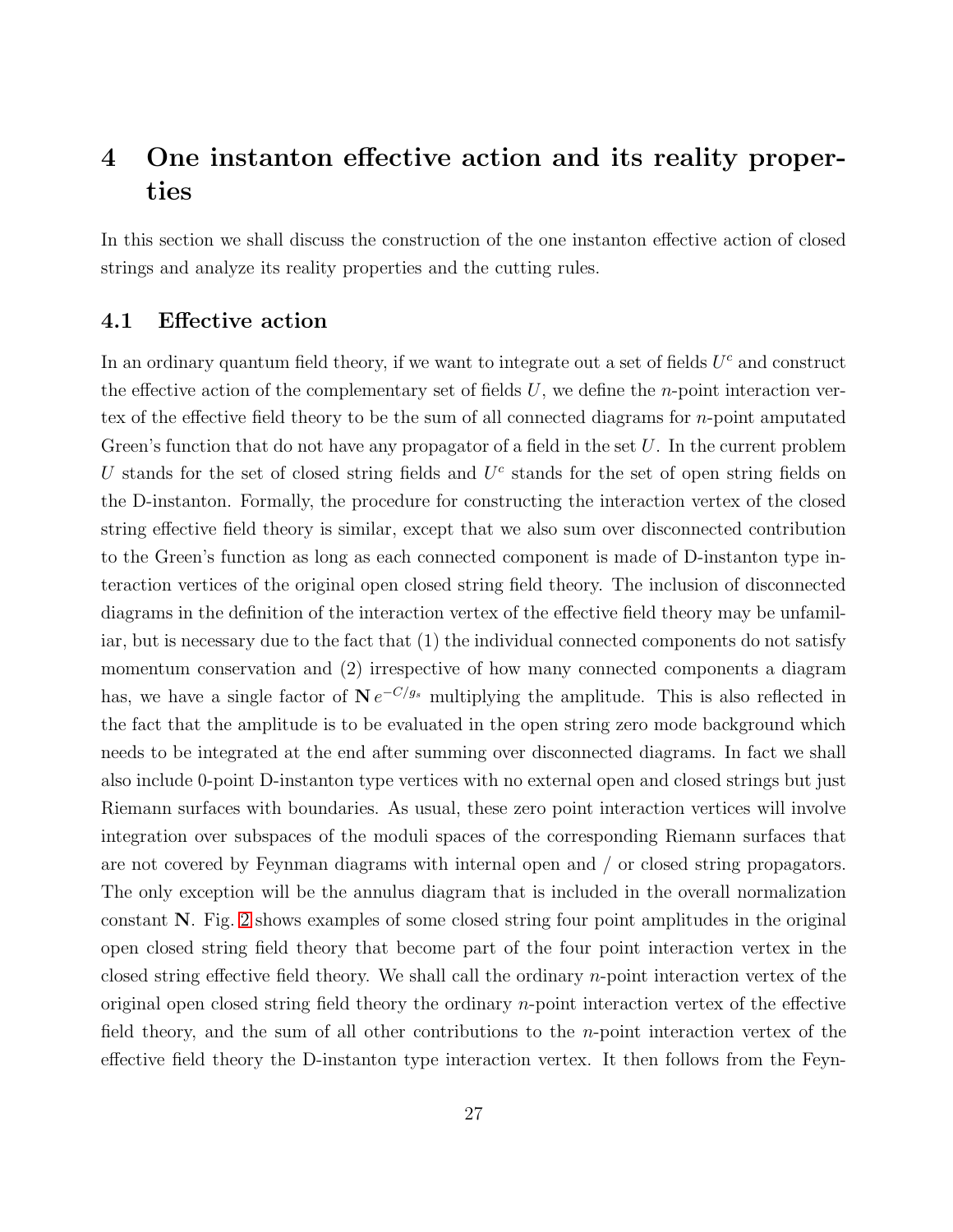# 4 One instanton effective action and its reality properties

In this section we shall discuss the construction of the one instanton effective action of closed strings and analyze its reality properties and the cutting rules.

## 4.1 Effective action

In an ordinary quantum field theory, if we want to integrate out a set of fields $U^c$ and construct the effective action of the complementary set of fields $U$, we define the $n$-point interaction vertex of the effective field theory to be the sum of all connected diagrams for $n$-point amputated Green's function that do not have any propagator of a field in the set $U$. In the current problem $U$ stands for the set of closed string fields and $U^c$ stands for the set of open string fields on the D-instanton. Formally, the procedure for constructing the interaction vertex of the closed string effective field theory is similar, except that we also sum over disconnected contribution to the Green's function as long as each connected component is made of D-instanton type interaction vertices of the original open closed string field theory. The inclusion of disconnected diagrams in the definition of the interaction vertex of the effective field theory may be unfamiliar, but is necessary due to the fact that (1) the individual connected components do not satisfy momentum conservation and (2) irrespective of how many connected components a diagram has, we have a single factor of $\mathbf{N}\, e^{-C/g_s}$ multiplying the amplitude. This is also reflected in the fact that the amplitude is to be evaluated in the open string zero mode background which needs to be integrated at the end after summing over disconnected diagrams. In fact we shall also include 0-point D-instanton type vertices with no external open and closed strings but just Riemann surfaces with boundaries. As usual, these zero point interaction vertices will involve integration over subspaces of the moduli spaces of the corresponding Riemann surfaces that are not covered by Feynman diagrams with internal open and / or closed string propagators. The only exception will be the annulus diagram that is included in the overall normalization constant $\mathbf{N}$. Fig. 2 shows examples of some closed string four point amplitudes in the original open closed string field theory that become part of the four point interaction vertex in the closed string effective field theory. We shall call the ordinary $n$-point interaction vertex of the original open closed string field theory the ordinary $n$-point interaction vertex of the effective field theory, and the sum of all other contributions to the $n$-point interaction vertex of the effective field theory the D-instanton type interaction vertex. It then follows from the Feyn-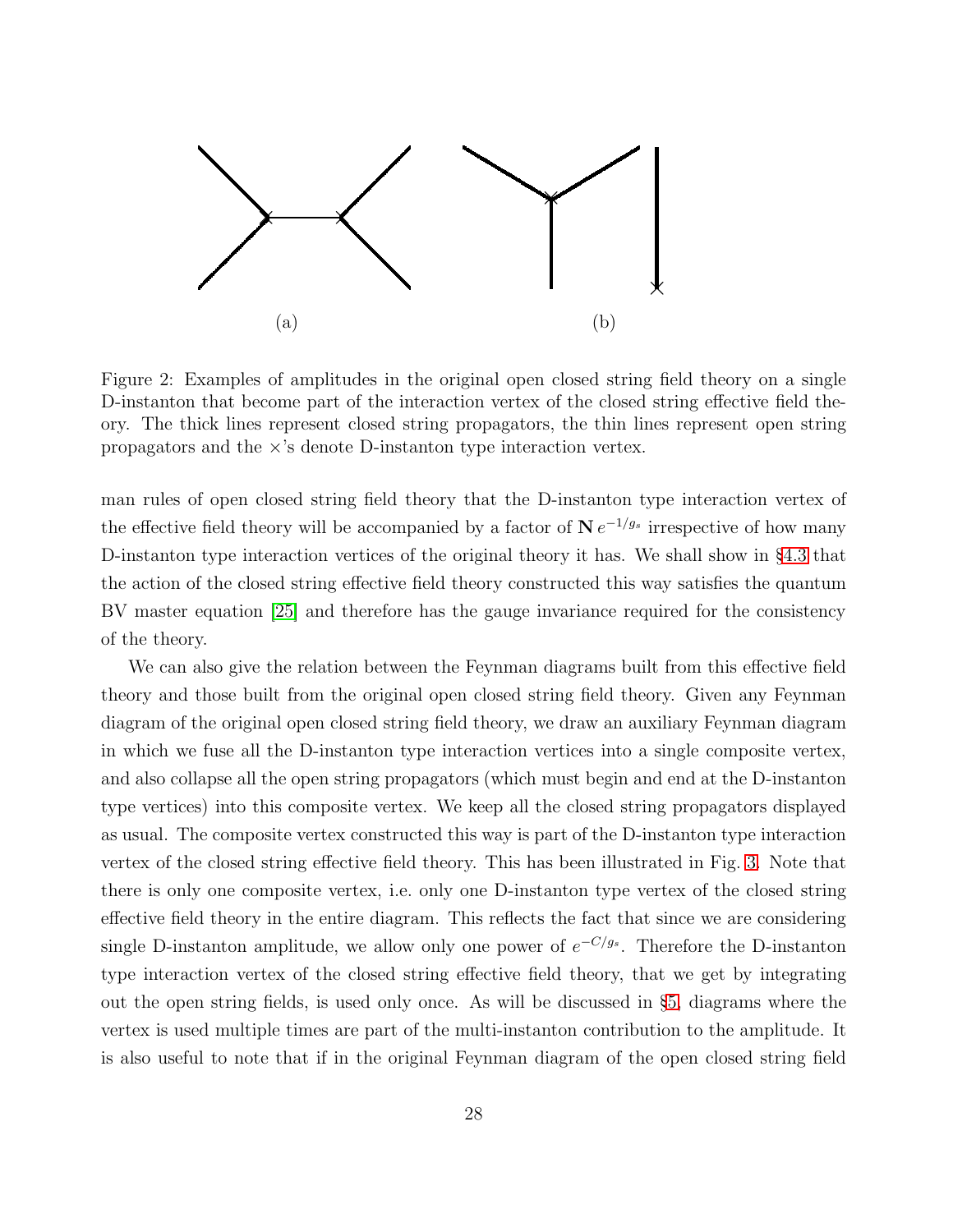(a) (b)

Figure 2: Examples of amplitudes in the original open closed string field theory on a single D-instanton that become part of the interaction vertex of the closed string effective field theory. The thick lines represent closed string propagators, the thin lines represent open string propagators and the ×'s denote D-instanton type interaction vertex.

man rules of open closed string field theory that the D-instanton type interaction vertex of the effective field theory will be accompanied by a factor of $\mathbf{N}\, e^{-1/g_s}$ irrespective of how many D-instanton type interaction vertices of the original theory it has. We shall show in §4.3 that the action of the closed string effective field theory constructed this way satisfies the quantum BV master equation [25] and therefore has the gauge invariance required for the consistency of the theory.

We can also give the relation between the Feynman diagrams built from this effective field theory and those built from the original open closed string field theory. Given any Feynman diagram of the original open closed string field theory, we draw an auxiliary Feynman diagram in which we fuse all the D-instanton type interaction vertices into a single composite vertex, and also collapse all the open string propagators (which must begin and end at the D-instanton type vertices) into this composite vertex. We keep all the closed string propagators displayed as usual. The composite vertex constructed this way is part of the D-instanton type interaction vertex of the closed string effective field theory. This has been illustrated in Fig. 3. Note that there is only one composite vertex, i.e. only one D-instanton type vertex of the closed string effective field theory in the entire diagram. This reflects the fact that since we are considering single D-instanton amplitude, we allow only one power of $e^{-C/g_s}$. Therefore the D-instanton type interaction vertex of the closed string effective field theory, that we get by integrating out the open string fields, is used only once. As will be discussed in §5, diagrams where the vertex is used multiple times are part of the multi-instanton contribution to the amplitude. It is also useful to note that if in the original Feynman diagram of the open closed string field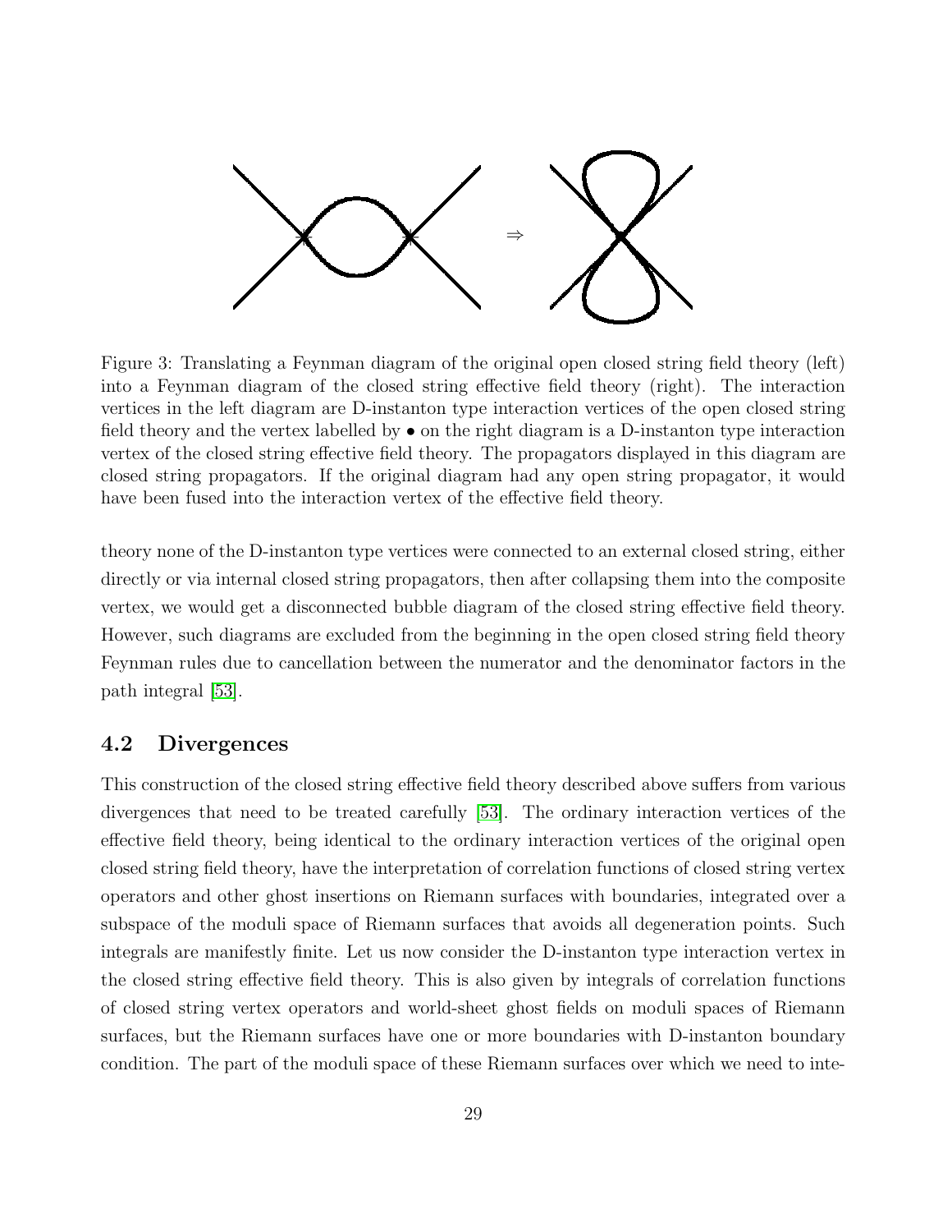Figure 3: Translating a Feynman diagram of the original open closed string field theory (left) into a Feynman diagram of the closed string effective field theory (right). The interaction vertices in the left diagram are D-instanton type interaction vertices of the open closed string field theory and the vertex labelled by • on the right diagram is a D-instanton type interaction vertex of the closed string effective field theory. The propagators displayed in this diagram are closed string propagators. If the original diagram had any open string propagator, it would have been fused into the interaction vertex of the effective field theory.

theory none of the D-instanton type vertices were connected to an external closed string, either directly or via internal closed string propagators, then after collapsing them into the composite vertex, we would get a disconnected bubble diagram of the closed string effective field theory. However, such diagrams are excluded from the beginning in the open closed string field theory Feynman rules due to cancellation between the numerator and the denominator factors in the path integral [53].

## 4.2 Divergences

This construction of the closed string effective field theory described above suffers from various divergences that need to be treated carefully [53]. The ordinary interaction vertices of the effective field theory, being identical to the ordinary interaction vertices of the original open closed string field theory, have the interpretation of correlation functions of closed string vertex operators and other ghost insertions on Riemann surfaces with boundaries, integrated over a subspace of the moduli space of Riemann surfaces that avoids all degeneration points. Such integrals are manifestly finite. Let us now consider the D-instanton type interaction vertex in the closed string effective field theory. This is also given by integrals of correlation functions of closed string vertex operators and world-sheet ghost fields on moduli spaces of Riemann surfaces, but the Riemann surfaces have one or more boundaries with D-instanton boundary condition. The part of the moduli space of these Riemann surfaces over which we need to inte-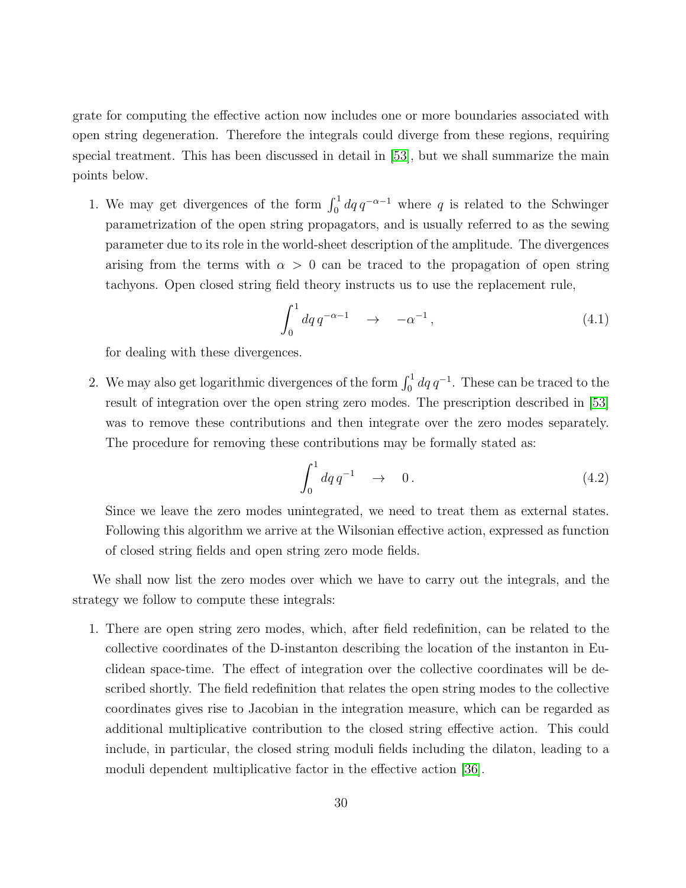grate for computing the effective action now includes one or more boundaries associated with open string degeneration. Therefore the integrals could diverge from these regions, requiring special treatment. This has been discussed in detail in [53], but we shall summarize the main points below.

1. We may get divergences of the form $\int_0^1 dq\, q^{-\alpha-1}$ where $q$ is related to the Schwinger parametrization of the open string propagators, and is usually referred to as the sewing parameter due to its role in the world-sheet description of the amplitude. The divergences arising from the terms with $\alpha > 0$ can be traced to the propagation of open string tachyons. Open closed string field theory instructs us to use the replacement rule,
$$\int_0^1 dq\, q^{-\alpha-1} \quad \to \quad -\alpha^{-1}\,, \tag{4.1}$$
for dealing with these divergences.

2. We may also get logarithmic divergences of the form $\int_0^1 dq\, q^{-1}$. These can be traced to the result of integration over the open string zero modes. The prescription described in [53] was to remove these contributions and then integrate over the zero modes separately. The procedure for removing these contributions may be formally stated as:
$$\int_0^1 dq\, q^{-1} \quad \to \quad 0\,. \tag{4.2}$$
Since we leave the zero modes unintegrated, we need to treat them as external states. Following this algorithm we arrive at the Wilsonian effective action, expressed as function of closed string fields and open string zero mode fields.

We shall now list the zero modes over which we have to carry out the integrals, and the strategy we follow to compute these integrals:

1. There are open string zero modes, which, after field redefinition, can be related to the collective coordinates of the D-instanton describing the location of the instanton in Euclidean space-time. The effect of integration over the collective coordinates will be described shortly. The field redefinition that relates the open string modes to the collective coordinates gives rise to Jacobian in the integration measure, which can be regarded as additional multiplicative contribution to the closed string effective action. This could include, in particular, the closed string moduli fields including the dilaton, leading to a moduli dependent multiplicative factor in the effective action [36].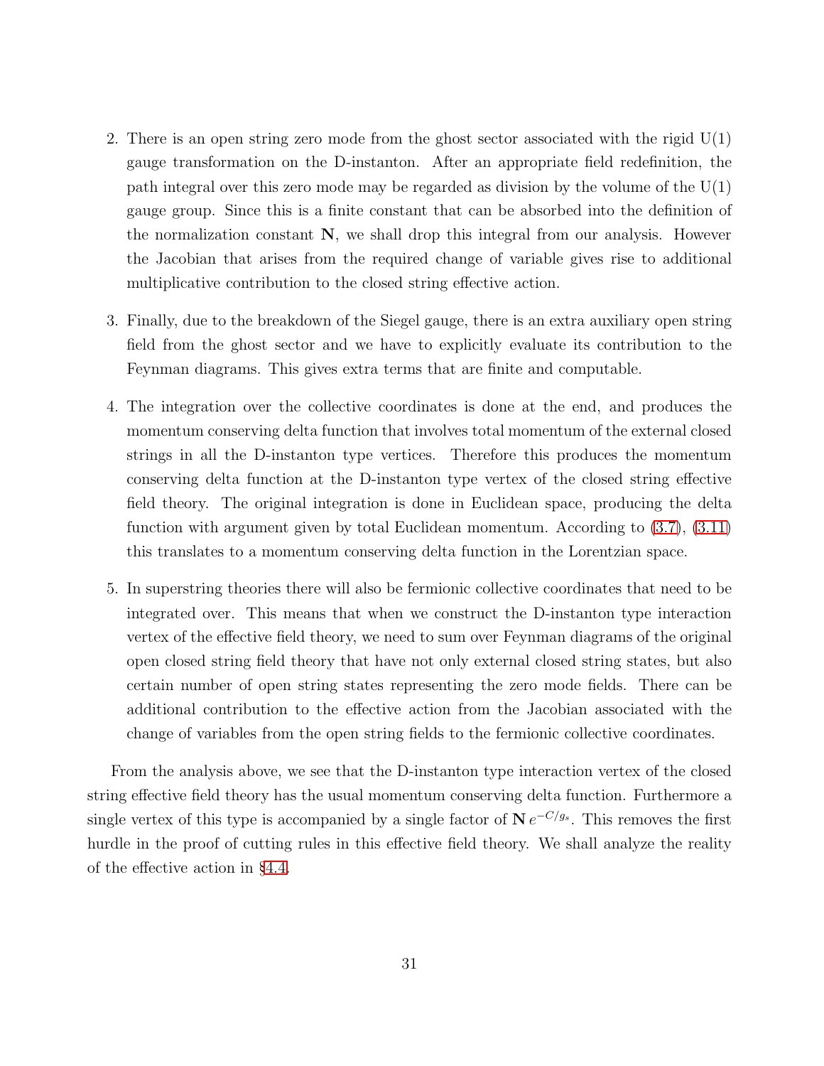2. There is an open string zero mode from the ghost sector associated with the rigid U(1) gauge transformation on the D-instanton. After an appropriate field redefinition, the path integral over this zero mode may be regarded as division by the volume of the U(1) gauge group. Since this is a finite constant that can be absorbed into the definition of the normalization constant $\mathbf{N}$, we shall drop this integral from our analysis. However the Jacobian that arises from the required change of variable gives rise to additional multiplicative contribution to the closed string effective action.

3. Finally, due to the breakdown of the Siegel gauge, there is an extra auxiliary open string field from the ghost sector and we have to explicitly evaluate its contribution to the Feynman diagrams. This gives extra terms that are finite and computable.

4. The integration over the collective coordinates is done at the end, and produces the momentum conserving delta function that involves total momentum of the external closed strings in all the D-instanton type vertices. Therefore this produces the momentum conserving delta function at the D-instanton type vertex of the closed string effective field theory. The original integration is done in Euclidean space, producing the delta function with argument given by total Euclidean momentum. According to (3.7), (3.11) this translates to a momentum conserving delta function in the Lorentzian space.

5. In superstring theories there will also be fermionic collective coordinates that need to be integrated over. This means that when we construct the D-instanton type interaction vertex of the effective field theory, we need to sum over Feynman diagrams of the original open closed string field theory that have not only external closed string states, but also certain number of open string states representing the zero mode fields. There can be additional contribution to the effective action from the Jacobian associated with the change of variables from the open string fields to the fermionic collective coordinates.

From the analysis above, we see that the D-instanton type interaction vertex of the closed string effective field theory has the usual momentum conserving delta function. Furthermore a single vertex of this type is accompanied by a single factor of $\mathbf{N}\, e^{-C/g_s}$. This removes the first hurdle in the proof of cutting rules in this effective field theory. We shall analyze the reality of the effective action in §4.4.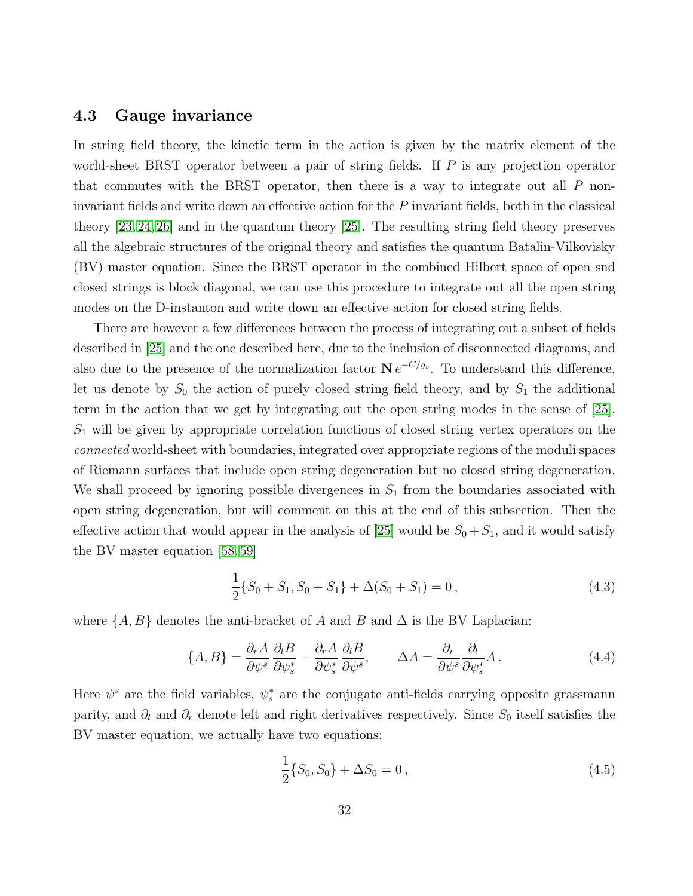### 4.3 Gauge invariance

In string field theory, the kinetic term in the action is given by the matrix element of the world-sheet BRST operator between a pair of string fields. If $P$ is any projection operator that commutes with the BRST operator, then there is a way to integrate out all $P$ non-invariant fields and write down an effective action for the $P$ invariant fields, both in the classical theory [23,24,26] and in the quantum theory [25]. The resulting string field theory preserves all the algebraic structures of the original theory and satisfies the quantum Batalin-Vilkovisky (BV) master equation. Since the BRST operator in the combined Hilbert space of open snd closed strings is block diagonal, we can use this procedure to integrate out all the open string modes on the D-instanton and write down an effective action for closed string fields.

There are however a few differences between the process of integrating out a subset of fields described in [25] and the one described here, due to the inclusion of disconnected diagrams, and also due to the presence of the normalization factor $\mathbf{N}\, e^{-C/g_s}$. To understand this difference, let us denote by $S_0$ the action of purely closed string field theory, and by $S_1$ the additional term in the action that we get by integrating out the open string modes in the sense of [25]. $S_1$ will be given by appropriate correlation functions of closed string vertex operators on the *connected* world-sheet with boundaries, integrated over appropriate regions of the moduli spaces of Riemann surfaces that include open string degeneration but no closed string degeneration. We shall proceed by ignoring possible divergences in $S_1$ from the boundaries associated with open string degeneration, but will comment on this at the end of this subsection. Then the effective action that would appear in the analysis of [25] would be $S_0+S_1$, and it would satisfy the BV master equation [58,59]

$$\frac{1}{2}\{S_0+S_1, S_0+S_1\} + \Delta(S_0+S_1) = 0\,, \tag{4.3}$$

where $\{A,B\}$ denotes the anti-bracket of $A$ and $B$ and $\Delta$ is the BV Laplacian:

$$\{A,B\} = \frac{\partial_r A}{\partial \psi^s}\,\frac{\partial_l B}{\partial \psi^*_s} - \frac{\partial_r A}{\partial \psi^*_s}\,\frac{\partial_l B}{\partial \psi^s}, \qquad \Delta A = \frac{\partial_r}{\partial \psi^s}\frac{\partial_l}{\partial \psi^*_s} A\,. \tag{4.4}$$

Here $\psi^s$ are the field variables, $\psi^*_s$ are the conjugate anti-fields carrying opposite grassmann parity, and $\partial_l$ and $\partial_r$ denote left and right derivatives respectively. Since $S_0$ itself satisfies the BV master equation, we actually have two equations:

$$\frac{1}{2}\{S_0, S_0\} + \Delta S_0 = 0\,, \tag{4.5}$$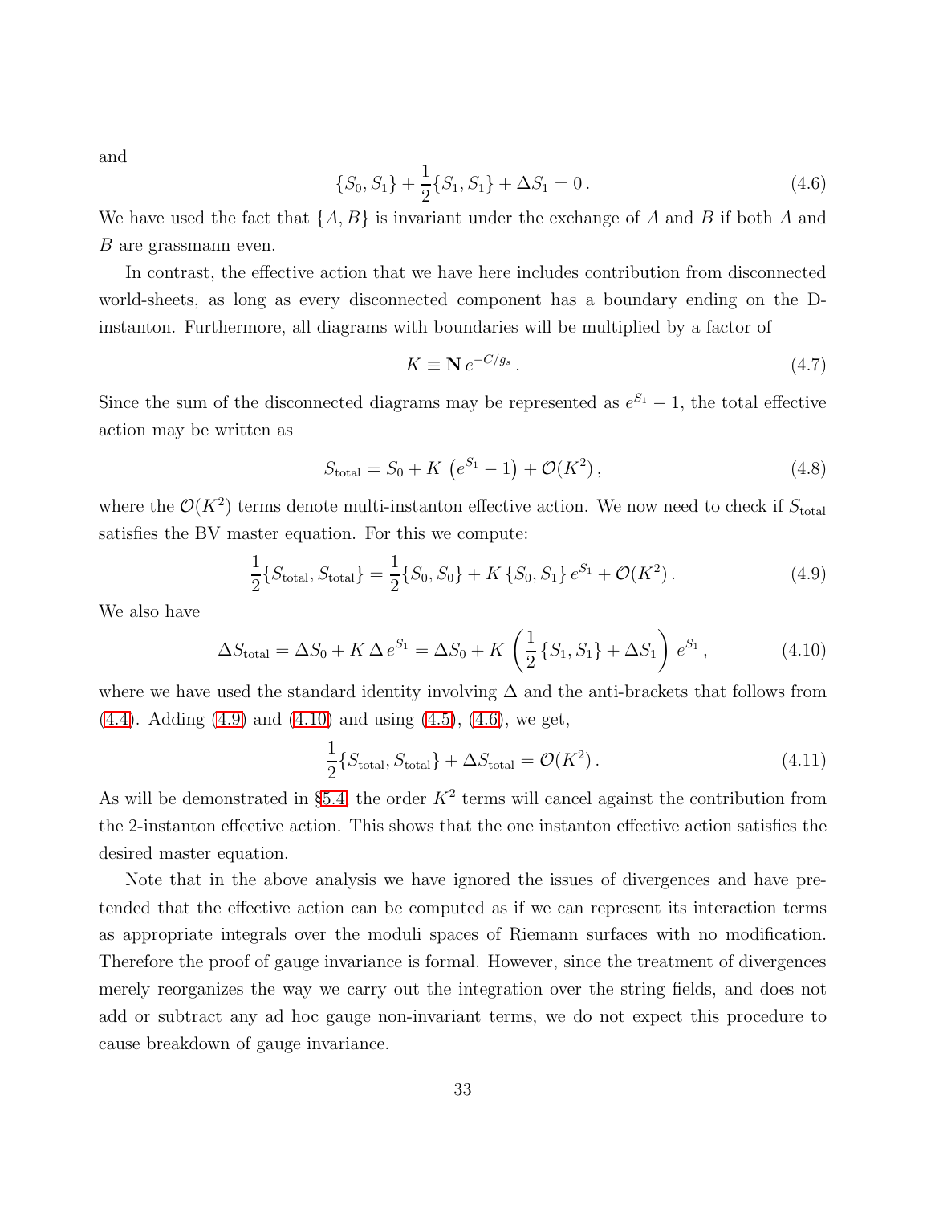and

$$\{S_0, S_1\} + \frac{1}{2}\{S_1, S_1\} + \Delta S_1 = 0\,. \tag{4.6}$$

We have used the fact that $\{A, B\}$ is invariant under the exchange of $A$ and $B$ if both $A$ and $B$ are grassmann even.

In contrast, the effective action that we have here includes contribution from disconnected world-sheets, as long as every disconnected component has a boundary ending on the D-instanton. Furthermore, all diagrams with boundaries will be multiplied by a factor of

$$K \equiv \mathbf{N}\, e^{-C/g_s}\,. \tag{4.7}$$

Since the sum of the disconnected diagrams may be represented as $e^{S_1} - 1$, the total effective action may be written as

$$S_{\rm total} = S_0 + K\,\left(e^{S_1} - 1\right) + \mathcal{O}(K^2)\,, \tag{4.8}$$

where the $\mathcal{O}(K^2)$ terms denote multi-instanton effective action. We now need to check if $S_{\rm total}$ satisfies the BV master equation. For this we compute:

$$\frac{1}{2}\{S_{\rm total}, S_{\rm total}\} = \frac{1}{2}\{S_0, S_0\} + K\,\{S_0, S_1\}\, e^{S_1} + \mathcal{O}(K^2)\,. \tag{4.9}$$

We also have

$$\Delta S_{\rm total} = \Delta S_0 + K\,\Delta\, e^{S_1} = \Delta S_0 + K\,\left(\frac{1}{2}\,\{S_1, S_1\} + \Delta S_1\right)\, e^{S_1}\,, \tag{4.10}$$

where we have used the standard identity involving $\Delta$ and the anti-brackets that follows from (4.4). Adding (4.9) and (4.10) and using (4.5), (4.6), we get,

$$\frac{1}{2}\{S_{\rm total}, S_{\rm total}\} + \Delta S_{\rm total} = \mathcal{O}(K^2)\,. \tag{4.11}$$

As will be demonstrated in §5.4, the order $K^2$ terms will cancel against the contribution from the 2-instanton effective action. This shows that the one instanton effective action satisfies the desired master equation.

Note that in the above analysis we have ignored the issues of divergences and have pretended that the effective action can be computed as if we can represent its interaction terms as appropriate integrals over the moduli spaces of Riemann surfaces with no modification. Therefore the proof of gauge invariance is formal. However, since the treatment of divergences merely reorganizes the way we carry out the integration over the string fields, and does not add or subtract any ad hoc gauge non-invariant terms, we do not expect this procedure to cause breakdown of gauge invariance.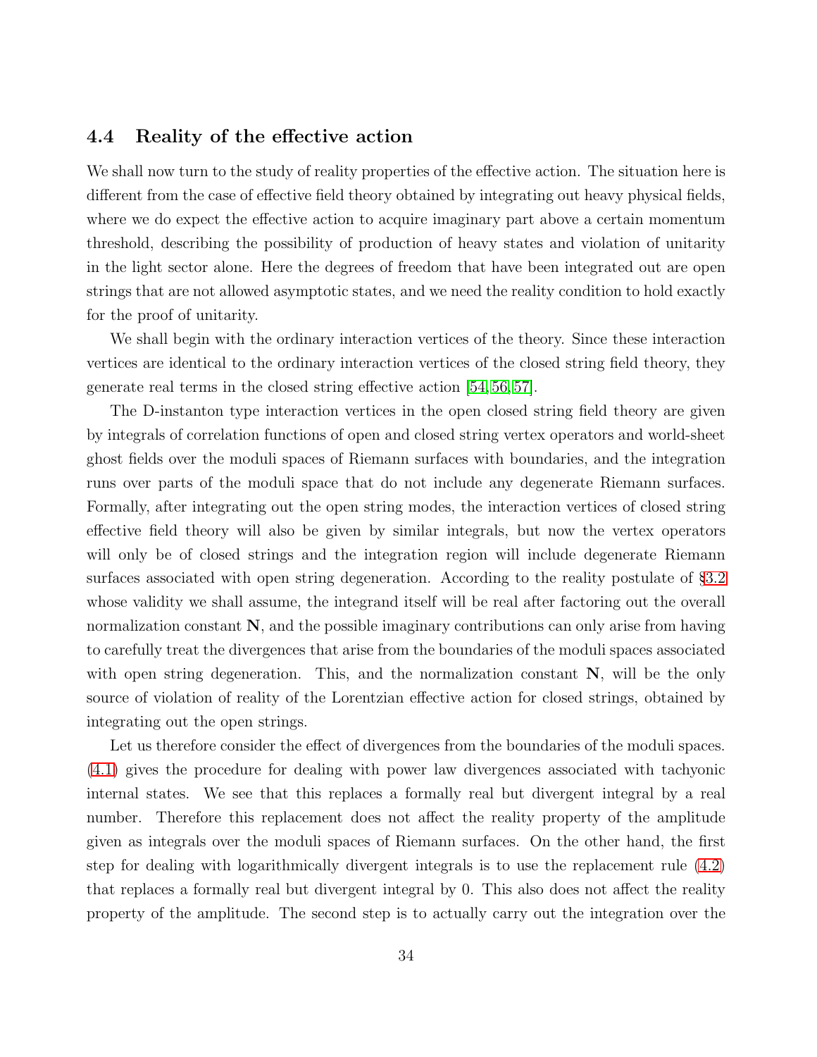### 4.4 Reality of the effective action

We shall now turn to the study of reality properties of the effective action. The situation here is different from the case of effective field theory obtained by integrating out heavy physical fields, where we do expect the effective action to acquire imaginary part above a certain momentum threshold, describing the possibility of production of heavy states and violation of unitarity in the light sector alone. Here the degrees of freedom that have been integrated out are open strings that are not allowed asymptotic states, and we need the reality condition to hold exactly for the proof of unitarity.

We shall begin with the ordinary interaction vertices of the theory. Since these interaction vertices are identical to the ordinary interaction vertices of the closed string field theory, they generate real terms in the closed string effective action [54, 56, 57].

The D-instanton type interaction vertices in the open closed string field theory are given by integrals of correlation functions of open and closed string vertex operators and world-sheet ghost fields over the moduli spaces of Riemann surfaces with boundaries, and the integration runs over parts of the moduli space that do not include any degenerate Riemann surfaces. Formally, after integrating out the open string modes, the interaction vertices of closed string effective field theory will also be given by similar integrals, but now the vertex operators will only be of closed strings and the integration region will include degenerate Riemann surfaces associated with open string degeneration. According to the reality postulate of §3.2 whose validity we shall assume, the integrand itself will be real after factoring out the overall normalization constant $\mathbf{N}$, and the possible imaginary contributions can only arise from having to carefully treat the divergences that arise from the boundaries of the moduli spaces associated with open string degeneration. This, and the normalization constant $\mathbf{N}$, will be the only source of violation of reality of the Lorentzian effective action for closed strings, obtained by integrating out the open strings.

Let us therefore consider the effect of divergences from the boundaries of the moduli spaces. (4.1) gives the procedure for dealing with power law divergences associated with tachyonic internal states. We see that this replaces a formally real but divergent integral by a real number. Therefore this replacement does not affect the reality property of the amplitude given as integrals over the moduli spaces of Riemann surfaces. On the other hand, the first step for dealing with logarithmically divergent integrals is to use the replacement rule (4.2) that replaces a formally real but divergent integral by 0. This also does not affect the reality property of the amplitude. The second step is to actually carry out the integration over the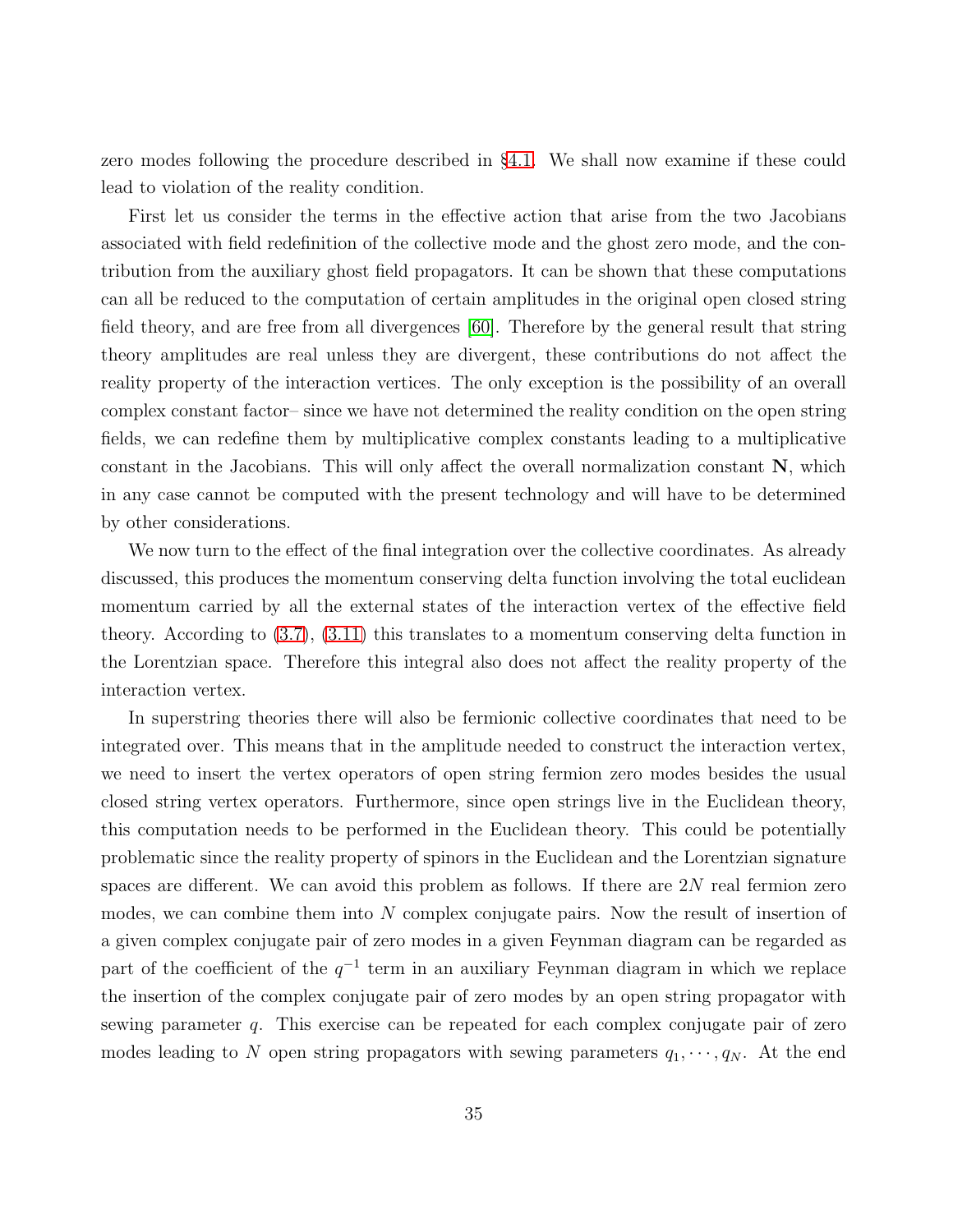zero modes following the procedure described in §4.1. We shall now examine if these could lead to violation of the reality condition.

First let us consider the terms in the effective action that arise from the two Jacobians associated with field redefinition of the collective mode and the ghost zero mode, and the contribution from the auxiliary ghost field propagators. It can be shown that these computations can all be reduced to the computation of certain amplitudes in the original open closed string field theory, and are free from all divergences [60]. Therefore by the general result that string theory amplitudes are real unless they are divergent, these contributions do not affect the reality property of the interaction vertices. The only exception is the possibility of an overall complex constant factor– since we have not determined the reality condition on the open string fields, we can redefine them by multiplicative complex constants leading to a multiplicative constant in the Jacobians. This will only affect the overall normalization constant $\mathbf{N}$, which in any case cannot be computed with the present technology and will have to be determined by other considerations.

We now turn to the effect of the final integration over the collective coordinates. As already discussed, this produces the momentum conserving delta function involving the total euclidean momentum carried by all the external states of the interaction vertex of the effective field theory. According to (3.7), (3.11) this translates to a momentum conserving delta function in the Lorentzian space. Therefore this integral also does not affect the reality property of the interaction vertex.

In superstring theories there will also be fermionic collective coordinates that need to be integrated over. This means that in the amplitude needed to construct the interaction vertex, we need to insert the vertex operators of open string fermion zero modes besides the usual closed string vertex operators. Furthermore, since open strings live in the Euclidean theory, this computation needs to be performed in the Euclidean theory. This could be potentially problematic since the reality property of spinors in the Euclidean and the Lorentzian signature spaces are different. We can avoid this problem as follows. If there are $2N$ real fermion zero modes, we can combine them into $N$ complex conjugate pairs. Now the result of insertion of a given complex conjugate pair of zero modes in a given Feynman diagram can be regarded as part of the coefficient of the $q^{-1}$ term in an auxiliary Feynman diagram in which we replace the insertion of the complex conjugate pair of zero modes by an open string propagator with sewing parameter $q$. This exercise can be repeated for each complex conjugate pair of zero modes leading to $N$ open string propagators with sewing parameters $q_1, \cdots, q_N$. At the end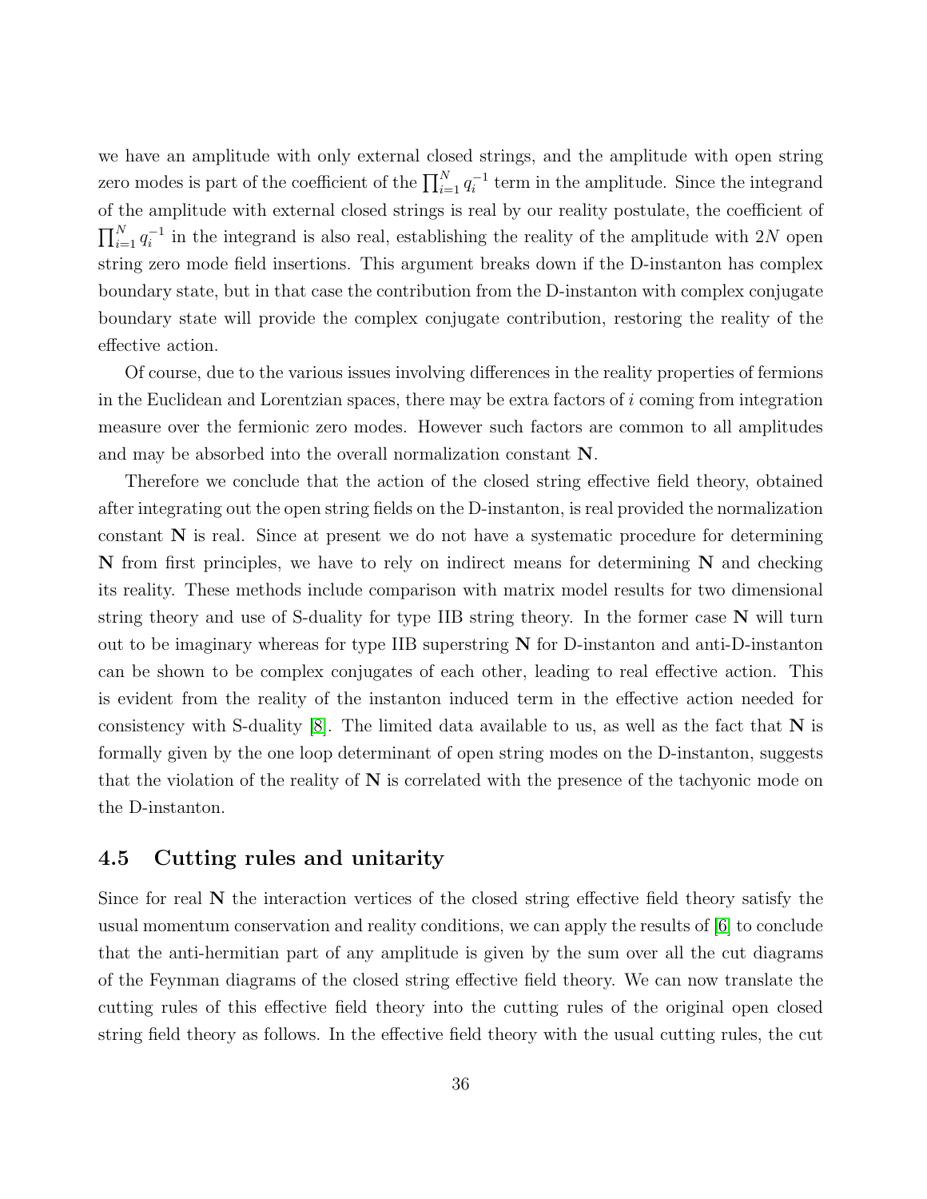we have an amplitude with only external closed strings, and the amplitude with open string zero modes is part of the coefficient of the $\prod_{i=1}^N q_i^{-1}$ term in the amplitude. Since the integrand of the amplitude with external closed strings is real by our reality postulate, the coefficient of $\prod_{i=1}^N q_i^{-1}$ in the integrand is also real, establishing the reality of the amplitude with $2N$ open string zero mode field insertions. This argument breaks down if the D-instanton has complex boundary state, but in that case the contribution from the D-instanton with complex conjugate boundary state will provide the complex conjugate contribution, restoring the reality of the effective action.

Of course, due to the various issues involving differences in the reality properties of fermions in the Euclidean and Lorentzian spaces, there may be extra factors of $i$ coming from integration measure over the fermionic zero modes. However such factors are common to all amplitudes and may be absorbed into the overall normalization constant $\mathbf{N}$.

Therefore we conclude that the action of the closed string effective field theory, obtained after integrating out the open string fields on the D-instanton, is real provided the normalization constant $\mathbf{N}$ is real. Since at present we do not have a systematic procedure for determining $\mathbf{N}$ from first principles, we have to rely on indirect means for determining $\mathbf{N}$ and checking its reality. These methods include comparison with matrix model results for two dimensional string theory and use of S-duality for type IIB string theory. In the former case $\mathbf{N}$ will turn out to be imaginary whereas for type IIB superstring $\mathbf{N}$ for D-instanton and anti-D-instanton can be shown to be complex conjugates of each other, leading to real effective action. This is evident from the reality of the instanton induced term in the effective action needed for consistency with S-duality [8]. The limited data available to us, as well as the fact that $\mathbf{N}$ is formally given by the one loop determinant of open string modes on the D-instanton, suggests that the violation of the reality of $\mathbf{N}$ is correlated with the presence of the tachyonic mode on the D-instanton.

### 4.5 Cutting rules and unitarity

Since for real $\mathbf{N}$ the interaction vertices of the closed string effective field theory satisfy the usual momentum conservation and reality conditions, we can apply the results of [6] to conclude that the anti-hermitian part of any amplitude is given by the sum over all the cut diagrams of the Feynman diagrams of the closed string effective field theory. We can now translate the cutting rules of this effective field theory into the cutting rules of the original open closed string field theory as follows. In the effective field theory with the usual cutting rules, the cut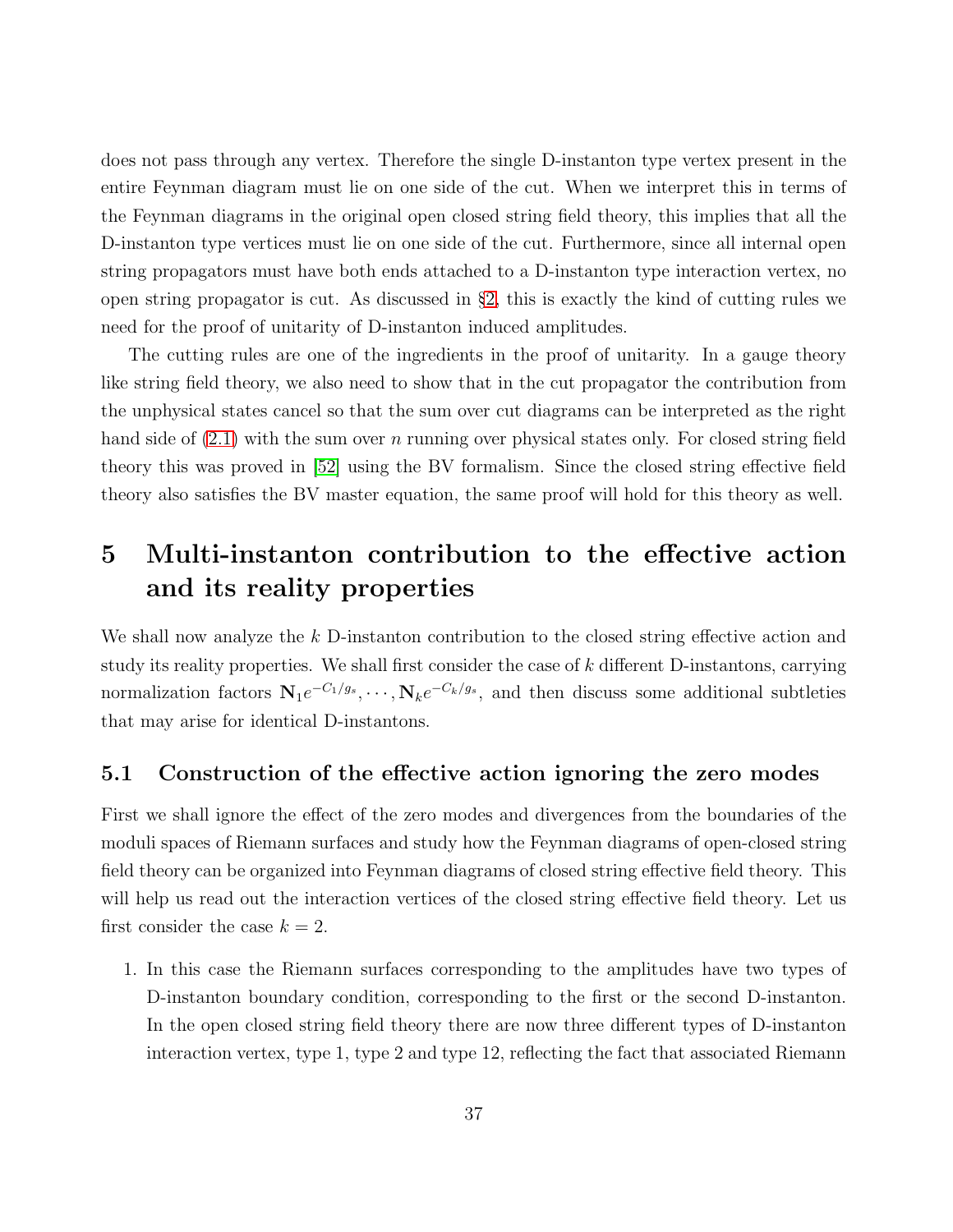does not pass through any vertex. Therefore the single D-instanton type vertex present in the entire Feynman diagram must lie on one side of the cut. When we interpret this in terms of the Feynman diagrams in the original open closed string field theory, this implies that all the D-instanton type vertices must lie on one side of the cut. Furthermore, since all internal open string propagators must have both ends attached to a D-instanton type interaction vertex, no open string propagator is cut. As discussed in §2, this is exactly the kind of cutting rules we need for the proof of unitarity of D-instanton induced amplitudes.

The cutting rules are one of the ingredients in the proof of unitarity. In a gauge theory like string field theory, we also need to show that in the cut propagator the contribution from the unphysical states cancel so that the sum over cut diagrams can be interpreted as the right hand side of (2.1) with the sum over $n$ running over physical states only. For closed string field theory this was proved in [52] using the BV formalism. Since the closed string effective field theory also satisfies the BV master equation, the same proof will hold for this theory as well.

# 5 Multi-instanton contribution to the effective action and its reality properties

We shall now analyze the $k$ D-instanton contribution to the closed string effective action and study its reality properties. We shall first consider the case of $k$ different D-instantons, carrying normalization factors $\mathbf{N}_1 e^{-C_1/g_s}, \cdots, \mathbf{N}_k e^{-C_k/g_s}$, and then discuss some additional subtleties that may arise for identical D-instantons.

## 5.1 Construction of the effective action ignoring the zero modes

First we shall ignore the effect of the zero modes and divergences from the boundaries of the moduli spaces of Riemann surfaces and study how the Feynman diagrams of open-closed string field theory can be organized into Feynman diagrams of closed string effective field theory. This will help us read out the interaction vertices of the closed string effective field theory. Let us first consider the case $k = 2$.

1. In this case the Riemann surfaces corresponding to the amplitudes have two types of D-instanton boundary condition, corresponding to the first or the second D-instanton. In the open closed string field theory there are now three different types of D-instanton interaction vertex, type 1, type 2 and type 12, reflecting the fact that associated Riemann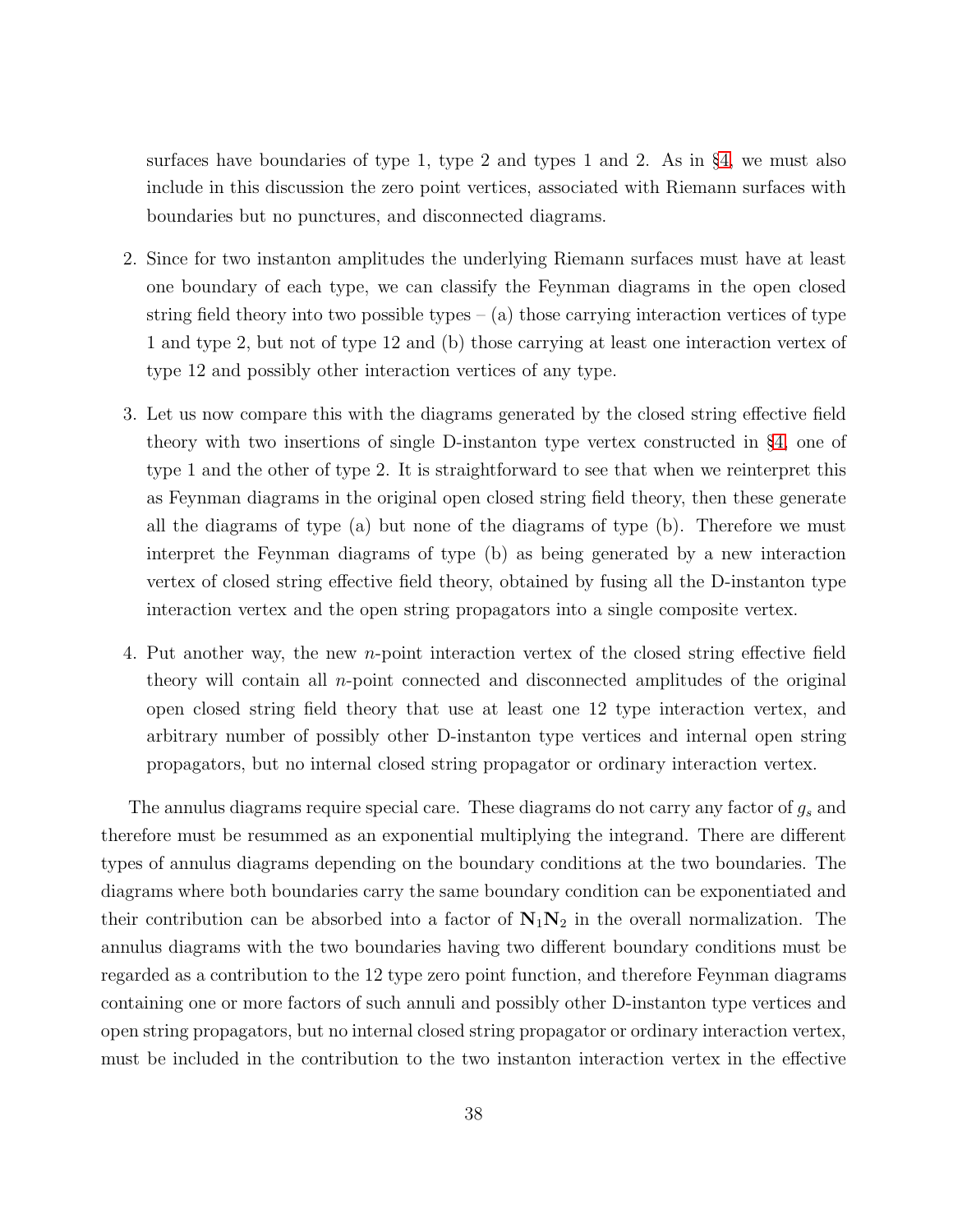surfaces have boundaries of type 1, type 2 and types 1 and 2. As in §4, we must also include in this discussion the zero point vertices, associated with Riemann surfaces with boundaries but no punctures, and disconnected diagrams.

2. Since for two instanton amplitudes the underlying Riemann surfaces must have at least one boundary of each type, we can classify the Feynman diagrams in the open closed string field theory into two possible types – (a) those carrying interaction vertices of type 1 and type 2, but not of type 12 and (b) those carrying at least one interaction vertex of type 12 and possibly other interaction vertices of any type.

3. Let us now compare this with the diagrams generated by the closed string effective field theory with two insertions of single D-instanton type vertex constructed in §4, one of type 1 and the other of type 2. It is straightforward to see that when we reinterpret this as Feynman diagrams in the original open closed string field theory, then these generate all the diagrams of type (a) but none of the diagrams of type (b). Therefore we must interpret the Feynman diagrams of type (b) as being generated by a new interaction vertex of closed string effective field theory, obtained by fusing all the D-instanton type interaction vertex and the open string propagators into a single composite vertex.

4. Put another way, the new $n$-point interaction vertex of the closed string effective field theory will contain all $n$-point connected and disconnected amplitudes of the original open closed string field theory that use at least one 12 type interaction vertex, and arbitrary number of possibly other D-instanton type vertices and internal open string propagators, but no internal closed string propagator or ordinary interaction vertex.

The annulus diagrams require special care. These diagrams do not carry any factor of $g_s$ and therefore must be resummed as an exponential multiplying the integrand. There are different types of annulus diagrams depending on the boundary conditions at the two boundaries. The diagrams where both boundaries carry the same boundary condition can be exponentiated and their contribution can be absorbed into a factor of $\mathbf{N}_1\mathbf{N}_2$ in the overall normalization. The annulus diagrams with the two boundaries having two different boundary conditions must be regarded as a contribution to the 12 type zero point function, and therefore Feynman diagrams containing one or more factors of such annuli and possibly other D-instanton type vertices and open string propagators, but no internal closed string propagator or ordinary interaction vertex, must be included in the contribution to the two instanton interaction vertex in the effective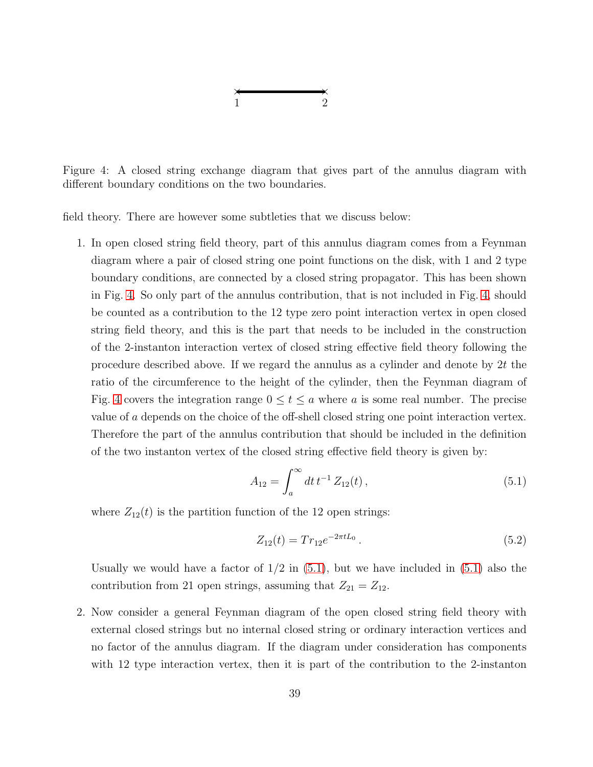1 2

Figure 4: A closed string exchange diagram that gives part of the annulus diagram with different boundary conditions on the two boundaries.

field theory. There are however some subtleties that we discuss below:

1. In open closed string field theory, part of this annulus diagram comes from a Feynman diagram where a pair of closed string one point functions on the disk, with 1 and 2 type boundary conditions, are connected by a closed string propagator. This has been shown in Fig. 4. So only part of the annulus contribution, that is not included in Fig. 4, should be counted as a contribution to the 12 type zero point interaction vertex in open closed string field theory, and this is the part that needs to be included in the construction of the 2-instanton interaction vertex of closed string effective field theory following the procedure described above. If we regard the annulus as a cylinder and denote by $2t$ the ratio of the circumference to the height of the cylinder, then the Feynman diagram of Fig. 4 covers the integration range $0 \le t \le a$ where $a$ is some real number. The precise value of $a$ depends on the choice of the off-shell closed string one point interaction vertex. Therefore the part of the annulus contribution that should be included in the definition of the two instanton vertex of the closed string effective field theory is given by:

$$A_{12} = \int_a^\infty dt\, t^{-1}\, Z_{12}(t)\,, \tag{5.1}$$

where $Z_{12}(t)$ is the partition function of the 12 open strings:

$$Z_{12}(t) = Tr_{12} e^{-2\pi t L_0}\,. \tag{5.2}$$

Usually we would have a factor of $1/2$ in (5.1), but we have included in (5.1) also the contribution from 21 open strings, assuming that $Z_{21} = Z_{12}$.

2. Now consider a general Feynman diagram of the open closed string field theory with external closed strings but no internal closed string or ordinary interaction vertices and no factor of the annulus diagram. If the diagram under consideration has components with 12 type interaction vertex, then it is part of the contribution to the 2-instanton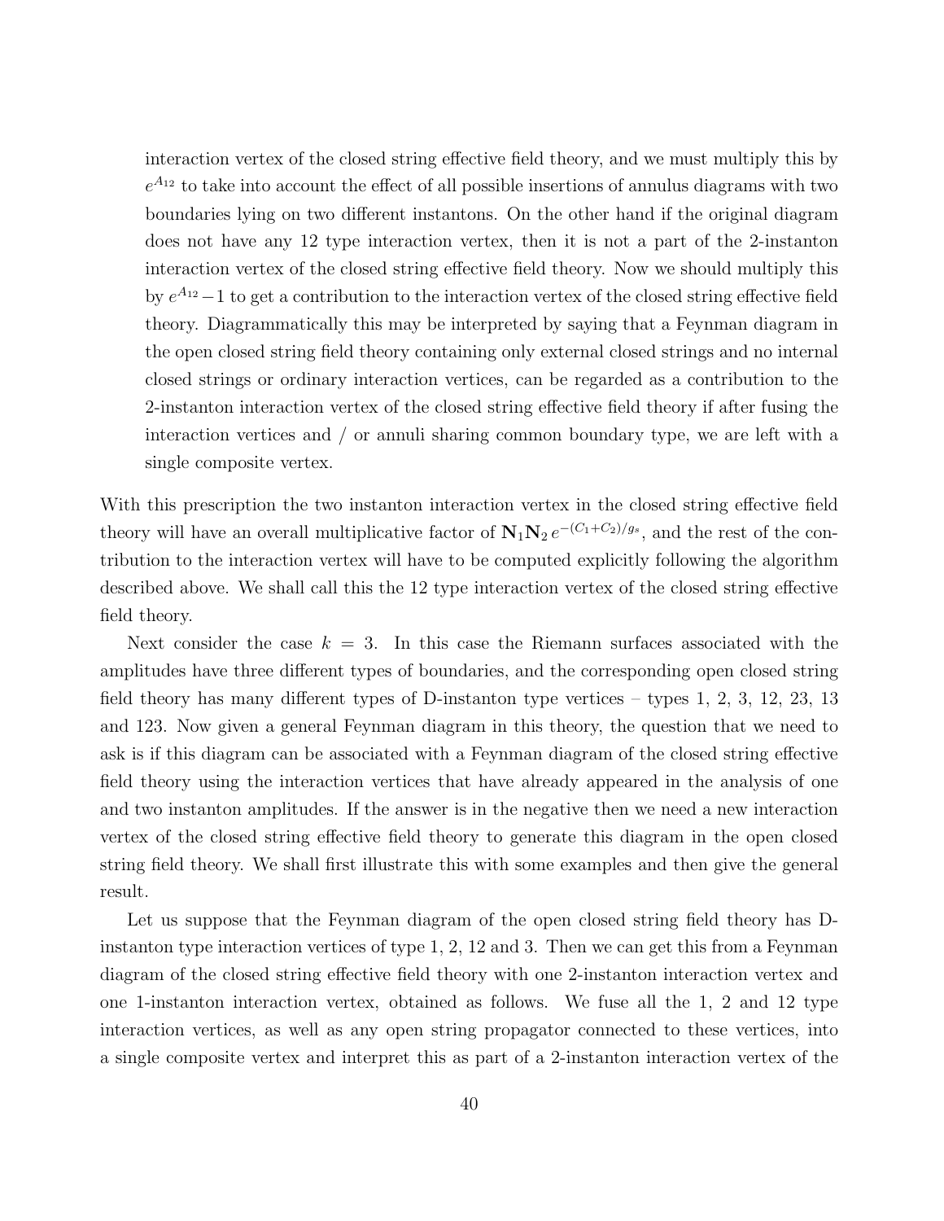interaction vertex of the closed string effective field theory, and we must multiply this by $e^{A_{12}}$ to take into account the effect of all possible insertions of annulus diagrams with two boundaries lying on two different instantons. On the other hand if the original diagram does not have any 12 type interaction vertex, then it is not a part of the 2-instanton interaction vertex of the closed string effective field theory. Now we should multiply this by $e^{A_{12}}-1$ to get a contribution to the interaction vertex of the closed string effective field theory. Diagrammatically this may be interpreted by saying that a Feynman diagram in the open closed string field theory containing only external closed strings and no internal closed strings or ordinary interaction vertices, can be regarded as a contribution to the 2-instanton interaction vertex of the closed string effective field theory if after fusing the interaction vertices and / or annuli sharing common boundary type, we are left with a single composite vertex.

With this prescription the two instanton interaction vertex in the closed string effective field theory will have an overall multiplicative factor of $\mathbf{N}_1\mathbf{N}_2\, e^{-(C_1+C_2)/g_s}$, and the rest of the contribution to the interaction vertex will have to be computed explicitly following the algorithm described above. We shall call this the 12 type interaction vertex of the closed string effective field theory.

Next consider the case $k = 3$. In this case the Riemann surfaces associated with the amplitudes have three different types of boundaries, and the corresponding open closed string field theory has many different types of D-instanton type vertices – types 1, 2, 3, 12, 23, 13 and 123. Now given a general Feynman diagram in this theory, the question that we need to ask is if this diagram can be associated with a Feynman diagram of the closed string effective field theory using the interaction vertices that have already appeared in the analysis of one and two instanton amplitudes. If the answer is in the negative then we need a new interaction vertex of the closed string effective field theory to generate this diagram in the open closed string field theory. We shall first illustrate this with some examples and then give the general result.

Let us suppose that the Feynman diagram of the open closed string field theory has D-instanton type interaction vertices of type 1, 2, 12 and 3. Then we can get this from a Feynman diagram of the closed string effective field theory with one 2-instanton interaction vertex and one 1-instanton interaction vertex, obtained as follows. We fuse all the 1, 2 and 12 type interaction vertices, as well as any open string propagator connected to these vertices, into a single composite vertex and interpret this as part of a 2-instanton interaction vertex of the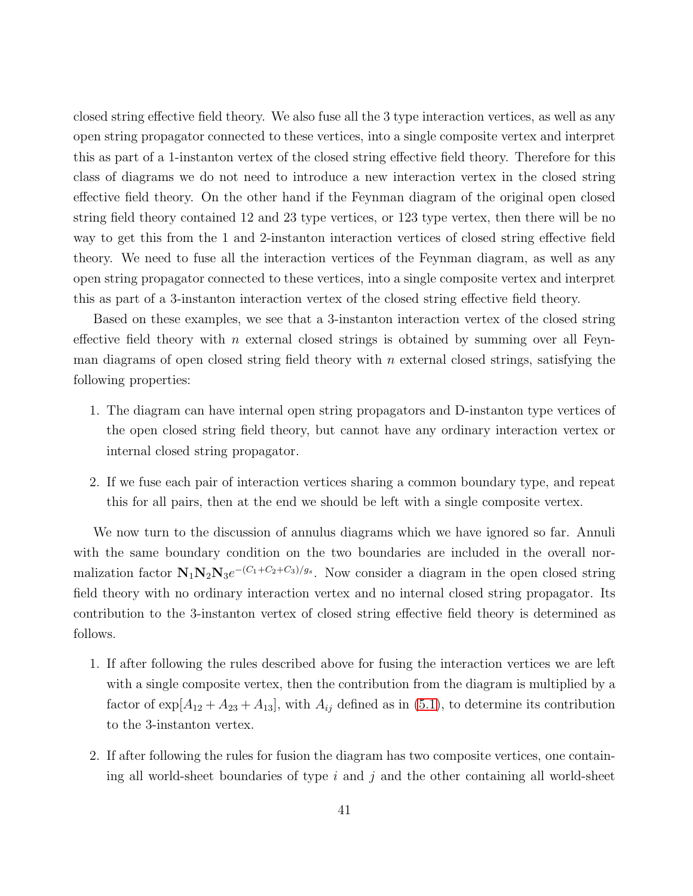closed string effective field theory. We also fuse all the 3 type interaction vertices, as well as any open string propagator connected to these vertices, into a single composite vertex and interpret this as part of a 1-instanton vertex of the closed string effective field theory. Therefore for this class of diagrams we do not need to introduce a new interaction vertex in the closed string effective field theory. On the other hand if the Feynman diagram of the original open closed string field theory contained 12 and 23 type vertices, or 123 type vertex, then there will be no way to get this from the 1 and 2-instanton interaction vertices of closed string effective field theory. We need to fuse all the interaction vertices of the Feynman diagram, as well as any open string propagator connected to these vertices, into a single composite vertex and interpret this as part of a 3-instanton interaction vertex of the closed string effective field theory.

Based on these examples, we see that a 3-instanton interaction vertex of the closed string effective field theory with $n$ external closed strings is obtained by summing over all Feynman diagrams of open closed string field theory with $n$ external closed strings, satisfying the following properties:

1. The diagram can have internal open string propagators and D-instanton type vertices of the open closed string field theory, but cannot have any ordinary interaction vertex or internal closed string propagator.
2. If we fuse each pair of interaction vertices sharing a common boundary type, and repeat this for all pairs, then at the end we should be left with a single composite vertex.

We now turn to the discussion of annulus diagrams which we have ignored so far. Annuli with the same boundary condition on the two boundaries are included in the overall normalization factor $\mathbf{N}_1\mathbf{N}_2\mathbf{N}_3 e^{-(C_1+C_2+C_3)/g_s}$. Now consider a diagram in the open closed string field theory with no ordinary interaction vertex and no internal closed string propagator. Its contribution to the 3-instanton vertex of closed string effective field theory is determined as follows.

1. If after following the rules described above for fusing the interaction vertices we are left with a single composite vertex, then the contribution from the diagram is multiplied by a factor of $\exp[A_{12}+A_{23}+A_{13}]$, with $A_{ij}$ defined as in (5.1), to determine its contribution to the 3-instanton vertex.
2. If after following the rules for fusion the diagram has two composite vertices, one containing all world-sheet boundaries of type $i$ and $j$ and the other containing all world-sheet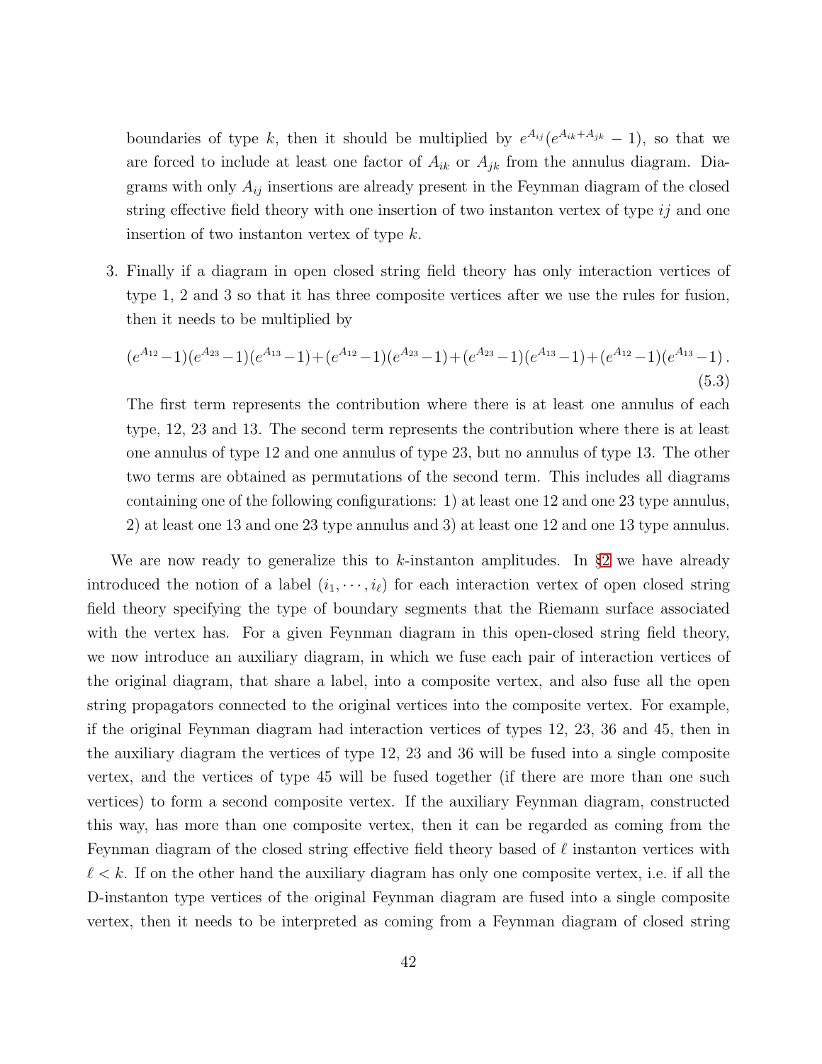boundaries of type $k$, then it should be multiplied by $e^{A_{ij}}(e^{A_{ik}+A_{jk}}-1)$, so that we are forced to include at least one factor of $A_{ik}$ or $A_{jk}$ from the annulus diagram. Diagrams with only $A_{ij}$ insertions are already present in the Feynman diagram of the closed string effective field theory with one insertion of two instanton vertex of type $ij$ and one insertion of two instanton vertex of type $k$.

3. Finally if a diagram in open closed string field theory has only interaction vertices of type 1, 2 and 3 so that it has three composite vertices after we use the rules for fusion, then it needs to be multiplied by

$$(e^{A_{12}}-1)(e^{A_{23}}-1)(e^{A_{13}}-1)+(e^{A_{12}}-1)(e^{A_{23}}-1)+(e^{A_{23}}-1)(e^{A_{13}}-1)+(e^{A_{12}}-1)(e^{A_{13}}-1)\,. \tag{5.3}$$

The first term represents the contribution where there is at least one annulus of each type, 12, 23 and 13. The second term represents the contribution where there is at least one annulus of type 12 and one annulus of type 23, but no annulus of type 13. The other two terms are obtained as permutations of the second term. This includes all diagrams containing one of the following configurations: 1) at least one 12 and one 23 type annulus, 2) at least one 13 and one 23 type annulus and 3) at least one 12 and one 13 type annulus.

We are now ready to generalize this to $k$-instanton amplitudes. In §2 we have already introduced the notion of a label $(i_1, \cdots, i_\ell)$ for each interaction vertex of open closed string field theory specifying the type of boundary segments that the Riemann surface associated with the vertex has. For a given Feynman diagram in this open-closed string field theory, we now introduce an auxiliary diagram, in which we fuse each pair of interaction vertices of the original diagram, that share a label, into a composite vertex, and also fuse all the open string propagators connected to the original vertices into the composite vertex. For example, if the original Feynman diagram had interaction vertices of types 12, 23, 36 and 45, then in the auxiliary diagram the vertices of type 12, 23 and 36 will be fused into a single composite vertex, and the vertices of type 45 will be fused together (if there are more than one such vertices) to form a second composite vertex. If the auxiliary Feynman diagram, constructed this way, has more than one composite vertex, then it can be regarded as coming from the Feynman diagram of the closed string effective field theory based of $\ell$ instanton vertices with $\ell < k$. If on the other hand the auxiliary diagram has only one composite vertex, i.e. if all the D-instanton type vertices of the original Feynman diagram are fused into a single composite vertex, then it needs to be interpreted as coming from a Feynman diagram of closed string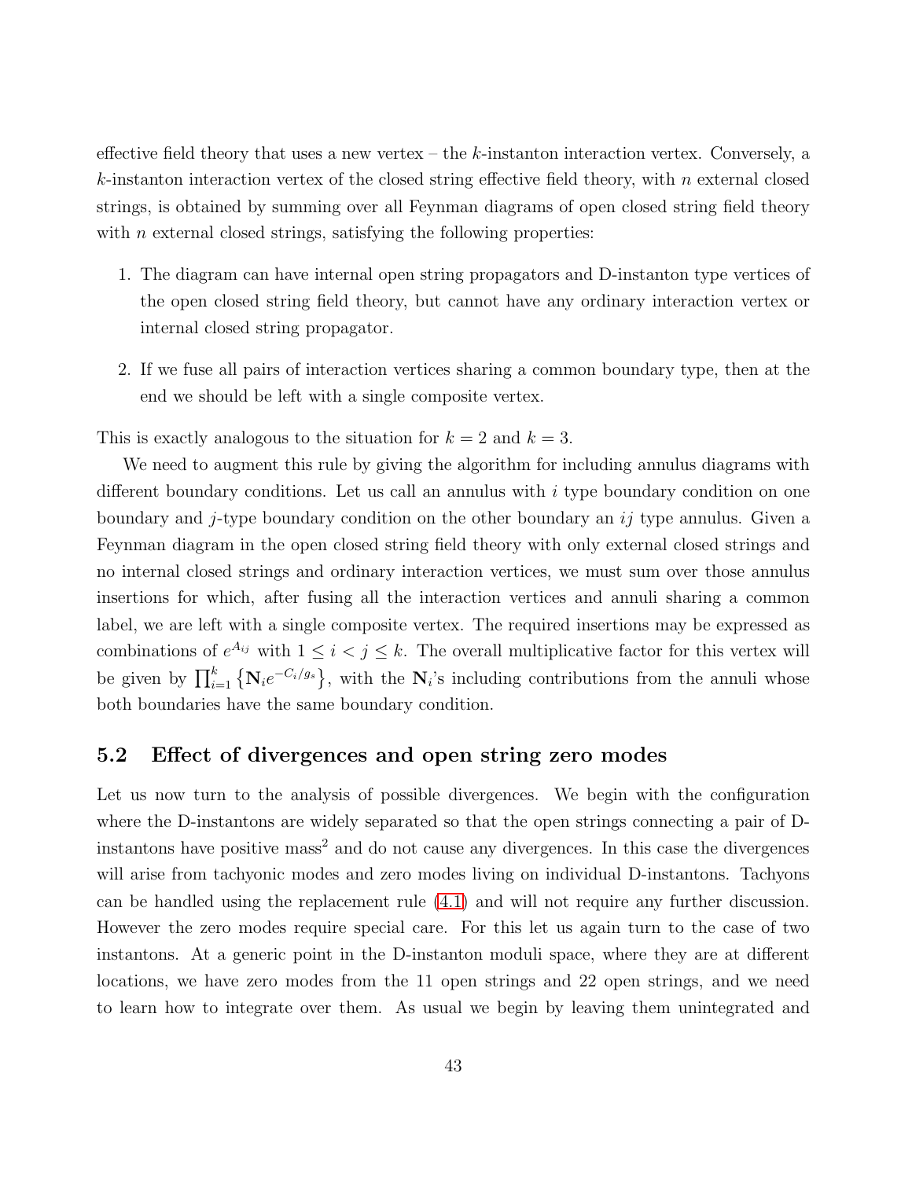effective field theory that uses a new vertex – the $k$-instanton interaction vertex. Conversely, a $k$-instanton interaction vertex of the closed string effective field theory, with $n$ external closed strings, is obtained by summing over all Feynman diagrams of open closed string field theory with $n$ external closed strings, satisfying the following properties:

1. The diagram can have internal open string propagators and D-instanton type vertices of the open closed string field theory, but cannot have any ordinary interaction vertex or internal closed string propagator.
2. If we fuse all pairs of interaction vertices sharing a common boundary type, then at the end we should be left with a single composite vertex.

This is exactly analogous to the situation for $k = 2$ and $k = 3$.

We need to augment this rule by giving the algorithm for including annulus diagrams with different boundary conditions. Let us call an annulus with $i$ type boundary condition on one boundary and $j$-type boundary condition on the other boundary an $ij$ type annulus. Given a Feynman diagram in the open closed string field theory with only external closed strings and no internal closed strings and ordinary interaction vertices, we must sum over those annulus insertions for which, after fusing all the interaction vertices and annuli sharing a common label, we are left with a single composite vertex. The required insertions may be expressed as combinations of $e^{A_{ij}}$ with $1 \leq i < j \leq k$. The overall multiplicative factor for this vertex will be given by $\prod_{i=1}^{k} \left\{ \mathbf{N}_i e^{-C_i/g_s} \right\}$, with the $\mathbf{N}_i$'s including contributions from the annuli whose both boundaries have the same boundary condition.

## 5.2 Effect of divergences and open string zero modes

Let us now turn to the analysis of possible divergences. We begin with the configuration where the D-instantons are widely separated so that the open strings connecting a pair of D-instantons have positive mass$^2$ and do not cause any divergences. In this case the divergences will arise from tachyonic modes and zero modes living on individual D-instantons. Tachyons can be handled using the replacement rule (4.1) and will not require any further discussion. However the zero modes require special care. For this let us again turn to the case of two instantons. At a generic point in the D-instanton moduli space, where they are at different locations, we have zero modes from the 11 open strings and 22 open strings, and we need to learn how to integrate over them. As usual we begin by leaving them unintegrated and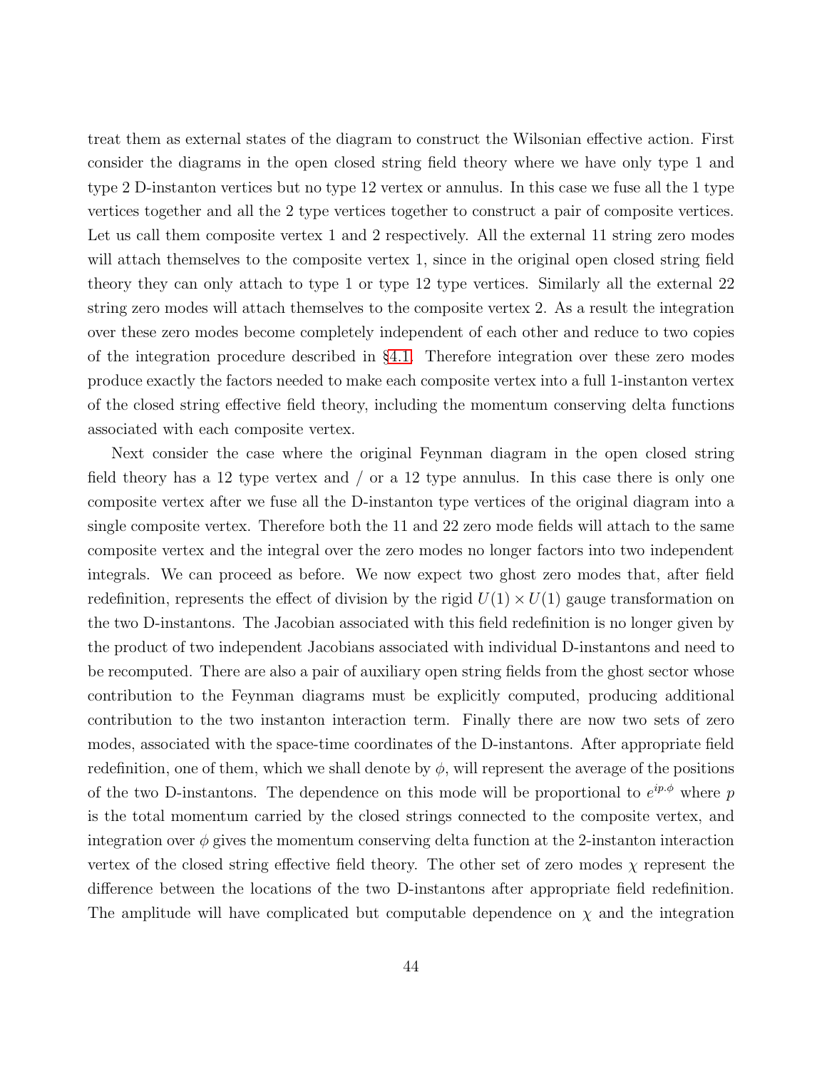treat them as external states of the diagram to construct the Wilsonian effective action. First consider the diagrams in the open closed string field theory where we have only type 1 and type 2 D-instanton vertices but no type 12 vertex or annulus. In this case we fuse all the 1 type vertices together and all the 2 type vertices together to construct a pair of composite vertices. Let us call them composite vertex 1 and 2 respectively. All the external 11 string zero modes will attach themselves to the composite vertex 1, since in the original open closed string field theory they can only attach to type 1 or type 12 type vertices. Similarly all the external 22 string zero modes will attach themselves to the composite vertex 2. As a result the integration over these zero modes become completely independent of each other and reduce to two copies of the integration procedure described in §4.1. Therefore integration over these zero modes produce exactly the factors needed to make each composite vertex into a full 1-instanton vertex of the closed string effective field theory, including the momentum conserving delta functions associated with each composite vertex.

Next consider the case where the original Feynman diagram in the open closed string field theory has a 12 type vertex and / or a 12 type annulus. In this case there is only one composite vertex after we fuse all the D-instanton type vertices of the original diagram into a single composite vertex. Therefore both the 11 and 22 zero mode fields will attach to the same composite vertex and the integral over the zero modes no longer factors into two independent integrals. We can proceed as before. We now expect two ghost zero modes that, after field redefinition, represents the effect of division by the rigid $U(1)\times U(1)$ gauge transformation on the two D-instantons. The Jacobian associated with this field redefinition is no longer given by the product of two independent Jacobians associated with individual D-instantons and need to be recomputed. There are also a pair of auxiliary open string fields from the ghost sector whose contribution to the Feynman diagrams must be explicitly computed, producing additional contribution to the two instanton interaction term. Finally there are now two sets of zero modes, associated with the space-time coordinates of the D-instantons. After appropriate field redefinition, one of them, which we shall denote by $\phi$, will represent the average of the positions of the two D-instantons. The dependence on this mode will be proportional to $e^{ip.\phi}$ where $p$ is the total momentum carried by the closed strings connected to the composite vertex, and integration over $\phi$ gives the momentum conserving delta function at the 2-instanton interaction vertex of the closed string effective field theory. The other set of zero modes $\chi$ represent the difference between the locations of the two D-instantons after appropriate field redefinition. The amplitude will have complicated but computable dependence on $\chi$ and the integration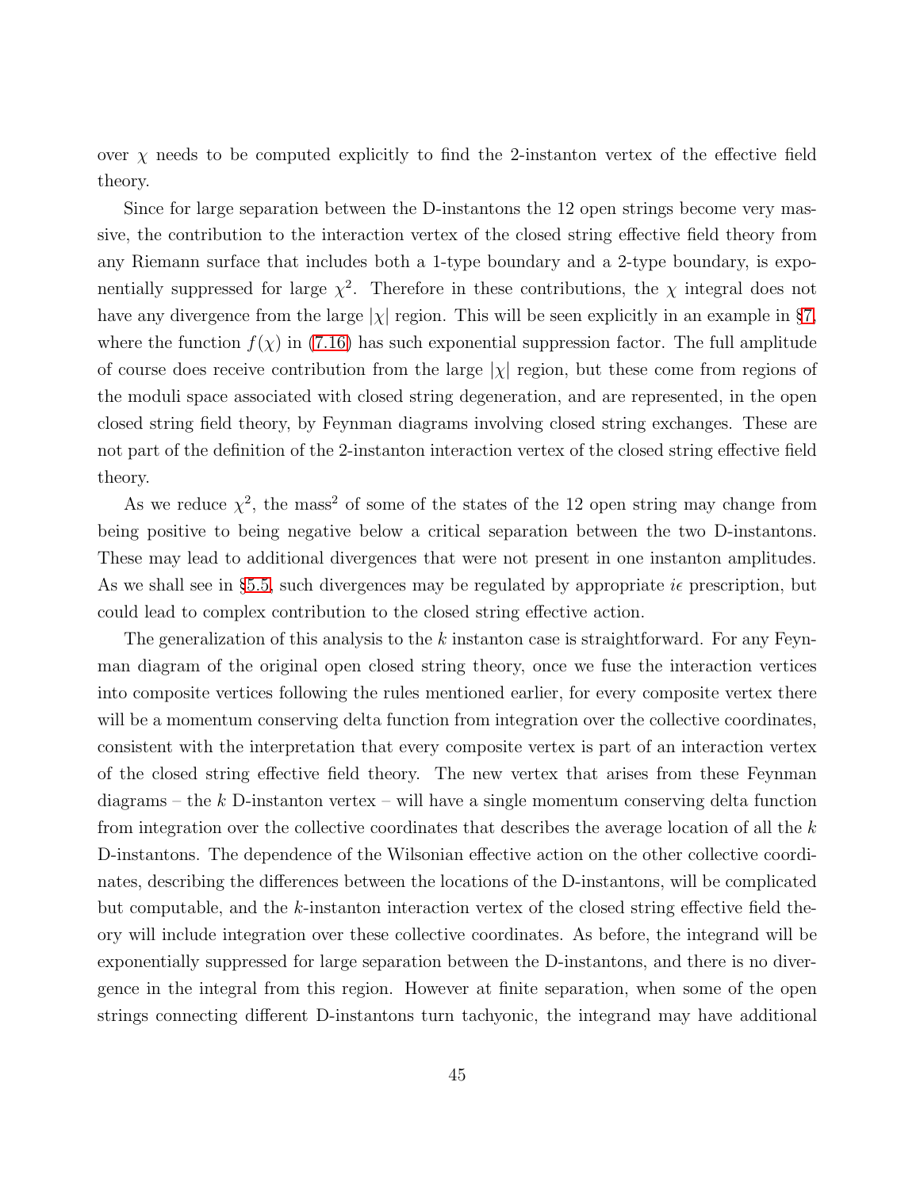over $\chi$ needs to be computed explicitly to find the 2-instanton vertex of the effective field theory.

Since for large separation between the D-instantons the 12 open strings become very massive, the contribution to the interaction vertex of the closed string effective field theory from any Riemann surface that includes both a 1-type boundary and a 2-type boundary, is exponentially suppressed for large $\chi^2$. Therefore in these contributions, the $\chi$ integral does not have any divergence from the large $|\chi|$ region. This will be seen explicitly in an example in §7, where the function $f(\chi)$ in (7.16) has such exponential suppression factor. The full amplitude of course does receive contribution from the large $|\chi|$ region, but these come from regions of the moduli space associated with closed string degeneration, and are represented, in the open closed string field theory, by Feynman diagrams involving closed string exchanges. These are not part of the definition of the 2-instanton interaction vertex of the closed string effective field theory.

As we reduce $\chi^2$, the mass$^2$ of some of the states of the 12 open string may change from being positive to being negative below a critical separation between the two D-instantons. These may lead to additional divergences that were not present in one instanton amplitudes. As we shall see in §5.5, such divergences may be regulated by appropriate $i\epsilon$ prescription, but could lead to complex contribution to the closed string effective action.

The generalization of this analysis to the $k$ instanton case is straightforward. For any Feynman diagram of the original open closed string theory, once we fuse the interaction vertices into composite vertices following the rules mentioned earlier, for every composite vertex there will be a momentum conserving delta function from integration over the collective coordinates, consistent with the interpretation that every composite vertex is part of an interaction vertex of the closed string effective field theory. The new vertex that arises from these Feynman diagrams – the $k$ D-instanton vertex – will have a single momentum conserving delta function from integration over the collective coordinates that describes the average location of all the $k$ D-instantons. The dependence of the Wilsonian effective action on the other collective coordinates, describing the differences between the locations of the D-instantons, will be complicated but computable, and the $k$-instanton interaction vertex of the closed string effective field theory will include integration over these collective coordinates. As before, the integrand will be exponentially suppressed for large separation between the D-instantons, and there is no divergence in the integral from this region. However at finite separation, when some of the open strings connecting different D-instantons turn tachyonic, the integrand may have additional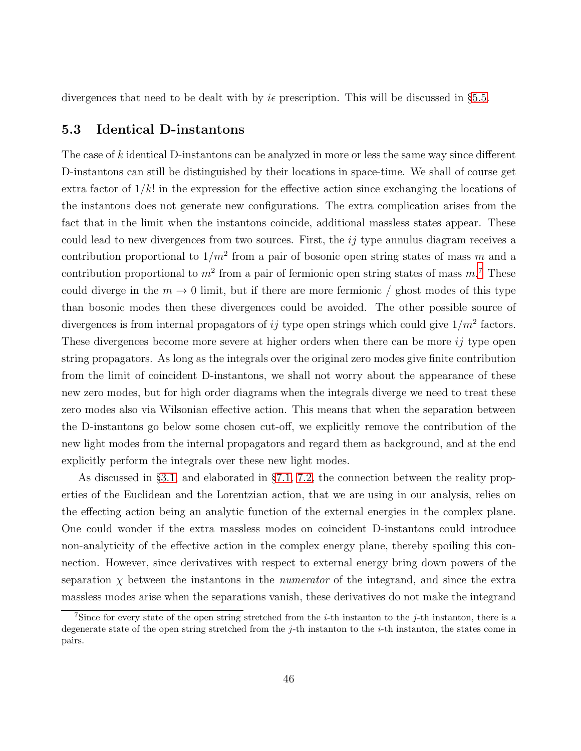divergences that need to be dealt with by $i\epsilon$ prescription. This will be discussed in §5.5.

## 5.3 Identical D-instantons

The case of $k$ identical D-instantons can be analyzed in more or less the same way since different D-instantons can still be distinguished by their locations in space-time. We shall of course get extra factor of $1/k!$ in the expression for the effective action since exchanging the locations of the instantons does not generate new configurations. The extra complication arises from the fact that in the limit when the instantons coincide, additional massless states appear. These could lead to new divergences from two sources. First, the $ij$ type annulus diagram receives a contribution proportional to $1/m^2$ from a pair of bosonic open string states of mass $m$ and a contribution proportional to $m^2$ from a pair of fermionic open string states of mass $m$.[7] These could diverge in the $m \to 0$ limit, but if there are more fermionic / ghost modes of this type than bosonic modes then these divergences could be avoided. The other possible source of divergences is from internal propagators of $ij$ type open strings which could give $1/m^2$ factors. These divergences become more severe at higher orders when there can be more $ij$ type open string propagators. As long as the integrals over the original zero modes give finite contribution from the limit of coincident D-instantons, we shall not worry about the appearance of these new zero modes, but for high order diagrams when the integrals diverge we need to treat these zero modes also via Wilsonian effective action. This means that when the separation between the D-instantons go below some chosen cut-off, we explicitly remove the contribution of the new light modes from the internal propagators and regard them as background, and at the end explicitly perform the integrals over these new light modes.

As discussed in §3.1, and elaborated in §7.1, 7.2, the connection between the reality properties of the Euclidean and the Lorentzian action, that we are using in our analysis, relies on the effecting action being an analytic function of the external energies in the complex plane. One could wonder if the extra massless modes on coincident D-instantons could introduce non-analyticity of the effective action in the complex energy plane, thereby spoiling this connection. However, since derivatives with respect to external energy bring down powers of the separation $\chi$ between the instantons in the *numerator* of the integrand, and since the extra massless modes arise when the separations vanish, these derivatives do not make the integrand

[7] Since for every state of the open string stretched from the $i$-th instanton to the $j$-th instanton, there is a degenerate state of the open string stretched from the $j$-th instanton to the $i$-th instanton, the states come in pairs.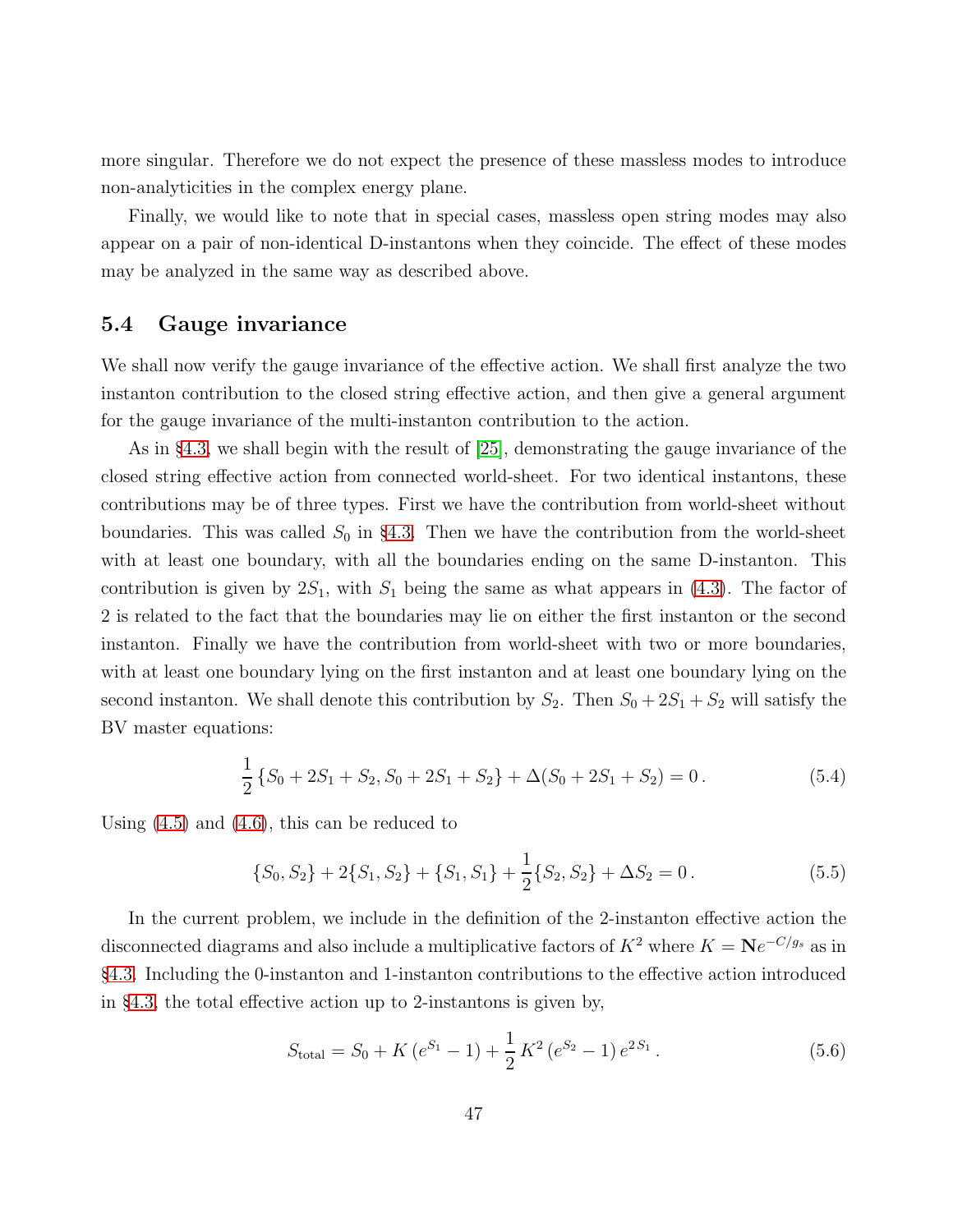more singular. Therefore we do not expect the presence of these massless modes to introduce non-analyticities in the complex energy plane.

Finally, we would like to note that in special cases, massless open string modes may also appear on a pair of non-identical D-instantons when they coincide. The effect of these modes may be analyzed in the same way as described above.

### 5.4 Gauge invariance

We shall now verify the gauge invariance of the effective action. We shall first analyze the two instanton contribution to the closed string effective action, and then give a general argument for the gauge invariance of the multi-instanton contribution to the action.

As in §4.3, we shall begin with the result of [25], demonstrating the gauge invariance of the closed string effective action from connected world-sheet. For two identical instantons, these contributions may be of three types. First we have the contribution from world-sheet without boundaries. This was called $S_0$ in §4.3. Then we have the contribution from the world-sheet with at least one boundary, with all the boundaries ending on the same D-instanton. This contribution is given by $2S_1$, with $S_1$ being the same as what appears in (4.3). The factor of 2 is related to the fact that the boundaries may lie on either the first instanton or the second instanton. Finally we have the contribution from world-sheet with two or more boundaries, with at least one boundary lying on the first instanton and at least one boundary lying on the second instanton. We shall denote this contribution by $S_2$. Then $S_0 + 2S_1 + S_2$ will satisfy the BV master equations:

$$\frac{1}{2}\{S_0 + 2S_1 + S_2, S_0 + 2S_1 + S_2\} + \Delta(S_0 + 2S_1 + S_2) = 0\,. \tag{5.4}$$

Using (4.5) and (4.6), this can be reduced to

$$\{S_0, S_2\} + 2\{S_1, S_2\} + \{S_1, S_1\} + \frac{1}{2}\{S_2, S_2\} + \Delta S_2 = 0\,. \tag{5.5}$$

In the current problem, we include in the definition of the 2-instanton effective action the disconnected diagrams and also include a multiplicative factors of $K^2$ where $K = \mathbf{N}e^{-C/g_s}$ as in §4.3. Including the 0-instanton and 1-instanton contributions to the effective action introduced in §4.3, the total effective action up to 2-instantons is given by,

$$S_{\text{total}} = S_0 + K\,(e^{S_1} - 1) + \frac{1}{2}\,K^2\,(e^{S_2} - 1)\,e^{2\,S_1}\,. \tag{5.6}$$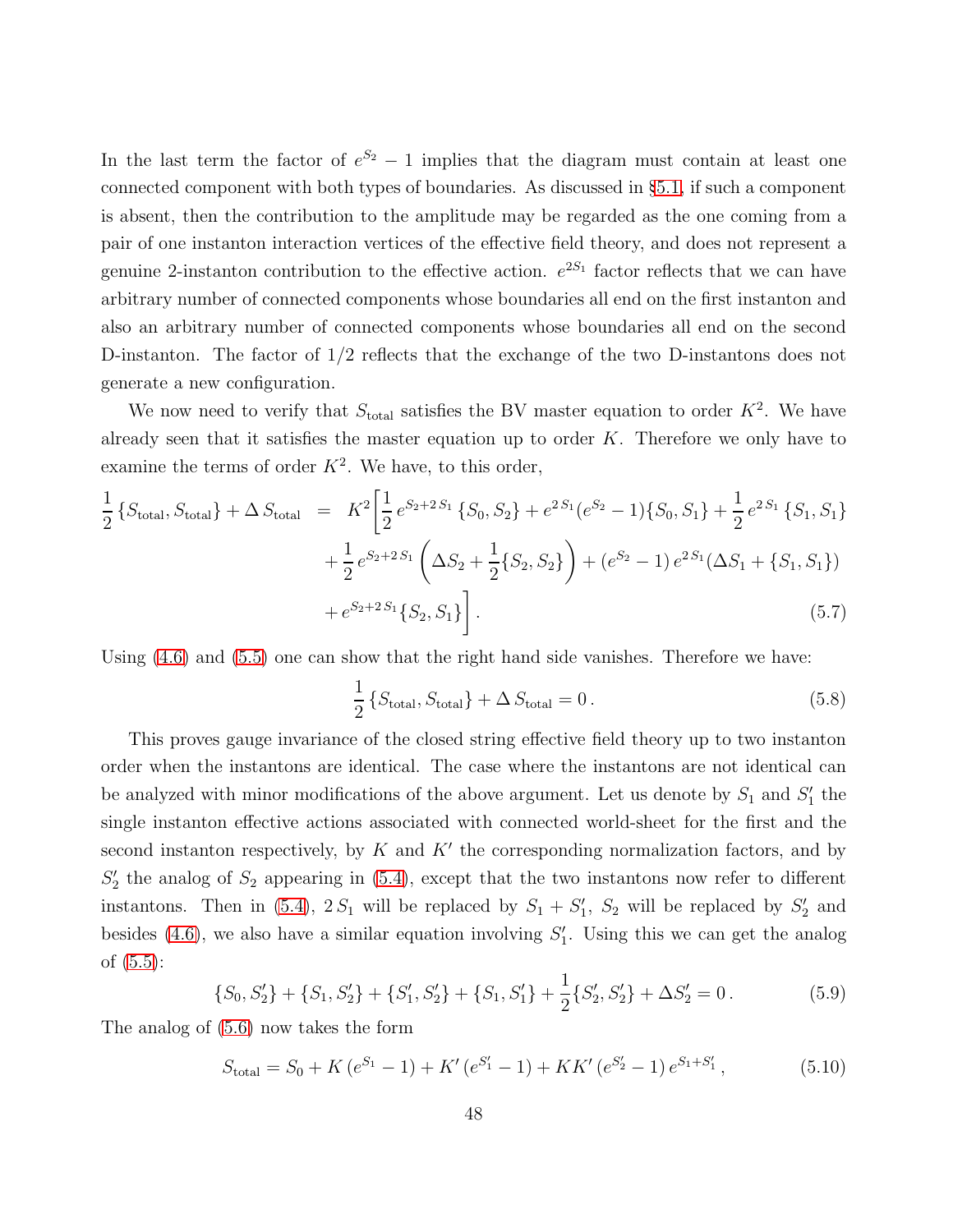In the last term the factor of $e^{S_2} - 1$ implies that the diagram must contain at least one connected component with both types of boundaries. As discussed in §5.1, if such a component is absent, then the contribution to the amplitude may be regarded as the one coming from a pair of one instanton interaction vertices of the effective field theory, and does not represent a genuine 2-instanton contribution to the effective action. $e^{2S_1}$ factor reflects that we can have arbitrary number of connected components whose boundaries all end on the first instanton and also an arbitrary number of connected components whose boundaries all end on the second D-instanton. The factor of 1/2 reflects that the exchange of the two D-instantons does not generate a new configuration.

We now need to verify that $S_{\rm total}$ satisfies the BV master equation to order $K^2$. We have already seen that it satisfies the master equation up to order $K$. Therefore we only have to examine the terms of order $K^2$. We have, to this order,

$$
\begin{aligned}
\frac{1}{2}\{S_{\rm total}, S_{\rm total}\} + \Delta\, S_{\rm total} \;=\; & K^2\bigg[\frac{1}{2}\, e^{S_2+2\,S_1}\,\{S_0, S_2\} + e^{2\,S_1}(e^{S_2}-1)\{S_0, S_1\} + \frac{1}{2}\, e^{2\,S_1}\,\{S_1, S_1\} \\
& + \frac{1}{2}\, e^{S_2+2\,S_1}\left(\Delta S_2 + \frac{1}{2}\{S_2, S_2\}\right) + (e^{S_2}-1)\, e^{2\,S_1}(\Delta S_1 + \{S_1, S_1\}) \\
& + e^{S_2+2\,S_1}\{S_2, S_1\}\bigg]\,. \qquad (5.7)
\end{aligned}
$$

Using (4.6) and (5.5) one can show that the right hand side vanishes. Therefore we have:

$$
\frac{1}{2}\{S_{\rm total}, S_{\rm total}\} + \Delta\, S_{\rm total} = 0\,. \qquad (5.8)
$$

This proves gauge invariance of the closed string effective field theory up to two instanton order when the instantons are identical. The case where the instantons are not identical can be analyzed with minor modifications of the above argument. Let us denote by $S_1$ and $S_1'$ the single instanton effective actions associated with connected world-sheet for the first and the second instanton respectively, by $K$ and $K'$ the corresponding normalization factors, and by $S_2'$ the analog of $S_2$ appearing in (5.4), except that the two instantons now refer to different instantons. Then in (5.4), $2\,S_1$ will be replaced by $S_1 + S_1'$, $S_2$ will be replaced by $S_2'$ and besides (4.6), we also have a similar equation involving $S_1'$. Using this we can get the analog of (5.5):

$$
\{S_0, S_2'\} + \{S_1, S_2'\} + \{S_1', S_2'\} + \{S_1, S_1'\} + \frac{1}{2}\{S_2', S_2'\} + \Delta S_2' = 0\,. \qquad (5.9)
$$

The analog of (5.6) now takes the form

$$
S_{\rm total} = S_0 + K\,(e^{S_1}-1) + K'\,(e^{S_1'}-1) + KK'\,(e^{S_2'}-1)\, e^{S_1+S_1'}\,, \qquad (5.10)
$$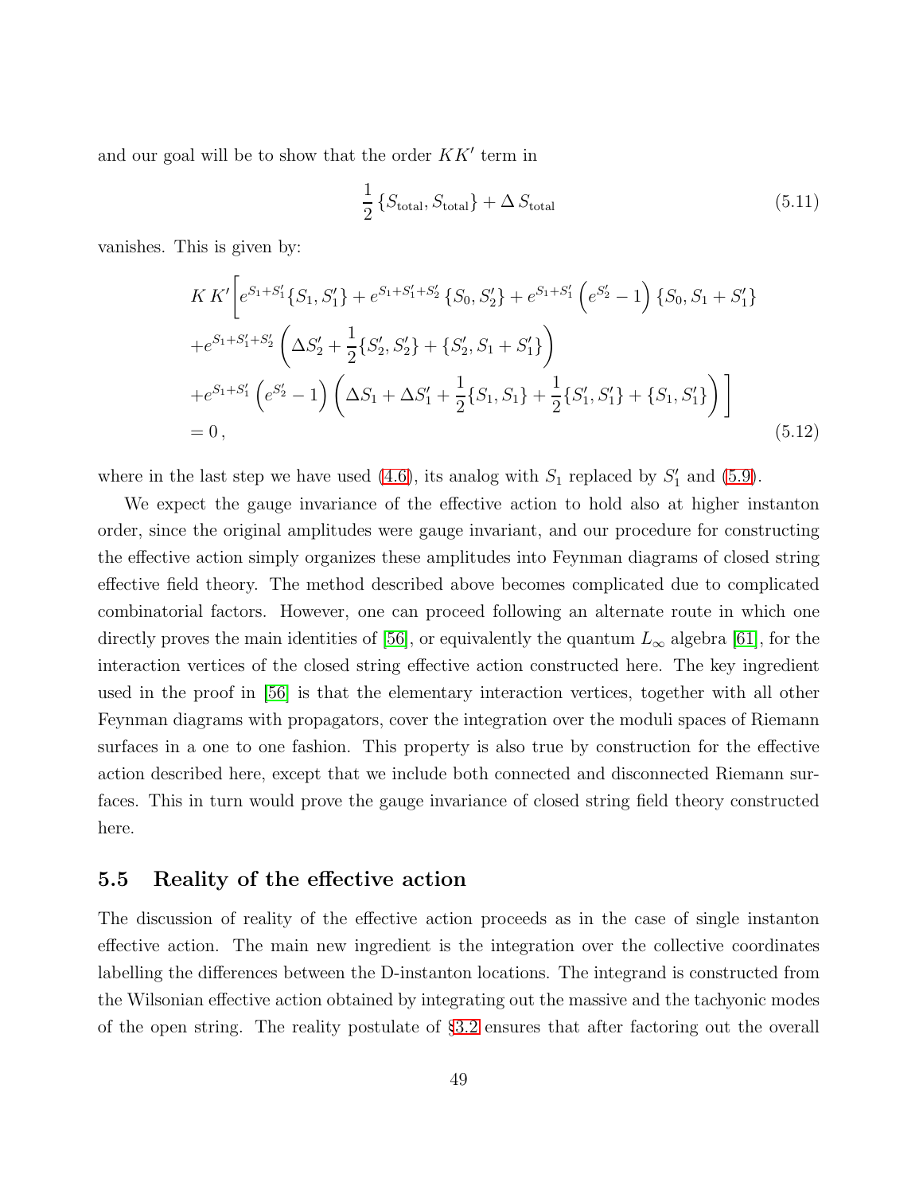and our goal will be to show that the order $KK'$ term in

$$\frac{1}{2}\{S_{\rm total}, S_{\rm total}\} + \Delta\, S_{\rm total} \tag{5.11}$$

vanishes. This is given by:

$$\begin{aligned}
& K\,K'\bigg[ e^{S_1+S_1'}\{S_1, S_1'\} + e^{S_1+S_1'+S_2'}\,\{S_0, S_2'\} + e^{S_1+S_1'}\left(e^{S_2'}-1\right)\{S_0, S_1+S_1'\} \\
& + e^{S_1+S_1'+S_2'}\left(\Delta S_2' + \frac{1}{2}\{S_2', S_2'\} + \{S_2', S_1+S_1'\}\right) \\
& + e^{S_1+S_1'}\left(e^{S_2'}-1\right)\left(\Delta S_1 + \Delta S_1' + \frac{1}{2}\{S_1, S_1\} + \frac{1}{2}\{S_1', S_1'\} + \{S_1, S_1'\}\right)\bigg] \\
& = 0\,,
\end{aligned} \tag{5.12}$$

where in the last step we have used (4.6), its analog with $S_1$ replaced by $S_1'$ and (5.9).

We expect the gauge invariance of the effective action to hold also at higher instanton order, since the original amplitudes were gauge invariant, and our procedure for constructing the effective action simply organizes these amplitudes into Feynman diagrams of closed string effective field theory. The method described above becomes complicated due to complicated combinatorial factors. However, one can proceed following an alternate route in which one directly proves the main identities of [56], or equivalently the quantum $L_\infty$ algebra [61], for the interaction vertices of the closed string effective action constructed here. The key ingredient used in the proof in [56] is that the elementary interaction vertices, together with all other Feynman diagrams with propagators, cover the integration over the moduli spaces of Riemann surfaces in a one to one fashion. This property is also true by construction for the effective action described here, except that we include both connected and disconnected Riemann surfaces. This in turn would prove the gauge invariance of closed string field theory constructed here.

### 5.5 Reality of the effective action

The discussion of reality of the effective action proceeds as in the case of single instanton effective action. The main new ingredient is the integration over the collective coordinates labelling the differences between the D-instanton locations. The integrand is constructed from the Wilsonian effective action obtained by integrating out the massive and the tachyonic modes of the open string. The reality postulate of §3.2 ensures that after factoring out the overall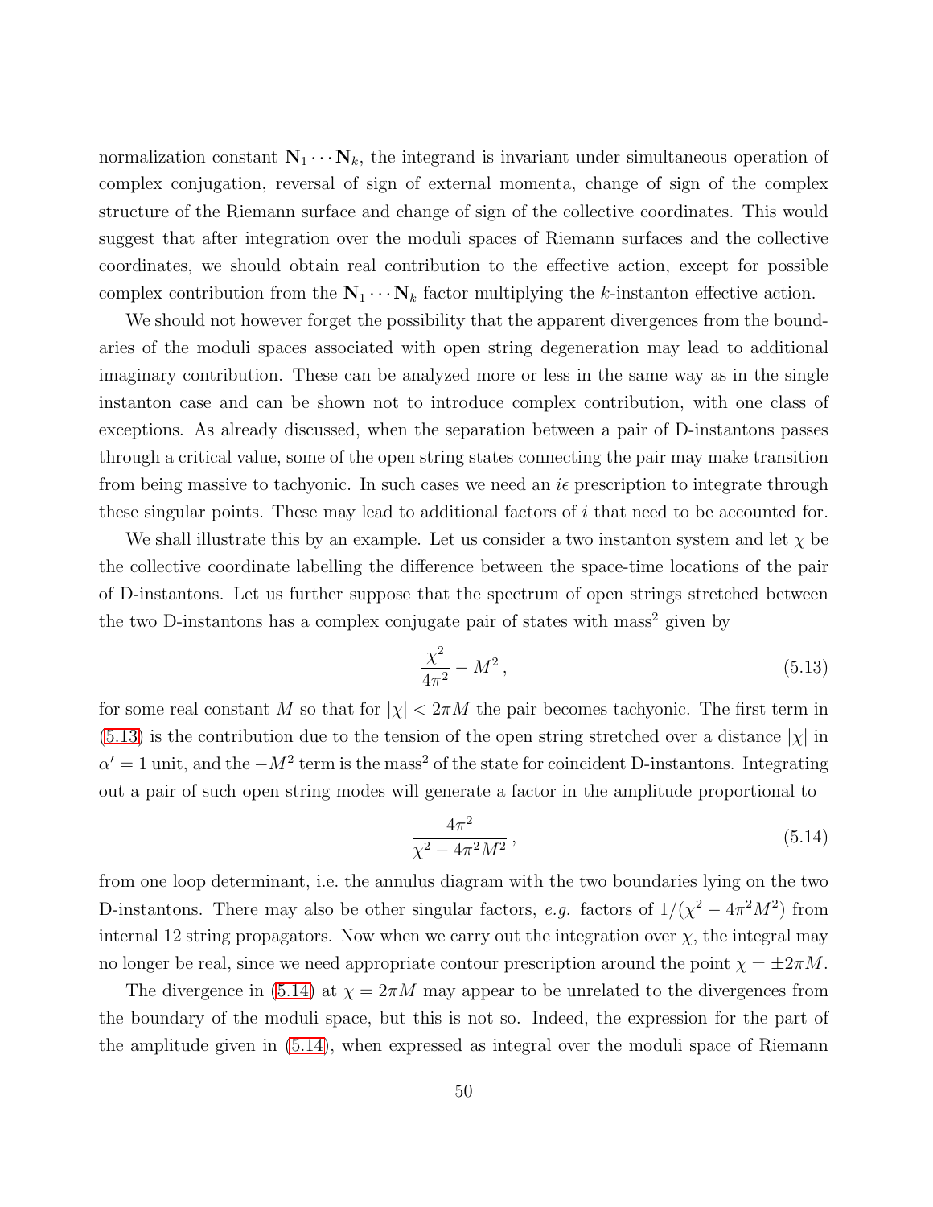normalization constant $\mathbf{N}_1 \cdots \mathbf{N}_k$, the integrand is invariant under simultaneous operation of complex conjugation, reversal of sign of external momenta, change of sign of the complex structure of the Riemann surface and change of sign of the collective coordinates. This would suggest that after integration over the moduli spaces of Riemann surfaces and the collective coordinates, we should obtain real contribution to the effective action, except for possible complex contribution from the $\mathbf{N}_1 \cdots \mathbf{N}_k$ factor multiplying the $k$-instanton effective action.

We should not however forget the possibility that the apparent divergences from the boundaries of the moduli spaces associated with open string degeneration may lead to additional imaginary contribution. These can be analyzed more or less in the same way as in the single instanton case and can be shown not to introduce complex contribution, with one class of exceptions. As already discussed, when the separation between a pair of D-instantons passes through a critical value, some of the open string states connecting the pair may make transition from being massive to tachyonic. In such cases we need an $i\epsilon$ prescription to integrate through these singular points. These may lead to additional factors of $i$ that need to be accounted for.

We shall illustrate this by an example. Let us consider a two instanton system and let $\chi$ be the collective coordinate labelling the difference between the space-time locations of the pair of D-instantons. Let us further suppose that the spectrum of open strings stretched between the two D-instantons has a complex conjugate pair of states with mass$^2$ given by

$$\frac{\chi^2}{4\pi^2} - M^2 \,, \tag{5.13}$$

for some real constant $M$ so that for $|\chi| < 2\pi M$ the pair becomes tachyonic. The first term in (5.13) is the contribution due to the tension of the open string stretched over a distance $|\chi|$ in $\alpha' = 1$ unit, and the $-M^2$ term is the mass$^2$ of the state for coincident D-instantons. Integrating out a pair of such open string modes will generate a factor in the amplitude proportional to

$$\frac{4\pi^2}{\chi^2 - 4\pi^2 M^2} \,, \tag{5.14}$$

from one loop determinant, i.e. the annulus diagram with the two boundaries lying on the two D-instantons. There may also be other singular factors, *e.g.* factors of $1/(\chi^2 - 4\pi^2 M^2)$ from internal 12 string propagators. Now when we carry out the integration over $\chi$, the integral may no longer be real, since we need appropriate contour prescription around the point $\chi = \pm 2\pi M$.

The divergence in (5.14) at $\chi = 2\pi M$ may appear to be unrelated to the divergences from the boundary of the moduli space, but this is not so. Indeed, the expression for the part of the amplitude given in (5.14), when expressed as integral over the moduli space of Riemann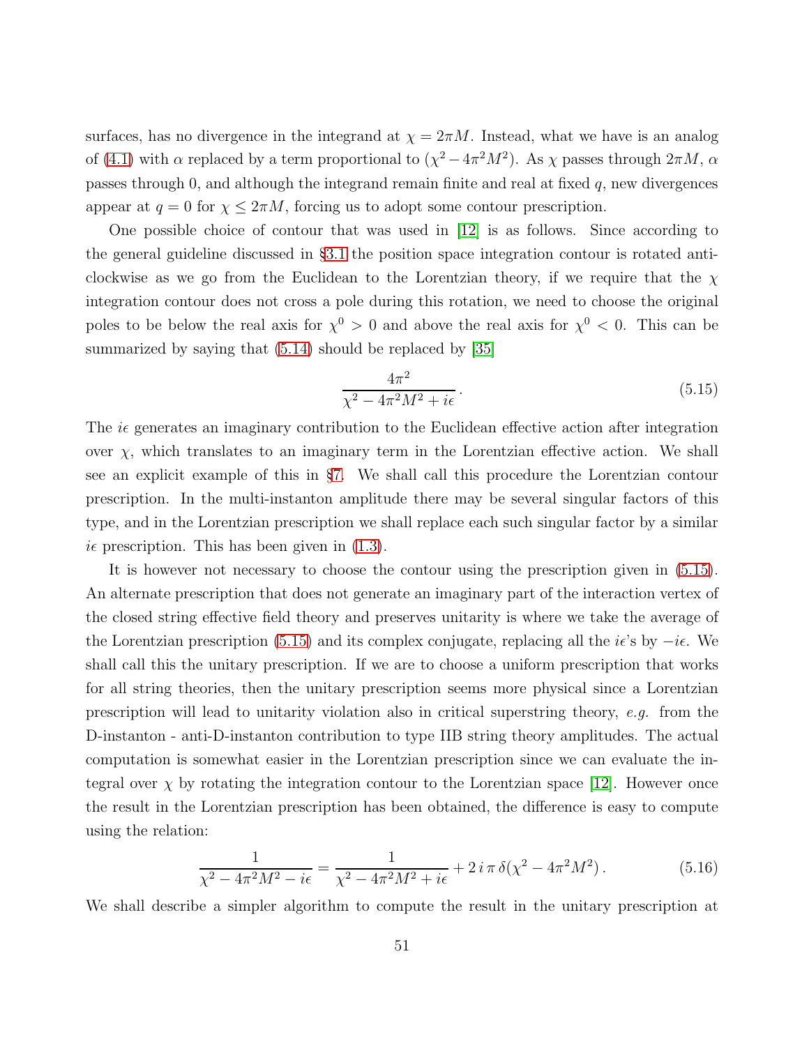surfaces, has no divergence in the integrand at $\chi = 2\pi M$. Instead, what we have is an analog of (4.1) with $\alpha$ replaced by a term proportional to $(\chi^2 - 4\pi^2 M^2)$. As $\chi$ passes through $2\pi M$, $\alpha$ passes through 0, and although the integrand remain finite and real at fixed $q$, new divergences appear at $q = 0$ for $\chi \leq 2\pi M$, forcing us to adopt some contour prescription.

One possible choice of contour that was used in [12] is as follows. Since according to the general guideline discussed in §3.1 the position space integration contour is rotated anti-clockwise as we go from the Euclidean to the Lorentzian theory, if we require that the $\chi$ integration contour does not cross a pole during this rotation, we need to choose the original poles to be below the real axis for $\chi^0 > 0$ and above the real axis for $\chi^0 < 0$. This can be summarized by saying that (5.14) should be replaced by [35]

$$\frac{4\pi^2}{\chi^2 - 4\pi^2 M^2 + i\epsilon}\,. \tag{5.15}$$

The $i\epsilon$ generates an imaginary contribution to the Euclidean effective action after integration over $\chi$, which translates to an imaginary term in the Lorentzian effective action. We shall see an explicit example of this in §7. We shall call this procedure the Lorentzian contour prescription. In the multi-instanton amplitude there may be several singular factors of this type, and in the Lorentzian prescription we shall replace each such singular factor by a similar $i\epsilon$ prescription. This has been given in (1.3).

It is however not necessary to choose the contour using the prescription given in (5.15). An alternate prescription that does not generate an imaginary part of the interaction vertex of the closed string effective field theory and preserves unitarity is where we take the average of the Lorentzian prescription (5.15) and its complex conjugate, replacing all the $i\epsilon$'s by $-i\epsilon$. We shall call this the unitary prescription. If we are to choose a uniform prescription that works for all string theories, then the unitary prescription seems more physical since a Lorentzian prescription will lead to unitarity violation also in critical superstring theory, *e.g.* from the D-instanton - anti-D-instanton contribution to type IIB string theory amplitudes. The actual computation is somewhat easier in the Lorentzian prescription since we can evaluate the integral over $\chi$ by rotating the integration contour to the Lorentzian space [12]. However once the result in the Lorentzian prescription has been obtained, the difference is easy to compute using the relation:

$$\frac{1}{\chi^2 - 4\pi^2 M^2 - i\epsilon} = \frac{1}{\chi^2 - 4\pi^2 M^2 + i\epsilon} + 2\, i\, \pi\, \delta(\chi^2 - 4\pi^2 M^2)\,. \tag{5.16}$$

We shall describe a simpler algorithm to compute the result in the unitary prescription at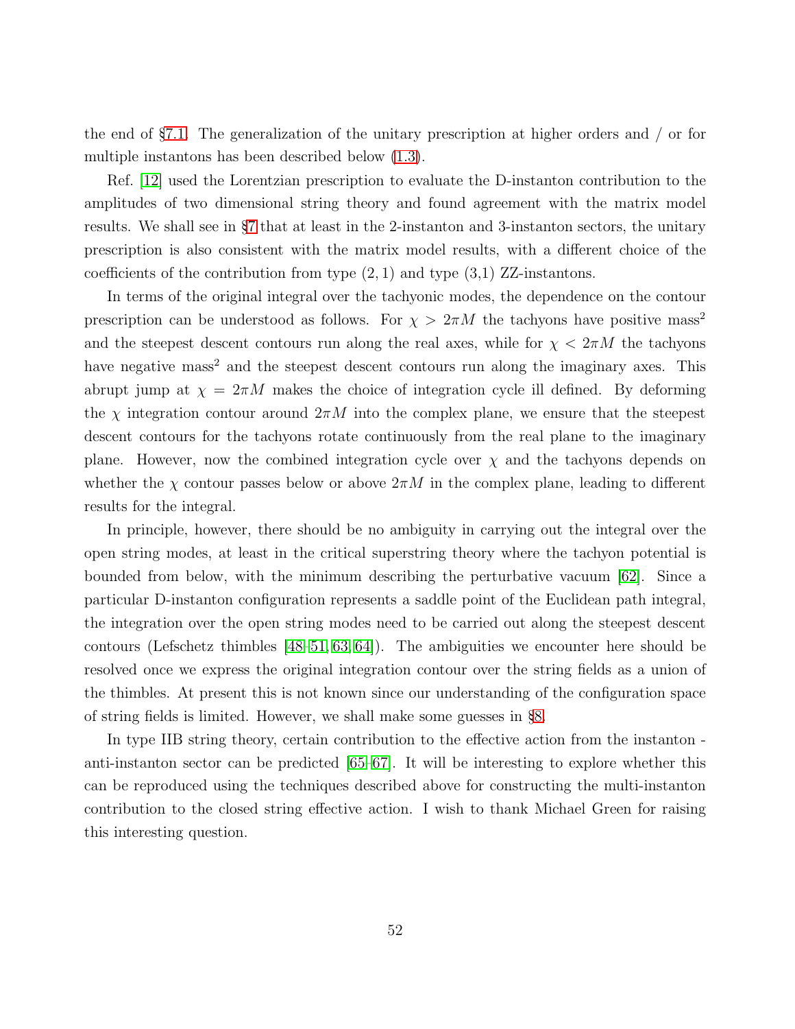the end of §7.1. The generalization of the unitary prescription at higher orders and / or for multiple instantons has been described below (1.3).

Ref. [12] used the Lorentzian prescription to evaluate the D-instanton contribution to the amplitudes of two dimensional string theory and found agreement with the matrix model results. We shall see in §7 that at least in the 2-instanton and 3-instanton sectors, the unitary prescription is also consistent with the matrix model results, with a different choice of the coefficients of the contribution from type (2, 1) and type (3,1) ZZ-instantons.

In terms of the original integral over the tachyonic modes, the dependence on the contour prescription can be understood as follows. For $\chi > 2\pi M$ the tachyons have positive mass$^2$ and the steepest descent contours run along the real axes, while for $\chi < 2\pi M$ the tachyons have negative mass$^2$ and the steepest descent contours run along the imaginary axes. This abrupt jump at $\chi = 2\pi M$ makes the choice of integration cycle ill defined. By deforming the $\chi$ integration contour around $2\pi M$ into the complex plane, we ensure that the steepest descent contours for the tachyons rotate continuously from the real plane to the imaginary plane. However, now the combined integration cycle over $\chi$ and the tachyons depends on whether the $\chi$ contour passes below or above $2\pi M$ in the complex plane, leading to different results for the integral.

In principle, however, there should be no ambiguity in carrying out the integral over the open string modes, at least in the critical superstring theory where the tachyon potential is bounded from below, with the minimum describing the perturbative vacuum [62]. Since a particular D-instanton configuration represents a saddle point of the Euclidean path integral, the integration over the open string modes need to be carried out along the steepest descent contours (Lefschetz thimbles [48–51, 63, 64]). The ambiguities we encounter here should be resolved once we express the original integration contour over the string fields as a union of the thimbles. At present this is not known since our understanding of the configuration space of string fields is limited. However, we shall make some guesses in §8.

In type IIB string theory, certain contribution to the effective action from the instanton - anti-instanton sector can be predicted [65–67]. It will be interesting to explore whether this can be reproduced using the techniques described above for constructing the multi-instanton contribution to the closed string effective action. I wish to thank Michael Green for raising this interesting question.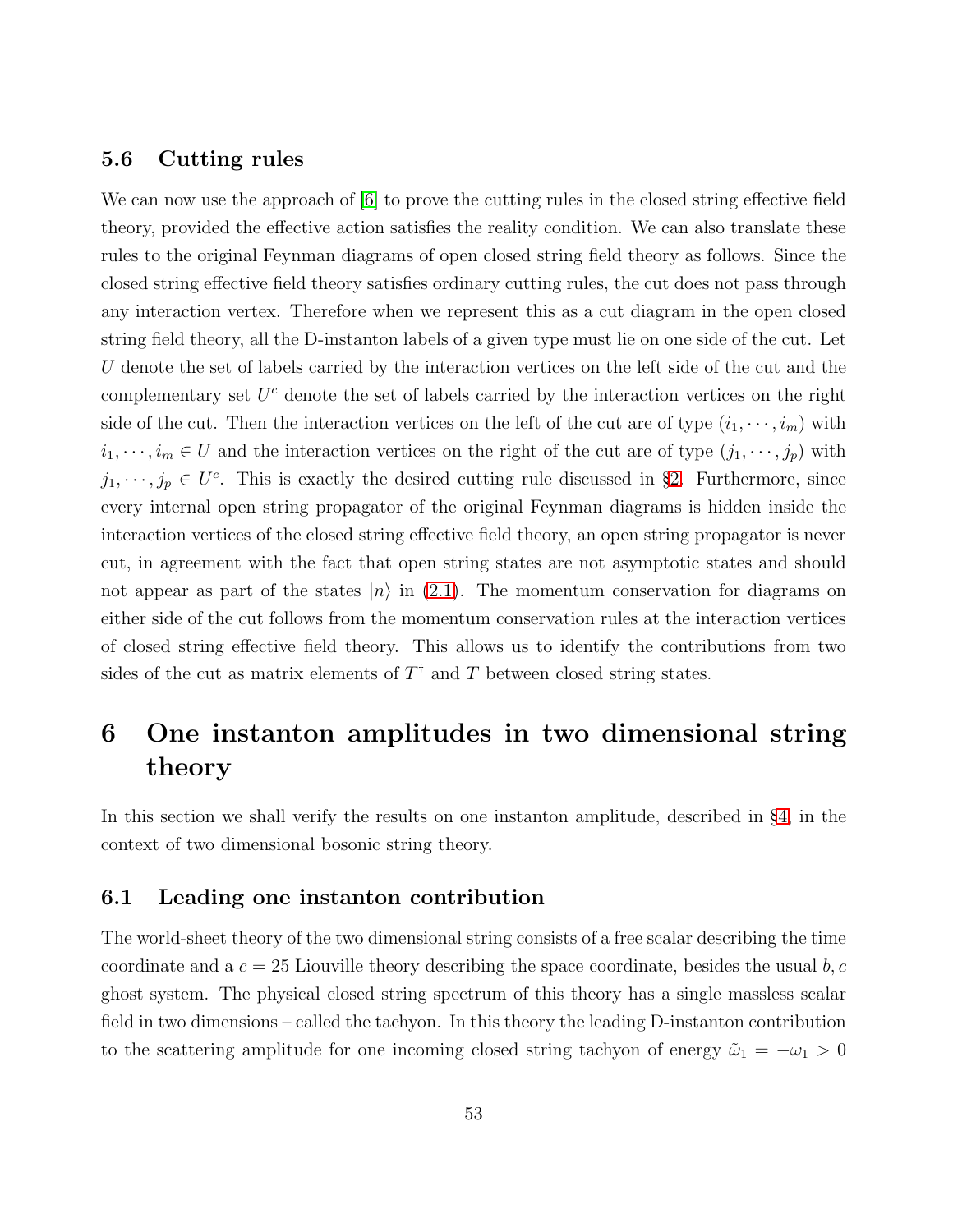### 5.6 Cutting rules

We can now use the approach of [6] to prove the cutting rules in the closed string effective field theory, provided the effective action satisfies the reality condition. We can also translate these rules to the original Feynman diagrams of open closed string field theory as follows. Since the closed string effective field theory satisfies ordinary cutting rules, the cut does not pass through any interaction vertex. Therefore when we represent this as a cut diagram in the open closed string field theory, all the D-instanton labels of a given type must lie on one side of the cut. Let $U$ denote the set of labels carried by the interaction vertices on the left side of the cut and the complementary set $U^c$ denote the set of labels carried by the interaction vertices on the right side of the cut. Then the interaction vertices on the left of the cut are of type $(i_1, \cdots, i_m)$ with $i_1, \cdots, i_m \in U$ and the interaction vertices on the right of the cut are of type $(j_1, \cdots, j_p)$ with $j_1, \cdots, j_p \in U^c$. This is exactly the desired cutting rule discussed in §2. Furthermore, since every internal open string propagator of the original Feynman diagrams is hidden inside the interaction vertices of the closed string effective field theory, an open string propagator is never cut, in agreement with the fact that open string states are not asymptotic states and should not appear as part of the states $|n\rangle$ in (2.1). The momentum conservation for diagrams on either side of the cut follows from the momentum conservation rules at the interaction vertices of closed string effective field theory. This allows us to identify the contributions from two sides of the cut as matrix elements of $T^\dagger$ and $T$ between closed string states.

# 6 One instanton amplitudes in two dimensional string theory

In this section we shall verify the results on one instanton amplitude, described in §4, in the context of two dimensional bosonic string theory.

## 6.1 Leading one instanton contribution

The world-sheet theory of the two dimensional string consists of a free scalar describing the time coordinate and a $c = 25$ Liouville theory describing the space coordinate, besides the usual $b, c$ ghost system. The physical closed string spectrum of this theory has a single massless scalar field in two dimensions – called the tachyon. In this theory the leading D-instanton contribution to the scattering amplitude for one incoming closed string tachyon of energy $\tilde{\omega}_1 = -\omega_1 > 0$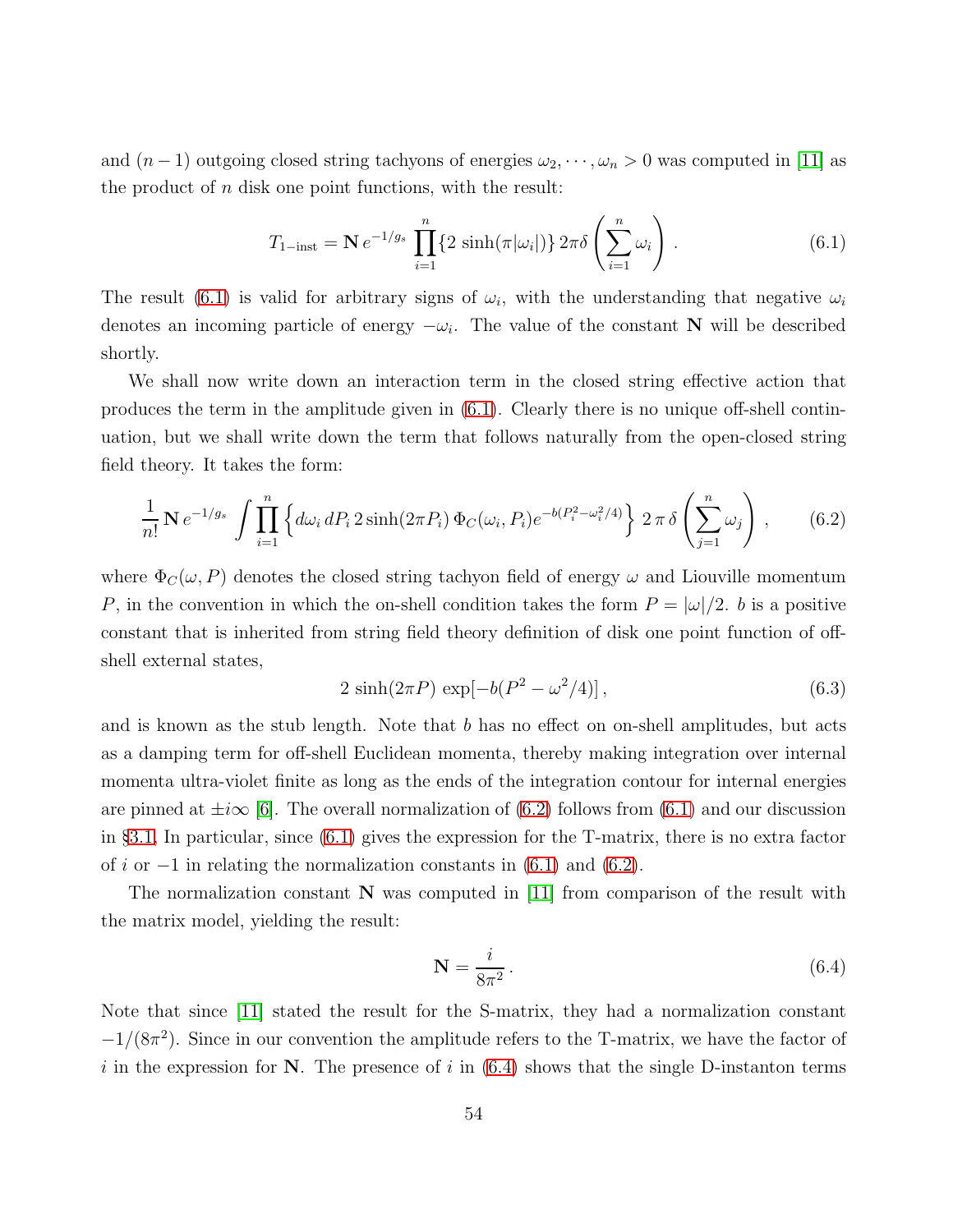and $(n-1)$ outgoing closed string tachyons of energies $\omega_2, \cdots, \omega_n > 0$ was computed in [11] as the product of $n$ disk one point functions, with the result:

$$T_{1-\text{inst}} = \mathbf{N}\, e^{-1/g_s} \prod_{i=1}^{n} \{2\, \sinh(\pi|\omega_i|)\}\, 2\pi\delta\left(\sum_{i=1}^{n} \omega_i\right) . \tag{6.1}$$

The result (6.1) is valid for arbitrary signs of $\omega_i$, with the understanding that negative $\omega_i$ denotes an incoming particle of energy $-\omega_i$. The value of the constant $\mathbf{N}$ will be described shortly.

We shall now write down an interaction term in the closed string effective action that produces the term in the amplitude given in (6.1). Clearly there is no unique off-shell continuation, but we shall write down the term that follows naturally from the open-closed string field theory. It takes the form:

$$\frac{1}{n!}\, \mathbf{N}\, e^{-1/g_s} \int \prod_{i=1}^{n} \left\{ d\omega_i\, dP_i\, 2\sinh(2\pi P_i)\, \Phi_C(\omega_i, P_i) e^{-b(P_i^2 - \omega_i^2/4)} \right\}\, 2\,\pi\,\delta\left(\sum_{j=1}^{n} \omega_j\right) , \tag{6.2}$$

where $\Phi_C(\omega, P)$ denotes the closed string tachyon field of energy $\omega$ and Liouville momentum $P$, in the convention in which the on-shell condition takes the form $P = |\omega|/2$. $b$ is a positive constant that is inherited from string field theory definition of disk one point function of off-shell external states,

$$2\, \sinh(2\pi P)\, \exp[-b(P^2 - \omega^2/4)] , \tag{6.3}$$

and is known as the stub length. Note that $b$ has no effect on on-shell amplitudes, but acts as a damping term for off-shell Euclidean momenta, thereby making integration over internal momenta ultra-violet finite as long as the ends of the integration contour for internal energies are pinned at $\pm i\infty$ [6]. The overall normalization of (6.2) follows from (6.1) and our discussion in §3.1. In particular, since (6.1) gives the expression for the T-matrix, there is no extra factor of $i$ or $-1$ in relating the normalization constants in (6.1) and (6.2).

The normalization constant $\mathbf{N}$ was computed in [11] from comparison of the result with the matrix model, yielding the result:

$$\mathbf{N} = \frac{i}{8\pi^2} . \tag{6.4}$$

Note that since [11] stated the result for the S-matrix, they had a normalization constant $-1/(8\pi^2)$. Since in our convention the amplitude refers to the T-matrix, we have the factor of $i$ in the expression for $\mathbf{N}$. The presence of $i$ in (6.4) shows that the single D-instanton terms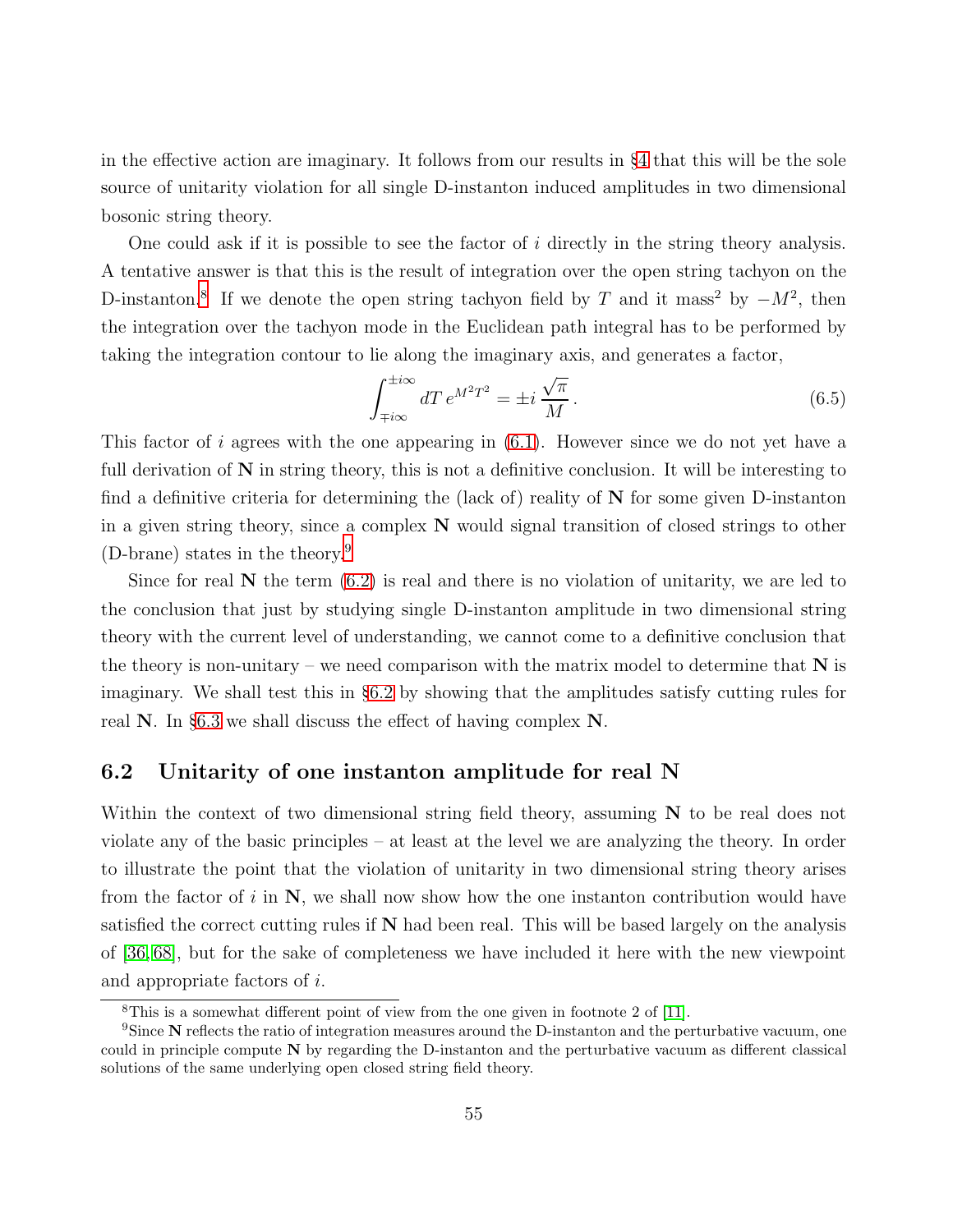in the effective action are imaginary. It follows from our results in §4 that this will be the sole source of unitarity violation for all single D-instanton induced amplitudes in two dimensional bosonic string theory.

One could ask if it is possible to see the factor of $i$ directly in the string theory analysis. A tentative answer is that this is the result of integration over the open string tachyon on the D-instanton.[8] If we denote the open string tachyon field by $T$ and it mass$^2$ by $-M^2$, then the integration over the tachyon mode in the Euclidean path integral has to be performed by taking the integration contour to lie along the imaginary axis, and generates a factor,

$$\int_{\mp i\infty}^{\pm i\infty} dT \, e^{M^2 T^2} = \pm i \, \frac{\sqrt{\pi}}{M} \,. \tag{6.5}$$

This factor of $i$ agrees with the one appearing in (6.1). However since we do not yet have a full derivation of $\mathbf{N}$ in string theory, this is not a definitive conclusion. It will be interesting to find a definitive criteria for determining the (lack of) reality of $\mathbf{N}$ for some given D-instanton in a given string theory, since a complex $\mathbf{N}$ would signal transition of closed strings to other (D-brane) states in the theory.[9]

Since for real $\mathbf{N}$ the term (6.2) is real and there is no violation of unitarity, we are led to the conclusion that just by studying single D-instanton amplitude in two dimensional string theory with the current level of understanding, we cannot come to a definitive conclusion that the theory is non-unitary – we need comparison with the matrix model to determine that $\mathbf{N}$ is imaginary. We shall test this in §6.2 by showing that the amplitudes satisfy cutting rules for real $\mathbf{N}$. In §6.3 we shall discuss the effect of having complex $\mathbf{N}$.

## 6.2 Unitarity of one instanton amplitude for real N

Within the context of two dimensional string field theory, assuming $\mathbf{N}$ to be real does not violate any of the basic principles – at least at the level we are analyzing the theory. In order to illustrate the point that the violation of unitarity in two dimensional string theory arises from the factor of $i$ in $\mathbf{N}$, we shall now show how the one instanton contribution would have satisfied the correct cutting rules if $\mathbf{N}$ had been real. This will be based largely on the analysis of [36, 68], but for the sake of completeness we have included it here with the new viewpoint and appropriate factors of $i$.

[8] This is a somewhat different point of view from the one given in footnote 2 of [11].

[9] Since $\mathbf{N}$ reflects the ratio of integration measures around the D-instanton and the perturbative vacuum, one could in principle compute $\mathbf{N}$ by regarding the D-instanton and the perturbative vacuum as different classical solutions of the same underlying open closed string field theory.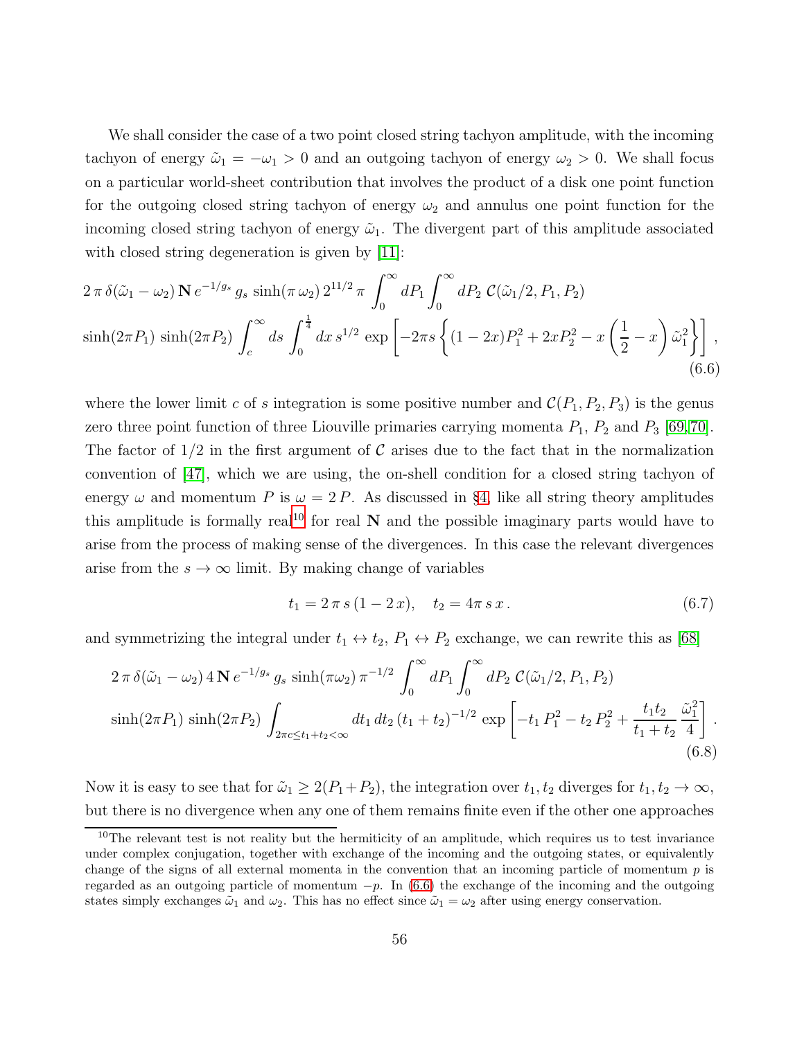We shall consider the case of a two point closed string tachyon amplitude, with the incoming tachyon of energy $\tilde{\omega}_1 = -\omega_1 > 0$ and an outgoing tachyon of energy $\omega_2 > 0$. We shall focus on a particular world-sheet contribution that involves the product of a disk one point function for the outgoing closed string tachyon of energy $\omega_2$ and annulus one point function for the incoming closed string tachyon of energy $\tilde{\omega}_1$. The divergent part of this amplitude associated with closed string degeneration is given by [11]:

$$
\begin{aligned}
&2\,\pi\,\delta(\tilde{\omega}_1-\omega_2)\,\mathbf{N}\,e^{-1/g_s}\,g_s\,\sinh(\pi\,\omega_2)\,2^{11/2}\,\pi\int_0^\infty dP_1\int_0^\infty dP_2\;\mathcal{C}(\tilde{\omega}_1/2,P_1,P_2)\\
&\sinh(2\pi P_1)\,\sinh(2\pi P_2)\int_c^\infty ds\int_0^{\frac{1}{4}}dx\,s^{1/2}\,\exp\left[-2\pi s\left\{(1-2x)P_1^2+2xP_2^2-x\left(\frac{1}{2}-x\right)\tilde{\omega}_1^2\right\}\right],
\end{aligned}
\tag{6.6}
$$

where the lower limit $c$ of $s$ integration is some positive number and $\mathcal{C}(P_1, P_2, P_3)$ is the genus zero three point function of three Liouville primaries carrying momenta $P_1$, $P_2$ and $P_3$ [69,70]. The factor of $1/2$ in the first argument of $\mathcal{C}$ arises due to the fact that in the normalization convention of [47], which we are using, the on-shell condition for a closed string tachyon of energy $\omega$ and momentum $P$ is $\omega = 2\,P$. As discussed in §4, like all string theory amplitudes this amplitude is formally real[10] for real $\mathbf{N}$ and the possible imaginary parts would have to arise from the process of making sense of the divergences. In this case the relevant divergences arise from the $s \to \infty$ limit. By making change of variables

$$
t_1 = 2\,\pi\,s\,(1-2\,x), \quad t_2 = 4\pi\,s\,x\,. \tag{6.7}
$$

and symmetrizing the integral under $t_1 \leftrightarrow t_2$, $P_1 \leftrightarrow P_2$ exchange, we can rewrite this as [68]

$$
\begin{aligned}
&2\,\pi\,\delta(\tilde{\omega}_1-\omega_2)\,4\,\mathbf{N}\,e^{-1/g_s}\,g_s\,\sinh(\pi\omega_2)\,\pi^{-1/2}\int_0^\infty dP_1\int_0^\infty dP_2\;\mathcal{C}(\tilde{\omega}_1/2,P_1,P_2)\\
&\sinh(2\pi P_1)\,\sinh(2\pi P_2)\int_{2\pi c\le t_1+t_2<\infty}dt_1\,dt_2\,(t_1+t_2)^{-1/2}\,\exp\left[-t_1\,P_1^2-t_2\,P_2^2+\frac{t_1t_2}{t_1+t_2}\,\frac{\tilde{\omega}_1^2}{4}\right].
\end{aligned}
\tag{6.8}
$$

Now it is easy to see that for $\tilde{\omega}_1 \geq 2(P_1+P_2)$, the integration over $t_1, t_2$ diverges for $t_1, t_2 \to \infty$, but there is no divergence when any one of them remains finite even if the other one approaches

---

[10] The relevant test is not reality but the hermiticity of an amplitude, which requires us to test invariance under complex conjugation, together with exchange of the incoming and the outgoing states, or equivalently change of the signs of all external momenta in the convention that an incoming particle of momentum $p$ is regarded as an outgoing particle of momentum $-p$. In (6.6) the exchange of the incoming and the outgoing states simply exchanges $\tilde{\omega}_1$ and $\omega_2$. This has no effect since $\tilde{\omega}_1 = \omega_2$ after using energy conservation.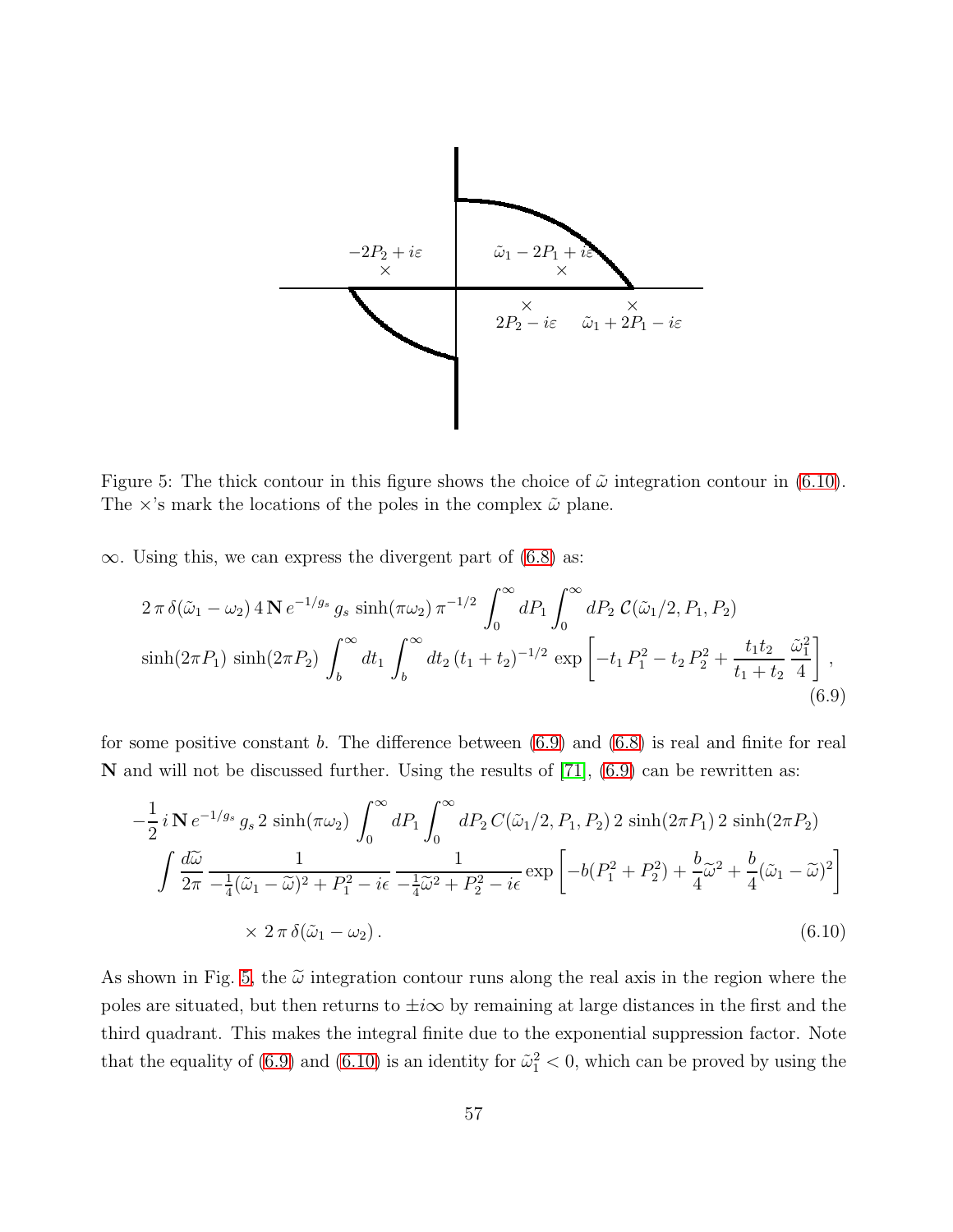Figure 5: The thick contour in this figure shows the choice of $\tilde{\omega}$ integration contour in (6.10). The $\times$'s mark the locations of the poles in the complex $\tilde{\omega}$ plane.

$\infty$. Using this, we can express the divergent part of (6.8) as:

$$
\begin{aligned}
&2\,\pi\,\delta(\tilde{\omega}_1-\omega_2)\,4\,\mathbf{N}\,e^{-1/g_s}\,g_s\,\sinh(\pi\omega_2)\,\pi^{-1/2}\int_0^\infty dP_1\int_0^\infty dP_2\;\mathcal{C}(\tilde{\omega}_1/2,P_1,P_2)\\
&\sinh(2\pi P_1)\,\sinh(2\pi P_2)\int_b^\infty dt_1\int_b^\infty dt_2\,(t_1+t_2)^{-1/2}\,\exp\left[-t_1\,P_1^2-t_2\,P_2^2+\frac{t_1t_2}{t_1+t_2}\,\frac{\tilde{\omega}_1^2}{4}\right],
\end{aligned}
\tag{6.9}
$$

for some positive constant $b$. The difference between (6.9) and (6.8) is real and finite for real $\mathbf{N}$ and will not be discussed further. Using the results of [71], (6.9) can be rewritten as:

$$
\begin{aligned}
&-\frac{1}{2}\,i\,\mathbf{N}\,e^{-1/g_s}\,g_s\,2\,\sinh(\pi\omega_2)\int_0^\infty dP_1\int_0^\infty dP_2\,C(\tilde{\omega}_1/2,P_1,P_2)\,2\,\sinh(2\pi P_1)\,2\,\sinh(2\pi P_2)\\
&\quad\int\frac{d\widetilde{\omega}}{2\pi}\,\frac{1}{-\frac{1}{4}(\tilde{\omega}_1-\widetilde{\omega})^2+P_1^2-i\epsilon}\,\frac{1}{-\frac{1}{4}\widetilde{\omega}^2+P_2^2-i\epsilon}\exp\left[-b(P_1^2+P_2^2)+\frac{b}{4}\widetilde{\omega}^2+\frac{b}{4}(\tilde{\omega}_1-\widetilde{\omega})^2\right]\\
&\qquad\times\,2\,\pi\,\delta(\tilde{\omega}_1-\omega_2)\,.
\end{aligned}
\tag{6.10}
$$

As shown in Fig. 5, the $\widetilde{\omega}$ integration contour runs along the real axis in the region where the poles are situated, but then returns to $\pm i\infty$ by remaining at large distances in the first and the third quadrant. This makes the integral finite due to the exponential suppression factor. Note that the equality of (6.9) and (6.10) is an identity for $\tilde{\omega}_1^2<0$, which can be proved by using the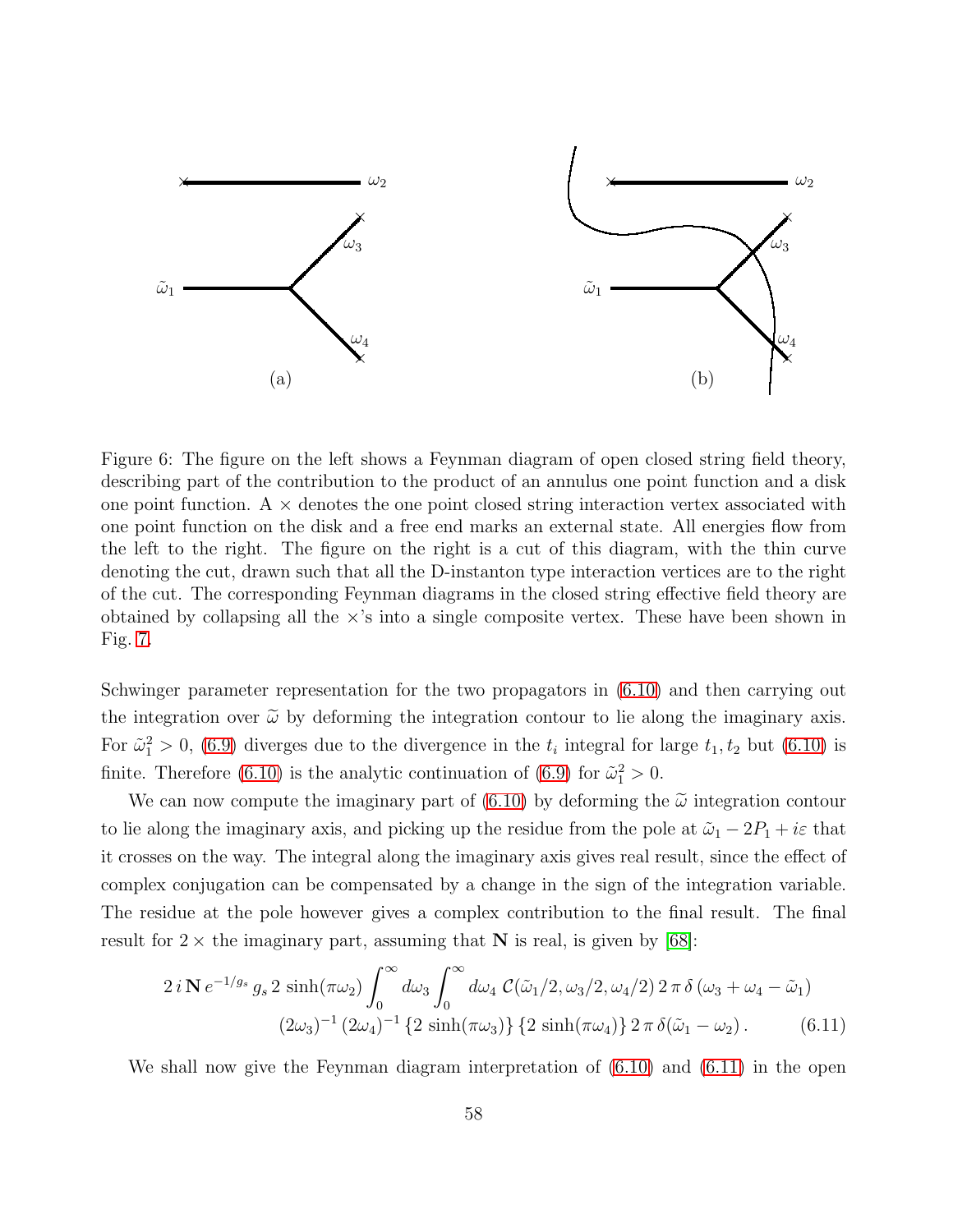Figure 6: The figure on the left shows a Feynman diagram of open closed string field theory, describing part of the contribution to the product of an annulus one point function and a disk one point function. A $\times$ denotes the one point closed string interaction vertex associated with one point function on the disk and a free end marks an external state. All energies flow from the left to the right. The figure on the right is a cut of this diagram, with the thin curve denoting the cut, drawn such that all the D-instanton type interaction vertices are to the right of the cut. The corresponding Feynman diagrams in the closed string effective field theory are obtained by collapsing all the $\times$'s into a single composite vertex. These have been shown in Fig. 7.

Schwinger parameter representation for the two propagators in (6.10) and then carrying out the integration over $\widetilde{\omega}$ by deforming the integration contour to lie along the imaginary axis. For $\tilde{\omega}_1^2 > 0$, (6.9) diverges due to the divergence in the $t_i$ integral for large $t_1, t_2$ but (6.10) is finite. Therefore (6.10) is the analytic continuation of (6.9) for $\tilde{\omega}_1^2 > 0$.

We can now compute the imaginary part of (6.10) by deforming the $\widetilde{\omega}$ integration contour to lie along the imaginary axis, and picking up the residue from the pole at $\tilde{\omega}_1 - 2P_1 + i\varepsilon$ that it crosses on the way. The integral along the imaginary axis gives real result, since the effect of complex conjugation can be compensated by a change in the sign of the integration variable. The residue at the pole however gives a complex contribution to the final result. The final result for $2\times$ the imaginary part, assuming that $\mathbf{N}$ is real, is given by [68]:

$$2\,i\,\mathbf{N}\,e^{-1/g_s}\,g_s\,2\,\sinh(\pi\omega_2)\int_0^\infty d\omega_3\int_0^\infty d\omega_4\;\mathcal{C}(\tilde{\omega}_1/2,\omega_3/2,\omega_4/2)\,2\,\pi\,\delta\left(\omega_3+\omega_4-\tilde{\omega}_1\right)$$
$$(2\omega_3)^{-1}\,(2\omega_4)^{-1}\,\{2\,\sinh(\pi\omega_3)\}\,\{2\,\sinh(\pi\omega_4)\}\,2\,\pi\,\delta(\tilde{\omega}_1-\omega_2)\,. \qquad (6.11)$$

We shall now give the Feynman diagram interpretation of (6.10) and (6.11) in the open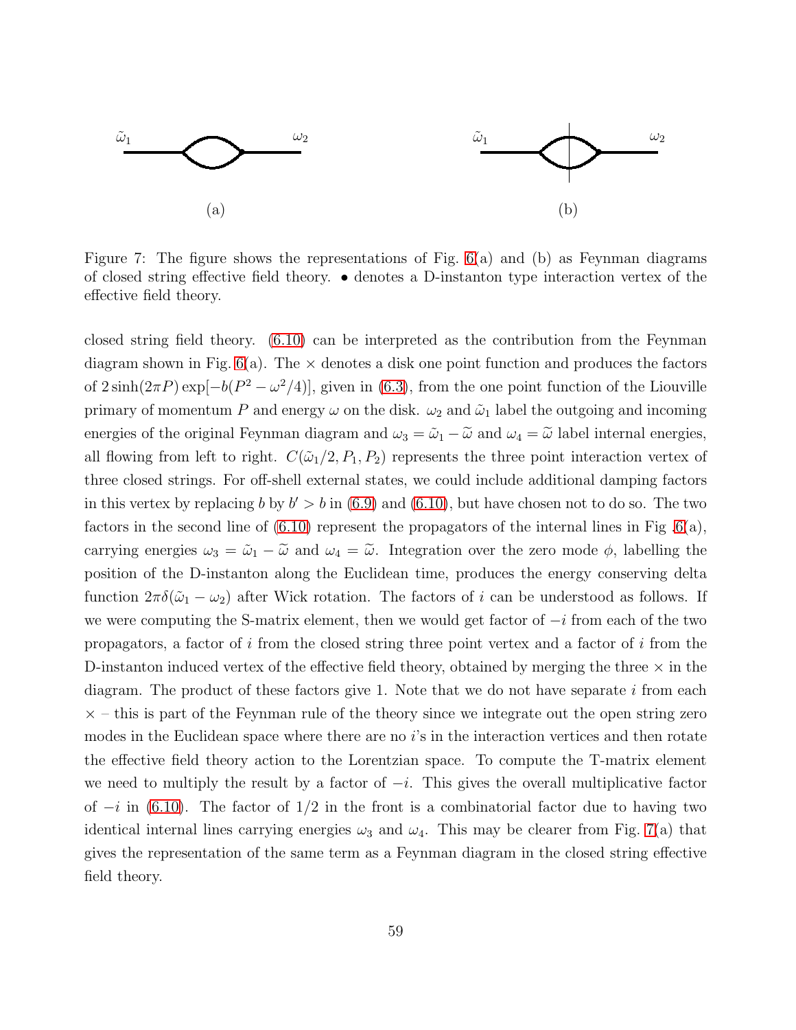Figure 7: The figure shows the representations of Fig. 6(a) and (b) as Feynman diagrams of closed string effective field theory. $\bullet$ denotes a D-instanton type interaction vertex of the effective field theory.

closed string field theory. (6.10) can be interpreted as the contribution from the Feynman diagram shown in Fig. 6(a). The $\times$ denotes a disk one point function and produces the factors of $2\sinh(2\pi P)\exp[-b(P^2 - \omega^2/4)]$, given in (6.3), from the one point function of the Liouville primary of momentum $P$ and energy $\omega$ on the disk. $\omega_2$ and $\tilde{\omega}_1$ label the outgoing and incoming energies of the original Feynman diagram and $\omega_3 = \tilde{\omega}_1 - \widetilde{\omega}$ and $\omega_4 = \widetilde{\omega}$ label internal energies, all flowing from left to right. $C(\tilde{\omega}_1/2, P_1, P_2)$ represents the three point interaction vertex of three closed strings. For off-shell external states, we could include additional damping factors in this vertex by replacing $b$ by $b' > b$ in (6.9) and (6.10), but have chosen not to do so. The two factors in the second line of (6.10) represent the propagators of the internal lines in Fig 6(a), carrying energies $\omega_3 = \tilde{\omega}_1 - \widetilde{\omega}$ and $\omega_4 = \widetilde{\omega}$. Integration over the zero mode $\phi$, labelling the position of the D-instanton along the Euclidean time, produces the energy conserving delta function $2\pi\delta(\tilde{\omega}_1 - \omega_2)$ after Wick rotation. The factors of $i$ can be understood as follows. If we were computing the S-matrix element, then we would get factor of $-i$ from each of the two propagators, a factor of $i$ from the closed string three point vertex and a factor of $i$ from the D-instanton induced vertex of the effective field theory, obtained by merging the three $\times$ in the diagram. The product of these factors give 1. Note that we do not have separate $i$ from each $\times$ – this is part of the Feynman rule of the theory since we integrate out the open string zero modes in the Euclidean space where there are no $i$'s in the interaction vertices and then rotate the effective field theory action to the Lorentzian space. To compute the T-matrix element we need to multiply the result by a factor of $-i$. This gives the overall multiplicative factor of $-i$ in (6.10). The factor of 1/2 in the front is a combinatorial factor due to having two identical internal lines carrying energies $\omega_3$ and $\omega_4$. This may be clearer from Fig. 7(a) that gives the representation of the same term as a Feynman diagram in the closed string effective field theory.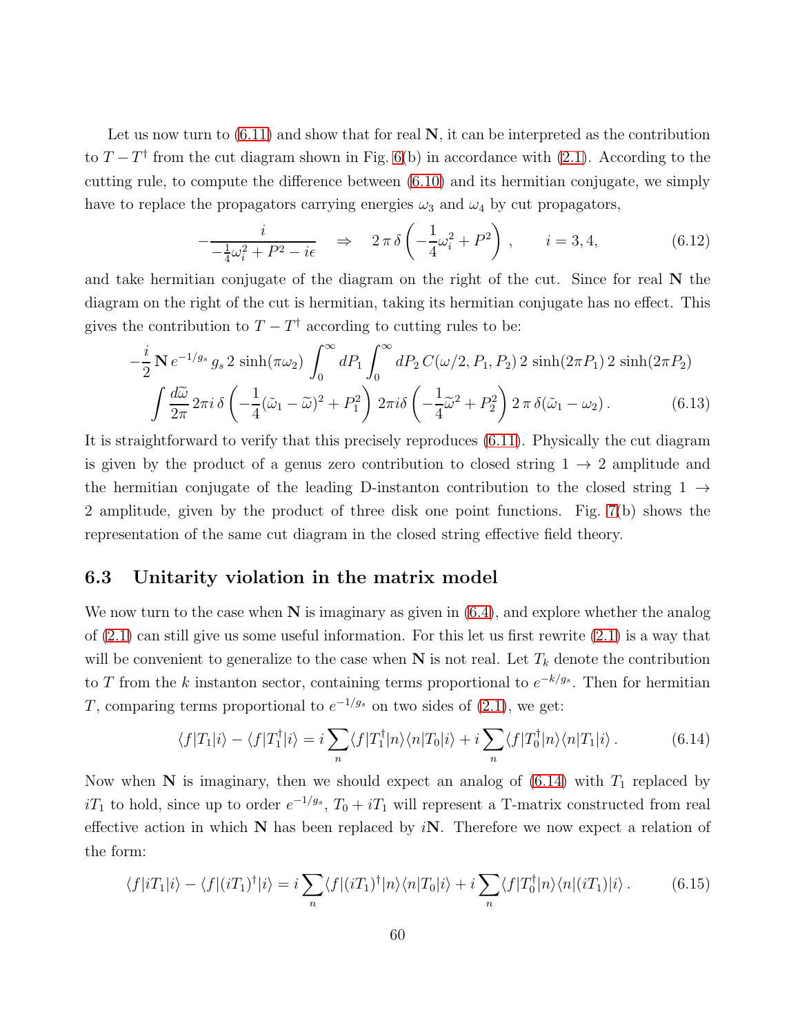Let us now turn to (6.11) and show that for real $\mathbf{N}$, it can be interpreted as the contribution to $T - T^\dagger$ from the cut diagram shown in Fig. 6(b) in accordance with (2.1). According to the cutting rule, to compute the difference between (6.10) and its hermitian conjugate, we simply have to replace the propagators carrying energies $\omega_3$ and $\omega_4$ by cut propagators,

$$-\frac{i}{-\frac{1}{4}\omega_i^2 + P^2 - i\epsilon} \quad \Rightarrow \quad 2\,\pi\,\delta\left(-\frac{1}{4}\omega_i^2 + P^2\right), \qquad i = 3, 4, \tag{6.12}$$

and take hermitian conjugate of the diagram on the right of the cut. Since for real $\mathbf{N}$ the diagram on the right of the cut is hermitian, taking its hermitian conjugate has no effect. This gives the contribution to $T - T^\dagger$ according to cutting rules to be:

$$\begin{aligned}
-\frac{i}{2}\,\mathbf{N}\,e^{-1/g_s}\,g_s\,2\,\sinh(\pi\omega_2)\int_0^\infty dP_1\int_0^\infty dP_2\,C(\omega/2,P_1,P_2)\,2\,\sinh(2\pi P_1)\,2\,\sinh(2\pi P_2)\\
\int\frac{d\widetilde{\omega}}{2\pi}\,2\pi i\,\delta\left(-\frac{1}{4}(\tilde{\omega}_1-\widetilde{\omega})^2+P_1^2\right)\,2\pi i\delta\left(-\frac{1}{4}\widetilde{\omega}^2+P_2^2\right)\,2\,\pi\,\delta(\tilde{\omega}_1-\omega_2)\,.
\end{aligned} \tag{6.13}$$

It is straightforward to verify that this precisely reproduces (6.11). Physically the cut diagram is given by the product of a genus zero contribution to closed string $1 \to 2$ amplitude and the hermitian conjugate of the leading D-instanton contribution to the closed string $1 \to 2$ amplitude, given by the product of three disk one point functions. Fig. 7(b) shows the representation of the same cut diagram in the closed string effective field theory.

### 6.3 Unitarity violation in the matrix model

We now turn to the case when $\mathbf{N}$ is imaginary as given in (6.4), and explore whether the analog of (2.1) can still give us some useful information. For this let us first rewrite (2.1) is a way that will be convenient to generalize to the case when $\mathbf{N}$ is not real. Let $T_k$ denote the contribution to $T$ from the $k$ instanton sector, containing terms proportional to $e^{-k/g_s}$. Then for hermitian $T$, comparing terms proportional to $e^{-1/g_s}$ on two sides of (2.1), we get:

$$\langle f|T_1|i\rangle - \langle f|T_1^\dagger|i\rangle = i\sum_n \langle f|T_1^\dagger|n\rangle\langle n|T_0|i\rangle + i\sum_n \langle f|T_0^\dagger|n\rangle\langle n|T_1|i\rangle\,. \tag{6.14}$$

Now when $\mathbf{N}$ is imaginary, then we should expect an analog of (6.14) with $T_1$ replaced by $iT_1$ to hold, since up to order $e^{-1/g_s}$, $T_0 + iT_1$ will represent a T-matrix constructed from real effective action in which $\mathbf{N}$ has been replaced by $i\mathbf{N}$. Therefore we now expect a relation of the form:

$$\langle f|iT_1|i\rangle - \langle f|(iT_1)^\dagger|i\rangle = i\sum_n \langle f|(iT_1)^\dagger|n\rangle\langle n|T_0|i\rangle + i\sum_n \langle f|T_0^\dagger|n\rangle\langle n|(iT_1)|i\rangle\,. \tag{6.15}$$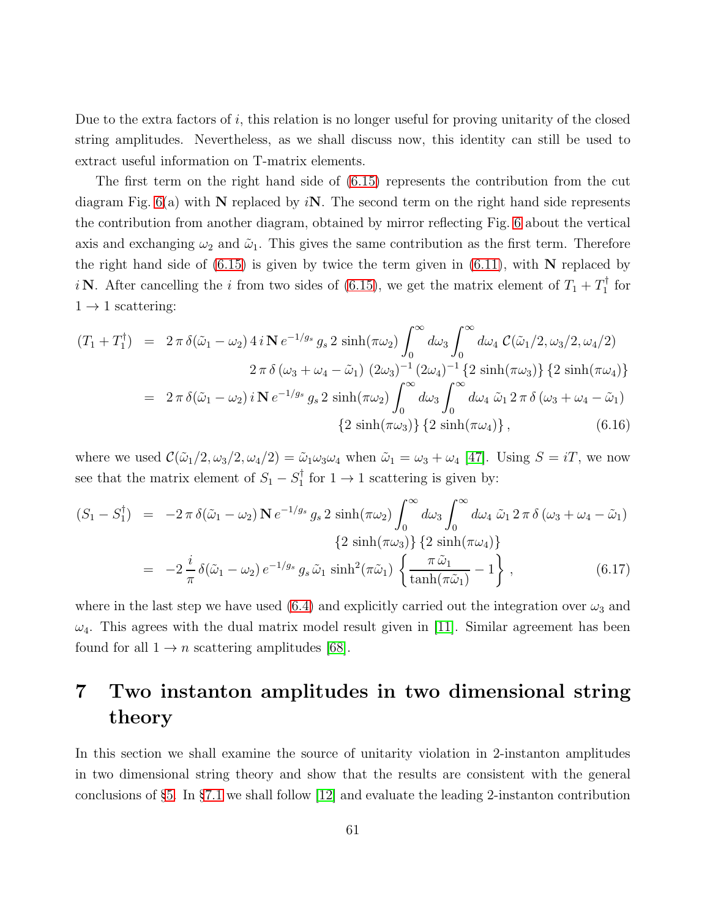Due to the extra factors of $i$, this relation is no longer useful for proving unitarity of the closed string amplitudes. Nevertheless, as we shall discuss now, this identity can still be used to extract useful information on T-matrix elements.

The first term on the right hand side of (6.15) represents the contribution from the cut diagram Fig. 6(a) with $\mathbf{N}$ replaced by $i\mathbf{N}$. The second term on the right hand side represents the contribution from another diagram, obtained by mirror reflecting Fig. 6 about the vertical axis and exchanging $\omega_2$ and $\tilde{\omega}_1$. This gives the same contribution as the first term. Therefore the right hand side of (6.15) is given by twice the term given in (6.11), with $\mathbf{N}$ replaced by $i\,\mathbf{N}$. After cancelling the $i$ from two sides of (6.15), we get the matrix element of $T_1 + T_1^\dagger$ for $1 \to 1$ scattering:

$$
\begin{aligned}
(T_1 + T_1^\dagger) &= 2\,\pi\,\delta(\tilde{\omega}_1 - \omega_2)\,4\,i\,\mathbf{N}\,e^{-1/g_s}\,g_s\,2\,\sinh(\pi\omega_2)\int_0^\infty d\omega_3 \int_0^\infty d\omega_4\;\mathcal{C}(\tilde{\omega}_1/2,\omega_3/2,\omega_4/2) \\
&\qquad 2\,\pi\,\delta\left(\omega_3+\omega_4-\tilde{\omega}_1\right)\,(2\omega_3)^{-1}\,(2\omega_4)^{-1}\,\{2\,\sinh(\pi\omega_3)\}\,\{2\,\sinh(\pi\omega_4)\} \\
&= 2\,\pi\,\delta(\tilde{\omega}_1 - \omega_2)\,i\,\mathbf{N}\,e^{-1/g_s}\,g_s\,2\,\sinh(\pi\omega_2)\int_0^\infty d\omega_3 \int_0^\infty d\omega_4\;\tilde{\omega}_1\,2\,\pi\,\delta\left(\omega_3+\omega_4-\tilde{\omega}_1\right) \\
&\qquad \{2\,\sinh(\pi\omega_3)\}\,\{2\,\sinh(\pi\omega_4)\}\,, 
\end{aligned} \tag{6.16}
$$

where we used $\mathcal{C}(\tilde{\omega}_1/2,\omega_3/2,\omega_4/2) = \tilde{\omega}_1\omega_3\omega_4$ when $\tilde{\omega}_1 = \omega_3 + \omega_4$ [47]. Using $S = iT$, we now see that the matrix element of $S_1 - S_1^\dagger$ for $1 \to 1$ scattering is given by:

$$
\begin{aligned}
(S_1 - S_1^\dagger) &= -2\,\pi\,\delta(\tilde{\omega}_1 - \omega_2)\,\mathbf{N}\,e^{-1/g_s}\,g_s\,2\,\sinh(\pi\omega_2)\int_0^\infty d\omega_3 \int_0^\infty d\omega_4\;\tilde{\omega}_1\,2\,\pi\,\delta\left(\omega_3+\omega_4-\tilde{\omega}_1\right) \\
&\qquad \{2\,\sinh(\pi\omega_3)\}\,\{2\,\sinh(\pi\omega_4)\} \\
&= -2\,\frac{i}{\pi}\,\delta(\tilde{\omega}_1 - \omega_2)\,e^{-1/g_s}\,g_s\,\tilde{\omega}_1\,\sinh^2(\pi\tilde{\omega}_1)\,\left\{\frac{\pi\,\tilde{\omega}_1}{\tanh(\pi\tilde{\omega}_1)} - 1\right\}\,,
\end{aligned} \tag{6.17}
$$

where in the last step we have used (6.4) and explicitly carried out the integration over $\omega_3$ and $\omega_4$. This agrees with the dual matrix model result given in [11]. Similar agreement has been found for all $1 \to n$ scattering amplitudes [68].

# 7 Two instanton amplitudes in two dimensional string theory

In this section we shall examine the source of unitarity violation in 2-instanton amplitudes in two dimensional string theory and show that the results are consistent with the general conclusions of §5. In §7.1 we shall follow [12] and evaluate the leading 2-instanton contribution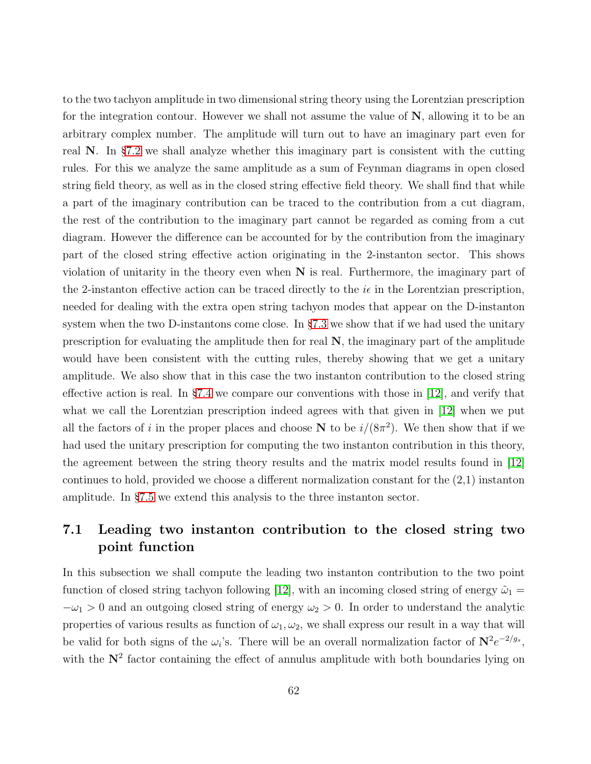to the two tachyon amplitude in two dimensional string theory using the Lorentzian prescription for the integration contour. However we shall not assume the value of $\mathbf{N}$, allowing it to be an arbitrary complex number. The amplitude will turn out to have an imaginary part even for real $\mathbf{N}$. In §7.2 we shall analyze whether this imaginary part is consistent with the cutting rules. For this we analyze the same amplitude as a sum of Feynman diagrams in open closed string field theory, as well as in the closed string effective field theory. We shall find that while a part of the imaginary contribution can be traced to the contribution from a cut diagram, the rest of the contribution to the imaginary part cannot be regarded as coming from a cut diagram. However the difference can be accounted for by the contribution from the imaginary part of the closed string effective action originating in the 2-instanton sector. This shows violation of unitarity in the theory even when $\mathbf{N}$ is real. Furthermore, the imaginary part of the 2-instanton effective action can be traced directly to the $i\epsilon$ in the Lorentzian prescription, needed for dealing with the extra open string tachyon modes that appear on the D-instanton system when the two D-instantons come close. In §7.3 we show that if we had used the unitary prescription for evaluating the amplitude then for real $\mathbf{N}$, the imaginary part of the amplitude would have been consistent with the cutting rules, thereby showing that we get a unitary amplitude. We also show that in this case the two instanton contribution to the closed string effective action is real. In §7.4 we compare our conventions with those in [12], and verify that what we call the Lorentzian prescription indeed agrees with that given in [12] when we put all the factors of $i$ in the proper places and choose $\mathbf{N}$ to be $i/(8\pi^2)$. We then show that if we had used the unitary prescription for computing the two instanton contribution in this theory, the agreement between the string theory results and the matrix model results found in [12] continues to hold, provided we choose a different normalization constant for the (2,1) instanton amplitude. In §7.5 we extend this analysis to the three instanton sector.

## 7.1 Leading two instanton contribution to the closed string two point function

In this subsection we shall compute the leading two instanton contribution to the two point function of closed string tachyon following [12], with an incoming closed string of energy $\tilde{\omega}_1 = -\omega_1 > 0$ and an outgoing closed string of energy $\omega_2 > 0$. In order to understand the analytic properties of various results as function of $\omega_1, \omega_2$, we shall express our result in a way that will be valid for both signs of the $\omega_i$'s. There will be an overall normalization factor of $\mathbf{N}^2 e^{-2/g_s}$, with the $\mathbf{N}^2$ factor containing the effect of annulus amplitude with both boundaries lying on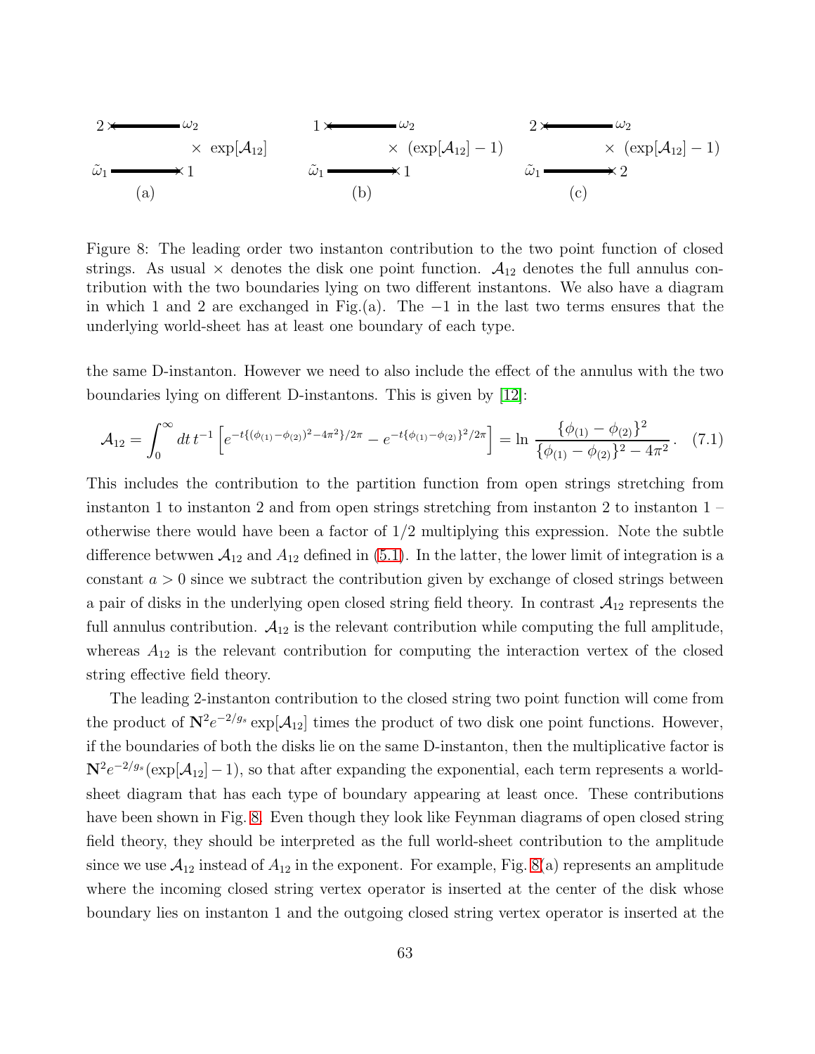Figure 8: The leading order two instanton contribution to the two point function of closed strings. As usual $\times$ denotes the disk one point function. $\mathcal{A}_{12}$ denotes the full annulus contribution with the two boundaries lying on two different instantons. We also have a diagram in which 1 and 2 are exchanged in Fig.(a). The $-1$ in the last two terms ensures that the underlying world-sheet has at least one boundary of each type.

the same D-instanton. However we need to also include the effect of the annulus with the two boundaries lying on different D-instantons. This is given by [12]:

$$\mathcal{A}_{12} = \int_0^\infty dt\, t^{-1} \left[ e^{-t\{(\phi_{(1)}-\phi_{(2)})^2 - 4\pi^2\}/2\pi} - e^{-t\{\phi_{(1)}-\phi_{(2)}\}^2/2\pi} \right] = \ln \frac{\{\phi_{(1)}-\phi_{(2)}\}^2}{\{\phi_{(1)}-\phi_{(2)}\}^2 - 4\pi^2}. \quad (7.1)$$

This includes the contribution to the partition function from open strings stretching from instanton 1 to instanton 2 and from open strings stretching from instanton 2 to instanton 1 – otherwise there would have been a factor of 1/2 multiplying this expression. Note the subtle difference betwwen $\mathcal{A}_{12}$ and $A_{12}$ defined in (5.1). In the latter, the lower limit of integration is a constant $a > 0$ since we subtract the contribution given by exchange of closed strings between a pair of disks in the underlying open closed string field theory. In contrast $\mathcal{A}_{12}$ represents the full annulus contribution. $\mathcal{A}_{12}$ is the relevant contribution while computing the full amplitude, whereas $A_{12}$ is the relevant contribution for computing the interaction vertex of the closed string effective field theory.

The leading 2-instanton contribution to the closed string two point function will come from the product of $\mathbf{N}^2 e^{-2/g_s} \exp[\mathcal{A}_{12}]$ times the product of two disk one point functions. However, if the boundaries of both the disks lie on the same D-instanton, then the multiplicative factor is $\mathbf{N}^2 e^{-2/g_s}(\exp[\mathcal{A}_{12}] - 1)$, so that after expanding the exponential, each term represents a world-sheet diagram that has each type of boundary appearing at least once. These contributions have been shown in Fig. 8. Even though they look like Feynman diagrams of open closed string field theory, they should be interpreted as the full world-sheet contribution to the amplitude since we use $\mathcal{A}_{12}$ instead of $A_{12}$ in the exponent. For example, Fig. 8(a) represents an amplitude where the incoming closed string vertex operator is inserted at the center of the disk whose boundary lies on instanton 1 and the outgoing closed string vertex operator is inserted at the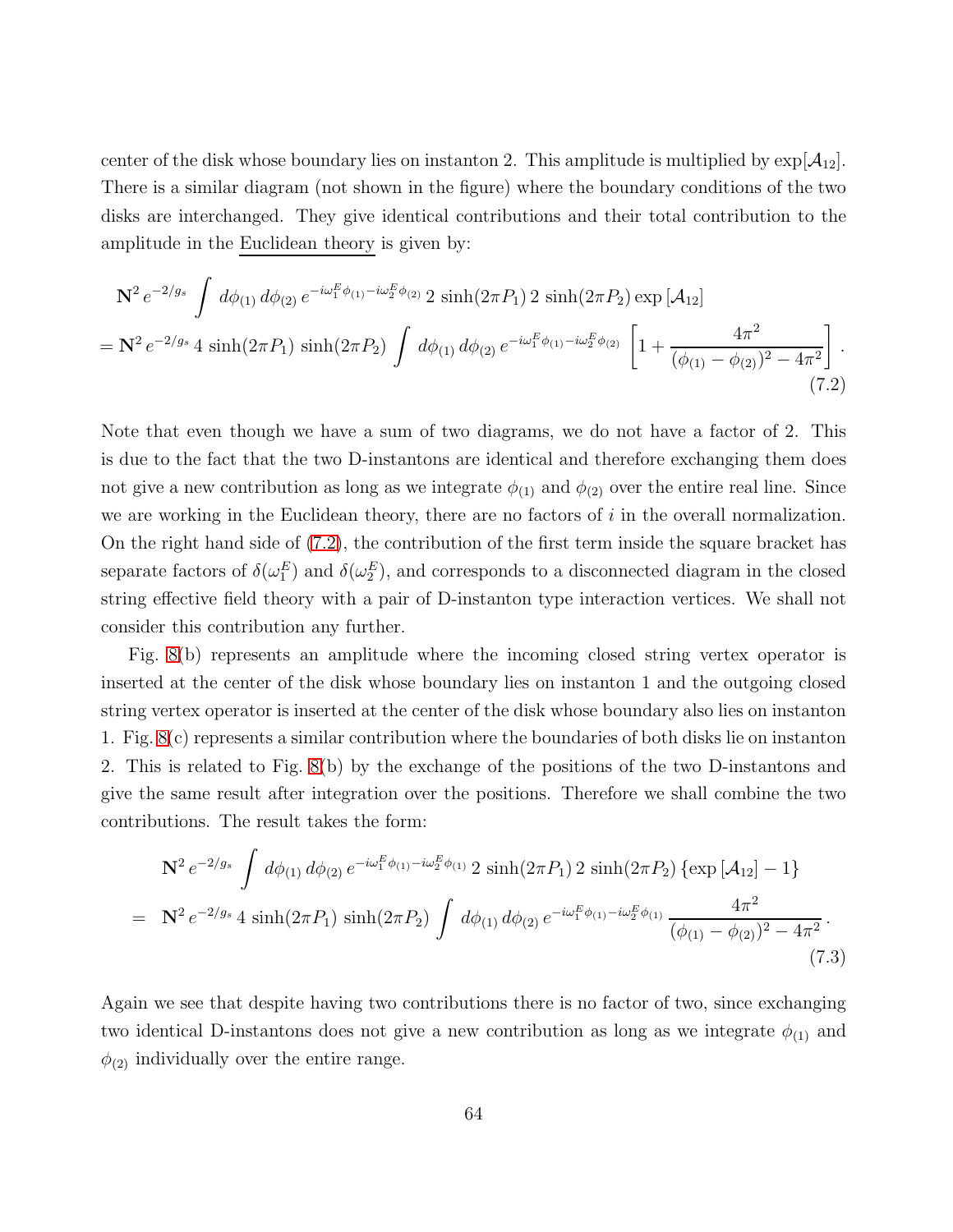center of the disk whose boundary lies on instanton 2. This amplitude is multiplied by $\exp[\mathcal{A}_{12}]$. There is a similar diagram (not shown in the figure) where the boundary conditions of the two disks are interchanged. They give identical contributions and their total contribution to the amplitude in the Euclidean theory is given by:

$$
\begin{aligned}
& \mathbf{N}^2 \, e^{-2/g_s} \int d\phi_{(1)} \, d\phi_{(2)} \, e^{-i\omega_1^E \phi_{(1)} - i\omega_2^E \phi_{(2)}} \, 2\, \sinh(2\pi P_1) \, 2\, \sinh(2\pi P_2) \exp\left[\mathcal{A}_{12}\right] \\
&= \mathbf{N}^2 \, e^{-2/g_s} \, 4\, \sinh(2\pi P_1) \, \sinh(2\pi P_2) \int d\phi_{(1)} \, d\phi_{(2)} \, e^{-i\omega_1^E \phi_{(1)} - i\omega_2^E \phi_{(2)}} \left[1 + \frac{4\pi^2}{(\phi_{(1)} - \phi_{(2)})^2 - 4\pi^2}\right].
\end{aligned}
\tag{7.2}
$$

Note that even though we have a sum of two diagrams, we do not have a factor of 2. This is due to the fact that the two D-instantons are identical and therefore exchanging them does not give a new contribution as long as we integrate $\phi_{(1)}$ and $\phi_{(2)}$ over the entire real line. Since we are working in the Euclidean theory, there are no factors of $i$ in the overall normalization. On the right hand side of (7.2), the contribution of the first term inside the square bracket has separate factors of $\delta(\omega_1^E)$ and $\delta(\omega_2^E)$, and corresponds to a disconnected diagram in the closed string effective field theory with a pair of D-instanton type interaction vertices. We shall not consider this contribution any further.

Fig. 8(b) represents an amplitude where the incoming closed string vertex operator is inserted at the center of the disk whose boundary lies on instanton 1 and the outgoing closed string vertex operator is inserted at the center of the disk whose boundary also lies on instanton 1. Fig. 8(c) represents a similar contribution where the boundaries of both disks lie on instanton 2. This is related to Fig. 8(b) by the exchange of the positions of the two D-instantons and give the same result after integration over the positions. Therefore we shall combine the two contributions. The result takes the form:

$$
\begin{aligned}
& \mathbf{N}^2 \, e^{-2/g_s} \int d\phi_{(1)} \, d\phi_{(2)} \, e^{-i\omega_1^E \phi_{(1)} - i\omega_2^E \phi_{(1)}} \, 2\, \sinh(2\pi P_1) \, 2\, \sinh(2\pi P_2) \left\{\exp\left[\mathcal{A}_{12}\right] - 1\right\} \\
&= \mathbf{N}^2 \, e^{-2/g_s} \, 4\, \sinh(2\pi P_1) \, \sinh(2\pi P_2) \int d\phi_{(1)} \, d\phi_{(2)} \, e^{-i\omega_1^E \phi_{(1)} - i\omega_2^E \phi_{(1)}} \, \frac{4\pi^2}{(\phi_{(1)} - \phi_{(2)})^2 - 4\pi^2}.
\end{aligned}
\tag{7.3}
$$

Again we see that despite having two contributions there is no factor of two, since exchanging two identical D-instantons does not give a new contribution as long as we integrate $\phi_{(1)}$ and $\phi_{(2)}$ individually over the entire range.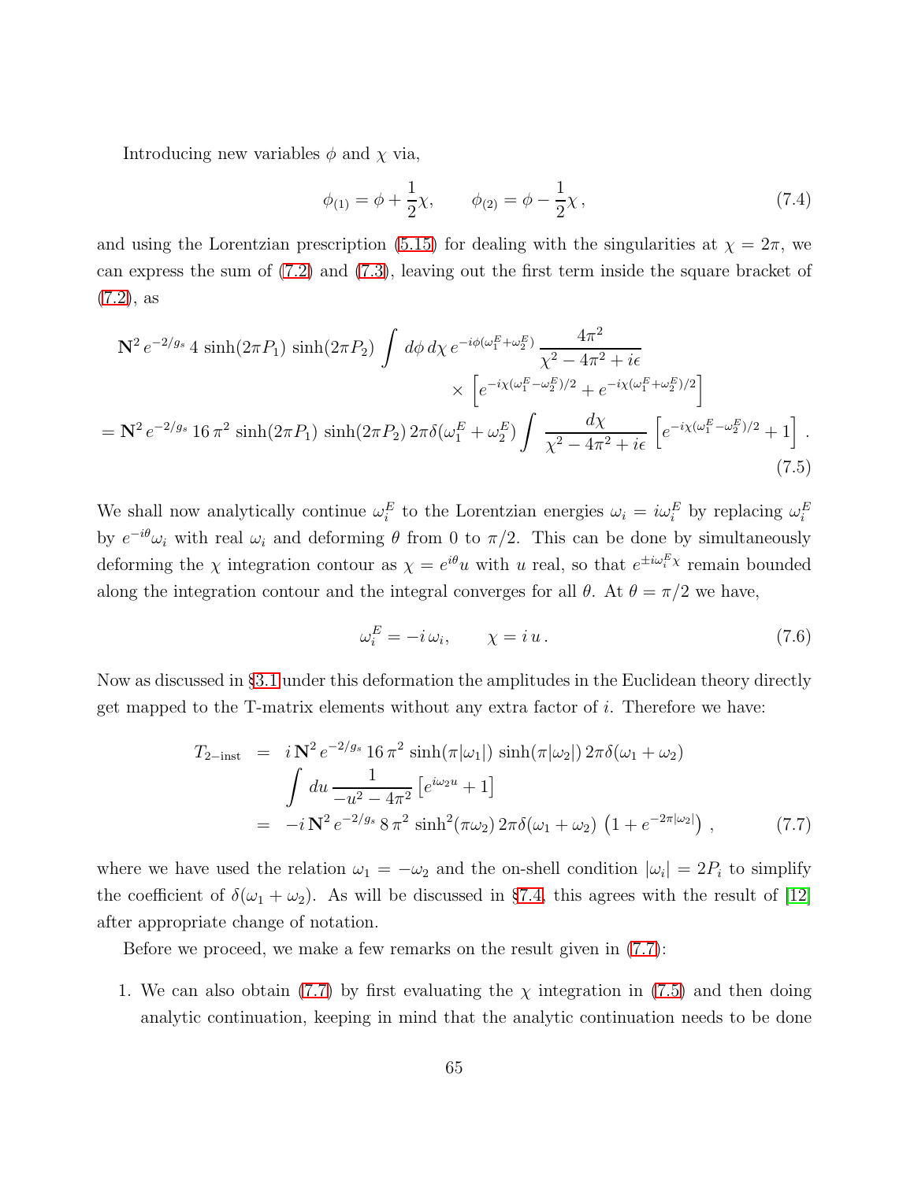Introducing new variables $\phi$ and $\chi$ via,

$$\phi_{(1)} = \phi + \frac{1}{2}\chi, \qquad \phi_{(2)} = \phi - \frac{1}{2}\chi\,, \tag{7.4}$$

and using the Lorentzian prescription (5.15) for dealing with the singularities at $\chi = 2\pi$, we can express the sum of (7.2) and (7.3), leaving out the first term inside the square bracket of (7.2), as

$$\begin{aligned}
&\mathbf{N}^2\, e^{-2/g_s}\, 4\, \sinh(2\pi P_1)\, \sinh(2\pi P_2) \int d\phi\, d\chi\, e^{-i\phi(\omega_1^E+\omega_2^E)}\, \frac{4\pi^2}{\chi^2 - 4\pi^2 + i\epsilon} \\
&\qquad\qquad \times \left[ e^{-i\chi(\omega_1^E - \omega_2^E)/2} + e^{-i\chi(\omega_1^E+\omega_2^E)/2} \right] \\
&= \mathbf{N}^2\, e^{-2/g_s}\, 16\,\pi^2\, \sinh(2\pi P_1)\, \sinh(2\pi P_2)\, 2\pi\delta(\omega_1^E + \omega_2^E) \int \frac{d\chi}{\chi^2 - 4\pi^2 + i\epsilon} \left[ e^{-i\chi(\omega_1^E-\omega_2^E)/2} + 1 \right].
\end{aligned} \tag{7.5}$$

We shall now analytically continue $\omega_i^E$ to the Lorentzian energies $\omega_i = i\omega_i^E$ by replacing $\omega_i^E$ by $e^{-i\theta}\omega_i$ with real $\omega_i$ and deforming $\theta$ from 0 to $\pi/2$. This can be done by simultaneously deforming the $\chi$ integration contour as $\chi = e^{i\theta}u$ with $u$ real, so that $e^{\pm i\omega_i^E \chi}$ remain bounded along the integration contour and the integral converges for all $\theta$. At $\theta = \pi/2$ we have,

$$\omega_i^E = -i\,\omega_i, \qquad \chi = i\,u\,. \tag{7.6}$$

Now as discussed in §3.1 under this deformation the amplitudes in the Euclidean theory directly get mapped to the T-matrix elements without any extra factor of $i$. Therefore we have:

$$\begin{aligned}
T_{2-\text{inst}} &= i\,\mathbf{N}^2\, e^{-2/g_s}\, 16\,\pi^2\, \sinh(\pi|\omega_1|)\, \sinh(\pi|\omega_2|)\, 2\pi\delta(\omega_1+\omega_2) \\
&\qquad \int du\, \frac{1}{-u^2 - 4\pi^2}\left[ e^{i\omega_2 u} + 1 \right] \\
&= -i\,\mathbf{N}^2\, e^{-2/g_s}\, 8\,\pi^2\, \sinh^2(\pi\omega_2)\, 2\pi\delta(\omega_1+\omega_2)\, \left(1 + e^{-2\pi|\omega_2|}\right),
\end{aligned} \tag{7.7}$$

where we have used the relation $\omega_1 = -\omega_2$ and the on-shell condition $|\omega_i| = 2P_i$ to simplify the coefficient of $\delta(\omega_1 + \omega_2)$. As will be discussed in §7.4, this agrees with the result of [12] after appropriate change of notation.

Before we proceed, we make a few remarks on the result given in (7.7):

1. We can also obtain (7.7) by first evaluating the $\chi$ integration in (7.5) and then doing analytic continuation, keeping in mind that the analytic continuation needs to be done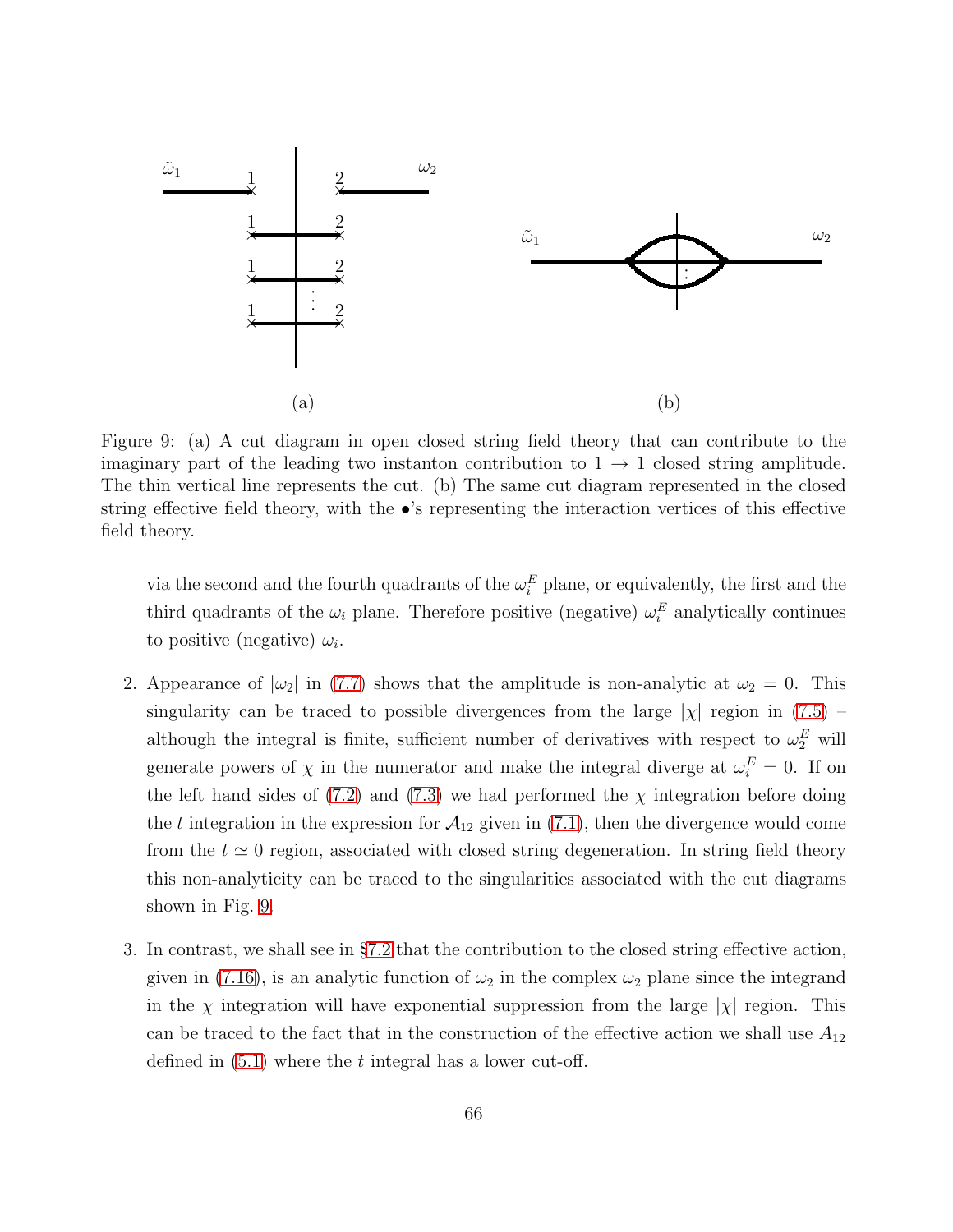Figure 9: (a) A cut diagram in open closed string field theory that can contribute to the imaginary part of the leading two instanton contribution to $1 \to 1$ closed string amplitude. The thin vertical line represents the cut. (b) The same cut diagram represented in the closed string effective field theory, with the •'s representing the interaction vertices of this effective field theory.

via the second and the fourth quadrants of the $\omega_i^E$ plane, or equivalently, the first and the third quadrants of the $\omega_i$ plane. Therefore positive (negative) $\omega_i^E$ analytically continues to positive (negative) $\omega_i$.

2. Appearance of $|\omega_2|$ in (7.7) shows that the amplitude is non-analytic at $\omega_2 = 0$. This singularity can be traced to possible divergences from the large $|\chi|$ region in (7.5) – although the integral is finite, sufficient number of derivatives with respect to $\omega_2^E$ will generate powers of $\chi$ in the numerator and make the integral diverge at $\omega_i^E = 0$. If on the left hand sides of (7.2) and (7.3) we had performed the $\chi$ integration before doing the $t$ integration in the expression for $\mathcal{A}_{12}$ given in (7.1), then the divergence would come from the $t \simeq 0$ region, associated with closed string degeneration. In string field theory this non-analyticity can be traced to the singularities associated with the cut diagrams shown in Fig. 9.

3. In contrast, we shall see in §7.2 that the contribution to the closed string effective action, given in (7.16), is an analytic function of $\omega_2$ in the complex $\omega_2$ plane since the integrand in the $\chi$ integration will have exponential suppression from the large $|\chi|$ region. This can be traced to the fact that in the construction of the effective action we shall use $A_{12}$ defined in (5.1) where the $t$ integral has a lower cut-off.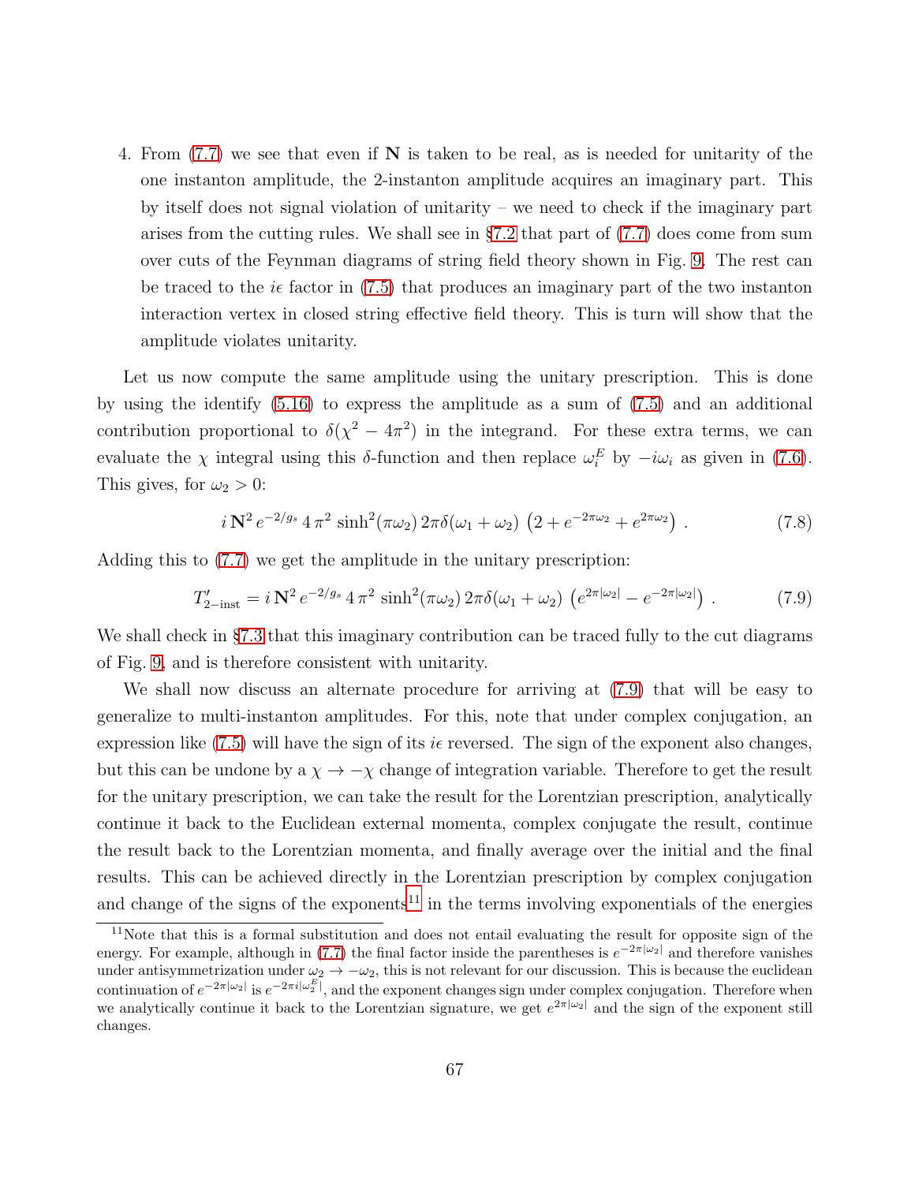4. From (7.7) we see that even if $\mathbf{N}$ is taken to be real, as is needed for unitarity of the one instanton amplitude, the 2-instanton amplitude acquires an imaginary part. This by itself does not signal violation of unitarity – we need to check if the imaginary part arises from the cutting rules. We shall see in §7.2 that part of (7.7) does come from sum over cuts of the Feynman diagrams of string field theory shown in Fig. 9. The rest can be traced to the $i\epsilon$ factor in (7.5) that produces an imaginary part of the two instanton interaction vertex in closed string effective field theory. This is turn will show that the amplitude violates unitarity.

Let us now compute the same amplitude using the unitary prescription. This is done by using the identify (5.16) to express the amplitude as a sum of (7.5) and an additional contribution proportional to $\delta(\chi^2 - 4\pi^2)$ in the integrand. For these extra terms, we can evaluate the $\chi$ integral using this $\delta$-function and then replace $\omega_i^E$ by $-i\omega_i$ as given in (7.6). This gives, for $\omega_2 > 0$:

$$i\,\mathbf{N}^2\, e^{-2/g_s}\, 4\,\pi^2\, \sinh^2(\pi\omega_2)\, 2\pi\delta(\omega_1+\omega_2)\, \left(2 + e^{-2\pi\omega_2} + e^{2\pi\omega_2}\right)\,. \tag{7.8}$$

Adding this to (7.7) we get the amplitude in the unitary prescription:

$$T'_{2-\text{inst}} = i\,\mathbf{N}^2\, e^{-2/g_s}\, 4\,\pi^2\, \sinh^2(\pi\omega_2)\, 2\pi\delta(\omega_1+\omega_2)\, \left(e^{2\pi|\omega_2|} - e^{-2\pi|\omega_2|}\right)\,. \tag{7.9}$$

We shall check in §7.3 that this imaginary contribution can be traced fully to the cut diagrams of Fig. 9, and is therefore consistent with unitarity.

We shall now discuss an alternate procedure for arriving at (7.9) that will be easy to generalize to multi-instanton amplitudes. For this, note that under complex conjugation, an expression like (7.5) will have the sign of its $i\epsilon$ reversed. The sign of the exponent also changes, but this can be undone by a $\chi \to -\chi$ change of integration variable. Therefore to get the result for the unitary prescription, we can take the result for the Lorentzian prescription, analytically continue it back to the Euclidean external momenta, complex conjugate the result, continue the result back to the Lorentzian momenta, and finally average over the initial and the final results. This can be achieved directly in the Lorentzian prescription by complex conjugation and change of the signs of the exponents[11] in the terms involving exponentials of the energies

[11] Note that this is a formal substitution and does not entail evaluating the result for opposite sign of the energy. For example, although in (7.7) the final factor inside the parentheses is $e^{-2\pi|\omega_2|}$ and therefore vanishes under antisymmetrization under $\omega_2 \to -\omega_2$, this is not relevant for our discussion. This is because the euclidean continuation of $e^{-2\pi|\omega_2|}$ is $e^{-2\pi i|\omega_2^E|}$, and the exponent changes sign under complex conjugation. Therefore when we analytically continue it back to the Lorentzian signature, we get $e^{2\pi|\omega_2|}$ and the sign of the exponent still changes.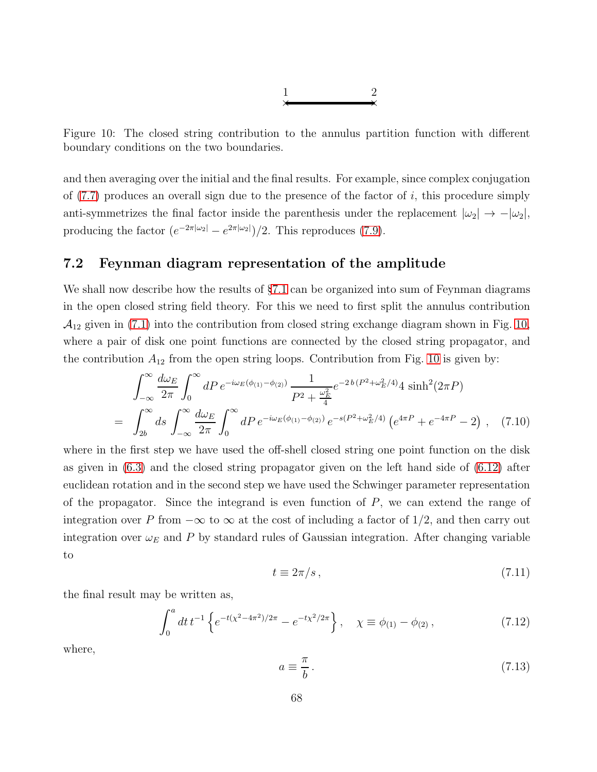1 2

Figure 10: The closed string contribution to the annulus partition function with different boundary conditions on the two boundaries.

and then averaging over the initial and the final results. For example, since complex conjugation of (7.7) produces an overall sign due to the presence of the factor of $i$, this procedure simply anti-symmetrizes the final factor inside the parenthesis under the replacement $|\omega_2| \to -|\omega_2|$, producing the factor $(e^{-2\pi|\omega_2|} - e^{2\pi|\omega_2|})/2$. This reproduces (7.9).

## 7.2 Feynman diagram representation of the amplitude

We shall now describe how the results of §7.1 can be organized into sum of Feynman diagrams in the open closed string field theory. For this we need to first split the annulus contribution $\mathcal{A}_{12}$ given in (7.1) into the contribution from closed string exchange diagram shown in Fig. 10, where a pair of disk one point functions are connected by the closed string propagator, and the contribution $A_{12}$ from the open string loops. Contribution from Fig. 10 is given by:

$$
\begin{aligned}
&\int_{-\infty}^{\infty} \frac{d\omega_E}{2\pi} \int_0^{\infty} dP \, e^{-i\omega_E(\phi_{(1)}-\phi_{(2)})} \, \frac{1}{P^2 + \frac{\omega_E^2}{4}} e^{-2\,b\,(P^2+\omega_E^2/4)} 4 \sinh^2(2\pi P) \\
= \; &\int_{2b}^{\infty} ds \int_{-\infty}^{\infty} \frac{d\omega_E}{2\pi} \int_0^{\infty} dP \, e^{-i\omega_E(\phi_{(1)}-\phi_{(2)})} \, e^{-s(P^2+\omega_E^2/4)} \left(e^{4\pi P} + e^{-4\pi P} - 2\right) , \quad (7.10)
\end{aligned}
$$

where in the first step we have used the off-shell closed string one point function on the disk as given in (6.3) and the closed string propagator given on the left hand side of (6.12) after euclidean rotation and in the second step we have used the Schwinger parameter representation of the propagator. Since the integrand is even function of $P$, we can extend the range of integration over $P$ from $-\infty$ to $\infty$ at the cost of including a factor of 1/2, and then carry out integration over $\omega_E$ and $P$ by standard rules of Gaussian integration. After changing variable to

$$
t \equiv 2\pi/s \, , \tag{7.11}
$$

the final result may be written as,

$$
\int_0^a dt \, t^{-1} \left\{ e^{-t(\chi^2 - 4\pi^2)/2\pi} - e^{-t\chi^2/2\pi} \right\}, \quad \chi \equiv \phi_{(1)} - \phi_{(2)} \, , \tag{7.12}
$$

where,

$$
a \equiv \frac{\pi}{b} \, . \tag{7.13}
$$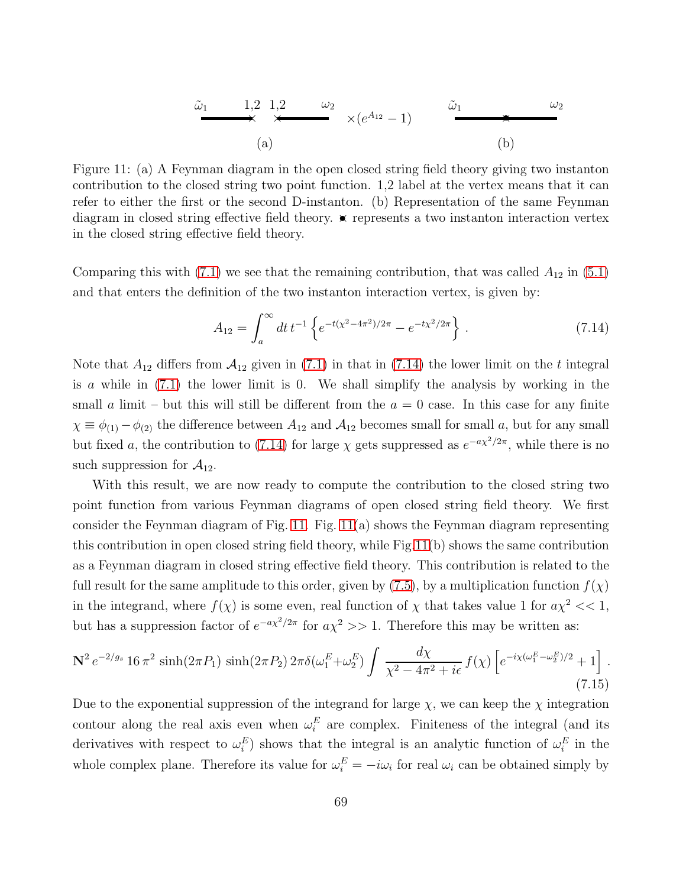$\tilde{\omega}_1$ 1,2 1,2 $\omega_2$ $\times(e^{A_{12}} - 1)$ (a) $\tilde{\omega}_1$ $\omega_2$ (b)

Figure 11: (a) A Feynman diagram in the open closed string field theory giving two instanton contribution to the closed string two point function. 1,2 label at the vertex means that it can refer to either the first or the second D-instanton. (b) Representation of the same Feynman diagram in closed string effective field theory. ✱ represents a two instanton interaction vertex in the closed string effective field theory.

Comparing this with (7.1) we see that the remaining contribution, that was called $A_{12}$ in (5.1) and that enters the definition of the two instanton interaction vertex, is given by:

$$A_{12} = \int_a^\infty dt\, t^{-1} \left\{ e^{-t(\chi^2 - 4\pi^2)/2\pi} - e^{-t\chi^2/2\pi} \right\} . \tag{7.14}$$

Note that $A_{12}$ differs from $\mathcal{A}_{12}$ given in (7.1) in that in (7.14) the lower limit on the $t$ integral is $a$ while in (7.1) the lower limit is 0. We shall simplify the analysis by working in the small $a$ limit – but this will still be different from the $a = 0$ case. In this case for any finite $\chi \equiv \phi_{(1)} - \phi_{(2)}$ the difference between $A_{12}$ and $\mathcal{A}_{12}$ becomes small for small $a$, but for any small but fixed $a$, the contribution to (7.14) for large $\chi$ gets suppressed as $e^{-a\chi^2/2\pi}$, while there is no such suppression for $\mathcal{A}_{12}$.

With this result, we are now ready to compute the contribution to the closed string two point function from various Feynman diagrams of open closed string field theory. We first consider the Feynman diagram of Fig. 11. Fig. 11(a) shows the Feynman diagram representing this contribution in open closed string field theory, while Fig.11(b) shows the same contribution as a Feynman diagram in closed string effective field theory. This contribution is related to the full result for the same amplitude to this order, given by (7.5), by a multiplication function $f(\chi)$ in the integrand, where $f(\chi)$ is some even, real function of $\chi$ that takes value 1 for $a\chi^2 << 1$, but has a suppression factor of $e^{-a\chi^2/2\pi}$ for $a\chi^2 >> 1$. Therefore this may be written as:

$$\mathbf{N}^2\, e^{-2/g_s}\, 16\, \pi^2\, \sinh(2\pi P_1)\, \sinh(2\pi P_2)\, 2\pi\delta(\omega_1^E + \omega_2^E) \int \frac{d\chi}{\chi^2 - 4\pi^2 + i\epsilon}\, f(\chi) \left[ e^{-i\chi(\omega_1^E - \omega_2^E)/2} + 1 \right] . \tag{7.15}$$

Due to the exponential suppression of the integrand for large $\chi$, we can keep the $\chi$ integration contour along the real axis even when $\omega_i^E$ are complex. Finiteness of the integral (and its derivatives with respect to $\omega_i^E$) shows that the integral is an analytic function of $\omega_i^E$ in the whole complex plane. Therefore its value for $\omega_i^E = -i\omega_i$ for real $\omega_i$ can be obtained simply by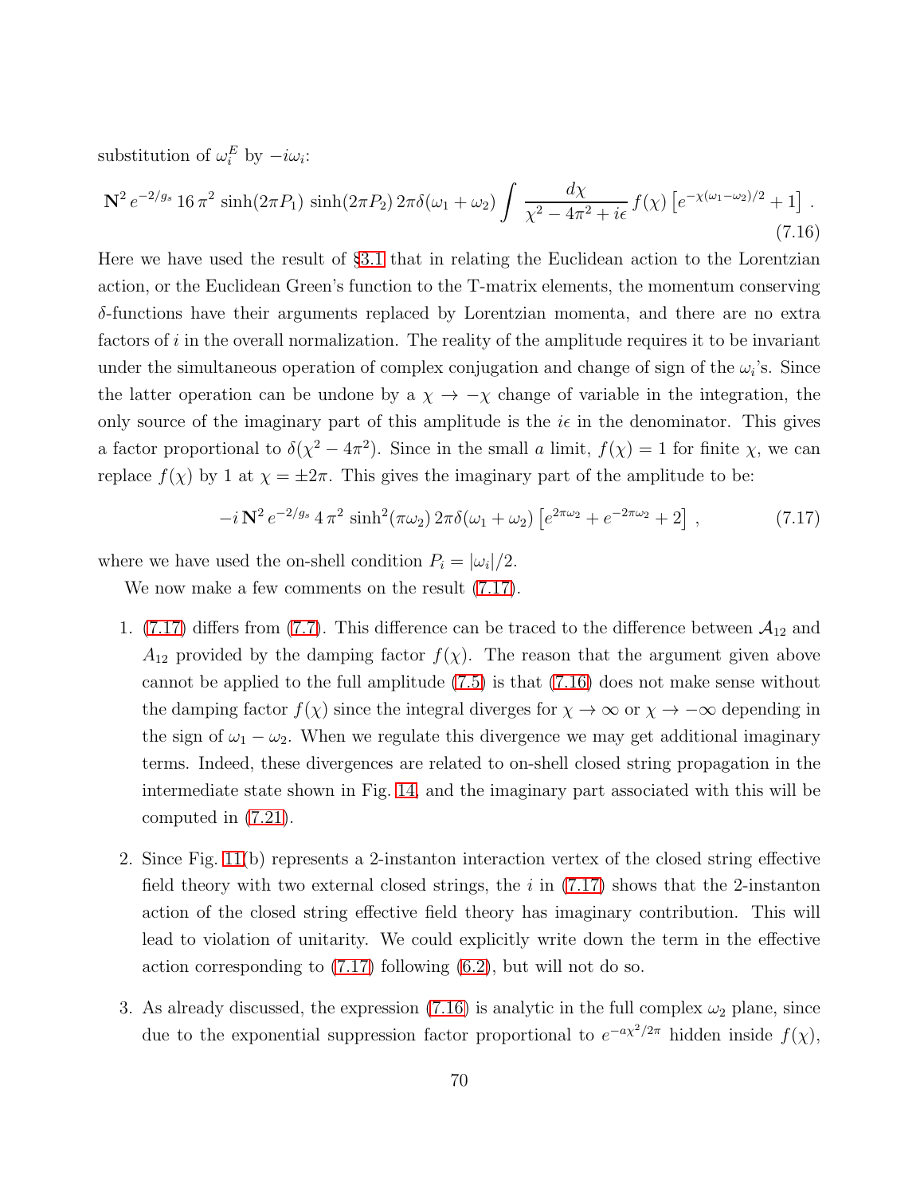substitution of $\omega_i^E$ by $-i\omega_i$:

$$\mathbf{N}^2 \, e^{-2/g_s} \, 16 \, \pi^2 \, \sinh(2\pi P_1) \, \sinh(2\pi P_2) \, 2\pi\delta(\omega_1+\omega_2) \int \frac{d\chi}{\chi^2 - 4\pi^2 + i\epsilon} \, f(\chi) \left[ e^{-\chi(\omega_1-\omega_2)/2} + 1 \right] . \tag{7.16}$$

Here we have used the result of §3.1 that in relating the Euclidean action to the Lorentzian action, or the Euclidean Green's function to the T-matrix elements, the momentum conserving $\delta$-functions have their arguments replaced by Lorentzian momenta, and there are no extra factors of $i$ in the overall normalization. The reality of the amplitude requires it to be invariant under the simultaneous operation of complex conjugation and change of sign of the $\omega_i$'s. Since the latter operation can be undone by a $\chi \to -\chi$ change of variable in the integration, the only source of the imaginary part of this amplitude is the $i\epsilon$ in the denominator. This gives a factor proportional to $\delta(\chi^2 - 4\pi^2)$. Since in the small $a$ limit, $f(\chi) = 1$ for finite $\chi$, we can replace $f(\chi)$ by 1 at $\chi = \pm 2\pi$. This gives the imaginary part of the amplitude to be:

$$-i \, \mathbf{N}^2 \, e^{-2/g_s} \, 4 \, \pi^2 \, \sinh^2(\pi\omega_2) \, 2\pi\delta(\omega_1+\omega_2) \left[ e^{2\pi\omega_2} + e^{-2\pi\omega_2} + 2 \right] , \tag{7.17}$$

where we have used the on-shell condition $P_i = |\omega_i|/2$.

We now make a few comments on the result (7.17).

1. (7.17) differs from (7.7). This difference can be traced to the difference between $\mathcal{A}_{12}$ and $A_{12}$ provided by the damping factor $f(\chi)$. The reason that the argument given above cannot be applied to the full amplitude (7.5) is that (7.16) does not make sense without the damping factor $f(\chi)$ since the integral diverges for $\chi \to \infty$ or $\chi \to -\infty$ depending in the sign of $\omega_1 - \omega_2$. When we regulate this divergence we may get additional imaginary terms. Indeed, these divergences are related to on-shell closed string propagation in the intermediate state shown in Fig. 14, and the imaginary part associated with this will be computed in (7.21).

2. Since Fig. 11(b) represents a 2-instanton interaction vertex of the closed string effective field theory with two external closed strings, the $i$ in (7.17) shows that the 2-instanton action of the closed string effective field theory has imaginary contribution. This will lead to violation of unitarity. We could explicitly write down the term in the effective action corresponding to (7.17) following (6.2), but will not do so.

3. As already discussed, the expression (7.16) is analytic in the full complex $\omega_2$ plane, since due to the exponential suppression factor proportional to $e^{-a\chi^2/2\pi}$ hidden inside $f(\chi)$,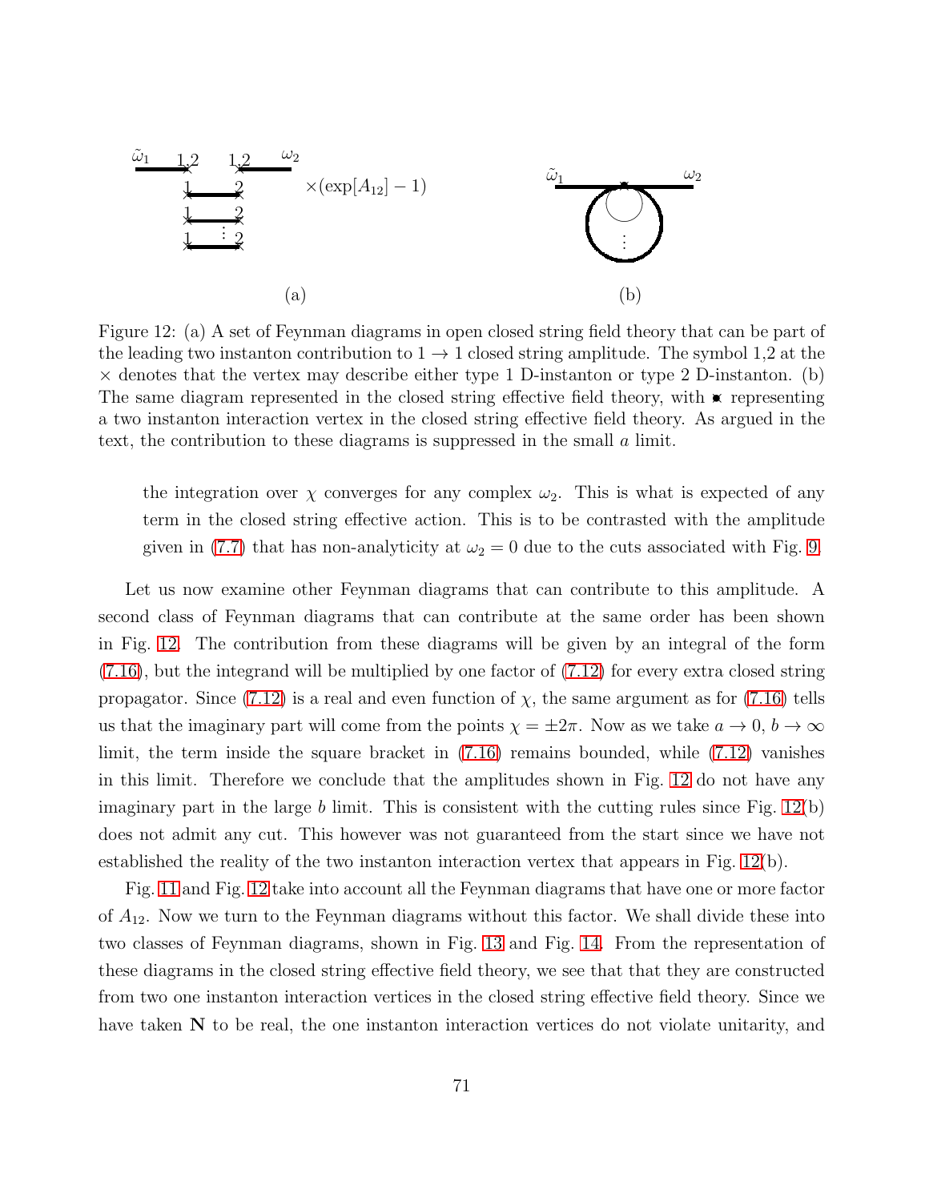Figure 12: (a) A set of Feynman diagrams in open closed string field theory that can be part of the leading two instanton contribution to $1 \to 1$ closed string amplitude. The symbol 1,2 at the $\times$ denotes that the vertex may describe either type 1 D-instanton or type 2 D-instanton. (b) The same diagram represented in the closed string effective field theory, with $\ast$ representing a two instanton interaction vertex in the closed string effective field theory. As argued in the text, the contribution to these diagrams is suppressed in the small $a$ limit.

> the integration over $\chi$ converges for any complex $\omega_2$. This is what is expected of any term in the closed string effective action. This is to be contrasted with the amplitude given in (7.7) that has non-analyticity at $\omega_2 = 0$ due to the cuts associated with Fig. 9.

Let us now examine other Feynman diagrams that can contribute to this amplitude. A second class of Feynman diagrams that can contribute at the same order has been shown in Fig. 12. The contribution from these diagrams will be given by an integral of the form (7.16), but the integrand will be multiplied by one factor of (7.12) for every extra closed string propagator. Since (7.12) is a real and even function of $\chi$, the same argument as for (7.16) tells us that the imaginary part will come from the points $\chi = \pm 2\pi$. Now as we take $a \to 0$, $b \to \infty$ limit, the term inside the square bracket in (7.16) remains bounded, while (7.12) vanishes in this limit. Therefore we conclude that the amplitudes shown in Fig. 12 do not have any imaginary part in the large $b$ limit. This is consistent with the cutting rules since Fig. 12(b) does not admit any cut. This however was not guaranteed from the start since we have not established the reality of the two instanton interaction vertex that appears in Fig. 12(b).

Fig. 11 and Fig. 12 take into account all the Feynman diagrams that have one or more factor of $A_{12}$. Now we turn to the Feynman diagrams without this factor. We shall divide these into two classes of Feynman diagrams, shown in Fig. 13 and Fig. 14. From the representation of these diagrams in the closed string effective field theory, we see that that they are constructed from two one instanton interaction vertices in the closed string effective field theory. Since we have taken $\mathbf{N}$ to be real, the one instanton interaction vertices do not violate unitarity, and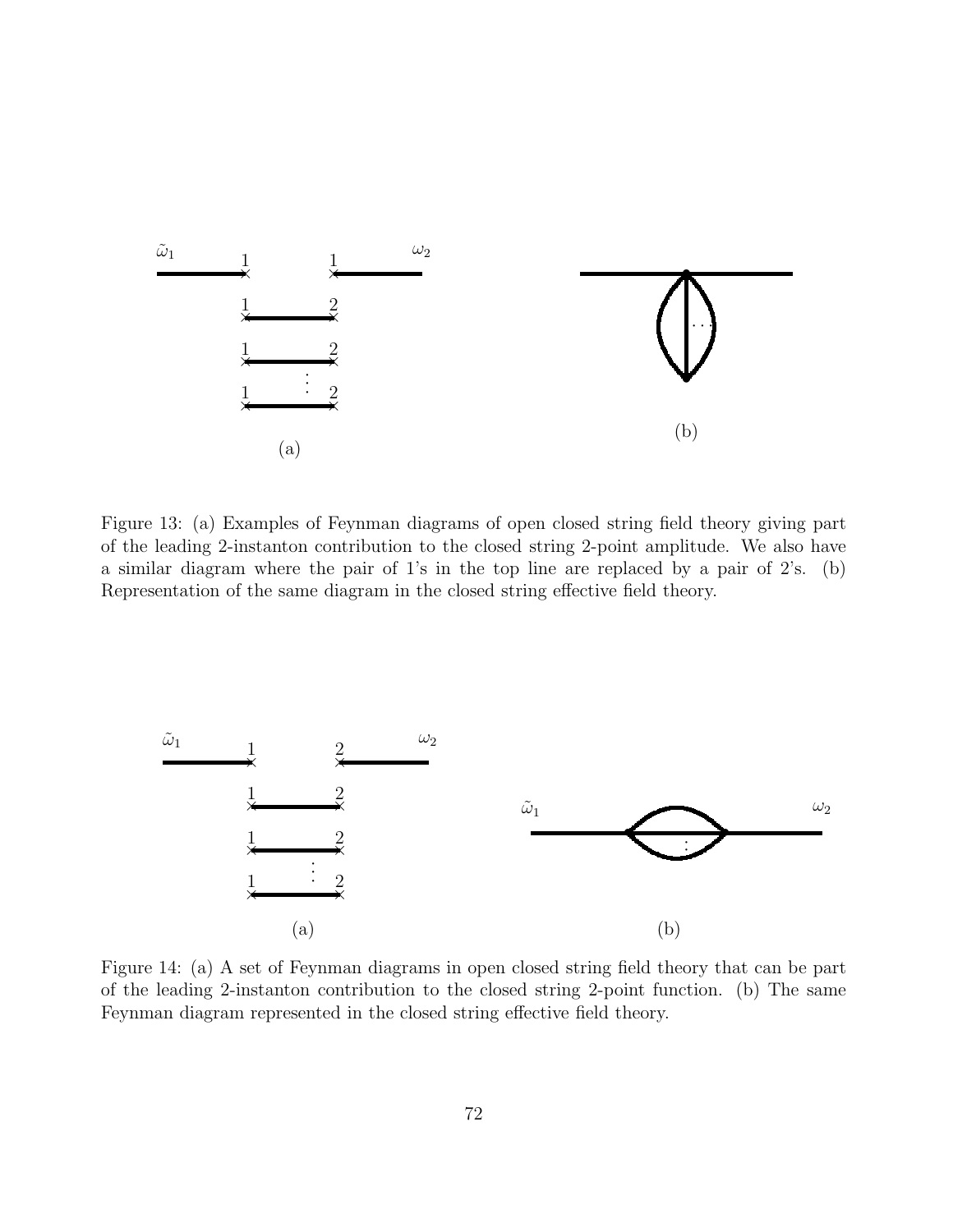Figure 13: (a) Examples of Feynman diagrams of open closed string field theory giving part of the leading 2-instanton contribution to the closed string 2-point amplitude. We also have a similar diagram where the pair of 1's in the top line are replaced by a pair of 2's. (b) Representation of the same diagram in the closed string effective field theory.

Figure 14: (a) A set of Feynman diagrams in open closed string field theory that can be part of the leading 2-instanton contribution to the closed string 2-point function. (b) The same Feynman diagram represented in the closed string effective field theory.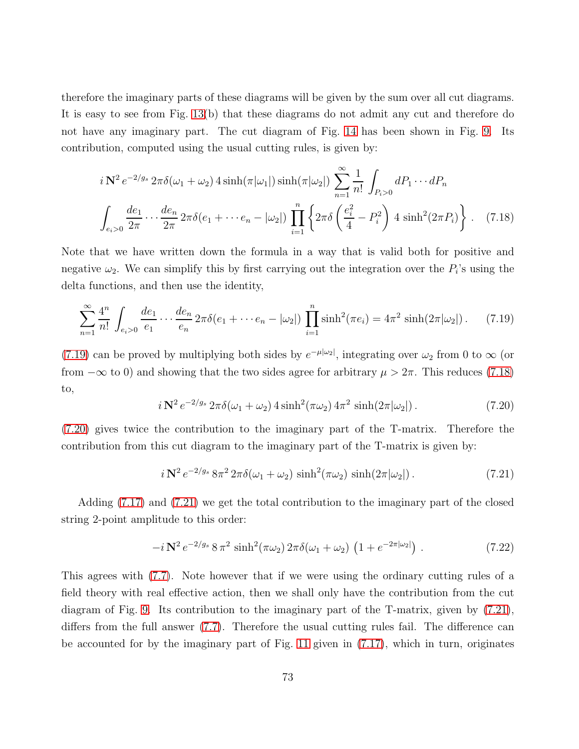therefore the imaginary parts of these diagrams will be given by the sum over all cut diagrams. It is easy to see from Fig. 13(b) that these diagrams do not admit any cut and therefore do not have any imaginary part. The cut diagram of Fig. 14 has been shown in Fig. 9. Its contribution, computed using the usual cutting rules, is given by:

$$
\begin{aligned}
& i\,\mathbf{N}^2\, e^{-2/g_s}\, 2\pi\delta(\omega_1+\omega_2)\, 4\sinh(\pi|\omega_1|)\sinh(\pi|\omega_2|) \sum_{n=1}^{\infty}\frac{1}{n!}\int_{P_i>0} dP_1\cdots dP_n \\
& \int_{e_i>0}\frac{de_1}{2\pi}\cdots\frac{de_n}{2\pi}\, 2\pi\delta(e_1+\cdots e_n-|\omega_2|)\prod_{i=1}^{n}\left\{2\pi\delta\left(\frac{e_i^2}{4}-P_i^2\right)\, 4\,\sinh^2(2\pi P_i)\right\}. \qquad (7.18)
\end{aligned}
$$

Note that we have written down the formula in a way that is valid both for positive and negative $\omega_2$. We can simplify this by first carrying out the integration over the $P_i$'s using the delta functions, and then use the identity,

$$
\sum_{n=1}^{\infty}\frac{4^n}{n!}\int_{e_i>0}\frac{de_1}{e_1}\cdots\frac{de_n}{e_n}\, 2\pi\delta(e_1+\cdots e_n-|\omega_2|)\prod_{i=1}^{n}\sinh^2(\pi e_i) = 4\pi^2\,\sinh(2\pi|\omega_2|)\,. \qquad (7.19)
$$

(7.19) can be proved by multiplying both sides by $e^{-\mu|\omega_2|}$, integrating over $\omega_2$ from 0 to $\infty$ (or from $-\infty$ to 0) and showing that the two sides agree for arbitrary $\mu>2\pi$. This reduces (7.18) to,

$$
i\,\mathbf{N}^2\, e^{-2/g_s}\, 2\pi\delta(\omega_1+\omega_2)\, 4\sinh^2(\pi\omega_2)\, 4\pi^2\,\sinh(2\pi|\omega_2|)\,. \qquad (7.20)
$$

(7.20) gives twice the contribution to the imaginary part of the T-matrix. Therefore the contribution from this cut diagram to the imaginary part of the T-matrix is given by:

$$
i\,\mathbf{N}^2\, e^{-2/g_s}\, 8\pi^2\, 2\pi\delta(\omega_1+\omega_2)\,\sinh^2(\pi\omega_2)\,\sinh(2\pi|\omega_2|)\,. \qquad (7.21)
$$

Adding (7.17) and (7.21) we get the total contribution to the imaginary part of the closed string 2-point amplitude to this order:

$$
-i\,\mathbf{N}^2\, e^{-2/g_s}\, 8\,\pi^2\,\sinh^2(\pi\omega_2)\, 2\pi\delta(\omega_1+\omega_2)\,\left(1+e^{-2\pi|\omega_2|}\right)\,. \qquad (7.22)
$$

This agrees with (7.7). Note however that if we were using the ordinary cutting rules of a field theory with real effective action, then we shall only have the contribution from the cut diagram of Fig. 9. Its contribution to the imaginary part of the T-matrix, given by (7.21), differs from the full answer (7.7). Therefore the usual cutting rules fail. The difference can be accounted for by the imaginary part of Fig. 11 given in (7.17), which in turn, originates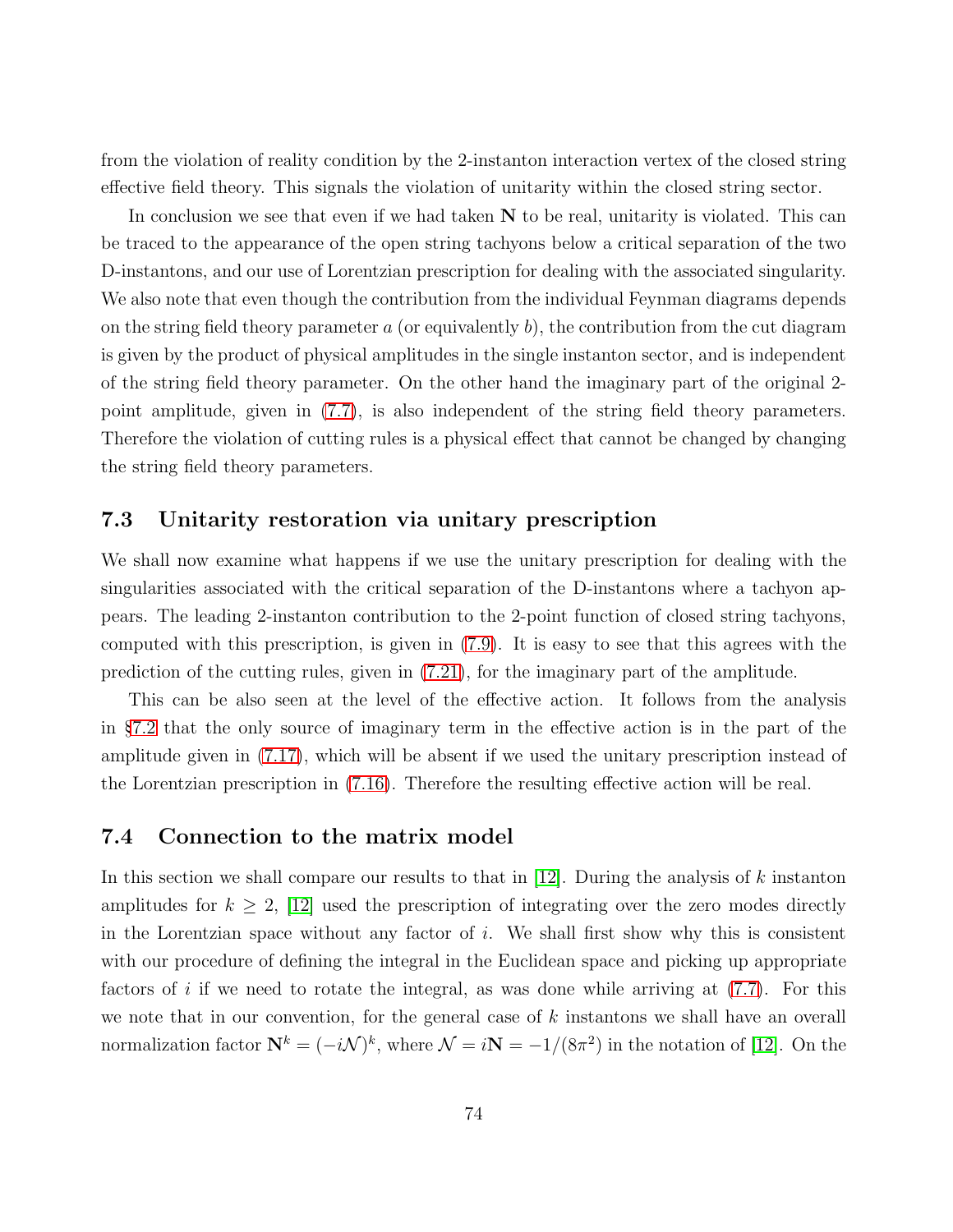from the violation of reality condition by the 2-instanton interaction vertex of the closed string effective field theory. This signals the violation of unitarity within the closed string sector.

In conclusion we see that even if we had taken $\mathbf{N}$ to be real, unitarity is violated. This can be traced to the appearance of the open string tachyons below a critical separation of the two D-instantons, and our use of Lorentzian prescription for dealing with the associated singularity. We also note that even though the contribution from the individual Feynman diagrams depends on the string field theory parameter $a$ (or equivalently $b$), the contribution from the cut diagram is given by the product of physical amplitudes in the single instanton sector, and is independent of the string field theory parameter. On the other hand the imaginary part of the original 2-point amplitude, given in (7.7), is also independent of the string field theory parameters. Therefore the violation of cutting rules is a physical effect that cannot be changed by changing the string field theory parameters.

## 7.3 Unitarity restoration via unitary prescription

We shall now examine what happens if we use the unitary prescription for dealing with the singularities associated with the critical separation of the D-instantons where a tachyon appears. The leading 2-instanton contribution to the 2-point function of closed string tachyons, computed with this prescription, is given in (7.9). It is easy to see that this agrees with the prediction of the cutting rules, given in (7.21), for the imaginary part of the amplitude.

This can be also seen at the level of the effective action. It follows from the analysis in §7.2 that the only source of imaginary term in the effective action is in the part of the amplitude given in (7.17), which will be absent if we used the unitary prescription instead of the Lorentzian prescription in (7.16). Therefore the resulting effective action will be real.

## 7.4 Connection to the matrix model

In this section we shall compare our results to that in [12]. During the analysis of $k$ instanton amplitudes for $k \geq 2$, [12] used the prescription of integrating over the zero modes directly in the Lorentzian space without any factor of $i$. We shall first show why this is consistent with our procedure of defining the integral in the Euclidean space and picking up appropriate factors of $i$ if we need to rotate the integral, as was done while arriving at (7.7). For this we note that in our convention, for the general case of $k$ instantons we shall have an overall normalization factor $\mathbf{N}^k = (-i\mathcal{N})^k$, where $\mathcal{N} = i\mathbf{N} = -1/(8\pi^2)$ in the notation of [12]. On the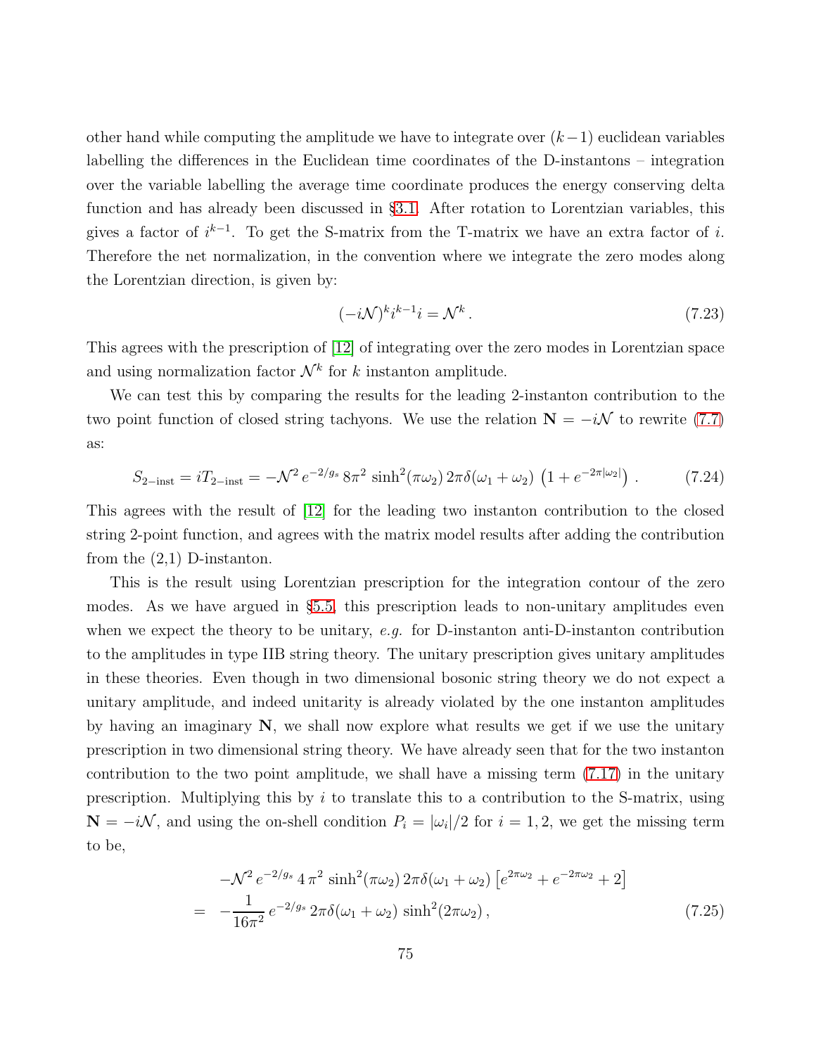other hand while computing the amplitude we have to integrate over $(k-1)$ euclidean variables labelling the differences in the Euclidean time coordinates of the D-instantons – integration over the variable labelling the average time coordinate produces the energy conserving delta function and has already been discussed in §3.1. After rotation to Lorentzian variables, this gives a factor of $i^{k-1}$. To get the S-matrix from the T-matrix we have an extra factor of $i$. Therefore the net normalization, in the convention where we integrate the zero modes along the Lorentzian direction, is given by:

$$(-i\mathcal{N})^k i^{k-1} i = \mathcal{N}^k \, . \tag{7.23}$$

This agrees with the prescription of [12] of integrating over the zero modes in Lorentzian space and using normalization factor $\mathcal{N}^k$ for $k$ instanton amplitude.

We can test this by comparing the results for the leading 2-instanton contribution to the two point function of closed string tachyons. We use the relation $\mathbf{N} = -i\mathcal{N}$ to rewrite (7.7) as:

$$S_{2-\text{inst}} = iT_{2-\text{inst}} = -\mathcal{N}^2 \, e^{-2/g_s} \, 8\pi^2 \, \sinh^2(\pi\omega_2) \, 2\pi\delta(\omega_1 + \omega_2) \, \left(1 + e^{-2\pi|\omega_2|}\right) \, . \tag{7.24}$$

This agrees with the result of [12] for the leading two instanton contribution to the closed string 2-point function, and agrees with the matrix model results after adding the contribution from the (2,1) D-instanton.

This is the result using Lorentzian prescription for the integration contour of the zero modes. As we have argued in §5.5, this prescription leads to non-unitary amplitudes even when we expect the theory to be unitary, *e.g.* for D-instanton anti-D-instanton contribution to the amplitudes in type IIB string theory. The unitary prescription gives unitary amplitudes in these theories. Even though in two dimensional bosonic string theory we do not expect a unitary amplitude, and indeed unitarity is already violated by the one instanton amplitudes by having an imaginary $\mathbf{N}$, we shall now explore what results we get if we use the unitary prescription in two dimensional string theory. We have already seen that for the two instanton contribution to the two point amplitude, we shall have a missing term (7.17) in the unitary prescription. Multiplying this by $i$ to translate this to a contribution to the S-matrix, using $\mathbf{N} = -i\mathcal{N}$, and using the on-shell condition $P_i = |\omega_i|/2$ for $i = 1, 2$, we get the missing term to be,

$$\begin{aligned}
& -\mathcal{N}^2 \, e^{-2/g_s} \, 4\,\pi^2 \, \sinh^2(\pi\omega_2) \, 2\pi\delta(\omega_1 + \omega_2) \left[e^{2\pi\omega_2} + e^{-2\pi\omega_2} + 2\right] \\
= \; & -\frac{1}{16\pi^2} \, e^{-2/g_s} \, 2\pi\delta(\omega_1 + \omega_2) \, \sinh^2(2\pi\omega_2) \, ,
\end{aligned} \tag{7.25}$$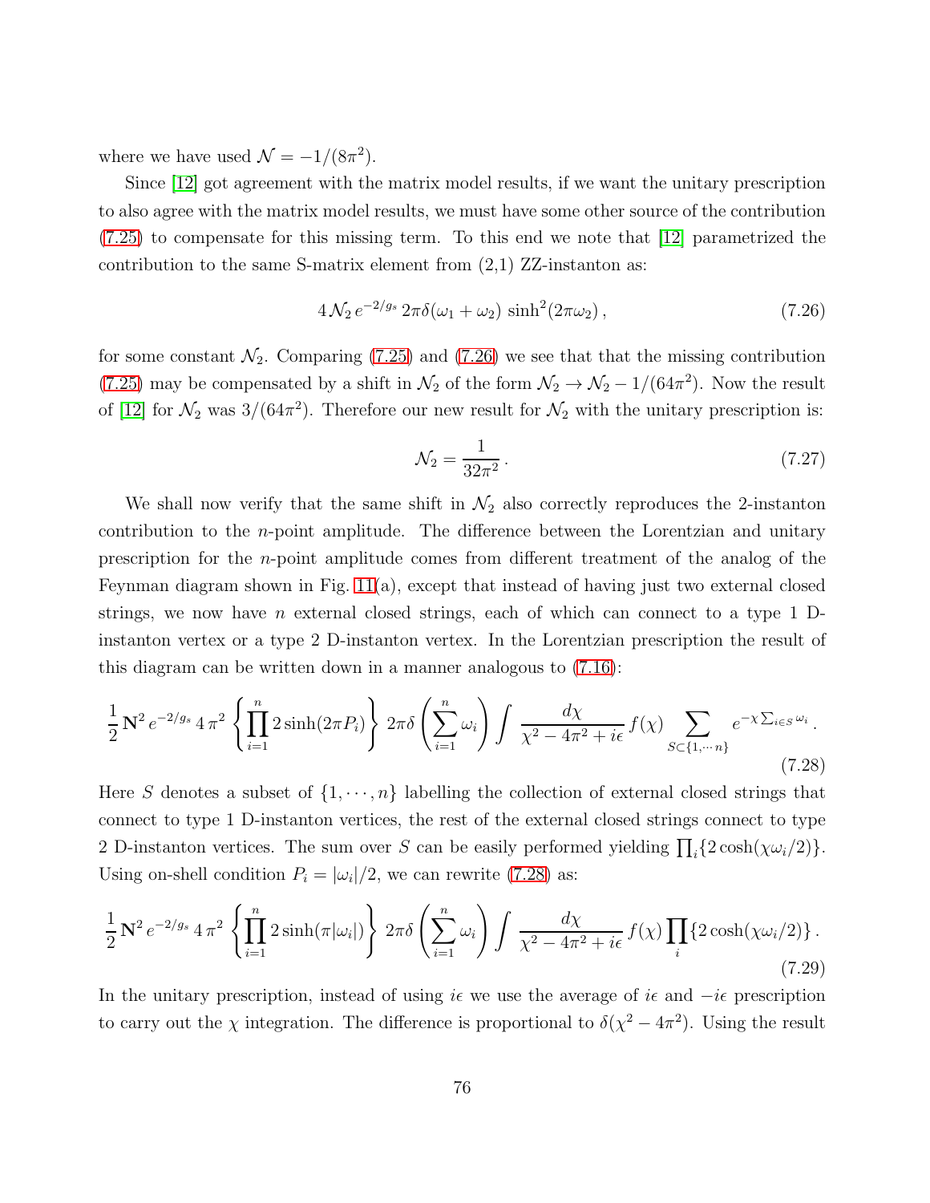where we have used $\mathcal{N} = -1/(8\pi^2)$.

Since [12] got agreement with the matrix model results, if we want the unitary prescription to also agree with the matrix model results, we must have some other source of the contribution (7.25) to compensate for this missing term. To this end we note that [12] parametrized the contribution to the same S-matrix element from (2,1) ZZ-instanton as:

$$4\,\mathcal{N}_2\, e^{-2/g_s}\, 2\pi\delta(\omega_1+\omega_2)\,\sinh^2(2\pi\omega_2)\,, \tag{7.26}$$

for some constant $\mathcal{N}_2$. Comparing (7.25) and (7.26) we see that that the missing contribution (7.25) may be compensated by a shift in $\mathcal{N}_2$ of the form $\mathcal{N}_2 \to \mathcal{N}_2 - 1/(64\pi^2)$. Now the result of [12] for $\mathcal{N}_2$ was $3/(64\pi^2)$. Therefore our new result for $\mathcal{N}_2$ with the unitary prescription is:

$$\mathcal{N}_2 = \frac{1}{32\pi^2}\,. \tag{7.27}$$

We shall now verify that the same shift in $\mathcal{N}_2$ also correctly reproduces the 2-instanton contribution to the $n$-point amplitude. The difference between the Lorentzian and unitary prescription for the $n$-point amplitude comes from different treatment of the analog of the Feynman diagram shown in Fig. 11(a), except that instead of having just two external closed strings, we now have $n$ external closed strings, each of which can connect to a type 1 D-instanton vertex or a type 2 D-instanton vertex. In the Lorentzian prescription the result of this diagram can be written down in a manner analogous to (7.16):

$$\frac{1}{2}\,\mathbf{N}^2\, e^{-2/g_s}\, 4\,\pi^2 \left\{\prod_{i=1}^n 2\sinh(2\pi P_i)\right\} 2\pi\delta\left(\sum_{i=1}^n \omega_i\right) \int \frac{d\chi}{\chi^2-4\pi^2+i\epsilon}\, f(\chi) \sum_{S\subset\{1,\cdots n\}} e^{-\chi\sum_{i\in S}\omega_i}\,. \tag{7.28}$$

Here $S$ denotes a subset of $\{1,\cdots,n\}$ labelling the collection of external closed strings that connect to type 1 D-instanton vertices, the rest of the external closed strings connect to type 2 D-instanton vertices. The sum over $S$ can be easily performed yielding $\prod_i\{2\cosh(\chi\omega_i/2)\}$. Using on-shell condition $P_i = |\omega_i|/2$, we can rewrite (7.28) as:

$$\frac{1}{2}\,\mathbf{N}^2\, e^{-2/g_s}\, 4\,\pi^2 \left\{\prod_{i=1}^n 2\sinh(\pi|\omega_i|)\right\}\, 2\pi\delta\left(\sum_{i=1}^n \omega_i\right) \int \frac{d\chi}{\chi^2-4\pi^2+i\epsilon}\, f(\chi) \prod_i\{2\cosh(\chi\omega_i/2)\}\,. \tag{7.29}$$

In the unitary prescription, instead of using $i\epsilon$ we use the average of $i\epsilon$ and $-i\epsilon$ prescription to carry out the $\chi$ integration. The difference is proportional to $\delta(\chi^2-4\pi^2)$. Using the result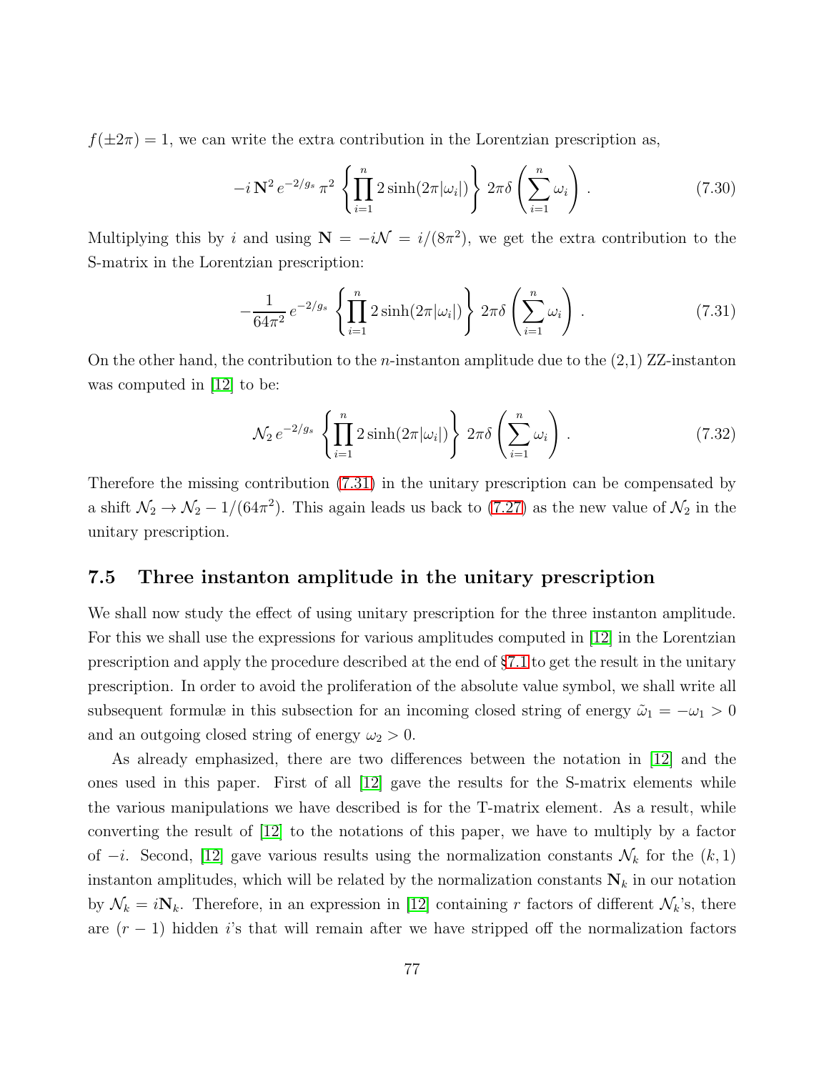$f(\pm 2\pi) = 1$, we can write the extra contribution in the Lorentzian prescription as,

$$-i\, \mathbf{N}^2\, e^{-2/g_s}\, \pi^2 \left\{ \prod_{i=1}^{n} 2\sinh(2\pi|\omega_i|) \right\} 2\pi\delta\left( \sum_{i=1}^{n} \omega_i \right) . \tag{7.30}$$

Multiplying this by $i$ and using $\mathbf{N} = -i\mathcal{N} = i/(8\pi^2)$, we get the extra contribution to the S-matrix in the Lorentzian prescription:

$$-\frac{1}{64\pi^2}\, e^{-2/g_s} \left\{ \prod_{i=1}^{n} 2\sinh(2\pi|\omega_i|) \right\} 2\pi\delta\left( \sum_{i=1}^{n} \omega_i \right) . \tag{7.31}$$

On the other hand, the contribution to the $n$-instanton amplitude due to the (2,1) ZZ-instanton was computed in [12] to be:

$$\mathcal{N}_2\, e^{-2/g_s} \left\{ \prod_{i=1}^{n} 2\sinh(2\pi|\omega_i|) \right\} 2\pi\delta\left( \sum_{i=1}^{n} \omega_i \right) . \tag{7.32}$$

Therefore the missing contribution (7.31) in the unitary prescription can be compensated by a shift $\mathcal{N}_2 \to \mathcal{N}_2 - 1/(64\pi^2)$. This again leads us back to (7.27) as the new value of $\mathcal{N}_2$ in the unitary prescription.

### 7.5 Three instanton amplitude in the unitary prescription

We shall now study the effect of using unitary prescription for the three instanton amplitude. For this we shall use the expressions for various amplitudes computed in [12] in the Lorentzian prescription and apply the procedure described at the end of §7.1 to get the result in the unitary prescription. In order to avoid the proliferation of the absolute value symbol, we shall write all subsequent formulæ in this subsection for an incoming closed string of energy $\tilde{\omega}_1 = -\omega_1 > 0$ and an outgoing closed string of energy $\omega_2 > 0$.

As already emphasized, there are two differences between the notation in [12] and the ones used in this paper. First of all [12] gave the results for the S-matrix elements while the various manipulations we have described is for the T-matrix element. As a result, while converting the result of [12] to the notations of this paper, we have to multiply by a factor of $-i$. Second, [12] gave various results using the normalization constants $\mathcal{N}_k$ for the $(k,1)$ instanton amplitudes, which will be related by the normalization constants $\mathbf{N}_k$ in our notation by $\mathcal{N}_k = i\mathbf{N}_k$. Therefore, in an expression in [12] containing $r$ factors of different $\mathcal{N}_k$'s, there are $(r-1)$ hidden $i$'s that will remain after we have stripped off the normalization factors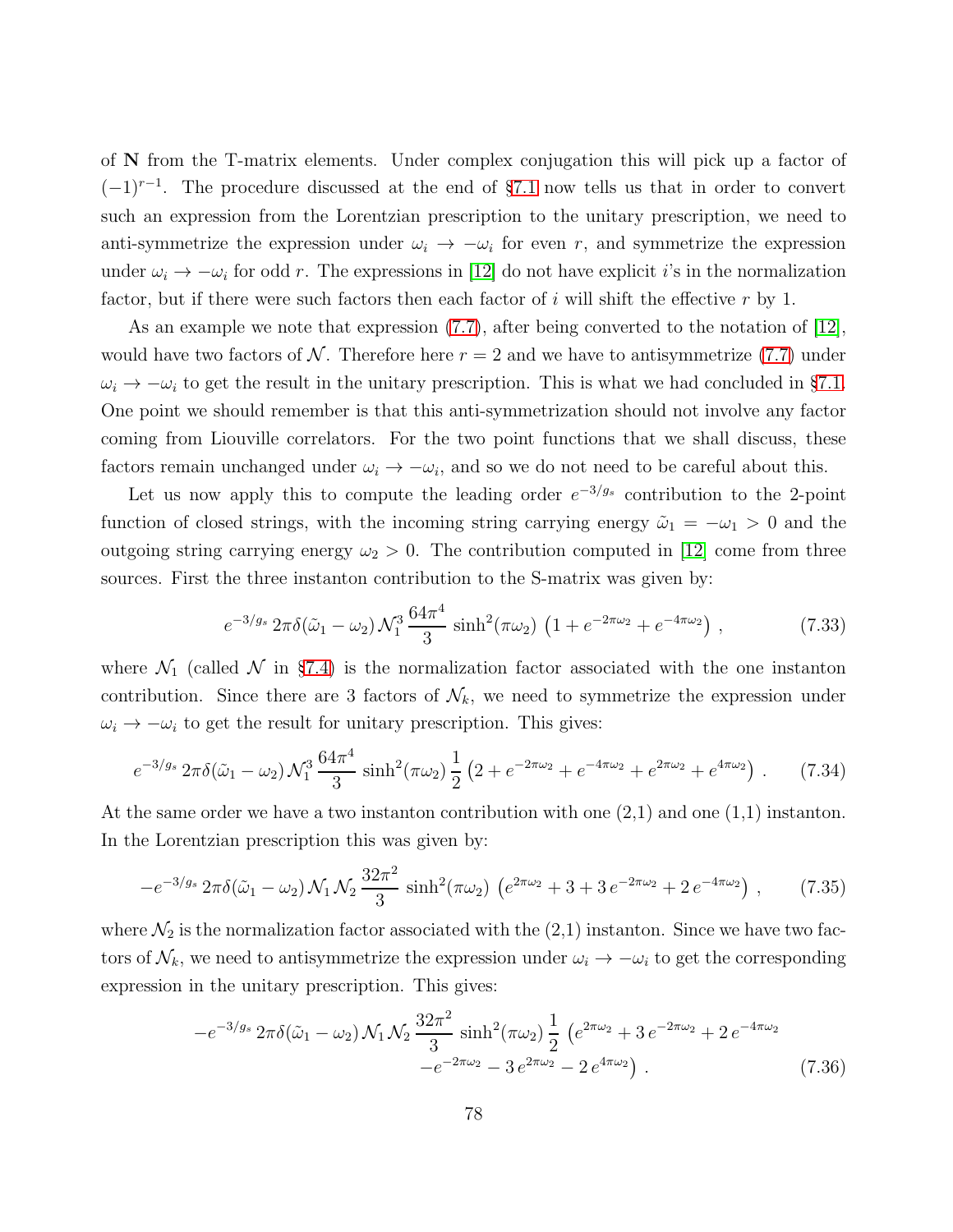of $\mathbf{N}$ from the T-matrix elements. Under complex conjugation this will pick up a factor of $(-1)^{r-1}$. The procedure discussed at the end of §7.1 now tells us that in order to convert such an expression from the Lorentzian prescription to the unitary prescription, we need to anti-symmetrize the expression under $\omega_i \to -\omega_i$ for even $r$, and symmetrize the expression under $\omega_i \to -\omega_i$ for odd $r$. The expressions in [12] do not have explicit $i$'s in the normalization factor, but if there were such factors then each factor of $i$ will shift the effective $r$ by 1.

As an example we note that expression (7.7), after being converted to the notation of [12], would have two factors of $\mathcal{N}$. Therefore here $r = 2$ and we have to antisymmetrize (7.7) under $\omega_i \to -\omega_i$ to get the result in the unitary prescription. This is what we had concluded in §7.1. One point we should remember is that this anti-symmetrization should not involve any factor coming from Liouville correlators. For the two point functions that we shall discuss, these factors remain unchanged under $\omega_i \to -\omega_i$, and so we do not need to be careful about this.

Let us now apply this to compute the leading order $e^{-3/g_s}$ contribution to the 2-point function of closed strings, with the incoming string carrying energy $\tilde{\omega}_1 = -\omega_1 > 0$ and the outgoing string carrying energy $\omega_2 > 0$. The contribution computed in [12] come from three sources. First the three instanton contribution to the S-matrix was given by:

$$e^{-3/g_s}\, 2\pi\delta(\tilde{\omega}_1 - \omega_2)\, \mathcal{N}_1^3\, \frac{64\pi^4}{3}\, \sinh^2(\pi\omega_2)\, \left(1 + e^{-2\pi\omega_2} + e^{-4\pi\omega_2}\right)\,, \tag{7.33}$$

where $\mathcal{N}_1$ (called $\mathcal{N}$ in §7.4) is the normalization factor associated with the one instanton contribution. Since there are 3 factors of $\mathcal{N}_k$, we need to symmetrize the expression under $\omega_i \to -\omega_i$ to get the result for unitary prescription. This gives:

$$e^{-3/g_s}\, 2\pi\delta(\tilde{\omega}_1 - \omega_2)\, \mathcal{N}_1^3\, \frac{64\pi^4}{3}\, \sinh^2(\pi\omega_2)\, \frac{1}{2}\left(2 + e^{-2\pi\omega_2} + e^{-4\pi\omega_2} + e^{2\pi\omega_2} + e^{4\pi\omega_2}\right)\,. \tag{7.34}$$

At the same order we have a two instanton contribution with one (2,1) and one (1,1) instanton. In the Lorentzian prescription this was given by:

$$-e^{-3/g_s}\, 2\pi\delta(\tilde{\omega}_1 - \omega_2)\, \mathcal{N}_1\, \mathcal{N}_2\, \frac{32\pi^2}{3}\, \sinh^2(\pi\omega_2)\, \left(e^{2\pi\omega_2} + 3 + 3\, e^{-2\pi\omega_2} + 2\, e^{-4\pi\omega_2}\right)\,, \tag{7.35}$$

where $\mathcal{N}_2$ is the normalization factor associated with the (2,1) instanton. Since we have two factors of $\mathcal{N}_k$, we need to antisymmetrize the expression under $\omega_i \to -\omega_i$ to get the corresponding expression in the unitary prescription. This gives:

$$\begin{aligned} -e^{-3/g_s}\, 2\pi\delta(\tilde{\omega}_1 - \omega_2)\, \mathcal{N}_1\, \mathcal{N}_2\, \frac{32\pi^2}{3}\, \sinh^2(\pi\omega_2)\, \frac{1}{2}\, &\left(e^{2\pi\omega_2} + 3\, e^{-2\pi\omega_2} + 2\, e^{-4\pi\omega_2}\right. \\ &\left. - e^{-2\pi\omega_2} - 3\, e^{2\pi\omega_2} - 2\, e^{4\pi\omega_2}\right)\,. \end{aligned} \tag{7.36}$$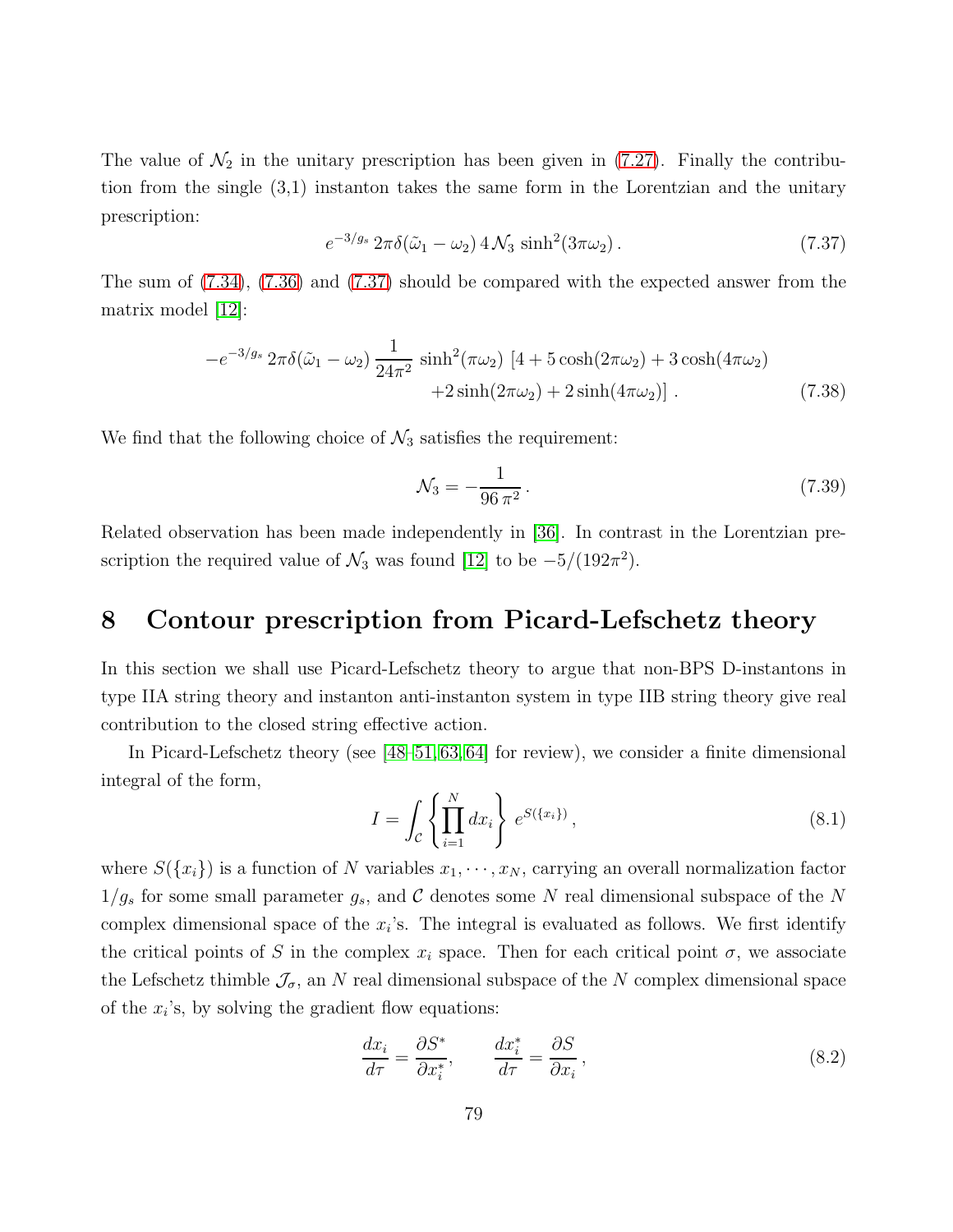The value of $\mathcal{N}_2$ in the unitary prescription has been given in (7.27). Finally the contribution from the single (3,1) instanton takes the same form in the Lorentzian and the unitary prescription:

$$e^{-3/g_s}\, 2\pi\delta(\tilde{\omega}_1 - \omega_2)\, 4\,\mathcal{N}_3\, \sinh^2(3\pi\omega_2)\,. \tag{7.37}$$

The sum of (7.34), (7.36) and (7.37) should be compared with the expected answer from the matrix model [12]:

$$\begin{aligned} -e^{-3/g_s}\, 2\pi\delta(\tilde{\omega}_1 - \omega_2)\, \frac{1}{24\pi^2}\, \sinh^2(\pi\omega_2)\, [4 + 5\cosh(2\pi\omega_2) + 3\cosh(4\pi\omega_2) \\ +2\sinh(2\pi\omega_2) + 2\sinh(4\pi\omega_2)]\,. \end{aligned} \tag{7.38}$$

We find that the following choice of $\mathcal{N}_3$ satisfies the requirement:

$$\mathcal{N}_3 = -\frac{1}{96\,\pi^2}\,. \tag{7.39}$$

Related observation has been made independently in [36]. In contrast in the Lorentzian prescription the required value of $\mathcal{N}_3$ was found [12] to be $-5/(192\pi^2)$.

# 8 Contour prescription from Picard-Lefschetz theory

In this section we shall use Picard-Lefschetz theory to argue that non-BPS D-instantons in type IIA string theory and instanton anti-instanton system in type IIB string theory give real contribution to the closed string effective action.

In Picard-Lefschetz theory (see [48–51,63,64] for review), we consider a finite dimensional integral of the form,

$$I = \int_{\mathcal{C}} \left\{ \prod_{i=1}^{N} dx_i \right\}\, e^{S(\{x_i\})}\,, \tag{8.1}$$

where $S(\{x_i\})$ is a function of $N$ variables $x_1, \cdots, x_N$, carrying an overall normalization factor $1/g_s$ for some small parameter $g_s$, and $\mathcal{C}$ denotes some $N$ real dimensional subspace of the $N$ complex dimensional space of the $x_i$'s. The integral is evaluated as follows. We first identify the critical points of $S$ in the complex $x_i$ space. Then for each critical point $\sigma$, we associate the Lefschetz thimble $\mathcal{J}_\sigma$, an $N$ real dimensional subspace of the $N$ complex dimensional space of the $x_i$'s, by solving the gradient flow equations:

$$\frac{dx_i}{d\tau} = \frac{\partial S^*}{\partial x_i^*}, \qquad \frac{dx_i^*}{d\tau} = \frac{\partial S}{\partial x_i}\,, \tag{8.2}$$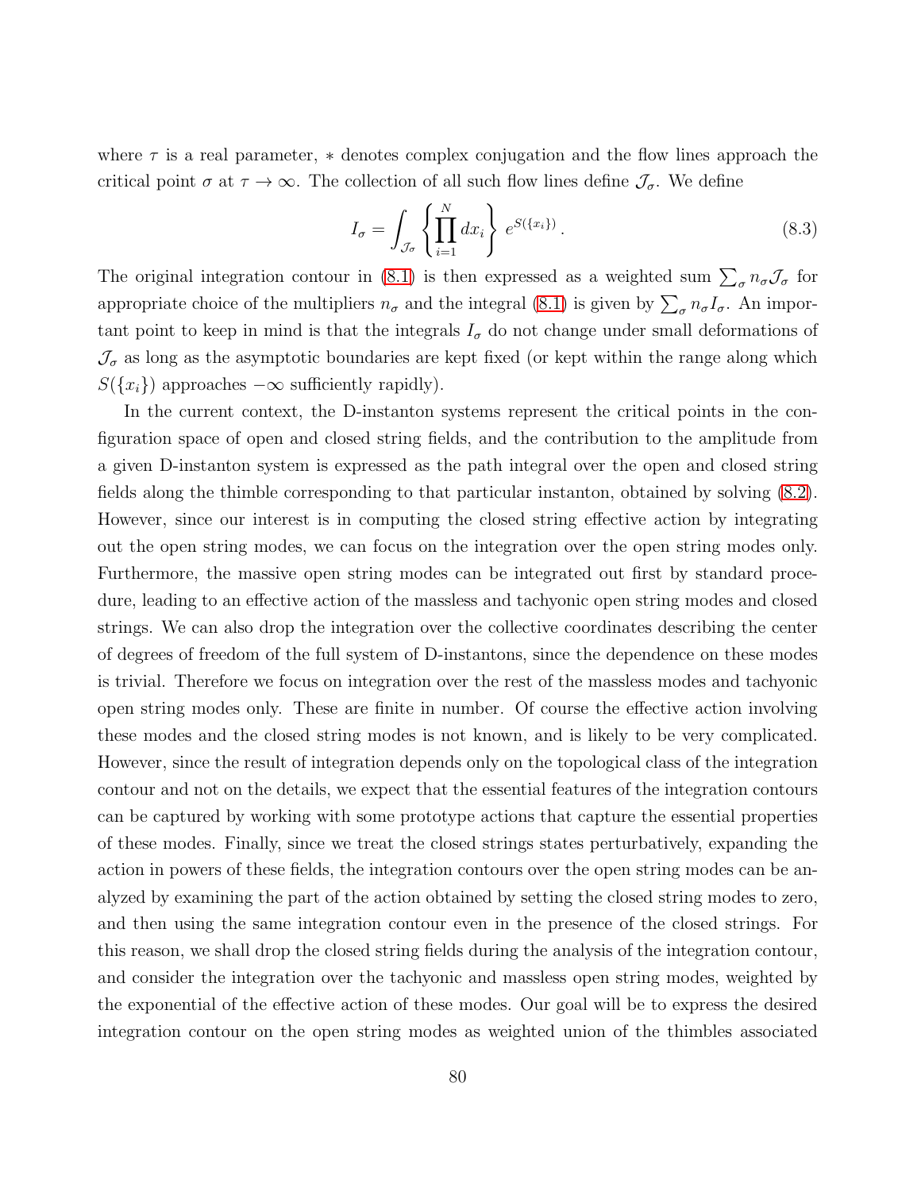where $\tau$ is a real parameter, $*$ denotes complex conjugation and the flow lines approach the critical point $\sigma$ at $\tau \to \infty$. The collection of all such flow lines define $\mathcal{J}_\sigma$. We define

$$I_\sigma = \int_{\mathcal{J}_\sigma} \left\{ \prod_{i=1}^{N} dx_i \right\} \, e^{S(\{x_i\})} \,. \tag{8.3}$$

The original integration contour in (8.1) is then expressed as a weighted sum $\sum_\sigma n_\sigma \mathcal{J}_\sigma$ for appropriate choice of the multipliers $n_\sigma$ and the integral (8.1) is given by $\sum_\sigma n_\sigma I_\sigma$. An important point to keep in mind is that the integrals $I_\sigma$ do not change under small deformations of $\mathcal{J}_\sigma$ as long as the asymptotic boundaries are kept fixed (or kept within the range along which $S(\{x_i\})$ approaches $-\infty$ sufficiently rapidly).

In the current context, the D-instanton systems represent the critical points in the configuration space of open and closed string fields, and the contribution to the amplitude from a given D-instanton system is expressed as the path integral over the open and closed string fields along the thimble corresponding to that particular instanton, obtained by solving (8.2). However, since our interest is in computing the closed string effective action by integrating out the open string modes, we can focus on the integration over the open string modes only. Furthermore, the massive open string modes can be integrated out first by standard procedure, leading to an effective action of the massless and tachyonic open string modes and closed strings. We can also drop the integration over the collective coordinates describing the center of degrees of freedom of the full system of D-instantons, since the dependence on these modes is trivial. Therefore we focus on integration over the rest of the massless modes and tachyonic open string modes only. These are finite in number. Of course the effective action involving these modes and the closed string modes is not known, and is likely to be very complicated. However, since the result of integration depends only on the topological class of the integration contour and not on the details, we expect that the essential features of the integration contours can be captured by working with some prototype actions that capture the essential properties of these modes. Finally, since we treat the closed strings states perturbatively, expanding the action in powers of these fields, the integration contours over the open string modes can be analyzed by examining the part of the action obtained by setting the closed string modes to zero, and then using the same integration contour even in the presence of the closed strings. For this reason, we shall drop the closed string fields during the analysis of the integration contour, and consider the integration over the tachyonic and massless open string modes, weighted by the exponential of the effective action of these modes. Our goal will be to express the desired integration contour on the open string modes as weighted union of the thimbles associated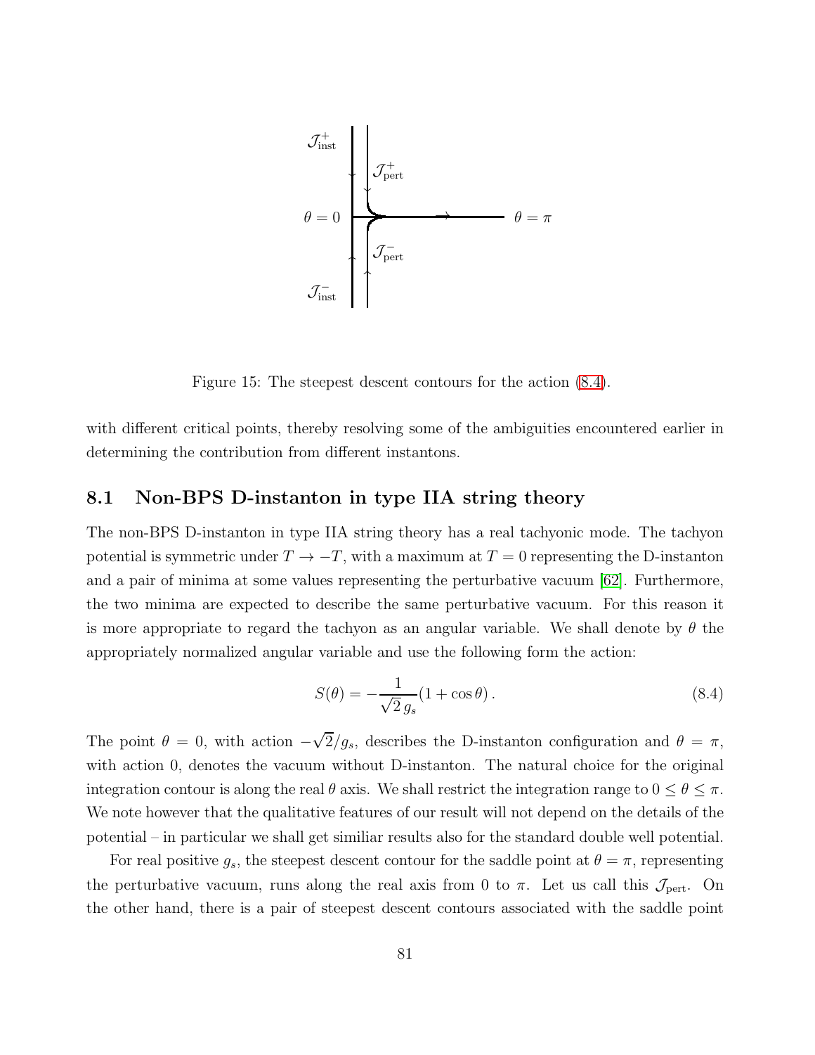Figure 15: The steepest descent contours for the action (8.4).

with different critical points, thereby resolving some of the ambiguities encountered earlier in determining the contribution from different instantons.

### 8.1 Non-BPS D-instanton in type IIA string theory

The non-BPS D-instanton in type IIA string theory has a real tachyonic mode. The tachyon potential is symmetric under $T \to -T$, with a maximum at $T = 0$ representing the D-instanton and a pair of minima at some values representing the perturbative vacuum [62]. Furthermore, the two minima are expected to describe the same perturbative vacuum. For this reason it is more appropriate to regard the tachyon as an angular variable. We shall denote by $\theta$ the appropriately normalized angular variable and use the following form the action:

$$S(\theta) = -\frac{1}{\sqrt{2}\, g_s}(1 + \cos\theta)\,. \tag{8.4}$$

The point $\theta = 0$, with action $-\sqrt{2}/g_s$, describes the D-instanton configuration and $\theta = \pi$, with action 0, denotes the vacuum without D-instanton. The natural choice for the original integration contour is along the real $\theta$ axis. We shall restrict the integration range to $0 \le \theta \le \pi$. We note however that the qualitative features of our result will not depend on the details of the potential – in particular we shall get similiar results also for the standard double well potential.

For real positive $g_s$, the steepest descent contour for the saddle point at $\theta = \pi$, representing the perturbative vacuum, runs along the real axis from 0 to $\pi$. Let us call this $\mathcal{J}_{\rm pert}$. On the other hand, there is a pair of steepest descent contours associated with the saddle point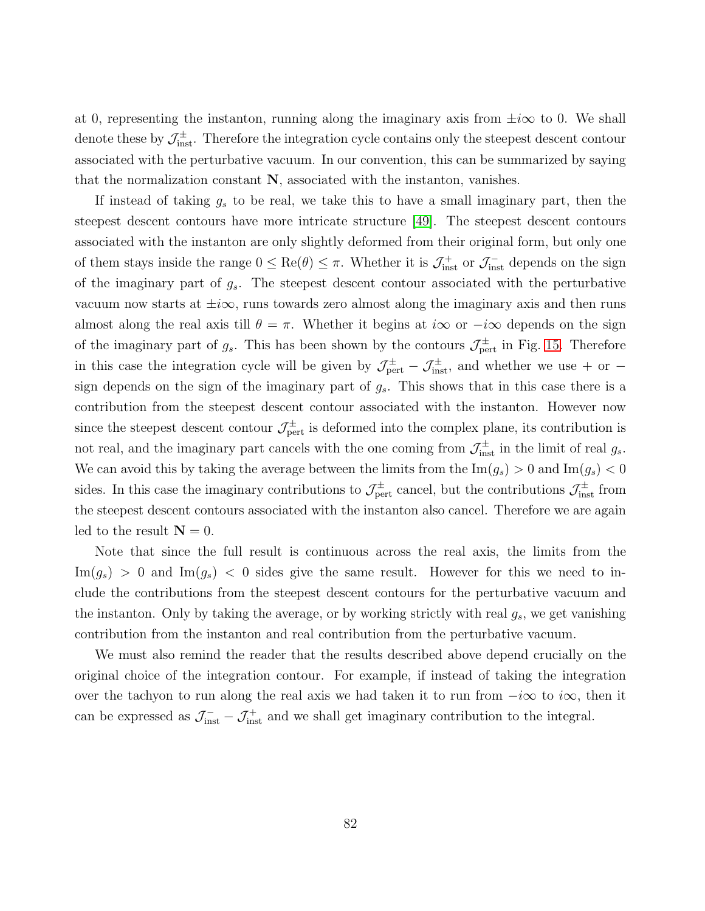at 0, representing the instanton, running along the imaginary axis from $\pm i\infty$ to 0. We shall denote these by $\mathcal{J}^{\pm}_{\rm inst}$. Therefore the integration cycle contains only the steepest descent contour associated with the perturbative vacuum. In our convention, this can be summarized by saying that the normalization constant $\mathbf{N}$, associated with the instanton, vanishes.

If instead of taking $g_s$ to be real, we take this to have a small imaginary part, then the steepest descent contours have more intricate structure [49]. The steepest descent contours associated with the instanton are only slightly deformed from their original form, but only one of them stays inside the range $0 \leq \text{Re}(\theta) \leq \pi$. Whether it is $\mathcal{J}^{+}_{\rm inst}$ or $\mathcal{J}^{-}_{\rm inst}$ depends on the sign of the imaginary part of $g_s$. The steepest descent contour associated with the perturbative vacuum now starts at $\pm i\infty$, runs towards zero almost along the imaginary axis and then runs almost along the real axis till $\theta = \pi$. Whether it begins at $i\infty$ or $-i\infty$ depends on the sign of the imaginary part of $g_s$. This has been shown by the contours $\mathcal{J}^{\pm}_{\rm pert}$ in Fig. 15. Therefore in this case the integration cycle will be given by $\mathcal{J}^{\pm}_{\rm pert} - \mathcal{J}^{\pm}_{\rm inst}$, and whether we use + or − sign depends on the sign of the imaginary part of $g_s$. This shows that in this case there is a contribution from the steepest descent contour associated with the instanton. However now since the steepest descent contour $\mathcal{J}^{\pm}_{\rm pert}$ is deformed into the complex plane, its contribution is not real, and the imaginary part cancels with the one coming from $\mathcal{J}^{\pm}_{\rm inst}$ in the limit of real $g_s$. We can avoid this by taking the average between the limits from the $\text{Im}(g_s) > 0$ and $\text{Im}(g_s) < 0$ sides. In this case the imaginary contributions to $\mathcal{J}^{\pm}_{\rm pert}$ cancel, but the contributions $\mathcal{J}^{\pm}_{\rm inst}$ from the steepest descent contours associated with the instanton also cancel. Therefore we are again led to the result $\mathbf{N} = 0$.

Note that since the full result is continuous across the real axis, the limits from the $\text{Im}(g_s) > 0$ and $\text{Im}(g_s) < 0$ sides give the same result. However for this we need to include the contributions from the steepest descent contours for the perturbative vacuum and the instanton. Only by taking the average, or by working strictly with real $g_s$, we get vanishing contribution from the instanton and real contribution from the perturbative vacuum.

We must also remind the reader that the results described above depend crucially on the original choice of the integration contour. For example, if instead of taking the integration over the tachyon to run along the real axis we had taken it to run from $-i\infty$ to $i\infty$, then it can be expressed as $\mathcal{J}^{-}_{\rm inst} - \mathcal{J}^{+}_{\rm inst}$ and we shall get imaginary contribution to the integral.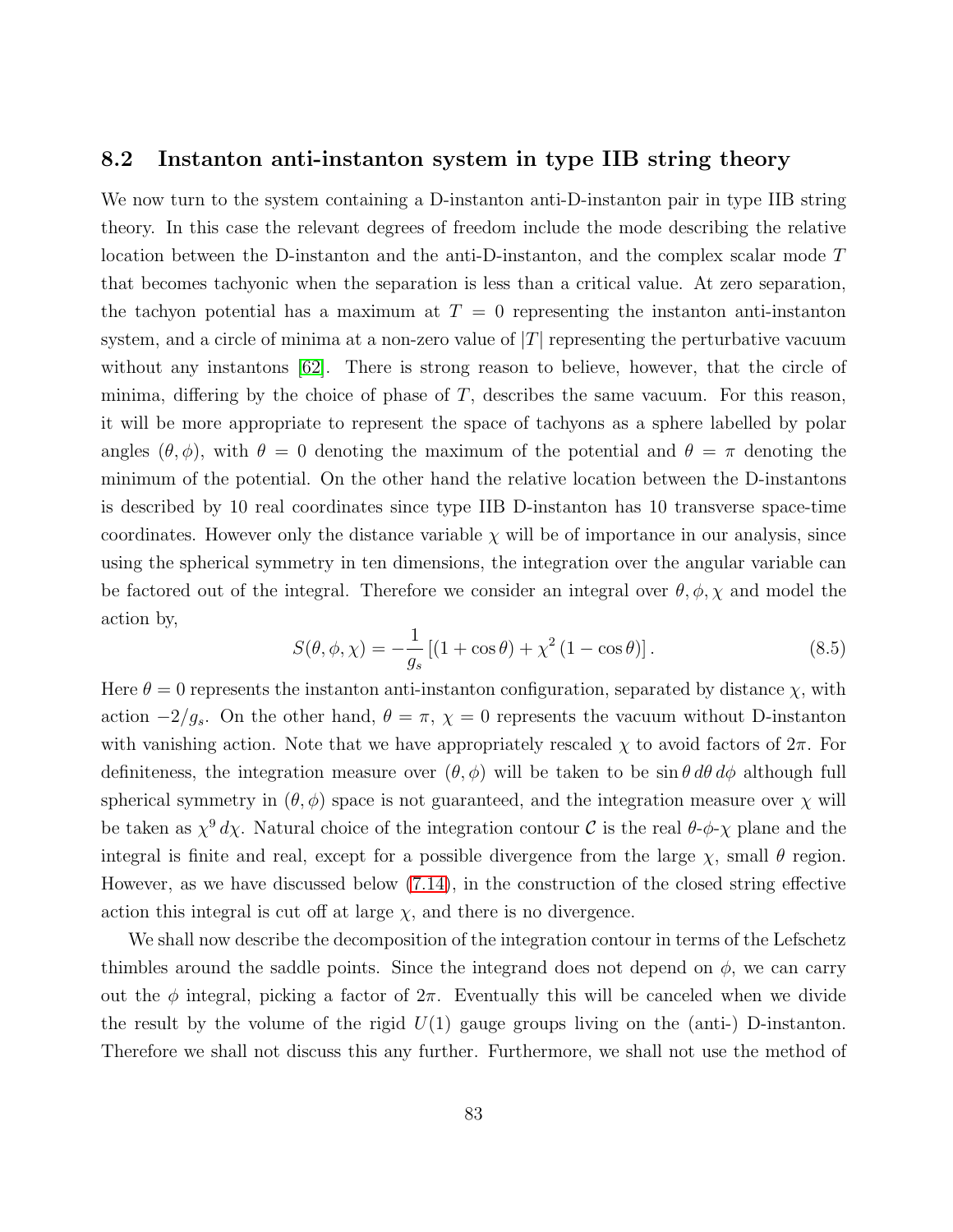### 8.2 Instanton anti-instanton system in type IIB string theory

We now turn to the system containing a D-instanton anti-D-instanton pair in type IIB string theory. In this case the relevant degrees of freedom include the mode describing the relative location between the D-instanton and the anti-D-instanton, and the complex scalar mode $T$ that becomes tachyonic when the separation is less than a critical value. At zero separation, the tachyon potential has a maximum at $T = 0$ representing the instanton anti-instanton system, and a circle of minima at a non-zero value of $|T|$ representing the perturbative vacuum without any instantons [62]. There is strong reason to believe, however, that the circle of minima, differing by the choice of phase of $T$, describes the same vacuum. For this reason, it will be more appropriate to represent the space of tachyons as a sphere labelled by polar angles $(\theta, \phi)$, with $\theta = 0$ denoting the maximum of the potential and $\theta = \pi$ denoting the minimum of the potential. On the other hand the relative location between the D-instantons is described by 10 real coordinates since type IIB D-instanton has 10 transverse space-time coordinates. However only the distance variable $\chi$ will be of importance in our analysis, since using the spherical symmetry in ten dimensions, the integration over the angular variable can be factored out of the integral. Therefore we consider an integral over $\theta, \phi, \chi$ and model the action by,

$$S(\theta, \phi, \chi) = -\frac{1}{g_s}\left[(1 + \cos\theta) + \chi^2 (1 - \cos\theta)\right]. \tag{8.5}$$

Here $\theta = 0$ represents the instanton anti-instanton configuration, separated by distance $\chi$, with action $-2/g_s$. On the other hand, $\theta = \pi$, $\chi = 0$ represents the vacuum without D-instanton with vanishing action. Note that we have appropriately rescaled $\chi$ to avoid factors of $2\pi$. For definiteness, the integration measure over $(\theta, \phi)$ will be taken to be $\sin\theta \, d\theta \, d\phi$ although full spherical symmetry in $(\theta, \phi)$ space is not guaranteed, and the integration measure over $\chi$ will be taken as $\chi^9 \, d\chi$. Natural choice of the integration contour $\mathcal{C}$ is the real $\theta$-$\phi$-$\chi$ plane and the integral is finite and real, except for a possible divergence from the large $\chi$, small $\theta$ region. However, as we have discussed below (7.14), in the construction of the closed string effective action this integral is cut off at large $\chi$, and there is no divergence.

We shall now describe the decomposition of the integration contour in terms of the Lefschetz thimbles around the saddle points. Since the integrand does not depend on $\phi$, we can carry out the $\phi$ integral, picking a factor of $2\pi$. Eventually this will be canceled when we divide the result by the volume of the rigid $U(1)$ gauge groups living on the (anti-) D-instanton. Therefore we shall not discuss this any further. Furthermore, we shall not use the method of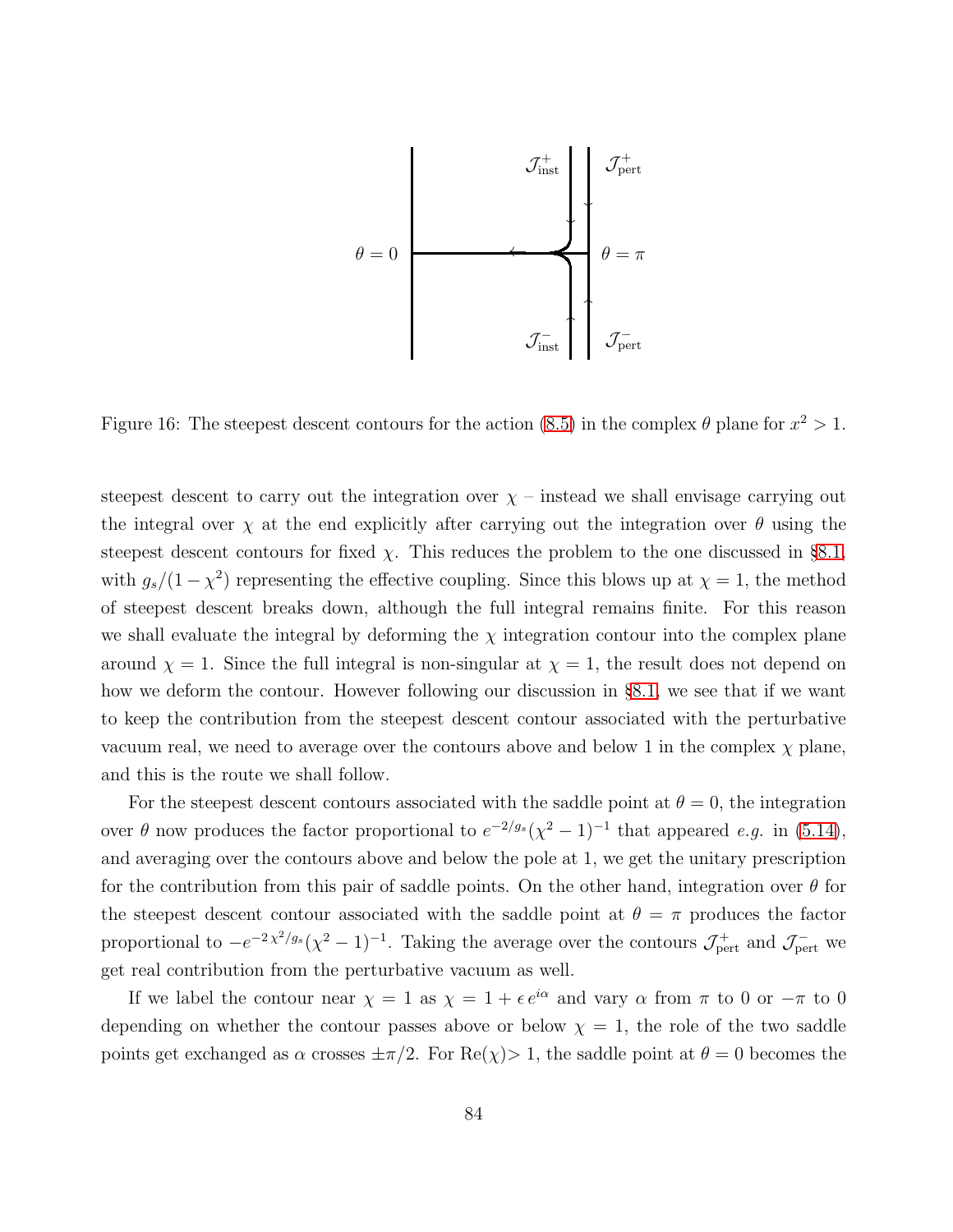Figure 16: The steepest descent contours for the action (8.5) in the complex $\theta$ plane for $x^2 > 1$.

steepest descent to carry out the integration over $\chi$ – instead we shall envisage carrying out the integral over $\chi$ at the end explicitly after carrying out the integration over $\theta$ using the steepest descent contours for fixed $\chi$. This reduces the problem to the one discussed in §8.1, with $g_s/(1-\chi^2)$ representing the effective coupling. Since this blows up at $\chi = 1$, the method of steepest descent breaks down, although the full integral remains finite. For this reason we shall evaluate the integral by deforming the $\chi$ integration contour into the complex plane around $\chi = 1$. Since the full integral is non-singular at $\chi = 1$, the result does not depend on how we deform the contour. However following our discussion in §8.1, we see that if we want to keep the contribution from the steepest descent contour associated with the perturbative vacuum real, we need to average over the contours above and below 1 in the complex $\chi$ plane, and this is the route we shall follow.

For the steepest descent contours associated with the saddle point at $\theta = 0$, the integration over $\theta$ now produces the factor proportional to $e^{-2/g_s}(\chi^2 - 1)^{-1}$ that appeared *e.g.* in (5.14), and averaging over the contours above and below the pole at 1, we get the unitary prescription for the contribution from this pair of saddle points. On the other hand, integration over $\theta$ for the steepest descent contour associated with the saddle point at $\theta = \pi$ produces the factor proportional to $-e^{-2\chi^2/g_s}(\chi^2 - 1)^{-1}$. Taking the average over the contours $\mathcal{J}^+_{\rm pert}$ and $\mathcal{J}^-_{\rm pert}$ we get real contribution from the perturbative vacuum as well.

If we label the contour near $\chi = 1$ as $\chi = 1 + \epsilon\, e^{i\alpha}$ and vary $\alpha$ from $\pi$ to 0 or $-\pi$ to 0 depending on whether the contour passes above or below $\chi = 1$, the role of the two saddle points get exchanged as $\alpha$ crosses $\pm\pi/2$. For Re($\chi$)$> 1$, the saddle point at $\theta = 0$ becomes the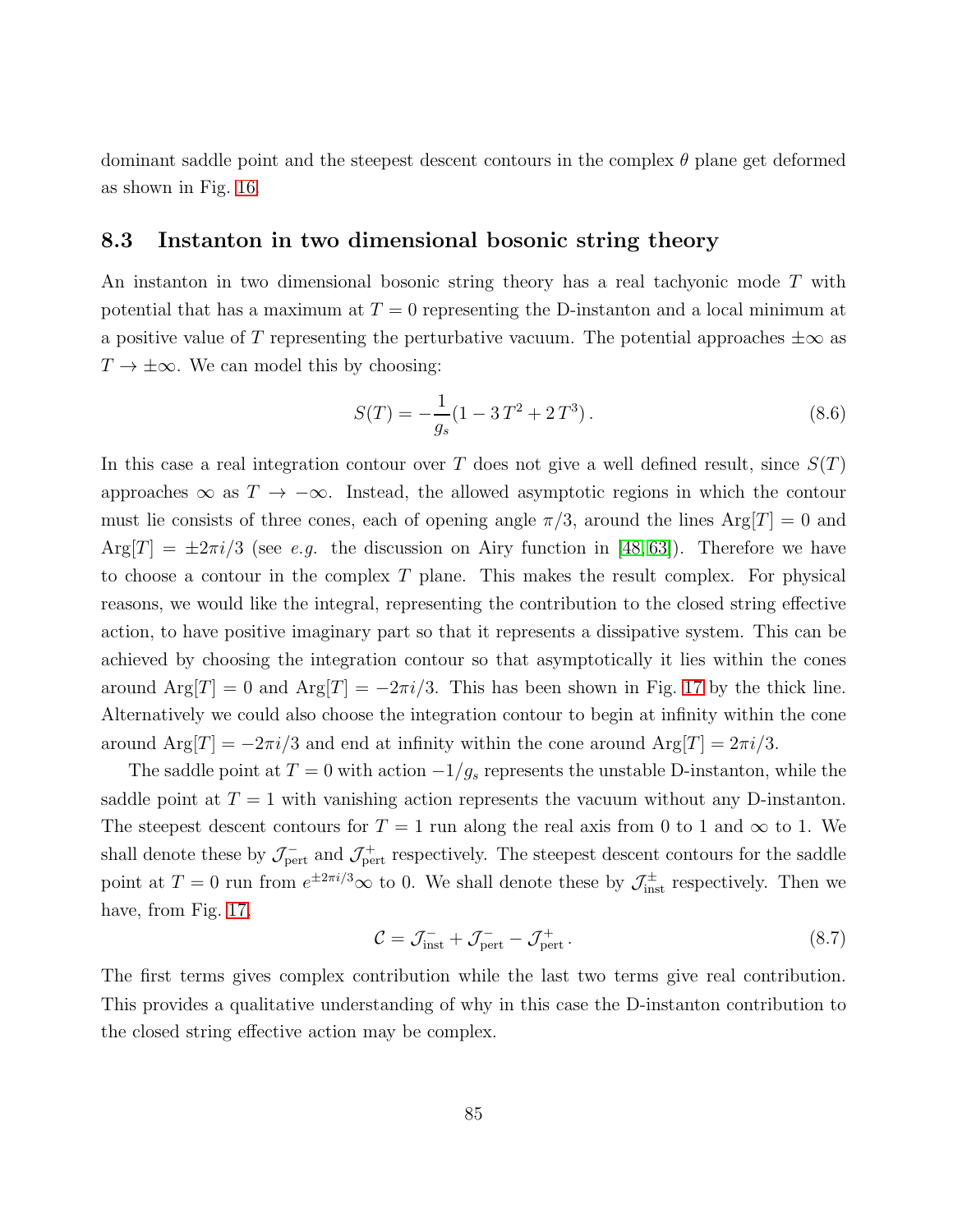dominant saddle point and the steepest descent contours in the complex $\theta$ plane get deformed as shown in Fig. 16.

### 8.3 Instanton in two dimensional bosonic string theory

An instanton in two dimensional bosonic string theory has a real tachyonic mode $T$ with potential that has a maximum at $T = 0$ representing the D-instanton and a local minimum at a positive value of $T$ representing the perturbative vacuum. The potential approaches $\pm\infty$ as $T \to \pm\infty$. We can model this by choosing:

$$S(T) = -\frac{1}{g_s}(1 - 3\,T^2 + 2\,T^3)\,. \tag{8.6}$$

In this case a real integration contour over $T$ does not give a well defined result, since $S(T)$ approaches $\infty$ as $T \to -\infty$. Instead, the allowed asymptotic regions in which the contour must lie consists of three cones, each of opening angle $\pi/3$, around the lines $\text{Arg}[T] = 0$ and $\text{Arg}[T] = \pm 2\pi i/3$ (see *e.g.* the discussion on Airy function in [48, 63]). Therefore we have to choose a contour in the complex $T$ plane. This makes the result complex. For physical reasons, we would like the integral, representing the contribution to the closed string effective action, to have positive imaginary part so that it represents a dissipative system. This can be achieved by choosing the integration contour so that asymptotically it lies within the cones around $\text{Arg}[T] = 0$ and $\text{Arg}[T] = -2\pi i/3$. This has been shown in Fig. 17 by the thick line. Alternatively we could also choose the integration contour to begin at infinity within the cone around $\text{Arg}[T] = -2\pi i/3$ and end at infinity within the cone around $\text{Arg}[T] = 2\pi i/3$.

The saddle point at $T = 0$ with action $-1/g_s$ represents the unstable D-instanton, while the saddle point at $T = 1$ with vanishing action represents the vacuum without any D-instanton. The steepest descent contours for $T = 1$ run along the real axis from 0 to 1 and $\infty$ to 1. We shall denote these by $\mathcal{J}^-_{\text{pert}}$ and $\mathcal{J}^+_{\text{pert}}$ respectively. The steepest descent contours for the saddle point at $T = 0$ run from $e^{\pm 2\pi i/3}\infty$ to 0. We shall denote these by $\mathcal{J}^\pm_{\text{inst}}$ respectively. Then we have, from Fig. 17,

$$\mathcal{C} = \mathcal{J}^-_{\text{inst}} + \mathcal{J}^-_{\text{pert}} - \mathcal{J}^+_{\text{pert}}\,. \tag{8.7}$$

The first terms gives complex contribution while the last two terms give real contribution. This provides a qualitative understanding of why in this case the D-instanton contribution to the closed string effective action may be complex.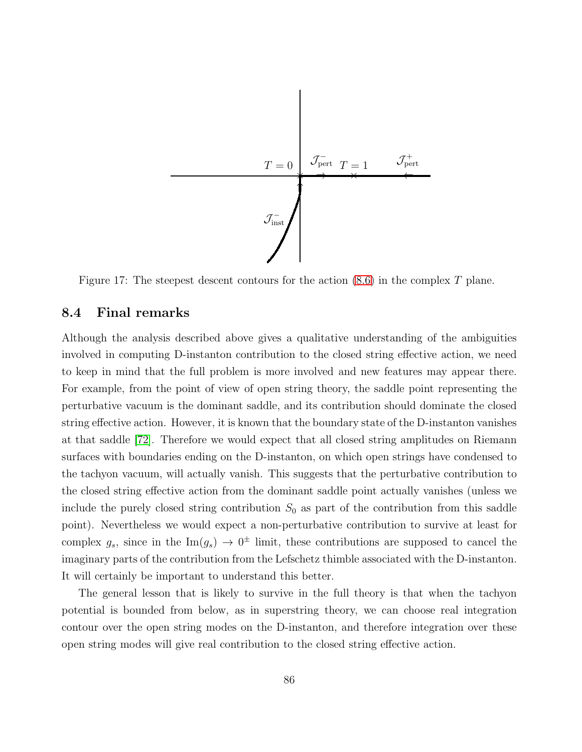Figure 17: The steepest descent contours for the action (8.6) in the complex $T$ plane.

## 8.4 Final remarks

Although the analysis described above gives a qualitative understanding of the ambiguities involved in computing D-instanton contribution to the closed string effective action, we need to keep in mind that the full problem is more involved and new features may appear there. For example, from the point of view of open string theory, the saddle point representing the perturbative vacuum is the dominant saddle, and its contribution should dominate the closed string effective action. However, it is known that the boundary state of the D-instanton vanishes at that saddle [72]. Therefore we would expect that all closed string amplitudes on Riemann surfaces with boundaries ending on the D-instanton, on which open strings have condensed to the tachyon vacuum, will actually vanish. This suggests that the perturbative contribution to the closed string effective action from the dominant saddle point actually vanishes (unless we include the purely closed string contribution $S_0$ as part of the contribution from this saddle point). Nevertheless we would expect a non-perturbative contribution to survive at least for complex $g_s$, since in the $\text{Im}(g_s) \to 0^{\pm}$ limit, these contributions are supposed to cancel the imaginary parts of the contribution from the Lefschetz thimble associated with the D-instanton. It will certainly be important to understand this better.

The general lesson that is likely to survive in the full theory is that when the tachyon potential is bounded from below, as in superstring theory, we can choose real integration contour over the open string modes on the D-instanton, and therefore integration over these open string modes will give real contribution to the closed string effective action.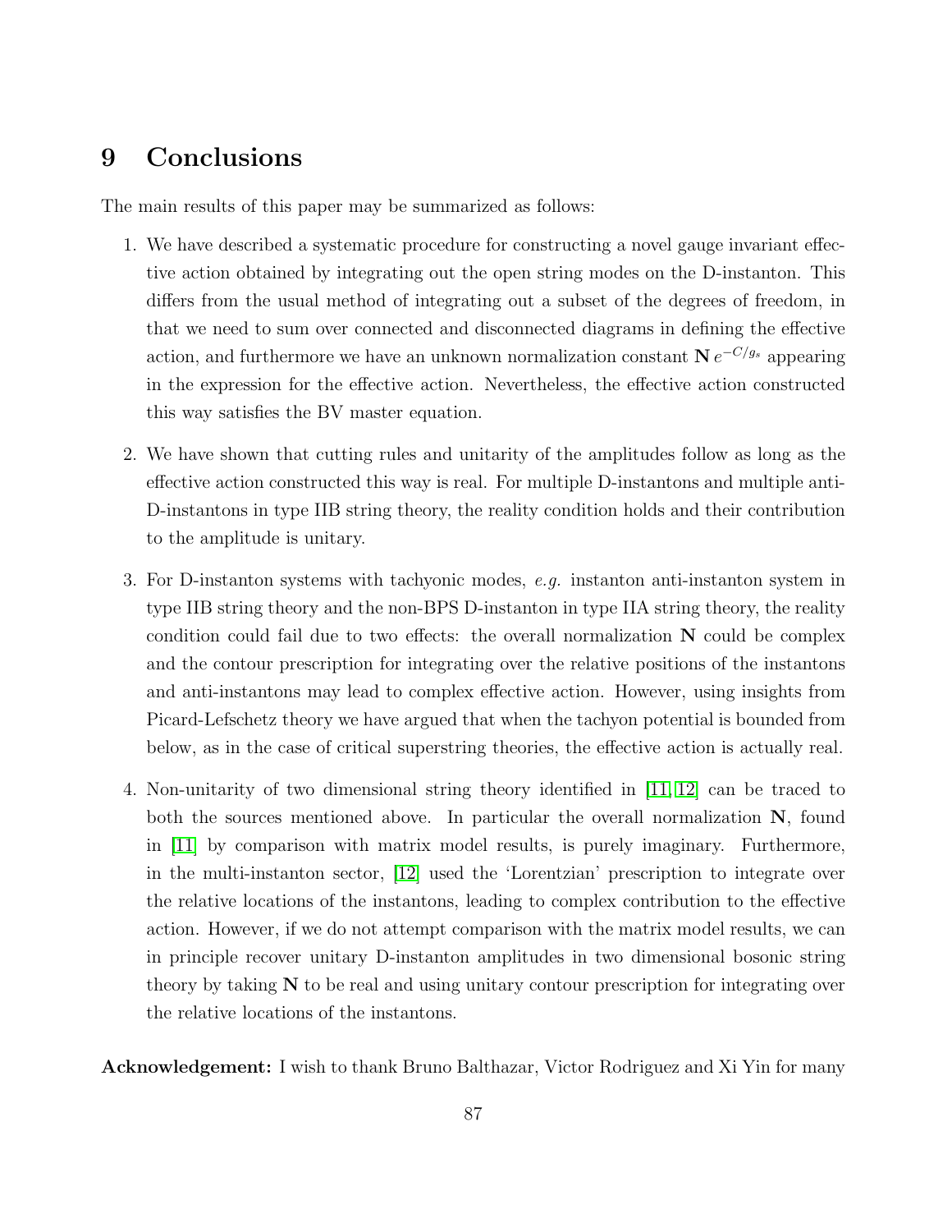# 9 Conclusions

The main results of this paper may be summarized as follows:

1. We have described a systematic procedure for constructing a novel gauge invariant effective action obtained by integrating out the open string modes on the D-instanton. This differs from the usual method of integrating out a subset of the degrees of freedom, in that we need to sum over connected and disconnected diagrams in defining the effective action, and furthermore we have an unknown normalization constant $\mathbf{N}\, e^{-C/g_s}$ appearing in the expression for the effective action. Nevertheless, the effective action constructed this way satisfies the BV master equation.

2. We have shown that cutting rules and unitarity of the amplitudes follow as long as the effective action constructed this way is real. For multiple D-instantons and multiple anti-D-instantons in type IIB string theory, the reality condition holds and their contribution to the amplitude is unitary.

3. For D-instanton systems with tachyonic modes, *e.g.* instanton anti-instanton system in type IIB string theory and the non-BPS D-instanton in type IIA string theory, the reality condition could fail due to two effects: the overall normalization $\mathbf{N}$ could be complex and the contour prescription for integrating over the relative positions of the instantons and anti-instantons may lead to complex effective action. However, using insights from Picard-Lefschetz theory we have argued that when the tachyon potential is bounded from below, as in the case of critical superstring theories, the effective action is actually real.

4. Non-unitarity of two dimensional string theory identified in [11, 12] can be traced to both the sources mentioned above. In particular the overall normalization $\mathbf{N}$, found in [11] by comparison with matrix model results, is purely imaginary. Furthermore, in the multi-instanton sector, [12] used the 'Lorentzian' prescription to integrate over the relative locations of the instantons, leading to complex contribution to the effective action. However, if we do not attempt comparison with the matrix model results, we can in principle recover unitary D-instanton amplitudes in two dimensional bosonic string theory by taking $\mathbf{N}$ to be real and using unitary contour prescription for integrating over the relative locations of the instantons.

**Acknowledgement:** I wish to thank Bruno Balthazar, Victor Rodriguez and Xi Yin for many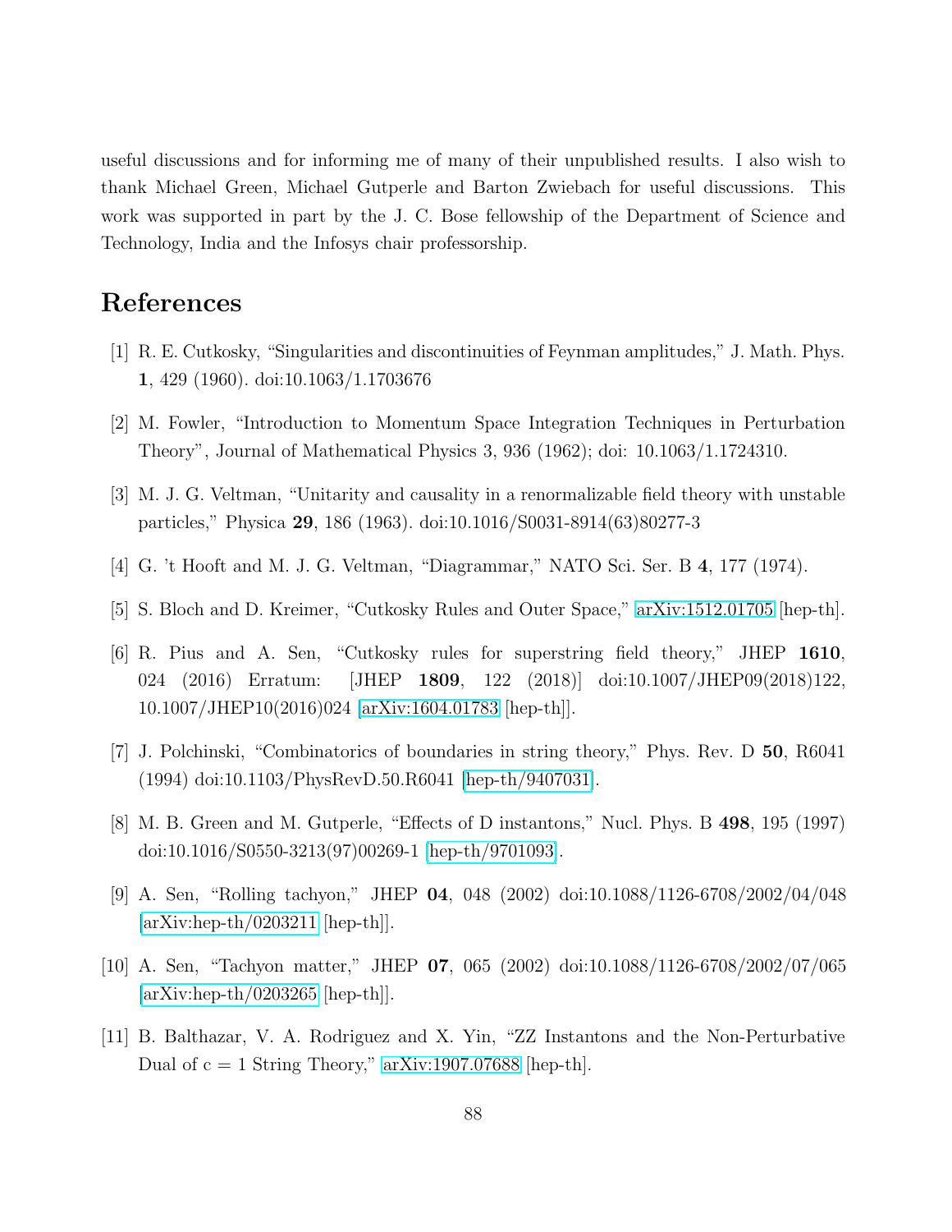useful discussions and for informing me of many of their unpublished results. I also wish to thank Michael Green, Michael Gutperle and Barton Zwiebach for useful discussions. This work was supported in part by the J. C. Bose fellowship of the Department of Science and Technology, India and the Infosys chair professorship.

# References

[1] R. E. Cutkosky, "Singularities and discontinuities of Feynman amplitudes," J. Math. Phys. **1**, 429 (1960). doi:10.1063/1.1703676

[2] M. Fowler, "Introduction to Momentum Space Integration Techniques in Perturbation Theory", Journal of Mathematical Physics 3, 936 (1962); doi: 10.1063/1.1724310.

[3] M. J. G. Veltman, "Unitarity and causality in a renormalizable field theory with unstable particles," Physica **29**, 186 (1963). doi:10.1016/S0031-8914(63)80277-3

[4] G. 't Hooft and M. J. G. Veltman, "Diagrammar," NATO Sci. Ser. B **4**, 177 (1974).

[5] S. Bloch and D. Kreimer, "Cutkosky Rules and Outer Space," arXiv:1512.01705 [hep-th].

[6] R. Pius and A. Sen, "Cutkosky rules for superstring field theory," JHEP **1610**, 024 (2016) Erratum: [JHEP **1809**, 122 (2018)] doi:10.1007/JHEP09(2018)122, 10.1007/JHEP10(2016)024 [arXiv:1604.01783 [hep-th]].

[7] J. Polchinski, "Combinatorics of boundaries in string theory," Phys. Rev. D **50**, R6041 (1994) doi:10.1103/PhysRevD.50.R6041 [hep-th/9407031].

[8] M. B. Green and M. Gutperle, "Effects of D instantons," Nucl. Phys. B **498**, 195 (1997) doi:10.1016/S0550-3213(97)00269-1 [hep-th/9701093].

[9] A. Sen, "Rolling tachyon," JHEP **04**, 048 (2002) doi:10.1088/1126-6708/2002/04/048 [arXiv:hep-th/0203211 [hep-th]].

[10] A. Sen, "Tachyon matter," JHEP **07**, 065 (2002) doi:10.1088/1126-6708/2002/07/065 [arXiv:hep-th/0203265 [hep-th]].

[11] B. Balthazar, V. A. Rodriguez and X. Yin, "ZZ Instantons and the Non-Perturbative Dual of c = 1 String Theory," arXiv:1907.07688 [hep-th].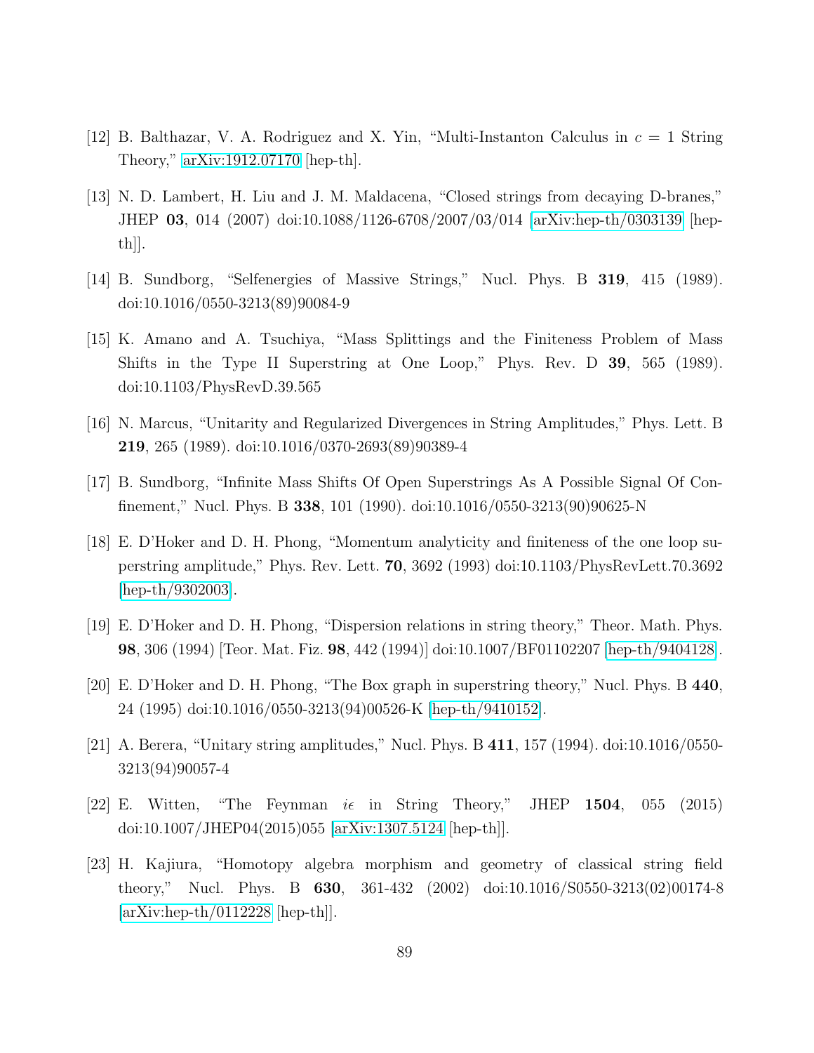[12] B. Balthazar, V. A. Rodriguez and X. Yin, "Multi-Instanton Calculus in $c = 1$ String Theory," arXiv:1912.07170 [hep-th].

[13] N. D. Lambert, H. Liu and J. M. Maldacena, "Closed strings from decaying D-branes," JHEP **03**, 014 (2007) doi:10.1088/1126-6708/2007/03/014 [arXiv:hep-th/0303139 [hep-th]].

[14] B. Sundborg, "Selfenergies of Massive Strings," Nucl. Phys. B **319**, 415 (1989). doi:10.1016/0550-3213(89)90084-9

[15] K. Amano and A. Tsuchiya, "Mass Splittings and the Finiteness Problem of Mass Shifts in the Type II Superstring at One Loop," Phys. Rev. D **39**, 565 (1989). doi:10.1103/PhysRevD.39.565

[16] N. Marcus, "Unitarity and Regularized Divergences in String Amplitudes," Phys. Lett. B **219**, 265 (1989). doi:10.1016/0370-2693(89)90389-4

[17] B. Sundborg, "Infinite Mass Shifts Of Open Superstrings As A Possible Signal Of Confinement," Nucl. Phys. B **338**, 101 (1990). doi:10.1016/0550-3213(90)90625-N

[18] E. D'Hoker and D. H. Phong, "Momentum analyticity and finiteness of the one loop superstring amplitude," Phys. Rev. Lett. **70**, 3692 (1993) doi:10.1103/PhysRevLett.70.3692 [hep-th/9302003].

[19] E. D'Hoker and D. H. Phong, "Dispersion relations in string theory," Theor. Math. Phys. **98**, 306 (1994) [Teor. Mat. Fiz. **98**, 442 (1994)] doi:10.1007/BF01102207 [hep-th/9404128].

[20] E. D'Hoker and D. H. Phong, "The Box graph in superstring theory," Nucl. Phys. B **440**, 24 (1995) doi:10.1016/0550-3213(94)00526-K [hep-th/9410152].

[21] A. Berera, "Unitary string amplitudes," Nucl. Phys. B **411**, 157 (1994). doi:10.1016/0550-3213(94)90057-4

[22] E. Witten, "The Feynman $i\epsilon$ in String Theory," JHEP **1504**, 055 (2015) doi:10.1007/JHEP04(2015)055 [arXiv:1307.5124 [hep-th]].

[23] H. Kajiura, "Homotopy algebra morphism and geometry of classical string field theory," Nucl. Phys. B **630**, 361-432 (2002) doi:10.1016/S0550-3213(02)00174-8 [arXiv:hep-th/0112228 [hep-th]].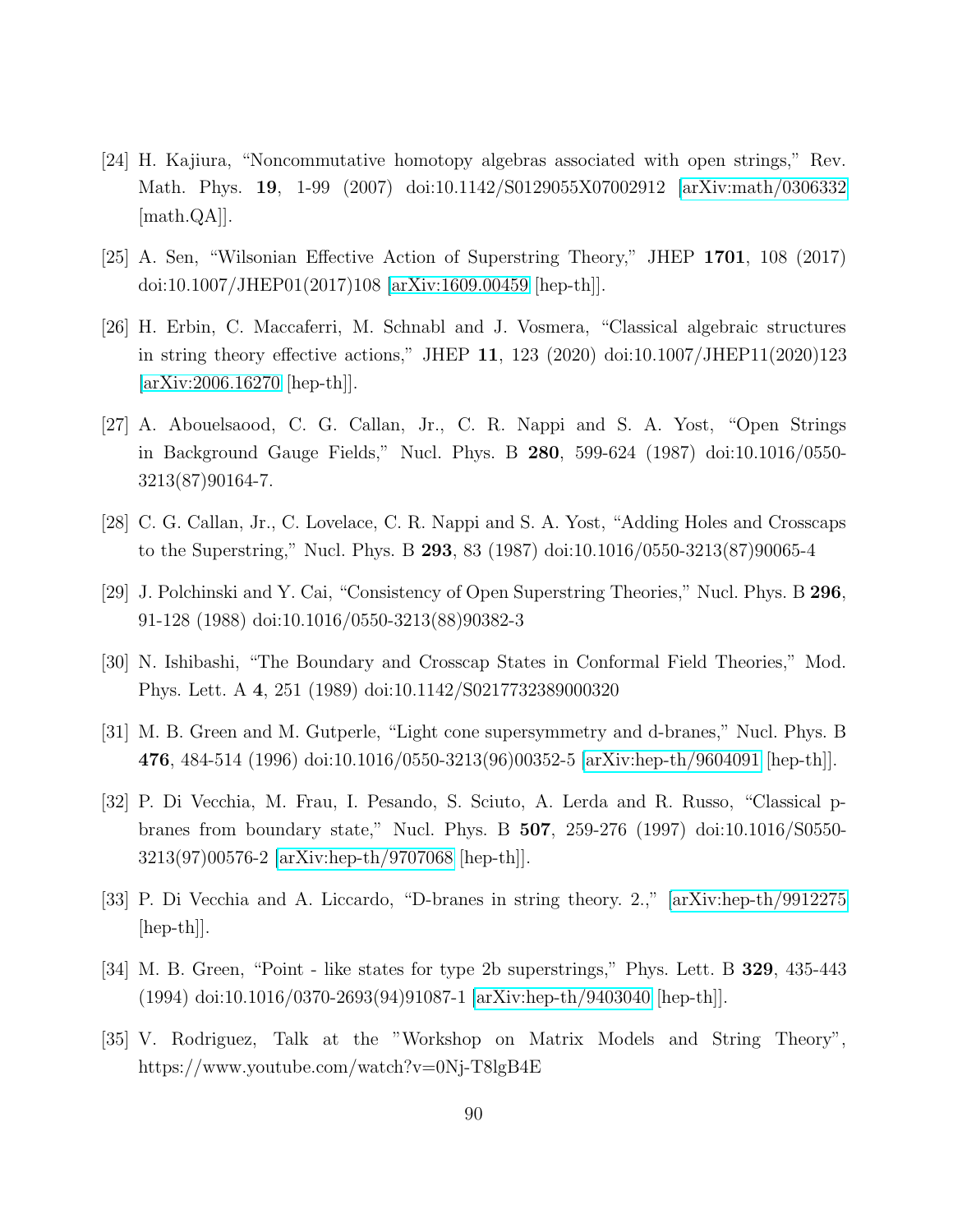[24] H. Kajiura, “Noncommutative homotopy algebras associated with open strings,” Rev. Math. Phys. **19**, 1-99 (2007) doi:10.1142/S0129055X07002912 [arXiv:math/0306332 [math.QA]].

[25] A. Sen, “Wilsonian Effective Action of Superstring Theory,” JHEP **1701**, 108 (2017) doi:10.1007/JHEP01(2017)108 [arXiv:1609.00459 [hep-th]].

[26] H. Erbin, C. Maccaferri, M. Schnabl and J. Vosmera, “Classical algebraic structures in string theory effective actions,” JHEP **11**, 123 (2020) doi:10.1007/JHEP11(2020)123 [arXiv:2006.16270 [hep-th]].

[27] A. Abouelsaood, C. G. Callan, Jr., C. R. Nappi and S. A. Yost, “Open Strings in Background Gauge Fields,” Nucl. Phys. B **280**, 599-624 (1987) doi:10.1016/0550-3213(87)90164-7.

[28] C. G. Callan, Jr., C. Lovelace, C. R. Nappi and S. A. Yost, “Adding Holes and Crosscaps to the Superstring,” Nucl. Phys. B **293**, 83 (1987) doi:10.1016/0550-3213(87)90065-4

[29] J. Polchinski and Y. Cai, “Consistency of Open Superstring Theories,” Nucl. Phys. B **296**, 91-128 (1988) doi:10.1016/0550-3213(88)90382-3

[30] N. Ishibashi, “The Boundary and Crosscap States in Conformal Field Theories,” Mod. Phys. Lett. A **4**, 251 (1989) doi:10.1142/S0217732389000320

[31] M. B. Green and M. Gutperle, “Light cone supersymmetry and d-branes,” Nucl. Phys. B **476**, 484-514 (1996) doi:10.1016/0550-3213(96)00352-5 [arXiv:hep-th/9604091 [hep-th]].

[32] P. Di Vecchia, M. Frau, I. Pesando, S. Sciuto, A. Lerda and R. Russo, “Classical p-branes from boundary state,” Nucl. Phys. B **507**, 259-276 (1997) doi:10.1016/S0550-3213(97)00576-2 [arXiv:hep-th/9707068 [hep-th]].

[33] P. Di Vecchia and A. Liccardo, “D-branes in string theory. 2.,” [arXiv:hep-th/9912275 [hep-th]].

[34] M. B. Green, “Point - like states for type 2b superstrings,” Phys. Lett. B **329**, 435-443 (1994) doi:10.1016/0370-2693(94)91087-1 [arXiv:hep-th/9403040 [hep-th]].

[35] V. Rodriguez, Talk at the ”Workshop on Matrix Models and String Theory”, https://www.youtube.com/watch?v=0Nj-T8lgB4E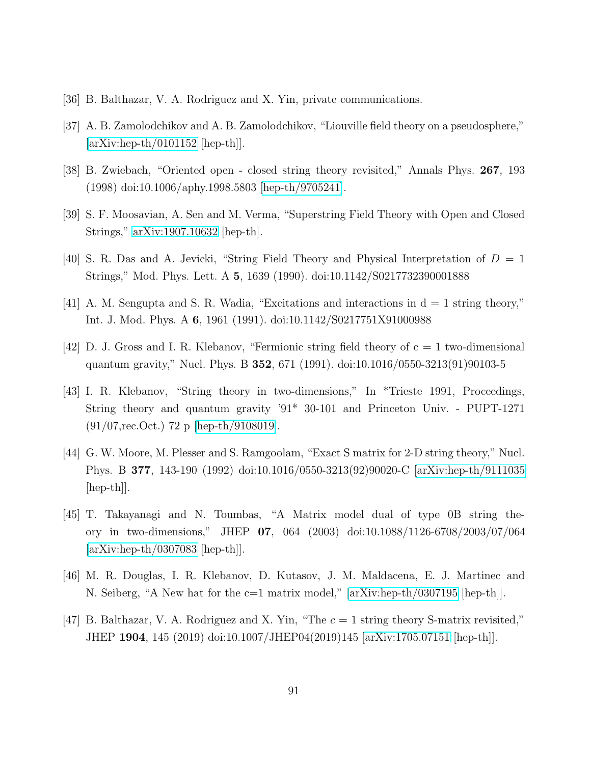[36] B. Balthazar, V. A. Rodriguez and X. Yin, private communications.

[37] A. B. Zamolodchikov and A. B. Zamolodchikov, "Liouville field theory on a pseudosphere," [arXiv:hep-th/0101152 [hep-th]].

[38] B. Zwiebach, "Oriented open - closed string theory revisited," Annals Phys. **267**, 193 (1998) doi:10.1006/aphy.1998.5803 [hep-th/9705241].

[39] S. F. Moosavian, A. Sen and M. Verma, "Superstring Field Theory with Open and Closed Strings," arXiv:1907.10632 [hep-th].

[40] S. R. Das and A. Jevicki, "String Field Theory and Physical Interpretation of $D = 1$ Strings," Mod. Phys. Lett. A **5**, 1639 (1990). doi:10.1142/S0217732390001888

[41] A. M. Sengupta and S. R. Wadia, "Excitations and interactions in d = 1 string theory," Int. J. Mod. Phys. A **6**, 1961 (1991). doi:10.1142/S0217751X91000988

[42] D. J. Gross and I. R. Klebanov, "Fermionic string field theory of c = 1 two-dimensional quantum gravity," Nucl. Phys. B **352**, 671 (1991). doi:10.1016/0550-3213(91)90103-5

[43] I. R. Klebanov, "String theory in two-dimensions," In *Trieste 1991, Proceedings, String theory and quantum gravity '91* 30-101 and Princeton Univ. - PUPT-1271 (91/07,rec.Oct.) 72 p [hep-th/9108019].

[44] G. W. Moore, M. Plesser and S. Ramgoolam, "Exact S matrix for 2-D string theory," Nucl. Phys. B **377**, 143-190 (1992) doi:10.1016/0550-3213(92)90020-C [arXiv:hep-th/9111035 [hep-th]].

[45] T. Takayanagi and N. Toumbas, "A Matrix model dual of type 0B string theory in two-dimensions," JHEP **07**, 064 (2003) doi:10.1088/1126-6708/2003/07/064 [arXiv:hep-th/0307083 [hep-th]].

[46] M. R. Douglas, I. R. Klebanov, D. Kutasov, J. M. Maldacena, E. J. Martinec and N. Seiberg, "A New hat for the c=1 matrix model," [arXiv:hep-th/0307195 [hep-th]].

[47] B. Balthazar, V. A. Rodriguez and X. Yin, "The $c = 1$ string theory S-matrix revisited," JHEP **1904**, 145 (2019) doi:10.1007/JHEP04(2019)145 [arXiv:1705.07151 [hep-th]].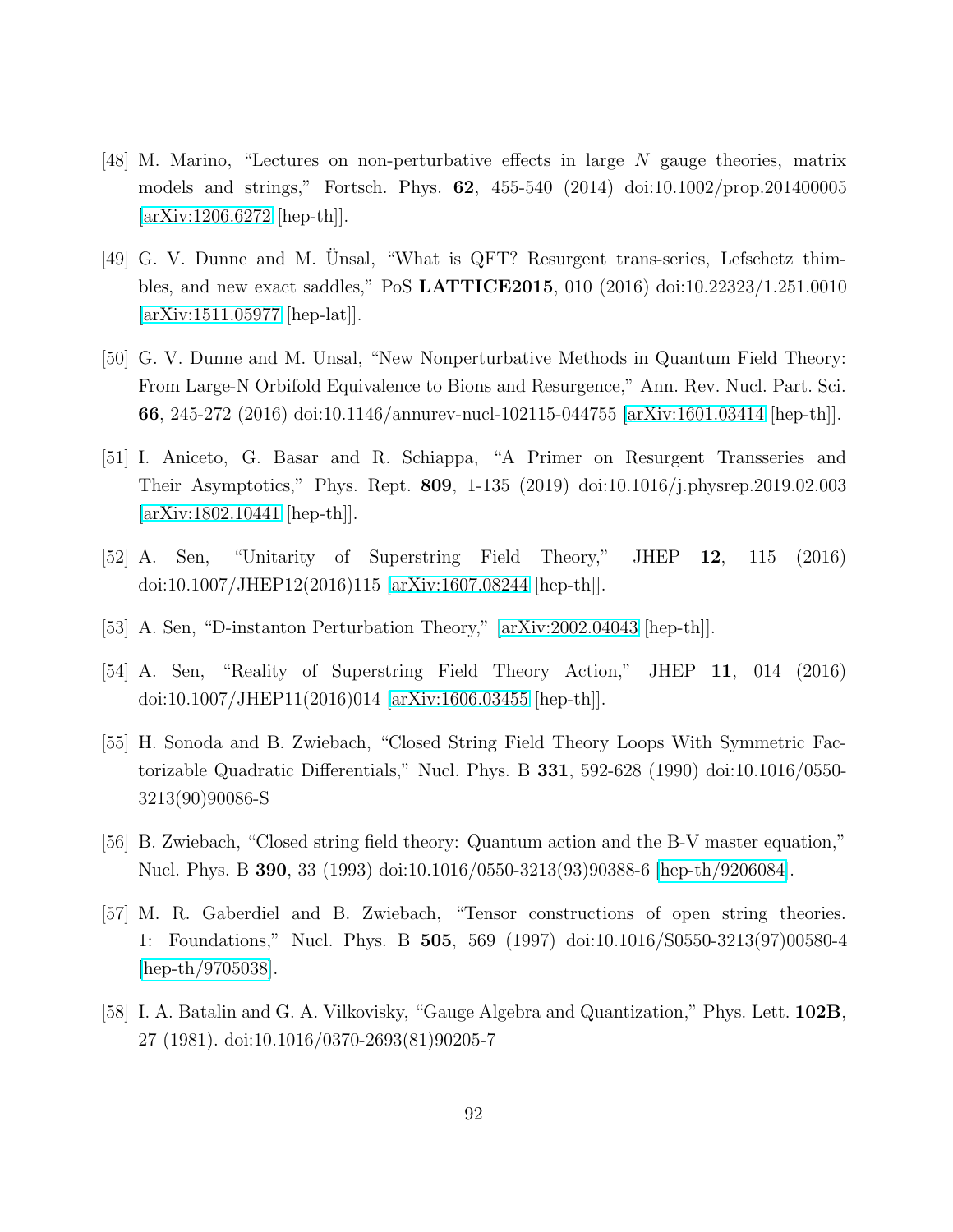[48] M. Marino, "Lectures on non-perturbative effects in large $N$ gauge theories, matrix models and strings," Fortsch. Phys. **62**, 455-540 (2014) doi:10.1002/prop.201400005 [arXiv:1206.6272 [hep-th]].

[49] G. V. Dunne and M. Ünsal, "What is QFT? Resurgent trans-series, Lefschetz thimbles, and new exact saddles," PoS **LATTICE2015**, 010 (2016) doi:10.22323/1.251.0010 [arXiv:1511.05977 [hep-lat]].

[50] G. V. Dunne and M. Unsal, "New Nonperturbative Methods in Quantum Field Theory: From Large-N Orbifold Equivalence to Bions and Resurgence," Ann. Rev. Nucl. Part. Sci. **66**, 245-272 (2016) doi:10.1146/annurev-nucl-102115-044755 [arXiv:1601.03414 [hep-th]].

[51] I. Aniceto, G. Basar and R. Schiappa, "A Primer on Resurgent Transseries and Their Asymptotics," Phys. Rept. **809**, 1-135 (2019) doi:10.1016/j.physrep.2019.02.003 [arXiv:1802.10441 [hep-th]].

[52] A. Sen, "Unitarity of Superstring Field Theory," JHEP **12**, 115 (2016) doi:10.1007/JHEP12(2016)115 [arXiv:1607.08244 [hep-th]].

[53] A. Sen, "D-instanton Perturbation Theory," [arXiv:2002.04043 [hep-th]].

[54] A. Sen, "Reality of Superstring Field Theory Action," JHEP **11**, 014 (2016) doi:10.1007/JHEP11(2016)014 [arXiv:1606.03455 [hep-th]].

[55] H. Sonoda and B. Zwiebach, "Closed String Field Theory Loops With Symmetric Factorizable Quadratic Differentials," Nucl. Phys. B **331**, 592-628 (1990) doi:10.1016/0550-3213(90)90086-S

[56] B. Zwiebach, "Closed string field theory: Quantum action and the B-V master equation," Nucl. Phys. B **390**, 33 (1993) doi:10.1016/0550-3213(93)90388-6 [hep-th/9206084].

[57] M. R. Gaberdiel and B. Zwiebach, "Tensor constructions of open string theories. 1: Foundations," Nucl. Phys. B **505**, 569 (1997) doi:10.1016/S0550-3213(97)00580-4 [hep-th/9705038].

[58] I. A. Batalin and G. A. Vilkovisky, "Gauge Algebra and Quantization," Phys. Lett. **102B**, 27 (1981). doi:10.1016/0370-2693(81)90205-7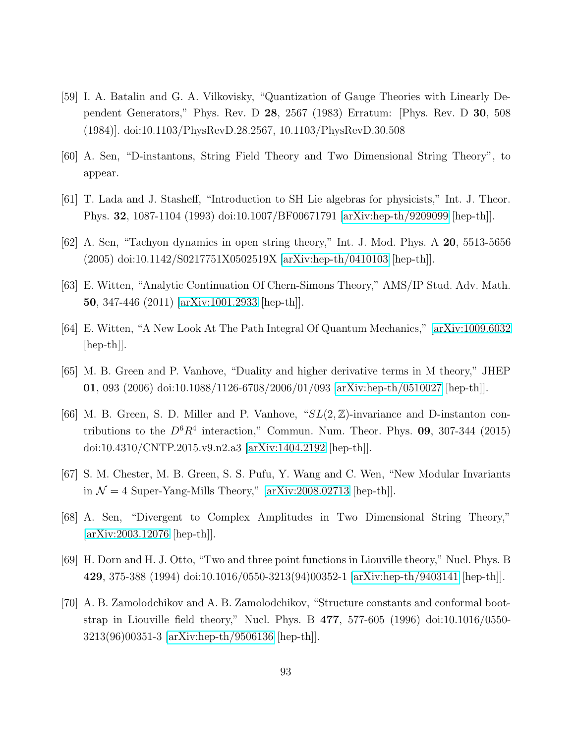[59] I. A. Batalin and G. A. Vilkovisky, "Quantization of Gauge Theories with Linearly Dependent Generators," Phys. Rev. D **28**, 2567 (1983) Erratum: [Phys. Rev. D **30**, 508 (1984)]. doi:10.1103/PhysRevD.28.2567, 10.1103/PhysRevD.30.508

[60] A. Sen, "D-instantons, String Field Theory and Two Dimensional String Theory", to appear.

[61] T. Lada and J. Stasheff, "Introduction to SH Lie algebras for physicists," Int. J. Theor. Phys. **32**, 1087-1104 (1993) doi:10.1007/BF00671791 [arXiv:hep-th/9209099 [hep-th]].

[62] A. Sen, "Tachyon dynamics in open string theory," Int. J. Mod. Phys. A **20**, 5513-5656 (2005) doi:10.1142/S0217751X0502519X [arXiv:hep-th/0410103 [hep-th]].

[63] E. Witten, "Analytic Continuation Of Chern-Simons Theory," AMS/IP Stud. Adv. Math. **50**, 347-446 (2011) [arXiv:1001.2933 [hep-th]].

[64] E. Witten, "A New Look At The Path Integral Of Quantum Mechanics," [arXiv:1009.6032 [hep-th]].

[65] M. B. Green and P. Vanhove, "Duality and higher derivative terms in M theory," JHEP **01**, 093 (2006) doi:10.1088/1126-6708/2006/01/093 [arXiv:hep-th/0510027 [hep-th]].

[66] M. B. Green, S. D. Miller and P. Vanhove, "$SL(2,\mathbb{Z})$-invariance and D-instanton contributions to the $D^6R^4$ interaction," Commun. Num. Theor. Phys. **09**, 307-344 (2015) doi:10.4310/CNTP.2015.v9.n2.a3 [arXiv:1404.2192 [hep-th]].

[67] S. M. Chester, M. B. Green, S. S. Pufu, Y. Wang and C. Wen, "New Modular Invariants in $\mathcal{N}=4$ Super-Yang-Mills Theory," [arXiv:2008.02713 [hep-th]].

[68] A. Sen, "Divergent to Complex Amplitudes in Two Dimensional String Theory," [arXiv:2003.12076 [hep-th]].

[69] H. Dorn and H. J. Otto, "Two and three point functions in Liouville theory," Nucl. Phys. B **429**, 375-388 (1994) doi:10.1016/0550-3213(94)00352-1 [arXiv:hep-th/9403141 [hep-th]].

[70] A. B. Zamolodchikov and A. B. Zamolodchikov, "Structure constants and conformal bootstrap in Liouville field theory," Nucl. Phys. B **477**, 577-605 (1996) doi:10.1016/0550-3213(96)00351-3 [arXiv:hep-th/9506136 [hep-th]].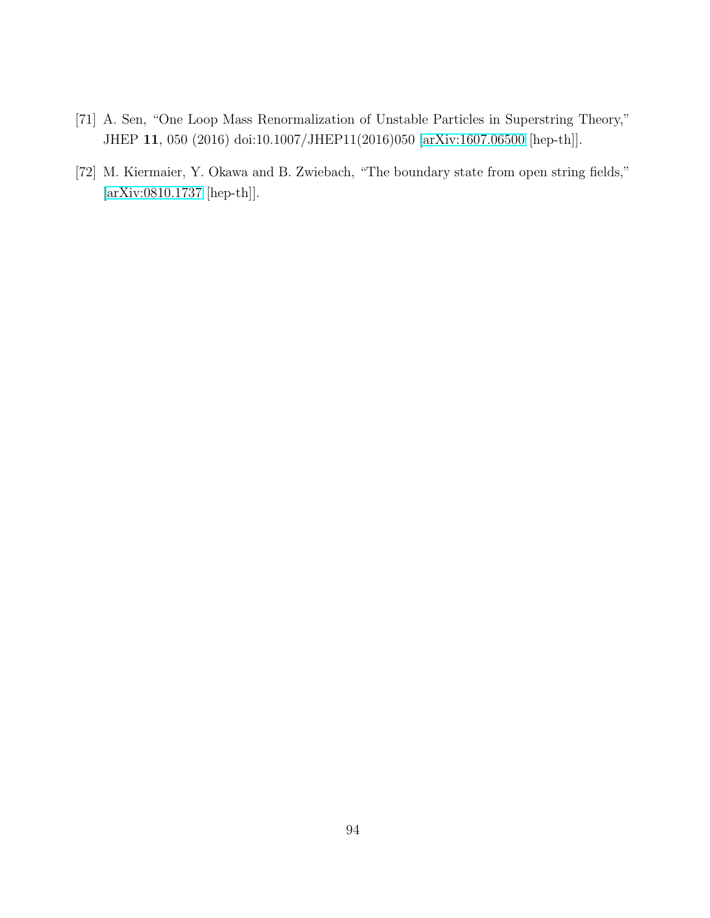[71] A. Sen, "One Loop Mass Renormalization of Unstable Particles in Superstring Theory," JHEP **11**, 050 (2016) doi:10.1007/JHEP11(2016)050 [arXiv:1607.06500 [hep-th]].

[72] M. Kiermaier, Y. Okawa and B. Zwiebach, "The boundary state from open string fields," [arXiv:0810.1737 [hep-th]].